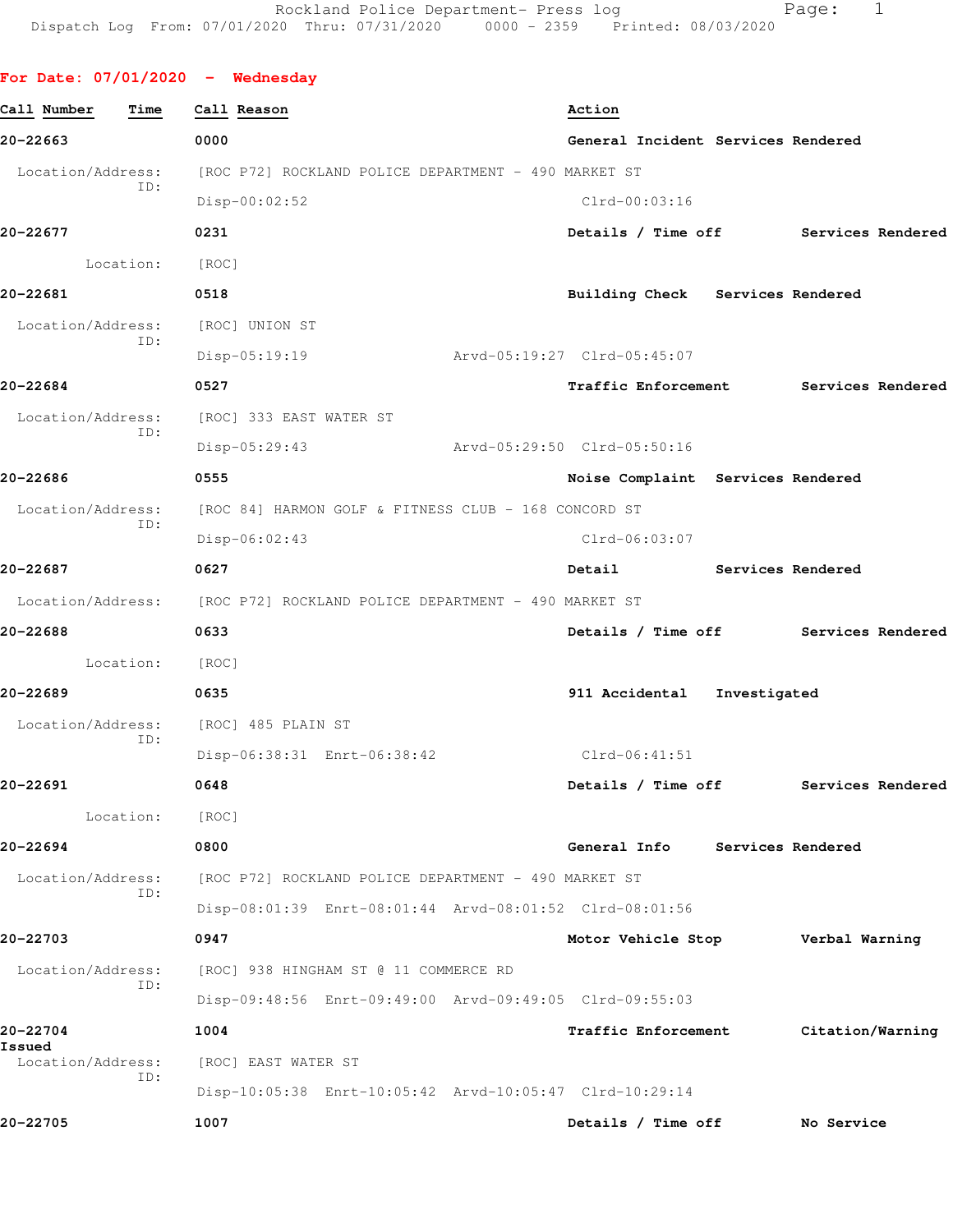Rockland Police Department- Press log
Dispatch Log From: 07/01/2020 Thru: 07/31/2020 0000 - 2359 Printed: 08/03/2020

## For Date: 07/01/2020 - Wednesday

| Call Number | Time | Call Reason | Action |
|---|---|---|---|
| 20-22663 | 0000 | General Incident | Services Rendered |

Location/Address: [ROC P72] ROCKLAND POLICE DEPARTMENT - 490 MARKET ST
ID:
Disp-00:02:52 Clrd-00:03:16

| 20-22677 | 0231 | Details / Time off | Services Rendered |
|---|---|---|---|

Location: [ROC]

| 20-22681 | 0518 | Building Check | Services Rendered |
|---|---|---|---|

Location/Address: [ROC] UNION ST
ID:
Disp-05:19:19 Arvd-05:19:27 Clrd-05:45:07

| 20-22684 | 0527 | Traffic Enforcement | Services Rendered |
|---|---|---|---|

Location/Address: [ROC] 333 EAST WATER ST
ID:
Disp-05:29:43 Arvd-05:29:50 Clrd-05:50:16

| 20-22686 | 0555 | Noise Complaint | Services Rendered |
|---|---|---|---|

Location/Address: [ROC 84] HARMON GOLF & FITNESS CLUB - 168 CONCORD ST
ID:
Disp-06:02:43 Clrd-06:03:07

| 20-22687 | 0627 | Detail | Services Rendered |
|---|---|---|---|

Location/Address: [ROC P72] ROCKLAND POLICE DEPARTMENT - 490 MARKET ST

| 20-22688 | 0633 | Details / Time off | Services Rendered |
|---|---|---|---|

Location: [ROC]

| 20-22689 | 0635 | 911 Accidental | Investigated |
|---|---|---|---|

Location/Address: [ROC] 485 PLAIN ST
ID:
Disp-06:38:31 Enrt-06:38:42 Clrd-06:41:51

| 20-22691 | 0648 | Details / Time off | Services Rendered |
|---|---|---|---|

Location: [ROC]

| 20-22694 | 0800 | General Info | Services Rendered |
|---|---|---|---|

Location/Address: [ROC P72] ROCKLAND POLICE DEPARTMENT - 490 MARKET ST
ID:
Disp-08:01:39 Enrt-08:01:44 Arvd-08:01:52 Clrd-08:01:56

| 20-22703 | 0947 | Motor Vehicle Stop | Verbal Warning |
|---|---|---|---|

Location/Address: [ROC] 938 HINGHAM ST @ 11 COMMERCE RD
ID:
Disp-09:48:56 Enrt-09:49:00 Arvd-09:49:05 Clrd-09:55:03

| 20-22704 | 1004 | Traffic Enforcement | Citation/Warning Issued |
|---|---|---|---|

Location/Address: [ROC] EAST WATER ST
ID:
Disp-10:05:38 Enrt-10:05:42 Arvd-10:05:47 Clrd-10:29:14

| 20-22705 | 1007 | Details / Time off | No Service |
|---|---|---|---|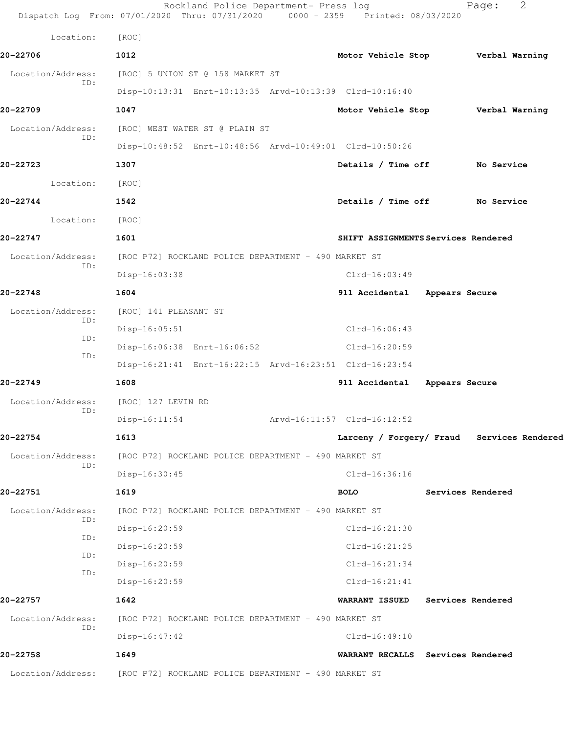Location: [ROC]

**20-22706** 1012 Motor Vehicle Stop Verbal Warning

Location/Address: [ROC] 5 UNION ST @ 158 MARKET ST
ID:
Disp-10:13:31 Enrt-10:13:35 Arvd-10:13:39 Clrd-10:16:40

**20-22709** 1047 Motor Vehicle Stop Verbal Warning

Location/Address: [ROC] WEST WATER ST @ PLAIN ST
ID:
Disp-10:48:52 Enrt-10:48:56 Arvd-10:49:01 Clrd-10:50:26

**20-22723** 1307 Details / Time off No Service

Location: [ROC]

**20-22744** 1542 Details / Time off No Service

Location: [ROC]

**20-22747** 1601 SHIFT ASSIGNMENTS Services Rendered

Location/Address: [ROC P72] ROCKLAND POLICE DEPARTMENT - 490 MARKET ST
ID:
Disp-16:03:38 Clrd-16:03:49

**20-22748** 1604 911 Accidental Appears Secure

Location/Address: [ROC] 141 PLEASANT ST
ID:
Disp-16:05:51 Clrd-16:06:43
ID:
Disp-16:06:38 Enrt-16:06:52 Clrd-16:20:59
ID:
Disp-16:21:41 Enrt-16:22:15 Arvd-16:23:51 Clrd-16:23:54

**20-22749** 1608 911 Accidental Appears Secure

Location/Address: [ROC] 127 LEVIN RD
ID:
Disp-16:11:54 Arvd-16:11:57 Clrd-16:12:52

**20-22754** 1613 Larceny / Forgery/ Fraud Services Rendered

Location/Address: [ROC P72] ROCKLAND POLICE DEPARTMENT - 490 MARKET ST
ID:
Disp-16:30:45 Clrd-16:36:16

**20-22751** 1619 BOLO Services Rendered

Location/Address: [ROC P72] ROCKLAND POLICE DEPARTMENT - 490 MARKET ST
ID:
Disp-16:20:59 Clrd-16:21:30
ID:
Disp-16:20:59 Clrd-16:21:25
ID:
Disp-16:20:59 Clrd-16:21:34
ID:
Disp-16:20:59 Clrd-16:21:41

**20-22757** 1642 WARRANT ISSUED Services Rendered

Location/Address: [ROC P72] ROCKLAND POLICE DEPARTMENT - 490 MARKET ST
ID:
Disp-16:47:42 Clrd-16:49:10

**20-22758** 1649 WARRANT RECALLS Services Rendered

Location/Address: [ROC P72] ROCKLAND POLICE DEPARTMENT - 490 MARKET ST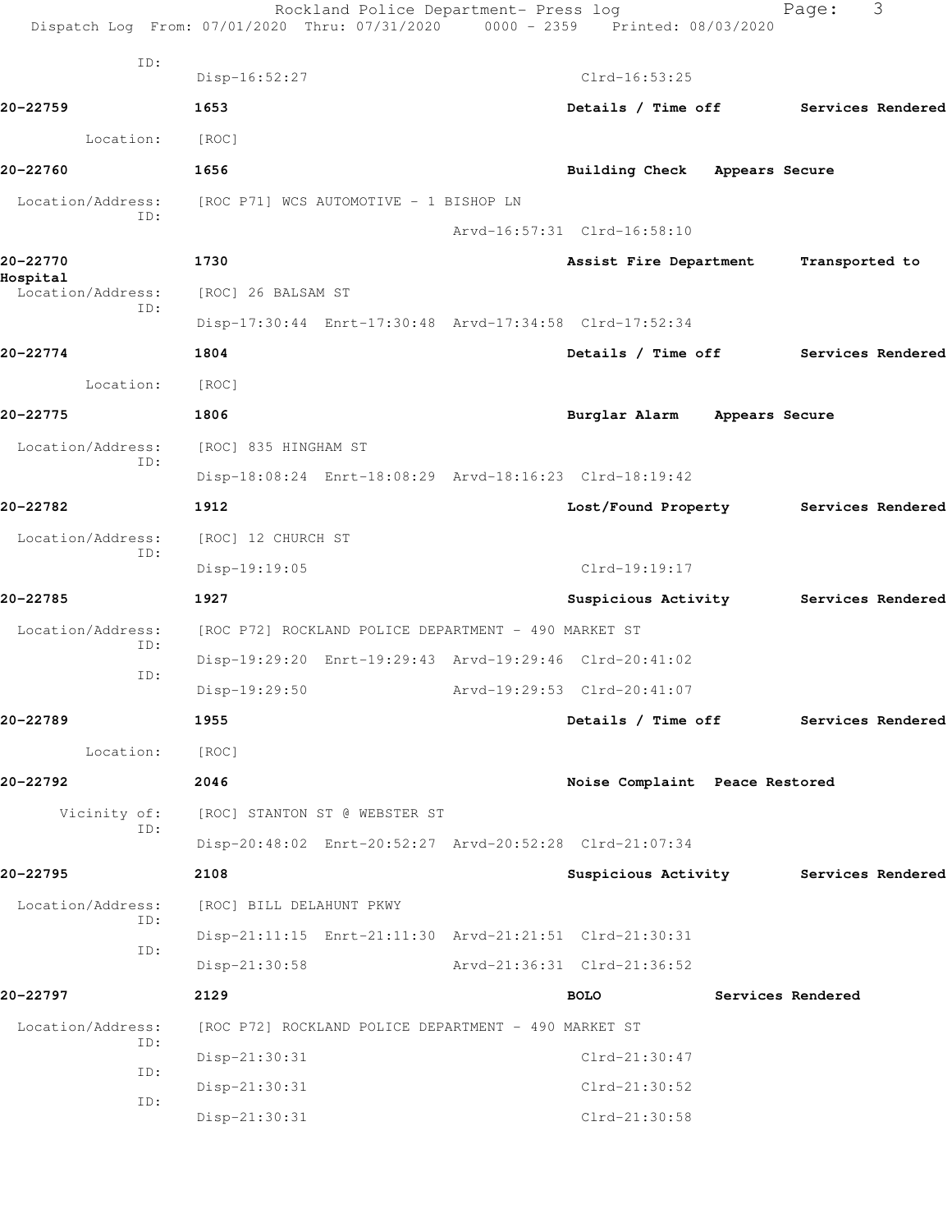ID:
Disp-16:52:27 Clrd-16:53:25

**20-22759** 1653 **Details / Time off** **Services Rendered**

Location: [ROC]

**20-22760** 1656 **Building Check** **Appears Secure**

Location/Address: [ROC P71] WCS AUTOMOTIVE - 1 BISHOP LN
ID:
Arvd-16:57:31 Clrd-16:58:10

**20-22770** 1730 **Assist Fire Department** **Transported to Hospital**

Location/Address: [ROC] 26 BALSAM ST
ID:
Disp-17:30:44 Enrt-17:30:48 Arvd-17:34:58 Clrd-17:52:34

**20-22774** 1804 **Details / Time off** **Services Rendered**

Location: [ROC]

**20-22775** 1806 **Burglar Alarm** **Appears Secure**

Location/Address: [ROC] 835 HINGHAM ST
ID:
Disp-18:08:24 Enrt-18:08:29 Arvd-18:16:23 Clrd-18:19:42

**20-22782** 1912 **Lost/Found Property** **Services Rendered**

Location/Address: [ROC] 12 CHURCH ST
ID:
Disp-19:19:05 Clrd-19:19:17

**20-22785** 1927 **Suspicious Activity** **Services Rendered**

Location/Address: [ROC P72] ROCKLAND POLICE DEPARTMENT - 490 MARKET ST
ID:
Disp-19:29:20 Enrt-19:29:43 Arvd-19:29:46 Clrd-20:41:02
ID:
Disp-19:29:50 Arvd-19:29:53 Clrd-20:41:07

**20-22789** 1955 **Details / Time off** **Services Rendered**

Location: [ROC]

**20-22792** 2046 **Noise Complaint** **Peace Restored**

Vicinity of: [ROC] STANTON ST @ WEBSTER ST
ID:
Disp-20:48:02 Enrt-20:52:27 Arvd-20:52:28 Clrd-21:07:34

**20-22795** 2108 **Suspicious Activity** **Services Rendered**

Location/Address: [ROC] BILL DELAHUNT PKWY
ID:
Disp-21:11:15 Enrt-21:11:30 Arvd-21:21:51 Clrd-21:30:31
ID:
Disp-21:30:58 Arvd-21:36:31 Clrd-21:36:52

**20-22797** 2129 **BOLO** **Services Rendered**

Location/Address: [ROC P72] ROCKLAND POLICE DEPARTMENT - 490 MARKET ST
ID:
Disp-21:30:31 Clrd-21:30:47
ID:
Disp-21:30:31 Clrd-21:30:52
ID:
Disp-21:30:31 Clrd-21:30:58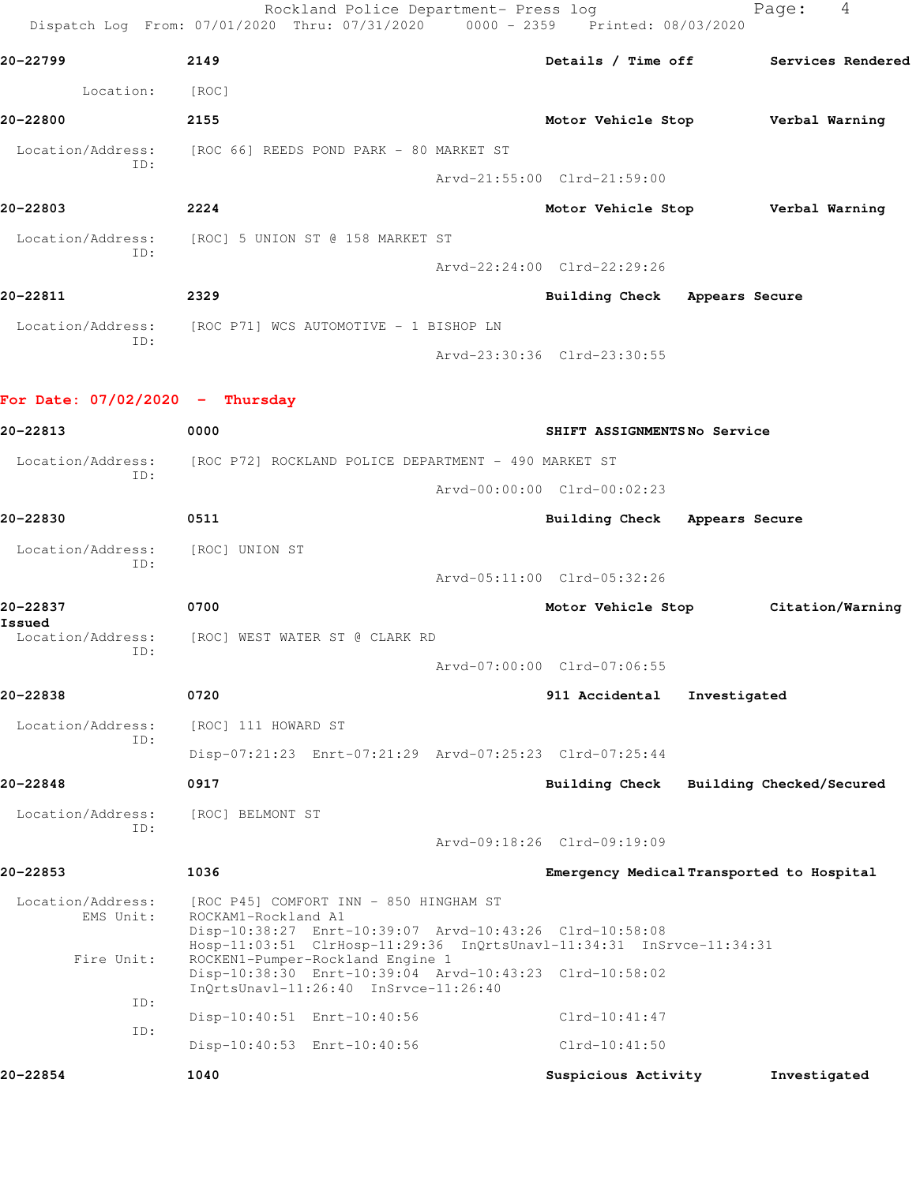**20-22799** 2149 Details / Time off Services Rendered

Location: [ROC]

**20-22800** 2155 Motor Vehicle Stop Verbal Warning

Location/Address: [ROC 66] REEDS POND PARK - 80 MARKET ST
ID:
Arvd-21:55:00 Clrd-21:59:00

**20-22803** 2224 Motor Vehicle Stop Verbal Warning

Location/Address: [ROC] 5 UNION ST @ 158 MARKET ST
ID:
Arvd-22:24:00 Clrd-22:29:26

**20-22811** 2329 Building Check Appears Secure

Location/Address: [ROC P71] WCS AUTOMOTIVE - 1 BISHOP LN
ID:
Arvd-23:30:36 Clrd-23:30:55

## For Date: 07/02/2020 - Thursday

**20-22813** 0000 SHIFT ASSIGNMENTS No Service

Location/Address: [ROC P72] ROCKLAND POLICE DEPARTMENT - 490 MARKET ST
ID:
Arvd-00:00:00 Clrd-00:02:23

**20-22830** 0511 Building Check Appears Secure

Location/Address: [ROC] UNION ST
ID:
Arvd-05:11:00 Clrd-05:32:26

**20-22837** 0700 Motor Vehicle Stop Citation/Warning Issued

Location/Address: [ROC] WEST WATER ST @ CLARK RD
ID:
Arvd-07:00:00 Clrd-07:06:55

**20-22838** 0720 911 Accidental Investigated

Location/Address: [ROC] 111 HOWARD ST
ID:
Disp-07:21:23 Enrt-07:21:29 Arvd-07:25:23 Clrd-07:25:44

**20-22848** 0917 Building Check Building Checked/Secured

Location/Address: [ROC] BELMONT ST
ID:
Arvd-09:18:26 Clrd-09:19:09

**20-22853** 1036 Emergency Medical Transported to Hospital

Location/Address: [ROC P45] COMFORT INN - 850 HINGHAM ST
EMS Unit: ROCKAM1-Rockland A1
Disp-10:38:27 Enrt-10:39:07 Arvd-10:43:26 Clrd-10:58:08
Hosp-11:03:51 ClrHosp-11:29:36 InQrtsUnavl-11:34:31 InSrvce-11:34:31
Fire Unit: ROCKEN1-Pumper-Rockland Engine 1
Disp-10:38:30 Enrt-10:39:04 Arvd-10:43:23 Clrd-10:58:02
InQrtsUnavl-11:26:40 InSrvce-11:26:40
ID:
Disp-10:40:51 Enrt-10:40:56 Clrd-10:41:47
ID:
Disp-10:40:53 Enrt-10:40:56 Clrd-10:41:50

**20-22854** 1040 Suspicious Activity Investigated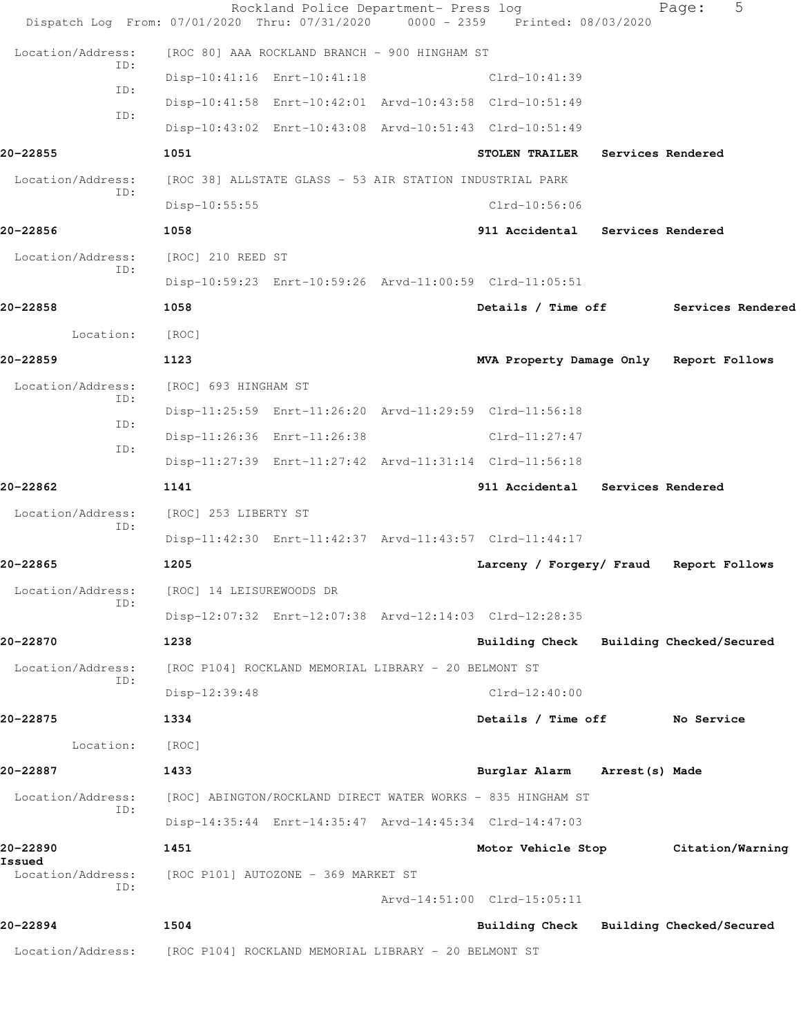Location/Address: [ROC 80] AAA ROCKLAND BRANCH - 900 HINGHAM ST

ID: Disp-10:41:16 Enrt-10:41:18 Clrd-10:41:39

ID: Disp-10:41:58 Enrt-10:42:01 Arvd-10:43:58 Clrd-10:51:49

ID: Disp-10:43:02 Enrt-10:43:08 Arvd-10:51:43 Clrd-10:51:49

**20-22855** 1051 STOLEN TRAILER Services Rendered

Location/Address: [ROC 38] ALLSTATE GLASS - 53 AIR STATION INDUSTRIAL PARK

ID: Disp-10:55:55 Clrd-10:56:06

**20-22856** 1058 911 Accidental Services Rendered

Location/Address: [ROC] 210 REED ST

ID: Disp-10:59:23 Enrt-10:59:26 Arvd-11:00:59 Clrd-11:05:51

**20-22858** 1058 Details / Time off Services Rendered

Location: [ROC]

**20-22859** 1123 MVA Property Damage Only Report Follows

Location/Address: [ROC] 693 HINGHAM ST

ID: Disp-11:25:59 Enrt-11:26:20 Arvd-11:29:59 Clrd-11:56:18

ID: Disp-11:26:36 Enrt-11:26:38 Clrd-11:27:47

ID: Disp-11:27:39 Enrt-11:27:42 Arvd-11:31:14 Clrd-11:56:18

**20-22862** 1141 911 Accidental Services Rendered

Location/Address: [ROC] 253 LIBERTY ST

ID: Disp-11:42:30 Enrt-11:42:37 Arvd-11:43:57 Clrd-11:44:17

**20-22865** 1205 Larceny / Forgery/ Fraud Report Follows

Location/Address: [ROC] 14 LEISUREWOODS DR

ID: Disp-12:07:32 Enrt-12:07:38 Arvd-12:14:03 Clrd-12:28:35

**20-22870** 1238 Building Check Building Checked/Secured

Location/Address: [ROC P104] ROCKLAND MEMORIAL LIBRARY - 20 BELMONT ST

ID: Disp-12:39:48 Clrd-12:40:00

**20-22875** 1334 Details / Time off No Service

Location: [ROC]

**20-22887** 1433 Burglar Alarm Arrest(s) Made

Location/Address: [ROC] ABINGTON/ROCKLAND DIRECT WATER WORKS - 835 HINGHAM ST

ID: Disp-14:35:44 Enrt-14:35:47 Arvd-14:45:34 Clrd-14:47:03

**20-22890** 1451 Motor Vehicle Stop Citation/Warning Issued

Location/Address: [ROC P101] AUTOZONE - 369 MARKET ST

ID: Arvd-14:51:00 Clrd-15:05:11

**20-22894** 1504 Building Check Building Checked/Secured

Location/Address: [ROC P104] ROCKLAND MEMORIAL LIBRARY - 20 BELMONT ST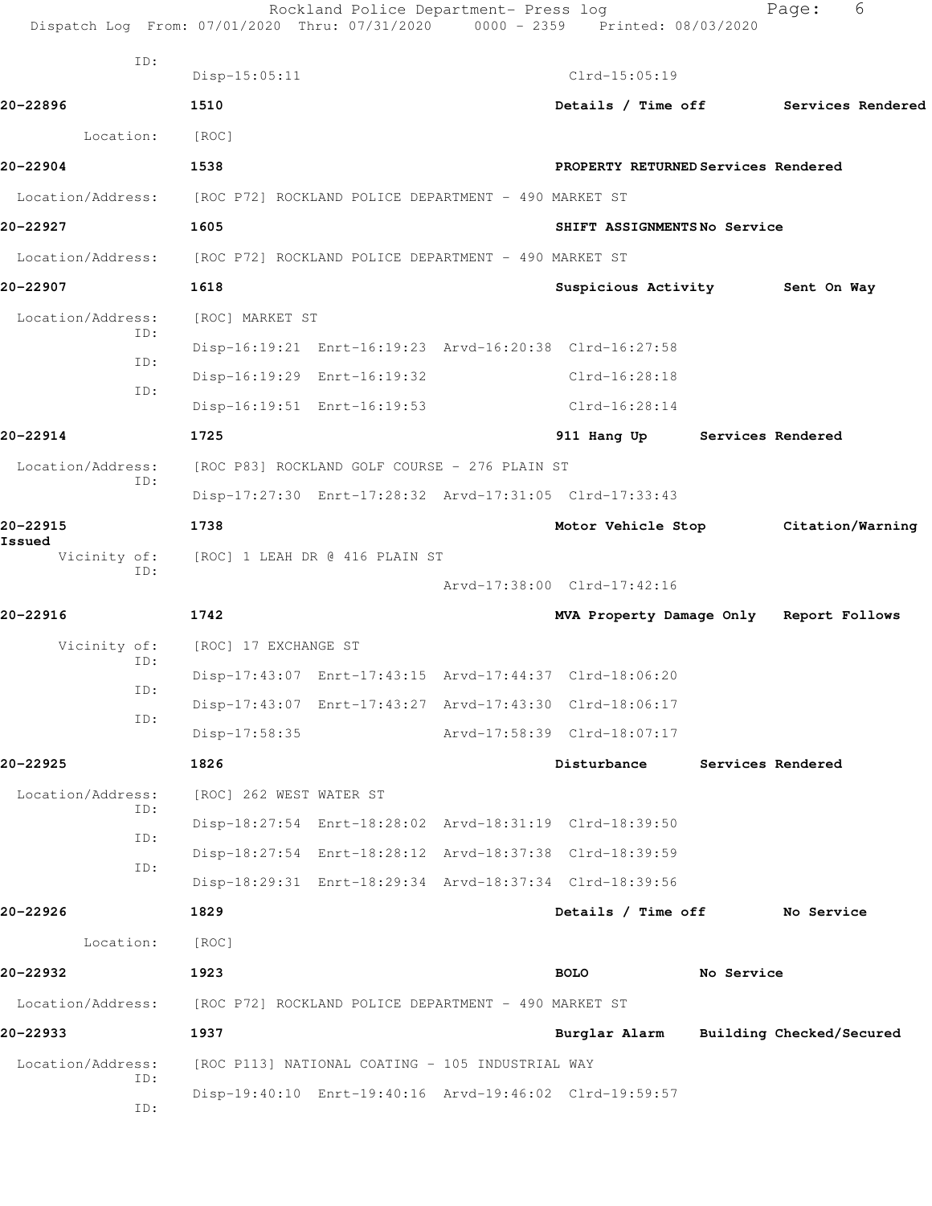```
ID:
            Disp-15:05:11                                Clrd-15:05:19

20-22896         1510                                    Details / Time off        Services Rendered

     Location:   [ROC]

20-22904         1538                                    PROPERTY RETURNED Services Rendered

 Location/Address:   [ROC P72] ROCKLAND POLICE DEPARTMENT - 490 MARKET ST

20-22927         1605                                    SHIFT ASSIGNMENTS No Service

 Location/Address:   [ROC P72] ROCKLAND POLICE DEPARTMENT - 490 MARKET ST

20-22907         1618                                    Suspicious Activity       Sent On Way

 Location/Address:   [ROC] MARKET ST
          ID:
            Disp-16:19:21  Enrt-16:19:23  Arvd-16:20:38  Clrd-16:27:58
          ID:
            Disp-16:19:29  Enrt-16:19:32                 Clrd-16:28:18
          ID:
            Disp-16:19:51  Enrt-16:19:53                 Clrd-16:28:14

20-22914         1725                                    911 Hang Up      Services Rendered

 Location/Address:   [ROC P83] ROCKLAND GOLF COURSE - 276 PLAIN ST
          ID:
            Disp-17:27:30  Enrt-17:28:32  Arvd-17:31:05  Clrd-17:33:43

20-22915         1738                                    Motor Vehicle Stop        Citation/Warning
Issued
     Vicinity of:   [ROC] 1 LEAH DR @ 416 PLAIN ST
          ID:
                                          Arvd-17:38:00  Clrd-17:42:16

20-22916         1742                                    MVA Property Damage Only   Report Follows

     Vicinity of:   [ROC] 17 EXCHANGE ST
          ID:
            Disp-17:43:07  Enrt-17:43:15  Arvd-17:44:37  Clrd-18:06:20
          ID:
            Disp-17:43:07  Enrt-17:43:27  Arvd-17:43:30  Clrd-18:06:17
          ID:
            Disp-17:58:35                 Arvd-17:58:39  Clrd-18:07:17

20-22925         1826                                    Disturbance      Services Rendered

 Location/Address:   [ROC] 262 WEST WATER ST
          ID:
            Disp-18:27:54  Enrt-18:28:02  Arvd-18:31:19  Clrd-18:39:50
          ID:
            Disp-18:27:54  Enrt-18:28:12  Arvd-18:37:38  Clrd-18:39:59
          ID:
            Disp-18:29:31  Enrt-18:29:34  Arvd-18:37:34  Clrd-18:39:56

20-22926         1829                                    Details / Time off        No Service

     Location:   [ROC]

20-22932         1923                                    BOLO             No Service

 Location/Address:   [ROC P72] ROCKLAND POLICE DEPARTMENT - 490 MARKET ST

20-22933         1937                                    Burglar Alarm    Building Checked/Secured

 Location/Address:   [ROC P113] NATIONAL COATING - 105 INDUSTRIAL WAY
          ID:
            Disp-19:40:10  Enrt-19:40:16  Arvd-19:46:02  Clrd-19:59:57
          ID:
```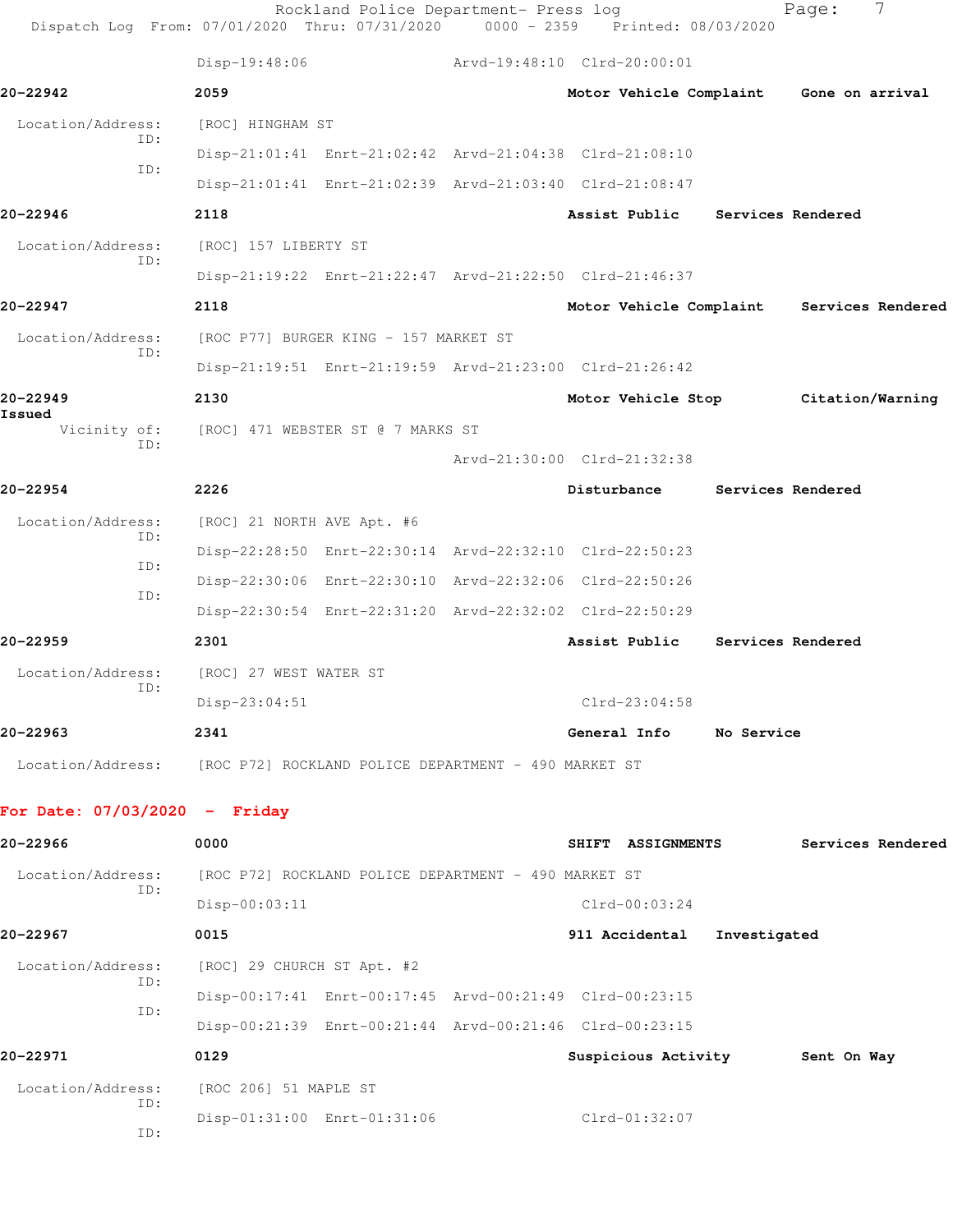Disp-19:48:06 Arvd-19:48:10 Clrd-20:00:01

**20-22942** 2059 **Motor Vehicle Complaint** **Gone on arrival**

Location/Address: [ROC] HINGHAM ST

ID: Disp-21:01:41 Enrt-21:02:42 Arvd-21:04:38 Clrd-21:08:10

ID: Disp-21:01:41 Enrt-21:02:39 Arvd-21:03:40 Clrd-21:08:47

**20-22946** 2118 **Assist Public** **Services Rendered**

Location/Address: [ROC] 157 LIBERTY ST

ID: Disp-21:19:22 Enrt-21:22:47 Arvd-21:22:50 Clrd-21:46:37

**20-22947** 2118 **Motor Vehicle Complaint** **Services Rendered**

Location/Address: [ROC P77] BURGER KING - 157 MARKET ST

ID: Disp-21:19:51 Enrt-21:19:59 Arvd-21:23:00 Clrd-21:26:42

**20-22949** 2130 **Motor Vehicle Stop** **Citation/Warning Issued**

Vicinity of: [ROC] 471 WEBSTER ST @ 7 MARKS ST

ID: Arvd-21:30:00 Clrd-21:32:38

**20-22954** 2226 **Disturbance** **Services Rendered**

Location/Address: [ROC] 21 NORTH AVE Apt. #6

ID: Disp-22:28:50 Enrt-22:30:14 Arvd-22:32:10 Clrd-22:50:23

ID: Disp-22:30:06 Enrt-22:30:10 Arvd-22:32:06 Clrd-22:50:26

ID: Disp-22:30:54 Enrt-22:31:20 Arvd-22:32:02 Clrd-22:50:29

**20-22959** 2301 **Assist Public** **Services Rendered**

Location/Address: [ROC] 27 WEST WATER ST

ID: Disp-23:04:51 Clrd-23:04:58

**20-22963** 2341 **General Info** **No Service**

Location/Address: [ROC P72] ROCKLAND POLICE DEPARTMENT - 490 MARKET ST

**For Date: 07/03/2020 - Friday**

**20-22966** 0000 **SHIFT ASSIGNMENTS** **Services Rendered**

Location/Address: [ROC P72] ROCKLAND POLICE DEPARTMENT - 490 MARKET ST

ID: Disp-00:03:11 Clrd-00:03:24

**20-22967** 0015 **911 Accidental** **Investigated**

Location/Address: [ROC] 29 CHURCH ST Apt. #2

ID: Disp-00:17:41 Enrt-00:17:45 Arvd-00:21:49 Clrd-00:23:15

ID: Disp-00:21:39 Enrt-00:21:44 Arvd-00:21:46 Clrd-00:23:15

**20-22971** 0129 **Suspicious Activity** **Sent On Way**

Location/Address: [ROC 206] 51 MAPLE ST

ID: Disp-01:31:00 Enrt-01:31:06 Clrd-01:32:07

ID: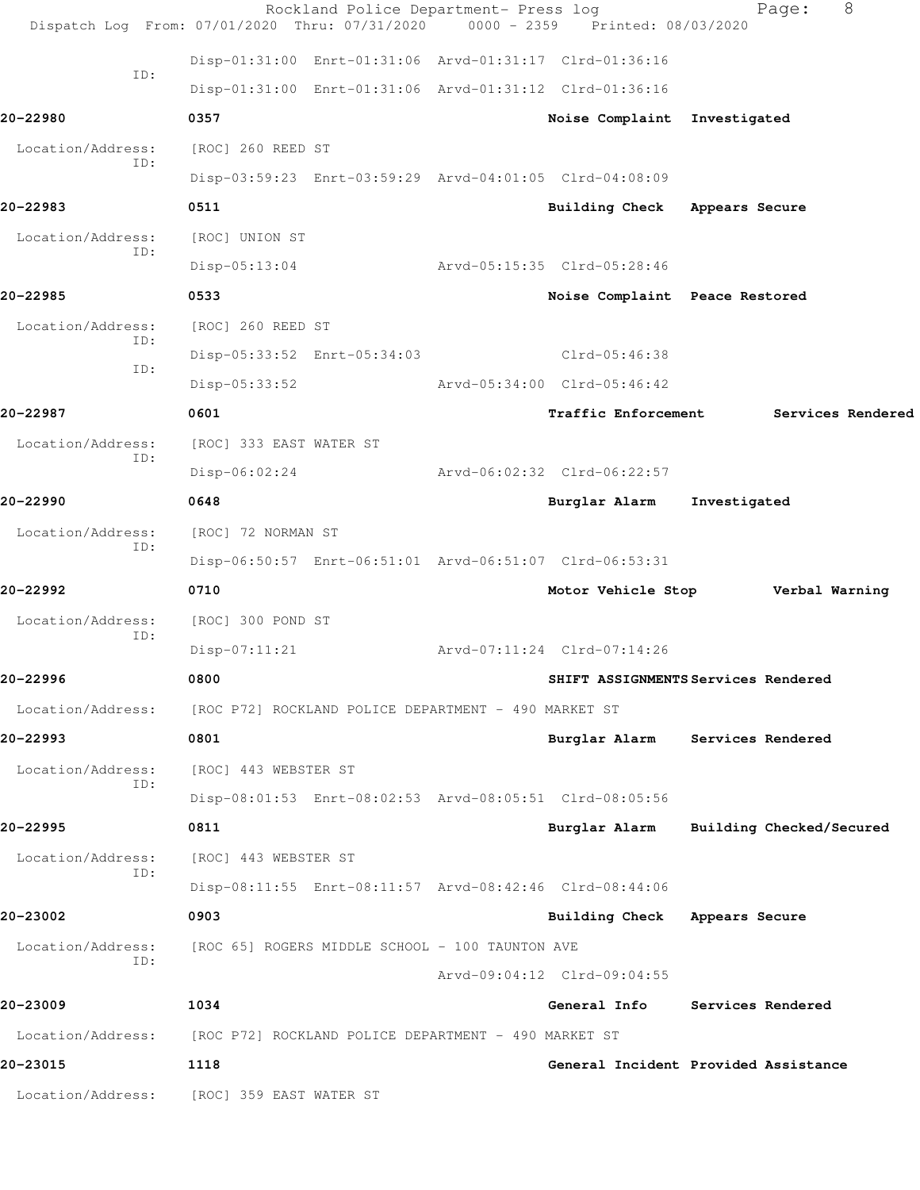Disp-01:31:00 Enrt-01:31:06 Arvd-01:31:17 Clrd-01:36:16

ID:

Disp-01:31:00 Enrt-01:31:06 Arvd-01:31:12 Clrd-01:36:16

**20-22980** **0357** **Noise Complaint Investigated**

Location/Address: [ROC] 260 REED ST

ID:

Disp-03:59:23 Enrt-03:59:29 Arvd-04:01:05 Clrd-04:08:09

**20-22983** **0511** **Building Check Appears Secure**

Location/Address: [ROC] UNION ST

ID:

Disp-05:13:04 Arvd-05:15:35 Clrd-05:28:46

**20-22985** **0533** **Noise Complaint Peace Restored**

Location/Address: [ROC] 260 REED ST

ID:

Disp-05:33:52 Enrt-05:34:03 Clrd-05:46:38

ID:

Disp-05:33:52 Arvd-05:34:00 Clrd-05:46:42

**20-22987** **0601** **Traffic Enforcement Services Rendered**

Location/Address: [ROC] 333 EAST WATER ST

ID:

Disp-06:02:24 Arvd-06:02:32 Clrd-06:22:57

**20-22990** **0648** **Burglar Alarm Investigated**

Location/Address: [ROC] 72 NORMAN ST

ID:

Disp-06:50:57 Enrt-06:51:01 Arvd-06:51:07 Clrd-06:53:31

**20-22992** **0710** **Motor Vehicle Stop Verbal Warning**

Location/Address: [ROC] 300 POND ST

ID:

Disp-07:11:21 Arvd-07:11:24 Clrd-07:14:26

**20-22996** **0800** **SHIFT ASSIGNMENTS Services Rendered**

Location/Address: [ROC P72] ROCKLAND POLICE DEPARTMENT - 490 MARKET ST

**20-22993** **0801** **Burglar Alarm Services Rendered**

Location/Address: [ROC] 443 WEBSTER ST

ID:

Disp-08:01:53 Enrt-08:02:53 Arvd-08:05:51 Clrd-08:05:56

**20-22995** **0811** **Burglar Alarm Building Checked/Secured**

Location/Address: [ROC] 443 WEBSTER ST

ID:

Disp-08:11:55 Enrt-08:11:57 Arvd-08:42:46 Clrd-08:44:06

**20-23002** **0903** **Building Check Appears Secure**

Location/Address: [ROC 65] ROGERS MIDDLE SCHOOL - 100 TAUNTON AVE

ID:

Arvd-09:04:12 Clrd-09:04:55

**20-23009** **1034** **General Info Services Rendered**

Location/Address: [ROC P72] ROCKLAND POLICE DEPARTMENT - 490 MARKET ST

**20-23015** **1118** **General Incident Provided Assistance**

Location/Address: [ROC] 359 EAST WATER ST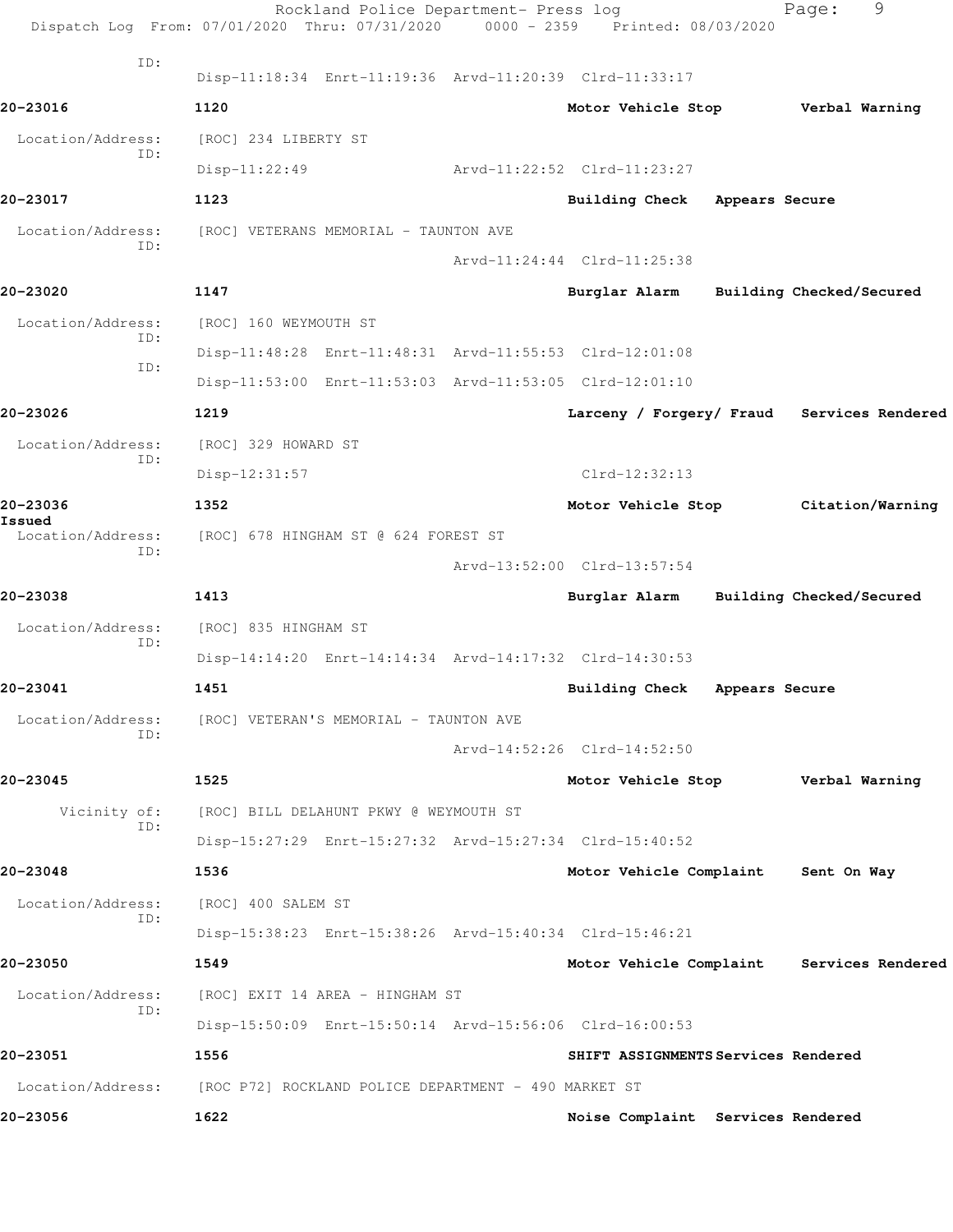ID:
Disp-11:18:34 Enrt-11:19:36 Arvd-11:20:39 Clrd-11:33:17

**20-23016** 1120 Motor Vehicle Stop Verbal Warning

Location/Address: [ROC] 234 LIBERTY ST
ID:
Disp-11:22:49 Arvd-11:22:52 Clrd-11:23:27

**20-23017** 1123 Building Check Appears Secure

Location/Address: [ROC] VETERANS MEMORIAL - TAUNTON AVE
ID:
Arvd-11:24:44 Clrd-11:25:38

**20-23020** 1147 Burglar Alarm Building Checked/Secured

Location/Address: [ROC] 160 WEYMOUTH ST
ID:
Disp-11:48:28 Enrt-11:48:31 Arvd-11:55:53 Clrd-12:01:08
ID:
Disp-11:53:00 Enrt-11:53:03 Arvd-11:53:05 Clrd-12:01:10

**20-23026** 1219 Larceny / Forgery/ Fraud Services Rendered

Location/Address: [ROC] 329 HOWARD ST
ID:
Disp-12:31:57 Clrd-12:32:13

**20-23036** 1352 Motor Vehicle Stop Citation/Warning Issued

Location/Address: [ROC] 678 HINGHAM ST @ 624 FOREST ST
ID:
Arvd-13:52:00 Clrd-13:57:54

**20-23038** 1413 Burglar Alarm Building Checked/Secured

Location/Address: [ROC] 835 HINGHAM ST
ID:
Disp-14:14:20 Enrt-14:14:34 Arvd-14:17:32 Clrd-14:30:53

**20-23041** 1451 Building Check Appears Secure

Location/Address: [ROC] VETERAN'S MEMORIAL - TAUNTON AVE
ID:
Arvd-14:52:26 Clrd-14:52:50

**20-23045** 1525 Motor Vehicle Stop Verbal Warning

Vicinity of: [ROC] BILL DELAHUNT PKWY @ WEYMOUTH ST
ID:
Disp-15:27:29 Enrt-15:27:32 Arvd-15:27:34 Clrd-15:40:52

**20-23048** 1536 Motor Vehicle Complaint Sent On Way

Location/Address: [ROC] 400 SALEM ST
ID:
Disp-15:38:23 Enrt-15:38:26 Arvd-15:40:34 Clrd-15:46:21

**20-23050** 1549 Motor Vehicle Complaint Services Rendered

Location/Address: [ROC] EXIT 14 AREA - HINGHAM ST
ID:
Disp-15:50:09 Enrt-15:50:14 Arvd-15:56:06 Clrd-16:00:53

**20-23051** 1556 SHIFT ASSIGNMENTS Services Rendered

Location/Address: [ROC P72] ROCKLAND POLICE DEPARTMENT - 490 MARKET ST

**20-23056** 1622 Noise Complaint Services Rendered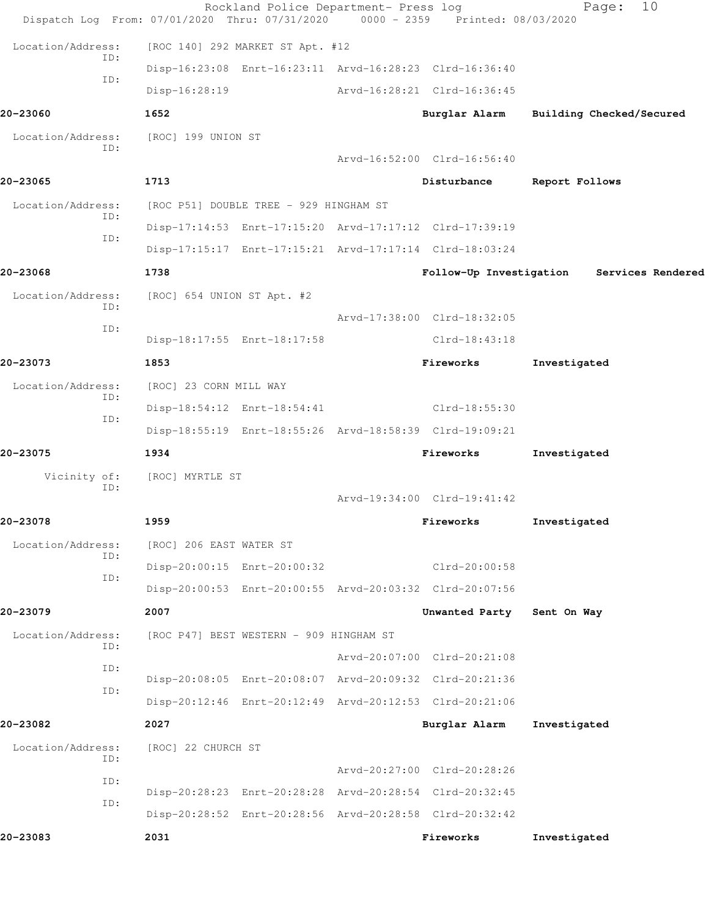Location/Address: [ROC 140] 292 MARKET ST Apt. #12

ID: Disp-16:23:08 Enrt-16:23:11 Arvd-16:28:23 Clrd-16:36:40

ID: Disp-16:28:19 Arvd-16:28:21 Clrd-16:36:45

**20-23060** 1652 **Burglar Alarm** **Building Checked/Secured**

Location/Address: [ROC] 199 UNION ST

ID: Arvd-16:52:00 Clrd-16:56:40

**20-23065** 1713 **Disturbance** **Report Follows**

Location/Address: [ROC P51] DOUBLE TREE - 929 HINGHAM ST

ID: Disp-17:14:53 Enrt-17:15:20 Arvd-17:17:12 Clrd-17:39:19

ID: Disp-17:15:17 Enrt-17:15:21 Arvd-17:17:14 Clrd-18:03:24

**20-23068** 1738 **Follow-Up Investigation** **Services Rendered**

Location/Address: [ROC] 654 UNION ST Apt. #2

ID: Arvd-17:38:00 Clrd-18:32:05

ID: Disp-18:17:55 Enrt-18:17:58 Clrd-18:43:18

**20-23073** 1853 **Fireworks** **Investigated**

Location/Address: [ROC] 23 CORN MILL WAY

ID: Disp-18:54:12 Enrt-18:54:41 Clrd-18:55:30

ID: Disp-18:55:19 Enrt-18:55:26 Arvd-18:58:39 Clrd-19:09:21

**20-23075** 1934 **Fireworks** **Investigated**

Vicinity of: [ROC] MYRTLE ST

ID: Arvd-19:34:00 Clrd-19:41:42

**20-23078** 1959 **Fireworks** **Investigated**

Location/Address: [ROC] 206 EAST WATER ST

ID: Disp-20:00:15 Enrt-20:00:32 Clrd-20:00:58

ID: Disp-20:00:53 Enrt-20:00:55 Arvd-20:03:32 Clrd-20:07:56

**20-23079** 2007 **Unwanted Party** **Sent On Way**

Location/Address: [ROC P47] BEST WESTERN - 909 HINGHAM ST

ID: Arvd-20:07:00 Clrd-20:21:08

ID: Disp-20:08:05 Enrt-20:08:07 Arvd-20:09:32 Clrd-20:21:36

ID: Disp-20:12:46 Enrt-20:12:49 Arvd-20:12:53 Clrd-20:21:06

**20-23082** 2027 **Burglar Alarm** **Investigated**

Location/Address: [ROC] 22 CHURCH ST

ID: Arvd-20:27:00 Clrd-20:28:26

ID: Disp-20:28:23 Enrt-20:28:28 Arvd-20:28:54 Clrd-20:32:45

ID: Disp-20:28:52 Enrt-20:28:56 Arvd-20:28:58 Clrd-20:32:42

**20-23083** 2031 **Fireworks** **Investigated**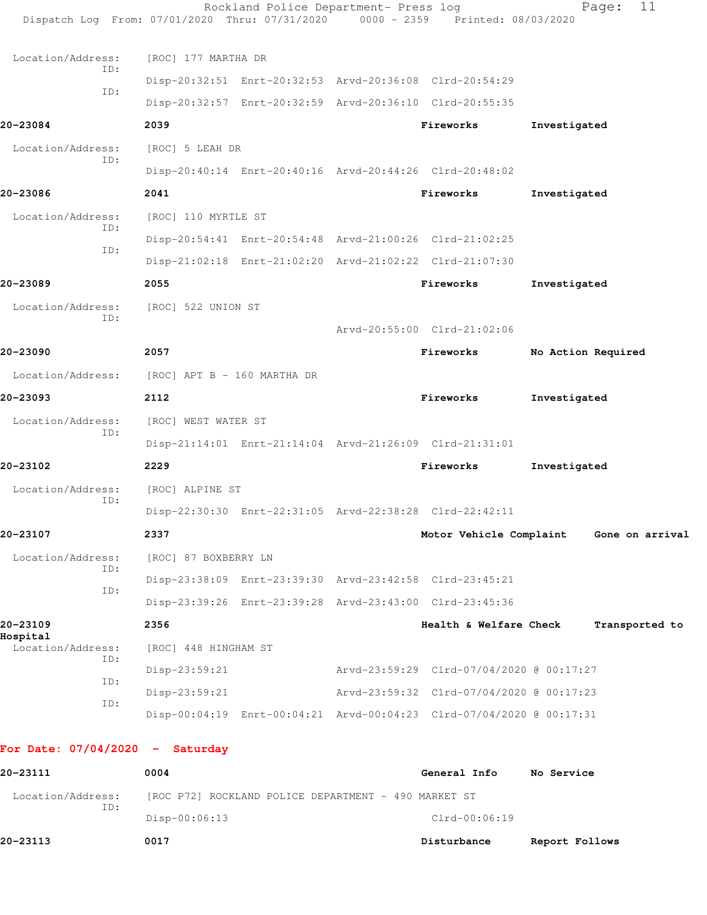Location/Address: [ROC] 177 MARTHA DR
ID: Disp-20:32:51 Enrt-20:32:53 Arvd-20:36:08 Clrd-20:54:29
ID: Disp-20:32:57 Enrt-20:32:59 Arvd-20:36:10 Clrd-20:55:35

**20-23084** **2039** **Fireworks** **Investigated**

Location/Address: [ROC] 5 LEAH DR
ID: Disp-20:40:14 Enrt-20:40:16 Arvd-20:44:26 Clrd-20:48:02

**20-23086** **2041** **Fireworks** **Investigated**

Location/Address: [ROC] 110 MYRTLE ST
ID: Disp-20:54:41 Enrt-20:54:48 Arvd-21:00:26 Clrd-21:02:25
ID: Disp-21:02:18 Enrt-21:02:20 Arvd-21:02:22 Clrd-21:07:30

**20-23089** **2055** **Fireworks** **Investigated**

Location/Address: [ROC] 522 UNION ST
ID: Arvd-20:55:00 Clrd-21:02:06

**20-23090** **2057** **Fireworks** **No Action Required**

Location/Address: [ROC] APT B - 160 MARTHA DR

**20-23093** **2112** **Fireworks** **Investigated**

Location/Address: [ROC] WEST WATER ST
ID: Disp-21:14:01 Enrt-21:14:04 Arvd-21:26:09 Clrd-21:31:01

**20-23102** **2229** **Fireworks** **Investigated**

Location/Address: [ROC] ALPINE ST
ID: Disp-22:30:30 Enrt-22:31:05 Arvd-22:38:28 Clrd-22:42:11

**20-23107** **2337** **Motor Vehicle Complaint** **Gone on arrival**

Location/Address: [ROC] 87 BOXBERRY LN
ID: Disp-23:38:09 Enrt-23:39:30 Arvd-23:42:58 Clrd-23:45:21
ID: Disp-23:39:26 Enrt-23:39:28 Arvd-23:43:00 Clrd-23:45:36

**20-23109** **2356** **Health & Welfare Check** **Transported to Hospital**

Location/Address: [ROC] 448 HINGHAM ST
ID: Disp-23:59:21 Arvd-23:59:29 Clrd-07/04/2020 @ 00:17:27
ID: Disp-23:59:21 Arvd-23:59:32 Clrd-07/04/2020 @ 00:17:23
ID: Disp-00:04:19 Enrt-00:04:21 Arvd-00:04:23 Clrd-07/04/2020 @ 00:17:31

## For Date: 07/04/2020 - Saturday

**20-23111** **0004** **General Info** **No Service**

Location/Address: [ROC P72] ROCKLAND POLICE DEPARTMENT - 490 MARKET ST
ID: Disp-00:06:13 Clrd-00:06:19

**20-23113** **0017** **Disturbance** **Report Follows**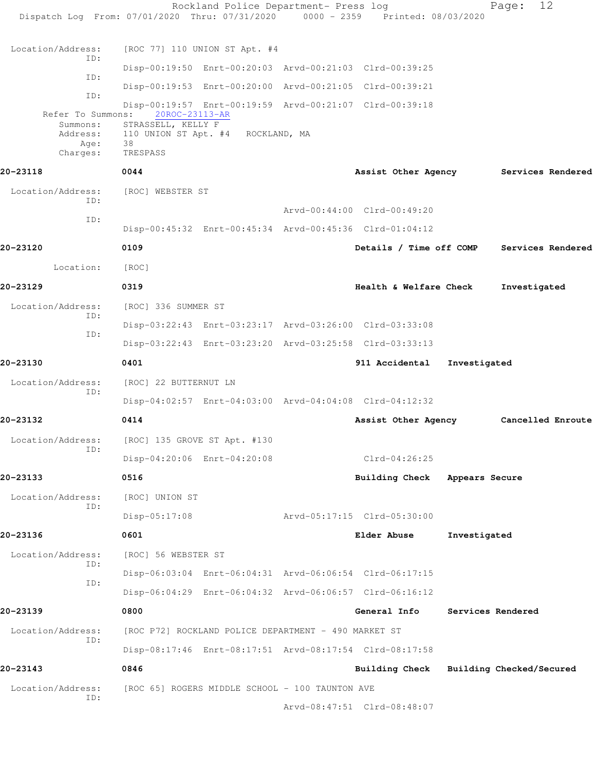Location/Address: [ROC 77] 110 UNION ST Apt. #4

ID: Disp-00:19:50 Enrt-00:20:03 Arvd-00:21:03 Clrd-00:39:25

ID: Disp-00:19:53 Enrt-00:20:00 Arvd-00:21:05 Clrd-00:39:21

ID: Disp-00:19:57 Enrt-00:19:59 Arvd-00:21:07 Clrd-00:39:18

Refer To Summons: 20ROC-23113-AR

Summons: STRASSELL, KELLY F

Address: 110 UNION ST Apt. #4 ROCKLAND, MA

Age: 38

Charges: TRESPASS

**20-23118** 0044 Assist Other Agency Services Rendered

Location/Address: [ROC] WEBSTER ST

ID: Arvd-00:44:00 Clrd-00:49:20

ID: Disp-00:45:32 Enrt-00:45:34 Arvd-00:45:36 Clrd-01:04:12

**20-23120** 0109 Details / Time off COMP Services Rendered

Location: [ROC]

**20-23129** 0319 Health & Welfare Check Investigated

Location/Address: [ROC] 336 SUMMER ST

ID: Disp-03:22:43 Enrt-03:23:17 Arvd-03:26:00 Clrd-03:33:08

ID: Disp-03:22:43 Enrt-03:23:20 Arvd-03:25:58 Clrd-03:33:13

**20-23130** 0401 911 Accidental Investigated

Location/Address: [ROC] 22 BUTTERNUT LN

ID: Disp-04:02:57 Enrt-04:03:00 Arvd-04:04:08 Clrd-04:12:32

**20-23132** 0414 Assist Other Agency Cancelled Enroute

Location/Address: [ROC] 135 GROVE ST Apt. #130

ID: Disp-04:20:06 Enrt-04:20:08 Clrd-04:26:25

**20-23133** 0516 Building Check Appears Secure

Location/Address: [ROC] UNION ST

ID: Disp-05:17:08 Arvd-05:17:15 Clrd-05:30:00

**20-23136** 0601 Elder Abuse Investigated

Location/Address: [ROC] 56 WEBSTER ST

ID: Disp-06:03:04 Enrt-06:04:31 Arvd-06:06:54 Clrd-06:17:15

ID: Disp-06:04:29 Enrt-06:04:32 Arvd-06:06:57 Clrd-06:16:12

**20-23139** 0800 General Info Services Rendered

Location/Address: [ROC P72] ROCKLAND POLICE DEPARTMENT - 490 MARKET ST

ID: Disp-08:17:46 Enrt-08:17:51 Arvd-08:17:54 Clrd-08:17:58

**20-23143** 0846 Building Check Building Checked/Secured

Location/Address: [ROC 65] ROGERS MIDDLE SCHOOL - 100 TAUNTON AVE

ID: Arvd-08:47:51 Clrd-08:48:07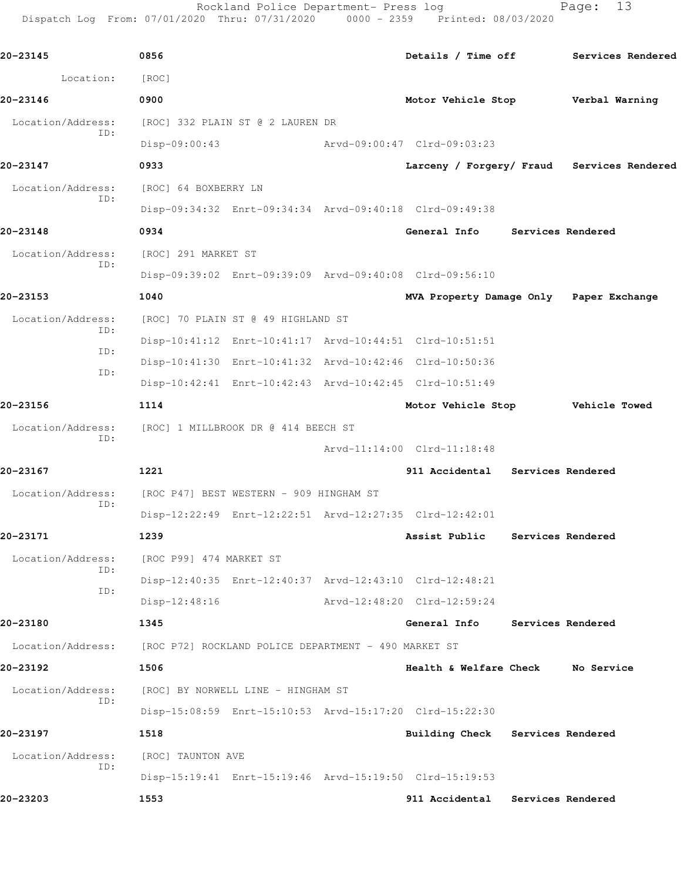| Call Number | Time | Call Reason | Action |
|---|---|---|---|
| 20-23145 | 0856 | Details / Time off | Services Rendered |

Location: [ROC]

| Call Number | Time | Call Reason | Action |
|---|---|---|---|
| 20-23146 | 0900 | Motor Vehicle Stop | Verbal Warning |

Location/Address: [ROC] 332 PLAIN ST @ 2 LAUREN DR
ID: Disp-09:00:43 Arvd-09:00:47 Clrd-09:03:23

| Call Number | Time | Call Reason | Action |
|---|---|---|---|
| 20-23147 | 0933 | Larceny / Forgery/ Fraud | Services Rendered |

Location/Address: [ROC] 64 BOXBERRY LN
ID: Disp-09:34:32 Enrt-09:34:34 Arvd-09:40:18 Clrd-09:49:38

| Call Number | Time | Call Reason | Action |
|---|---|---|---|
| 20-23148 | 0934 | General Info | Services Rendered |

Location/Address: [ROC] 291 MARKET ST
ID: Disp-09:39:02 Enrt-09:39:09 Arvd-09:40:08 Clrd-09:56:10

| Call Number | Time | Call Reason | Action |
|---|---|---|---|
| 20-23153 | 1040 | MVA Property Damage Only | Paper Exchange |

Location/Address: [ROC] 70 PLAIN ST @ 49 HIGHLAND ST
ID: Disp-10:41:12 Enrt-10:41:17 Arvd-10:44:51 Clrd-10:51:51
ID: Disp-10:41:30 Enrt-10:41:32 Arvd-10:42:46 Clrd-10:50:36
ID: Disp-10:42:41 Enrt-10:42:43 Arvd-10:42:45 Clrd-10:51:49

| Call Number | Time | Call Reason | Action |
|---|---|---|---|
| 20-23156 | 1114 | Motor Vehicle Stop | Vehicle Towed |

Location/Address: [ROC] 1 MILLBROOK DR @ 414 BEECH ST
ID: Arvd-11:14:00 Clrd-11:18:48

| Call Number | Time | Call Reason | Action |
|---|---|---|---|
| 20-23167 | 1221 | 911 Accidental | Services Rendered |

Location/Address: [ROC P47] BEST WESTERN - 909 HINGHAM ST
ID: Disp-12:22:49 Enrt-12:22:51 Arvd-12:27:35 Clrd-12:42:01

| Call Number | Time | Call Reason | Action |
|---|---|---|---|
| 20-23171 | 1239 | Assist Public | Services Rendered |

Location/Address: [ROC P99] 474 MARKET ST
ID: Disp-12:40:35 Enrt-12:40:37 Arvd-12:43:10 Clrd-12:48:21
ID: Disp-12:48:16 Arvd-12:48:20 Clrd-12:59:24

| Call Number | Time | Call Reason | Action |
|---|---|---|---|
| 20-23180 | 1345 | General Info | Services Rendered |

Location/Address: [ROC P72] ROCKLAND POLICE DEPARTMENT - 490 MARKET ST

| Call Number | Time | Call Reason | Action |
|---|---|---|---|
| 20-23192 | 1506 | Health & Welfare Check | No Service |

Location/Address: [ROC] BY NORWELL LINE - HINGHAM ST
ID: Disp-15:08:59 Enrt-15:10:53 Arvd-15:17:20 Clrd-15:22:30

| Call Number | Time | Call Reason | Action |
|---|---|---|---|
| 20-23197 | 1518 | Building Check | Services Rendered |

Location/Address: [ROC] TAUNTON AVE
ID: Disp-15:19:41 Enrt-15:19:46 Arvd-15:19:50 Clrd-15:19:53

| Call Number | Time | Call Reason | Action |
|---|---|---|---|
| 20-23203 | 1553 | 911 Accidental | Services Rendered |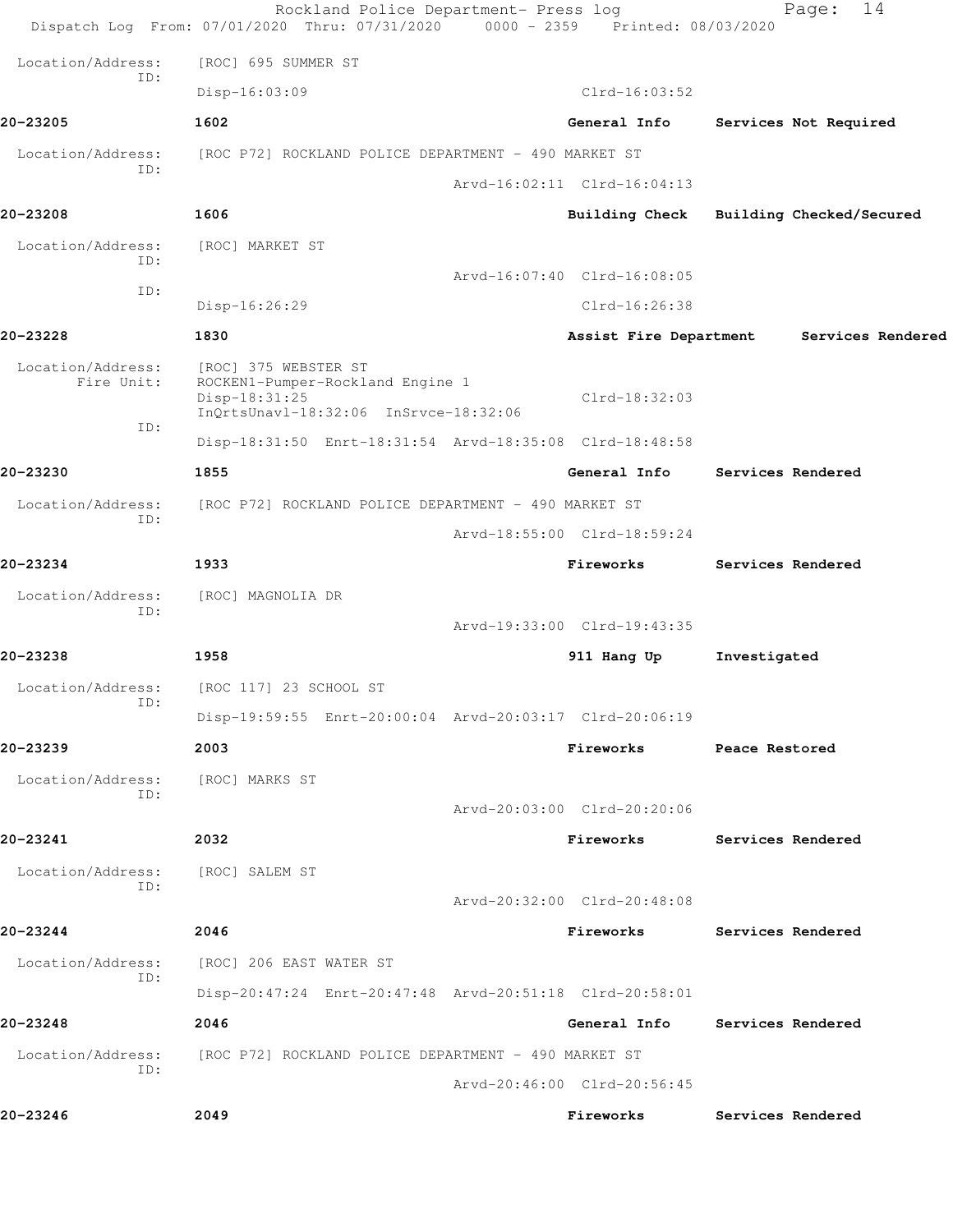Location/Address: [ROC] 695 SUMMER ST
ID:
Disp-16:03:09 Clrd-16:03:52

**20-23205** **1602** **General Info** **Services Not Required**

Location/Address: [ROC P72] ROCKLAND POLICE DEPARTMENT - 490 MARKET ST
ID:
Arvd-16:02:11 Clrd-16:04:13

**20-23208** **1606** **Building Check** **Building Checked/Secured**

Location/Address: [ROC] MARKET ST
ID:
Arvd-16:07:40 Clrd-16:08:05
ID:
Disp-16:26:29 Clrd-16:26:38

**20-23228** **1830** **Assist Fire Department** **Services Rendered**

Location/Address: [ROC] 375 WEBSTER ST
Fire Unit: ROCKEN1-Pumper-Rockland Engine 1
Disp-18:31:25 Clrd-18:32:03
InQrtsUnavl-18:32:06 InSrvce-18:32:06
ID:
Disp-18:31:50 Enrt-18:31:54 Arvd-18:35:08 Clrd-18:48:58

**20-23230** **1855** **General Info** **Services Rendered**

Location/Address: [ROC P72] ROCKLAND POLICE DEPARTMENT - 490 MARKET ST
ID:
Arvd-18:55:00 Clrd-18:59:24

**20-23234** **1933** **Fireworks** **Services Rendered**

Location/Address: [ROC] MAGNOLIA DR
ID:
Arvd-19:33:00 Clrd-19:43:35

**20-23238** **1958** **911 Hang Up** **Investigated**

Location/Address: [ROC 117] 23 SCHOOL ST
ID:
Disp-19:59:55 Enrt-20:00:04 Arvd-20:03:17 Clrd-20:06:19

**20-23239** **2003** **Fireworks** **Peace Restored**

Location/Address: [ROC] MARKS ST
ID:
Arvd-20:03:00 Clrd-20:20:06

**20-23241** **2032** **Fireworks** **Services Rendered**

Location/Address: [ROC] SALEM ST
ID:
Arvd-20:32:00 Clrd-20:48:08

**20-23244** **2046** **Fireworks** **Services Rendered**

Location/Address: [ROC] 206 EAST WATER ST
ID:
Disp-20:47:24 Enrt-20:47:48 Arvd-20:51:18 Clrd-20:58:01

**20-23248** **2046** **General Info** **Services Rendered**

Location/Address: [ROC P72] ROCKLAND POLICE DEPARTMENT - 490 MARKET ST
ID:
Arvd-20:46:00 Clrd-20:56:45

**20-23246** **2049** **Fireworks** **Services Rendered**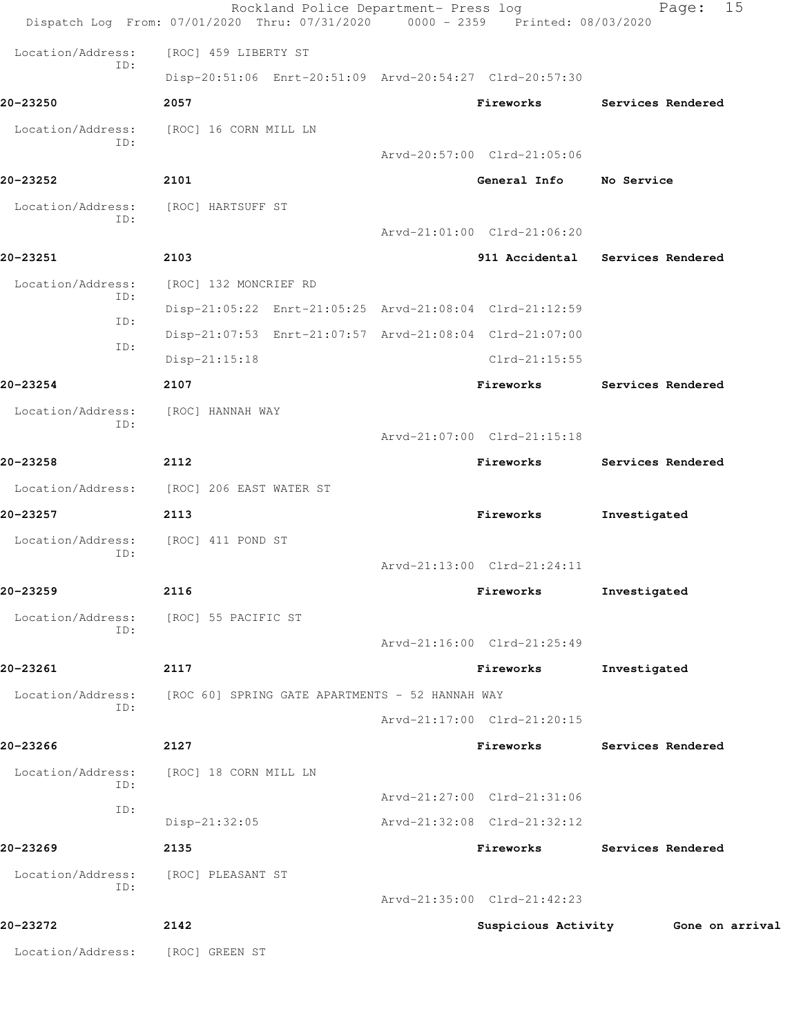Location/Address: [ROC] 459 LIBERTY ST
ID:
Disp-20:51:06 Enrt-20:51:09 Arvd-20:54:27 Clrd-20:57:30

**20-23250** **2057** **Fireworks** **Services Rendered**

Location/Address: [ROC] 16 CORN MILL LN
ID:
Arvd-20:57:00 Clrd-21:05:06

**20-23252** **2101** **General Info** **No Service**

Location/Address: [ROC] HARTSUFF ST
ID:
Arvd-21:01:00 Clrd-21:06:20

**20-23251** **2103** **911 Accidental** **Services Rendered**

Location/Address: [ROC] 132 MONCRIEF RD
ID:
Disp-21:05:22 Enrt-21:05:25 Arvd-21:08:04 Clrd-21:12:59
ID:
Disp-21:07:53 Enrt-21:07:57 Arvd-21:08:04 Clrd-21:07:00
ID:
Disp-21:15:18 Clrd-21:15:55

**20-23254** **2107** **Fireworks** **Services Rendered**

Location/Address: [ROC] HANNAH WAY
ID:
Arvd-21:07:00 Clrd-21:15:18

**20-23258** **2112** **Fireworks** **Services Rendered**

Location/Address: [ROC] 206 EAST WATER ST

**20-23257** **2113** **Fireworks** **Investigated**

Location/Address: [ROC] 411 POND ST
ID:
Arvd-21:13:00 Clrd-21:24:11

**20-23259** **2116** **Fireworks** **Investigated**

Location/Address: [ROC] 55 PACIFIC ST
ID:
Arvd-21:16:00 Clrd-21:25:49

**20-23261** **2117** **Fireworks** **Investigated**

Location/Address: [ROC 60] SPRING GATE APARTMENTS - 52 HANNAH WAY
ID:
Arvd-21:17:00 Clrd-21:20:15

**20-23266** **2127** **Fireworks** **Services Rendered**

Location/Address: [ROC] 18 CORN MILL LN
ID:
Arvd-21:27:00 Clrd-21:31:06
ID:
Disp-21:32:05 Arvd-21:32:08 Clrd-21:32:12

**20-23269** **2135** **Fireworks** **Services Rendered**

Location/Address: [ROC] PLEASANT ST
ID:
Arvd-21:35:00 Clrd-21:42:23

**20-23272** **2142** **Suspicious Activity** **Gone on arrival**

Location/Address: [ROC] GREEN ST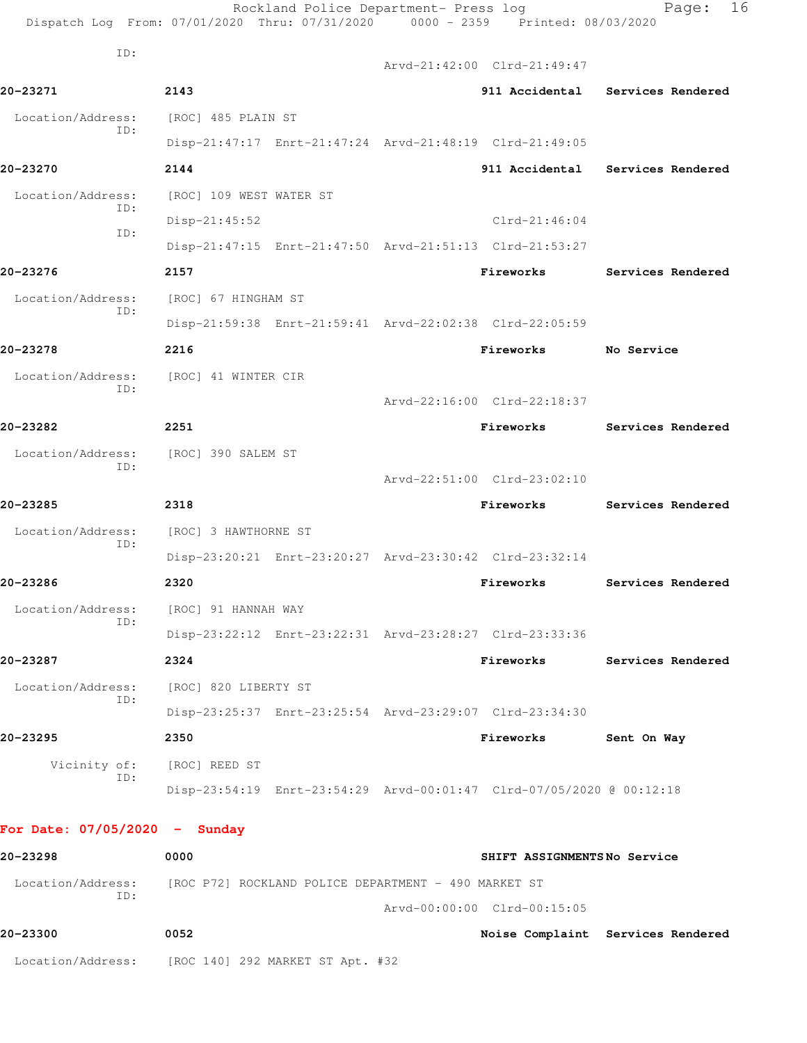ID:
Arvd-21:42:00 Clrd-21:49:47

**20-23271** 2143 911 Accidental Services Rendered

Location/Address: [ROC] 485 PLAIN ST
ID:
Disp-21:47:17 Enrt-21:47:24 Arvd-21:48:19 Clrd-21:49:05

**20-23270** 2144 911 Accidental Services Rendered

Location/Address: [ROC] 109 WEST WATER ST
ID:
Disp-21:45:52 Clrd-21:46:04
ID:
Disp-21:47:15 Enrt-21:47:50 Arvd-21:51:13 Clrd-21:53:27

**20-23276** 2157 Fireworks Services Rendered

Location/Address: [ROC] 67 HINGHAM ST
ID:
Disp-21:59:38 Enrt-21:59:41 Arvd-22:02:38 Clrd-22:05:59

**20-23278** 2216 Fireworks No Service

Location/Address: [ROC] 41 WINTER CIR
ID:
Arvd-22:16:00 Clrd-22:18:37

**20-23282** 2251 Fireworks Services Rendered

Location/Address: [ROC] 390 SALEM ST
ID:
Arvd-22:51:00 Clrd-23:02:10

**20-23285** 2318 Fireworks Services Rendered

Location/Address: [ROC] 3 HAWTHORNE ST
ID:
Disp-23:20:21 Enrt-23:20:27 Arvd-23:30:42 Clrd-23:32:14

**20-23286** 2320 Fireworks Services Rendered

Location/Address: [ROC] 91 HANNAH WAY
ID:
Disp-23:22:12 Enrt-23:22:31 Arvd-23:28:27 Clrd-23:33:36

**20-23287** 2324 Fireworks Services Rendered

Location/Address: [ROC] 820 LIBERTY ST
ID:
Disp-23:25:37 Enrt-23:25:54 Arvd-23:29:07 Clrd-23:34:30

**20-23295** 2350 Fireworks Sent On Way

Vicinity of: [ROC] REED ST
ID:
Disp-23:54:19 Enrt-23:54:29 Arvd-00:01:47 Clrd-07/05/2020 @ 00:12:18

**For Date: 07/05/2020 - Sunday**

**20-23298** 0000 SHIFT ASSIGNMENTS No Service

Location/Address: [ROC P72] ROCKLAND POLICE DEPARTMENT - 490 MARKET ST
ID:
Arvd-00:00:00 Clrd-00:15:05

**20-23300** 0052 Noise Complaint Services Rendered

Location/Address: [ROC 140] 292 MARKET ST Apt. #32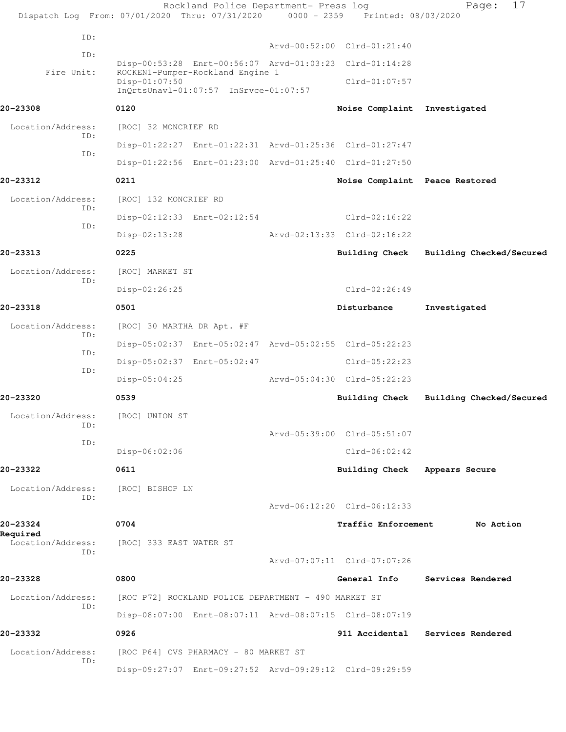ID:
Arvd-00:52:00 Clrd-01:21:40

ID:
Disp-00:53:28 Enrt-00:56:07 Arvd-01:03:23 Clrd-01:14:28

Fire Unit: ROCKEN1-Pumper-Rockland Engine 1
Disp-01:07:50 Clrd-01:07:57
InQrtsUnavl-01:07:57 InSrvce-01:07:57

**20-23308** **0120** **Noise Complaint** **Investigated**

Location/Address: [ROC] 32 MONCRIEF RD

ID:
Disp-01:22:27 Enrt-01:22:31 Arvd-01:25:36 Clrd-01:27:47

ID:
Disp-01:22:56 Enrt-01:23:00 Arvd-01:25:40 Clrd-01:27:50

**20-23312** **0211** **Noise Complaint** **Peace Restored**

Location/Address: [ROC] 132 MONCRIEF RD

ID:
Disp-02:12:33 Enrt-02:12:54 Clrd-02:16:22

ID:
Disp-02:13:28 Arvd-02:13:33 Clrd-02:16:22

**20-23313** **0225** **Building Check** **Building Checked/Secured**

Location/Address: [ROC] MARKET ST

ID:
Disp-02:26:25 Clrd-02:26:49

**20-23318** **0501** **Disturbance** **Investigated**

Location/Address: [ROC] 30 MARTHA DR Apt. #F

ID:
Disp-05:02:37 Enrt-05:02:47 Arvd-05:02:55 Clrd-05:22:23

ID:
Disp-05:02:37 Enrt-05:02:47 Clrd-05:22:23

ID:
Disp-05:04:25 Arvd-05:04:30 Clrd-05:22:23

**20-23320** **0539** **Building Check** **Building Checked/Secured**

Location/Address: [ROC] UNION ST

ID:
Arvd-05:39:00 Clrd-05:51:07

ID:
Disp-06:02:06 Clrd-06:02:42

**20-23322** **0611** **Building Check** **Appears Secure**

Location/Address: [ROC] BISHOP LN

ID:
Arvd-06:12:20 Clrd-06:12:33

**20-23324** **0704** **Traffic Enforcement** **No Action Required**

Location/Address: [ROC] 333 EAST WATER ST

ID:
Arvd-07:07:11 Clrd-07:07:26

**20-23328** **0800** **General Info** **Services Rendered**

Location/Address: [ROC P72] ROCKLAND POLICE DEPARTMENT - 490 MARKET ST

ID:
Disp-08:07:00 Enrt-08:07:11 Arvd-08:07:15 Clrd-08:07:19

**20-23332** **0926** **911 Accidental** **Services Rendered**

Location/Address: [ROC P64] CVS PHARMACY - 80 MARKET ST

ID:
Disp-09:27:07 Enrt-09:27:52 Arvd-09:29:12 Clrd-09:29:59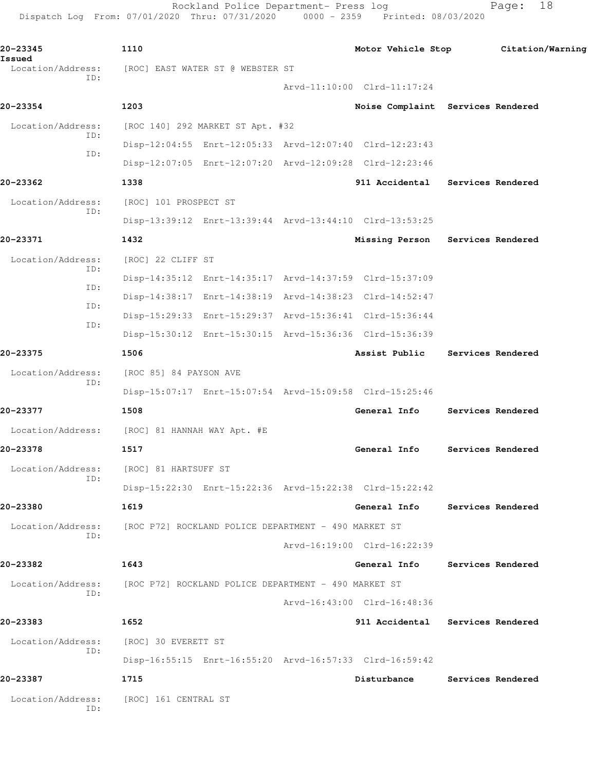**20-23345** 1110 Motor Vehicle Stop Citation/Warning Issued

Location/Address: [ROC] EAST WATER ST @ WEBSTER ST

ID: Arvd-11:10:00 Clrd-11:17:24

**20-23354** 1203 Noise Complaint Services Rendered

Location/Address: [ROC 140] 292 MARKET ST Apt. #32

ID: Disp-12:04:55 Enrt-12:05:33 Arvd-12:07:40 Clrd-12:23:43

ID: Disp-12:07:05 Enrt-12:07:20 Arvd-12:09:28 Clrd-12:23:46

**20-23362** 1338 911 Accidental Services Rendered

Location/Address: [ROC] 101 PROSPECT ST

ID: Disp-13:39:12 Enrt-13:39:44 Arvd-13:44:10 Clrd-13:53:25

**20-23371** 1432 Missing Person Services Rendered

Location/Address: [ROC] 22 CLIFF ST

ID: Disp-14:35:12 Enrt-14:35:17 Arvd-14:37:59 Clrd-15:37:09

ID: Disp-14:38:17 Enrt-14:38:19 Arvd-14:38:23 Clrd-14:52:47

ID: Disp-15:29:33 Enrt-15:29:37 Arvd-15:36:41 Clrd-15:36:44

ID: Disp-15:30:12 Enrt-15:30:15 Arvd-15:36:36 Clrd-15:36:39

**20-23375** 1506 Assist Public Services Rendered

Location/Address: [ROC 85] 84 PAYSON AVE

ID: Disp-15:07:17 Enrt-15:07:54 Arvd-15:09:58 Clrd-15:25:46

**20-23377** 1508 General Info Services Rendered

Location/Address: [ROC] 81 HANNAH WAY Apt. #E

**20-23378** 1517 General Info Services Rendered

Location/Address: [ROC] 81 HARTSUFF ST

ID: Disp-15:22:30 Enrt-15:22:36 Arvd-15:22:38 Clrd-15:22:42

**20-23380** 1619 General Info Services Rendered

Location/Address: [ROC P72] ROCKLAND POLICE DEPARTMENT - 490 MARKET ST

ID: Arvd-16:19:00 Clrd-16:22:39

**20-23382** 1643 General Info Services Rendered

Location/Address: [ROC P72] ROCKLAND POLICE DEPARTMENT - 490 MARKET ST

ID: Arvd-16:43:00 Clrd-16:48:36

**20-23383** 1652 911 Accidental Services Rendered

Location/Address: [ROC] 30 EVERETT ST

ID: Disp-16:55:15 Enrt-16:55:20 Arvd-16:57:33 Clrd-16:59:42

**20-23387** 1715 Disturbance Services Rendered

Location/Address: [ROC] 161 CENTRAL ST

ID: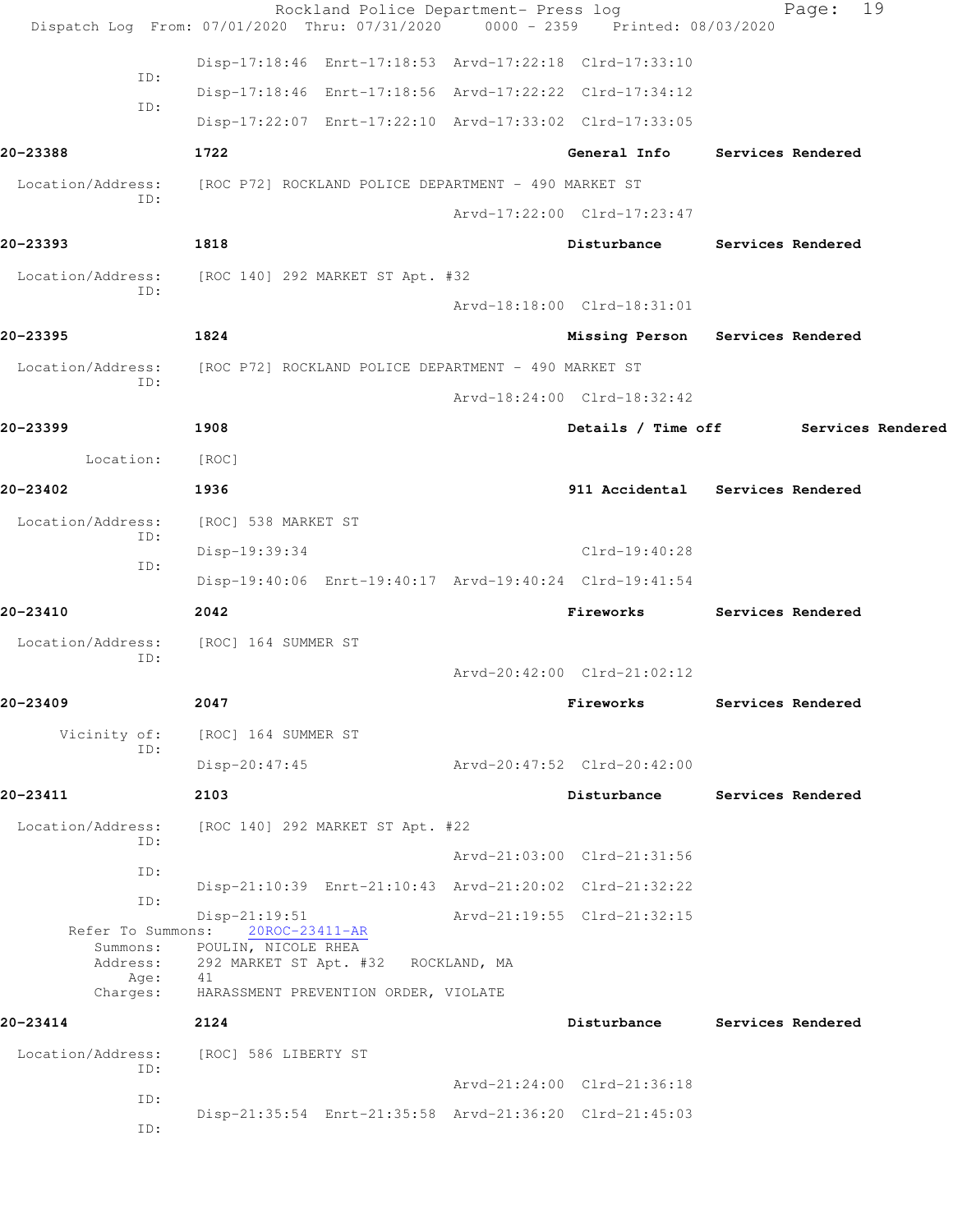Disp-17:18:46 Enrt-17:18:53 Arvd-17:22:18 Clrd-17:33:10

ID:
Disp-17:18:46 Enrt-17:18:56 Arvd-17:22:22 Clrd-17:34:12

ID:
Disp-17:22:07 Enrt-17:22:10 Arvd-17:33:02 Clrd-17:33:05

**20-23388** 1722 General Info Services Rendered

Location/Address: [ROC P72] ROCKLAND POLICE DEPARTMENT - 490 MARKET ST
ID:
Arvd-17:22:00 Clrd-17:23:47

**20-23393** 1818 Disturbance Services Rendered

Location/Address: [ROC 140] 292 MARKET ST Apt. #32
ID:
Arvd-18:18:00 Clrd-18:31:01

**20-23395** 1824 Missing Person Services Rendered

Location/Address: [ROC P72] ROCKLAND POLICE DEPARTMENT - 490 MARKET ST
ID:
Arvd-18:24:00 Clrd-18:32:42

**20-23399** 1908 Details / Time off Services Rendered

Location: [ROC]

**20-23402** 1936 911 Accidental Services Rendered

Location/Address: [ROC] 538 MARKET ST
ID:
Disp-19:39:34 Clrd-19:40:28
ID:
Disp-19:40:06 Enrt-19:40:17 Arvd-19:40:24 Clrd-19:41:54

**20-23410** 2042 Fireworks Services Rendered

Location/Address: [ROC] 164 SUMMER ST
ID:
Arvd-20:42:00 Clrd-21:02:12

**20-23409** 2047 Fireworks Services Rendered

Vicinity of: [ROC] 164 SUMMER ST
ID:
Disp-20:47:45 Arvd-20:47:52 Clrd-20:42:00

**20-23411** 2103 Disturbance Services Rendered

Location/Address: [ROC 140] 292 MARKET ST Apt. #22
ID:
Arvd-21:03:00 Clrd-21:31:56
ID:
Disp-21:10:39 Enrt-21:10:43 Arvd-21:20:02 Clrd-21:32:22
ID:
Disp-21:19:51 Arvd-21:19:55 Clrd-21:32:15

Refer To Summons: 20ROC-23411-AR
Summons: POULIN, NICOLE RHEA
Address: 292 MARKET ST Apt. #32 ROCKLAND, MA
Age: 41
Charges: HARASSMENT PREVENTION ORDER, VIOLATE

**20-23414** 2124 Disturbance Services Rendered

Location/Address: [ROC] 586 LIBERTY ST
ID:
Arvd-21:24:00 Clrd-21:36:18
ID:
Disp-21:35:54 Enrt-21:35:58 Arvd-21:36:20 Clrd-21:45:03
ID: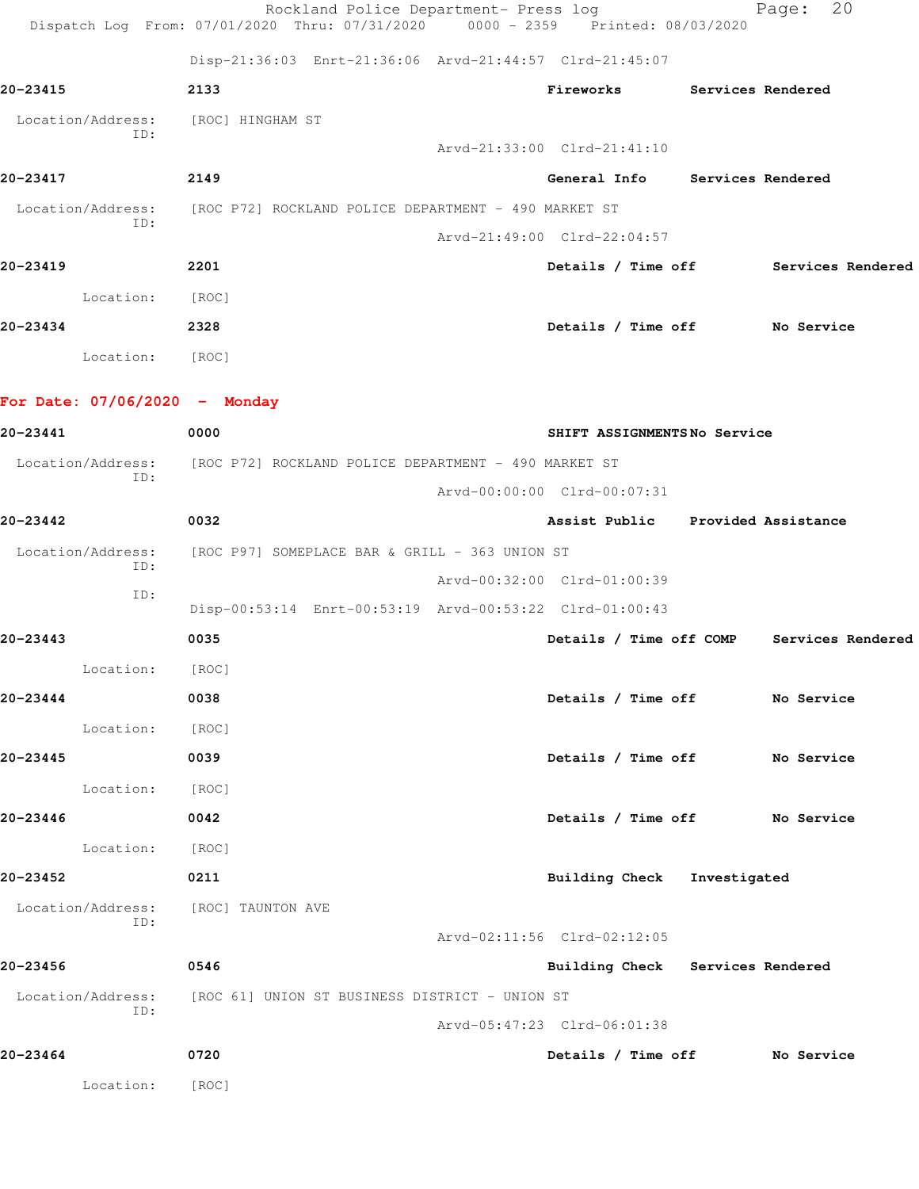Disp-21:36:03 Enrt-21:36:06 Arvd-21:44:57 Clrd-21:45:07

**20-23415** **2133** **Fireworks** **Services Rendered**

Location/Address: [ROC] HINGHAM ST
ID:
Arvd-21:33:00 Clrd-21:41:10

**20-23417** **2149** **General Info** **Services Rendered**

Location/Address: [ROC P72] ROCKLAND POLICE DEPARTMENT - 490 MARKET ST
ID:
Arvd-21:49:00 Clrd-22:04:57

**20-23419** **2201** **Details / Time off** **Services Rendered**

Location: [ROC]

**20-23434** **2328** **Details / Time off** **No Service**

Location: [ROC]

## For Date: 07/06/2020 - Monday

**20-23441** **0000** **SHIFT ASSIGNMENTS** **No Service**

Location/Address: [ROC P72] ROCKLAND POLICE DEPARTMENT - 490 MARKET ST
ID:
Arvd-00:00:00 Clrd-00:07:31

**20-23442** **0032** **Assist Public** **Provided Assistance**

Location/Address: [ROC P97] SOMEPLACE BAR & GRILL - 363 UNION ST
ID:
Arvd-00:32:00 Clrd-01:00:39
ID:
Disp-00:53:14 Enrt-00:53:19 Arvd-00:53:22 Clrd-01:00:43

**20-23443** **0035** **Details / Time off COMP** **Services Rendered**

Location: [ROC]

**20-23444** **0038** **Details / Time off** **No Service**

Location: [ROC]

**20-23445** **0039** **Details / Time off** **No Service**

Location: [ROC]

**20-23446** **0042** **Details / Time off** **No Service**

Location: [ROC]

**20-23452** **0211** **Building Check** **Investigated**

Location/Address: [ROC] TAUNTON AVE
ID:
Arvd-02:11:56 Clrd-02:12:05

**20-23456** **0546** **Building Check** **Services Rendered**

Location/Address: [ROC 61] UNION ST BUSINESS DISTRICT - UNION ST
ID:
Arvd-05:47:23 Clrd-06:01:38

**20-23464** **0720** **Details / Time off** **No Service**

Location: [ROC]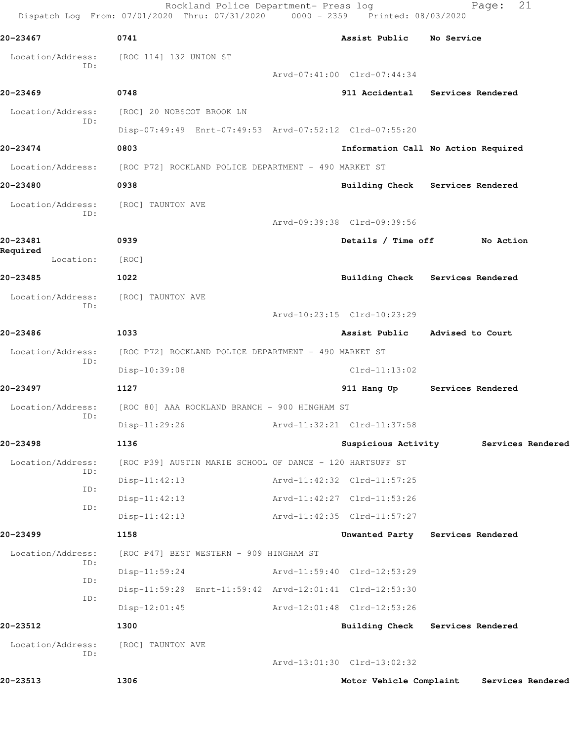Rockland Police Department- Press log

Dispatch Log From: 07/01/2020 Thru: 07/31/2020 0000 - 2359 Printed: 08/03/2020

**20-23467** 0741 **Assist Public No Service**

Location/Address: [ROC 114] 132 UNION ST

ID:

Arvd-07:41:00 Clrd-07:44:34

**20-23469** 0748 **911 Accidental Services Rendered**

Location/Address: [ROC] 20 NOBSCOT BROOK LN

ID:

Disp-07:49:49 Enrt-07:49:53 Arvd-07:52:12 Clrd-07:55:20

**20-23474** 0803 **Information Call No Action Required**

Location/Address: [ROC P72] ROCKLAND POLICE DEPARTMENT - 490 MARKET ST

**20-23480** 0938 **Building Check Services Rendered**

Location/Address: [ROC] TAUNTON AVE

ID:

Arvd-09:39:38 Clrd-09:39:56

**20-23481** 0939 **Details / Time off No Action Required**

Location: [ROC]

**20-23485** 1022 **Building Check Services Rendered**

Location/Address: [ROC] TAUNTON AVE

ID:

Arvd-10:23:15 Clrd-10:23:29

**20-23486** 1033 **Assist Public Advised to Court**

Location/Address: [ROC P72] ROCKLAND POLICE DEPARTMENT - 490 MARKET ST

ID:

Disp-10:39:08 Clrd-11:13:02

**20-23497** 1127 **911 Hang Up Services Rendered**

Location/Address: [ROC 80] AAA ROCKLAND BRANCH - 900 HINGHAM ST

ID:

Disp-11:29:26 Arvd-11:32:21 Clrd-11:37:58

**20-23498** 1136 **Suspicious Activity Services Rendered**

Location/Address: [ROC P39] AUSTIN MARIE SCHOOL OF DANCE - 120 HARTSUFF ST

ID:

Disp-11:42:13 Arvd-11:42:32 Clrd-11:57:25

ID:

Disp-11:42:13 Arvd-11:42:27 Clrd-11:53:26

ID:

Disp-11:42:13 Arvd-11:42:35 Clrd-11:57:27

**20-23499** 1158 **Unwanted Party Services Rendered**

Location/Address: [ROC P47] BEST WESTERN - 909 HINGHAM ST

ID:

Disp-11:59:24 Arvd-11:59:40 Clrd-12:53:29

ID:

Disp-11:59:29 Enrt-11:59:42 Arvd-12:01:41 Clrd-12:53:30

ID:

Disp-12:01:45 Arvd-12:01:48 Clrd-12:53:26

**20-23512** 1300 **Building Check Services Rendered**

Location/Address: [ROC] TAUNTON AVE

ID:

Arvd-13:01:30 Clrd-13:02:32

**20-23513** 1306 **Motor Vehicle Complaint Services Rendered**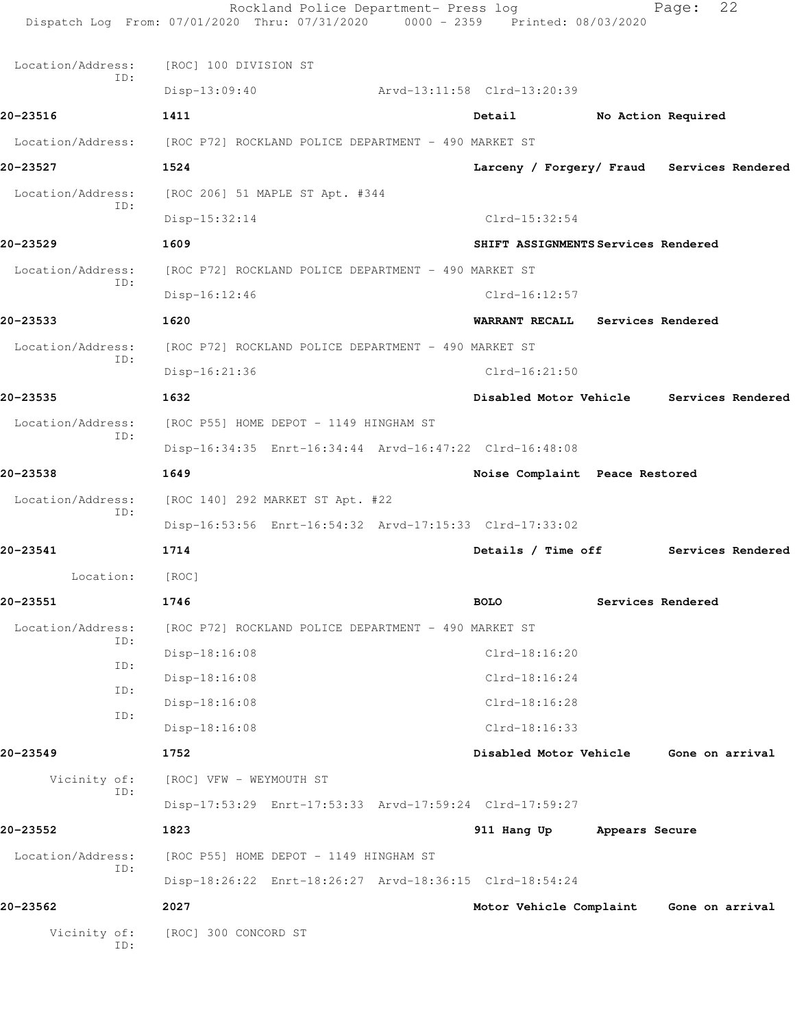Location/Address: [ROC] 100 DIVISION ST
ID:
Disp-13:09:40 Arvd-13:11:58 Clrd-13:20:39

**20-23516** **1411** **Detail** **No Action Required**

Location/Address: [ROC P72] ROCKLAND POLICE DEPARTMENT - 490 MARKET ST

**20-23527** **1524** **Larceny / Forgery/ Fraud** **Services Rendered**

Location/Address: [ROC 206] 51 MAPLE ST Apt. #344
ID:
Disp-15:32:14 Clrd-15:32:54

**20-23529** **1609** **SHIFT ASSIGNMENTS** **Services Rendered**

Location/Address: [ROC P72] ROCKLAND POLICE DEPARTMENT - 490 MARKET ST
ID:
Disp-16:12:46 Clrd-16:12:57

**20-23533** **1620** **WARRANT RECALL** **Services Rendered**

Location/Address: [ROC P72] ROCKLAND POLICE DEPARTMENT - 490 MARKET ST
ID:
Disp-16:21:36 Clrd-16:21:50

**20-23535** **1632** **Disabled Motor Vehicle** **Services Rendered**

Location/Address: [ROC P55] HOME DEPOT - 1149 HINGHAM ST
ID:
Disp-16:34:35 Enrt-16:34:44 Arvd-16:47:22 Clrd-16:48:08

**20-23538** **1649** **Noise Complaint** **Peace Restored**

Location/Address: [ROC 140] 292 MARKET ST Apt. #22
ID:
Disp-16:53:56 Enrt-16:54:32 Arvd-17:15:33 Clrd-17:33:02

**20-23541** **1714** **Details / Time off** **Services Rendered**

Location: [ROC]

**20-23551** **1746** **BOLO** **Services Rendered**

Location/Address: [ROC P72] ROCKLAND POLICE DEPARTMENT - 490 MARKET ST
ID:
Disp-18:16:08 Clrd-18:16:20
ID:
Disp-18:16:08 Clrd-18:16:24
ID:
Disp-18:16:08 Clrd-18:16:28
ID:
Disp-18:16:08 Clrd-18:16:33

**20-23549** **1752** **Disabled Motor Vehicle** **Gone on arrival**

Vicinity of: [ROC] VFW - WEYMOUTH ST
ID:
Disp-17:53:29 Enrt-17:53:33 Arvd-17:59:24 Clrd-17:59:27

**20-23552** **1823** **911 Hang Up** **Appears Secure**

Location/Address: [ROC P55] HOME DEPOT - 1149 HINGHAM ST
ID:
Disp-18:26:22 Enrt-18:26:27 Arvd-18:36:15 Clrd-18:54:24

**20-23562** **2027** **Motor Vehicle Complaint** **Gone on arrival**

Vicinity of: [ROC] 300 CONCORD ST
ID: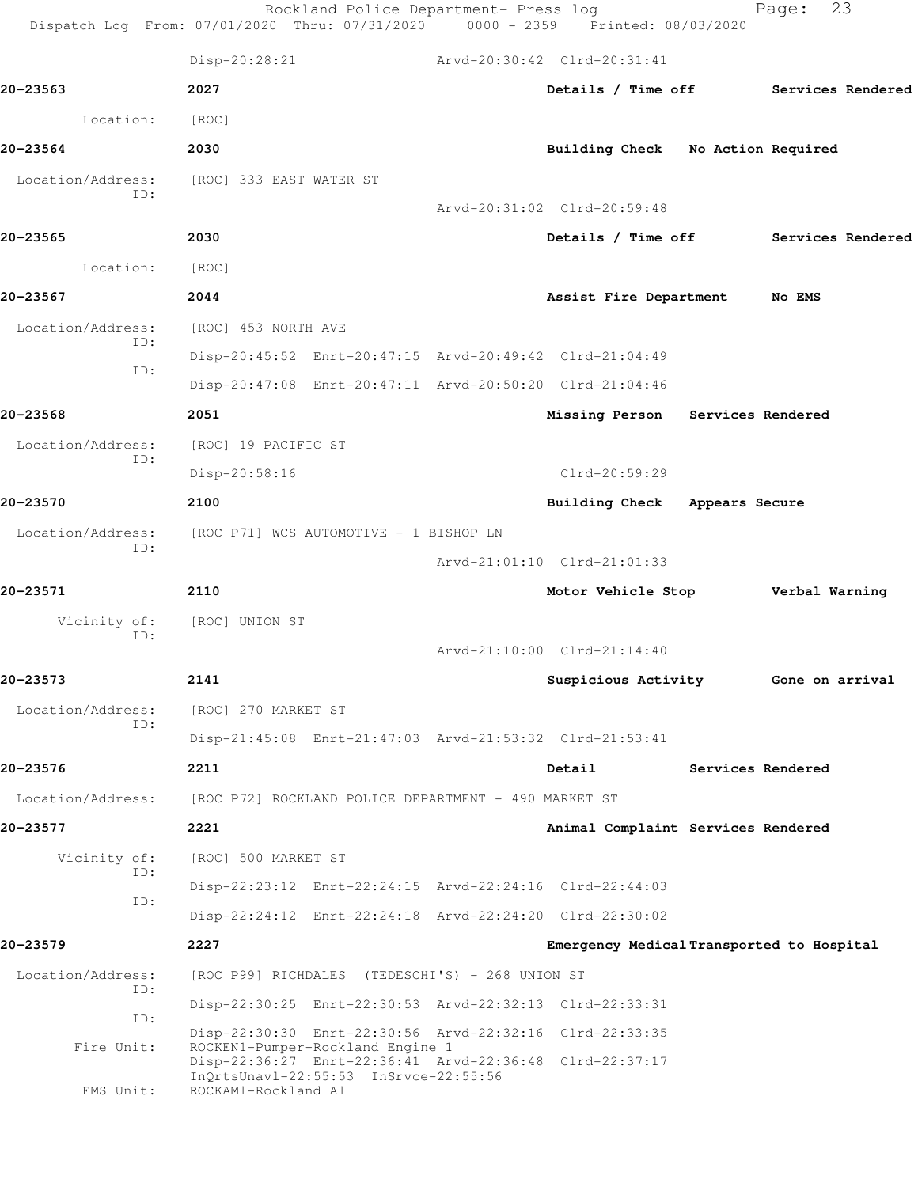Disp-20:28:21 Arvd-20:30:42 Clrd-20:31:41

**20-23563** 2027 Details / Time off Services Rendered

Location: [ROC]

**20-23564** 2030 Building Check No Action Required

Location/Address: [ROC] 333 EAST WATER ST
ID:
Arvd-20:31:02 Clrd-20:59:48

**20-23565** 2030 Details / Time off Services Rendered

Location: [ROC]

**20-23567** 2044 Assist Fire Department No EMS

Location/Address: [ROC] 453 NORTH AVE
ID:
Disp-20:45:52 Enrt-20:47:15 Arvd-20:49:42 Clrd-21:04:49
ID:
Disp-20:47:08 Enrt-20:47:11 Arvd-20:50:20 Clrd-21:04:46

**20-23568** 2051 Missing Person Services Rendered

Location/Address: [ROC] 19 PACIFIC ST
ID:
Disp-20:58:16 Clrd-20:59:29

**20-23570** 2100 Building Check Appears Secure

Location/Address: [ROC P71] WCS AUTOMOTIVE - 1 BISHOP LN
ID:
Arvd-21:01:10 Clrd-21:01:33

**20-23571** 2110 Motor Vehicle Stop Verbal Warning

Vicinity of: [ROC] UNION ST
ID:
Arvd-21:10:00 Clrd-21:14:40

**20-23573** 2141 Suspicious Activity Gone on arrival

Location/Address: [ROC] 270 MARKET ST
ID:
Disp-21:45:08 Enrt-21:47:03 Arvd-21:53:32 Clrd-21:53:41

**20-23576** 2211 Detail Services Rendered

Location/Address: [ROC P72] ROCKLAND POLICE DEPARTMENT - 490 MARKET ST

**20-23577** 2221 Animal Complaint Services Rendered

Vicinity of: [ROC] 500 MARKET ST
ID:
Disp-22:23:12 Enrt-22:24:15 Arvd-22:24:16 Clrd-22:44:03
ID:
Disp-22:24:12 Enrt-22:24:18 Arvd-22:24:20 Clrd-22:30:02

**20-23579** 2227 Emergency Medical Transported to Hospital

Location/Address: [ROC P99] RICHDALES (TEDESCHI'S) - 268 UNION ST
ID:
Disp-22:30:25 Enrt-22:30:53 Arvd-22:32:13 Clrd-22:33:31
ID:
Disp-22:30:30 Enrt-22:30:56 Arvd-22:32:16 Clrd-22:33:35
Fire Unit: ROCKEN1-Pumper-Rockland Engine 1
Disp-22:36:27 Enrt-22:36:41 Arvd-22:36:48 Clrd-22:37:17
InQrtsUnavl-22:55:53 InSrvce-22:55:56
EMS Unit: ROCKAM1-Rockland A1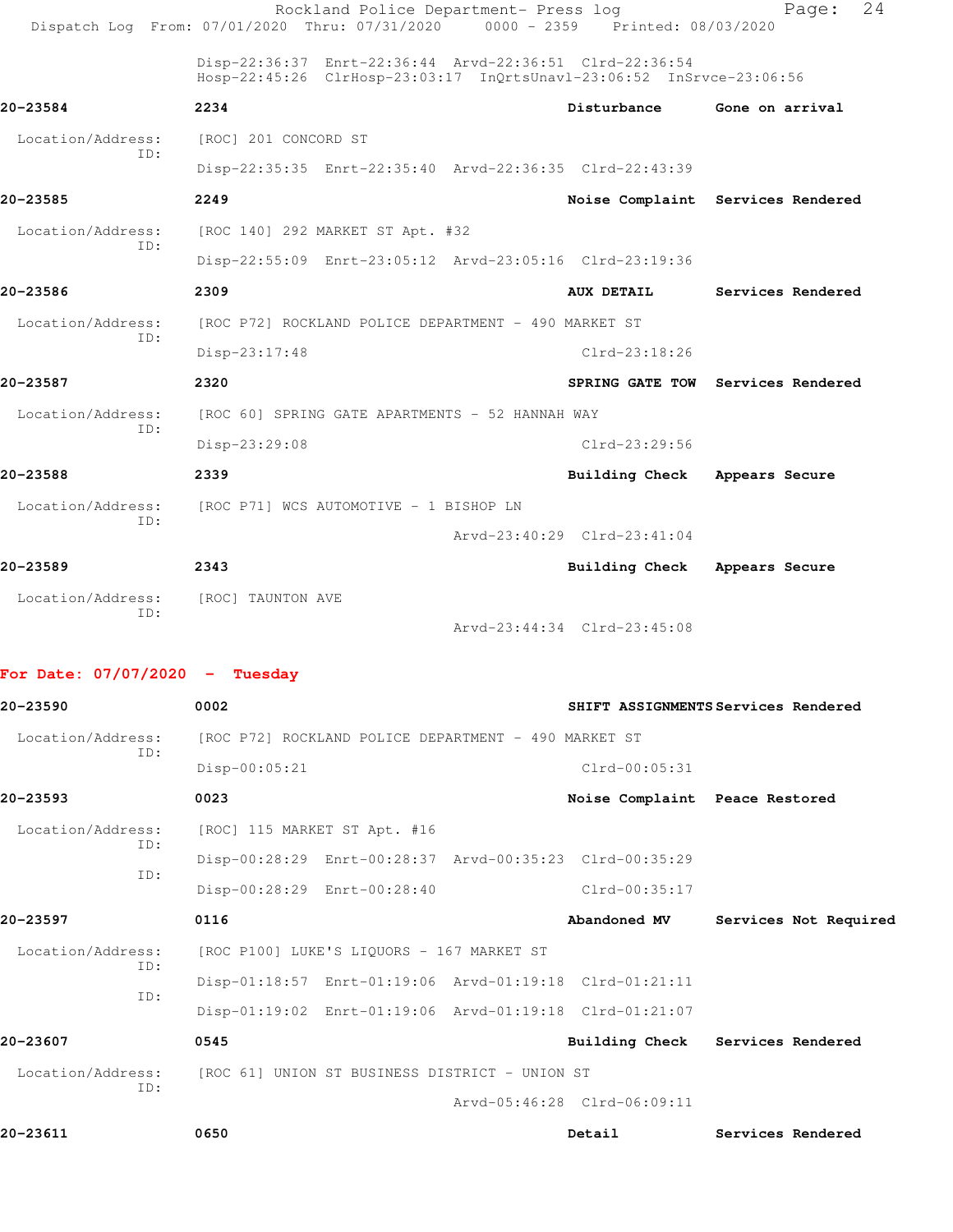Disp-22:36:37 Enrt-22:36:44 Arvd-22:36:51 Clrd-22:36:54
Hosp-22:45:26 ClrHosp-23:03:17 InQrtsUnavl-23:06:52 InSrvce-23:06:56

**20-23584** 2234 **Disturbance** **Gone on arrival**

Location/Address: [ROC] 201 CONCORD ST
ID:
Disp-22:35:35 Enrt-22:35:40 Arvd-22:36:35 Clrd-22:43:39

**20-23585** 2249 **Noise Complaint** **Services Rendered**

Location/Address: [ROC 140] 292 MARKET ST Apt. #32
ID:
Disp-22:55:09 Enrt-23:05:12 Arvd-23:05:16 Clrd-23:19:36

**20-23586** 2309 **AUX DETAIL** **Services Rendered**

Location/Address: [ROC P72] ROCKLAND POLICE DEPARTMENT - 490 MARKET ST
ID:
Disp-23:17:48 Clrd-23:18:26

**20-23587** 2320 **SPRING GATE TOW** **Services Rendered**

Location/Address: [ROC 60] SPRING GATE APARTMENTS - 52 HANNAH WAY
ID:
Disp-23:29:08 Clrd-23:29:56

**20-23588** 2339 **Building Check** **Appears Secure**

Location/Address: [ROC P71] WCS AUTOMOTIVE - 1 BISHOP LN
ID:
Arvd-23:40:29 Clrd-23:41:04

**20-23589** 2343 **Building Check** **Appears Secure**

Location/Address: [ROC] TAUNTON AVE
ID:
Arvd-23:44:34 Clrd-23:45:08

## For Date: 07/07/2020 - Tuesday

**20-23590** 0002 **SHIFT ASSIGNMENTS** **Services Rendered**

Location/Address: [ROC P72] ROCKLAND POLICE DEPARTMENT - 490 MARKET ST
ID:
Disp-00:05:21 Clrd-00:05:31

**20-23593** 0023 **Noise Complaint** **Peace Restored**

Location/Address: [ROC] 115 MARKET ST Apt. #16
ID:
Disp-00:28:29 Enrt-00:28:37 Arvd-00:35:23 Clrd-00:35:29
ID:
Disp-00:28:29 Enrt-00:28:40 Clrd-00:35:17

**20-23597** 0116 **Abandoned MV** **Services Not Required**

Location/Address: [ROC P100] LUKE'S LIQUORS - 167 MARKET ST
ID:
Disp-01:18:57 Enrt-01:19:06 Arvd-01:19:18 Clrd-01:21:11
ID:
Disp-01:19:02 Enrt-01:19:06 Arvd-01:19:18 Clrd-01:21:07

**20-23607** 0545 **Building Check** **Services Rendered**

Location/Address: [ROC 61] UNION ST BUSINESS DISTRICT - UNION ST
ID:
Arvd-05:46:28 Clrd-06:09:11

**20-23611** 0650 **Detail** **Services Rendered**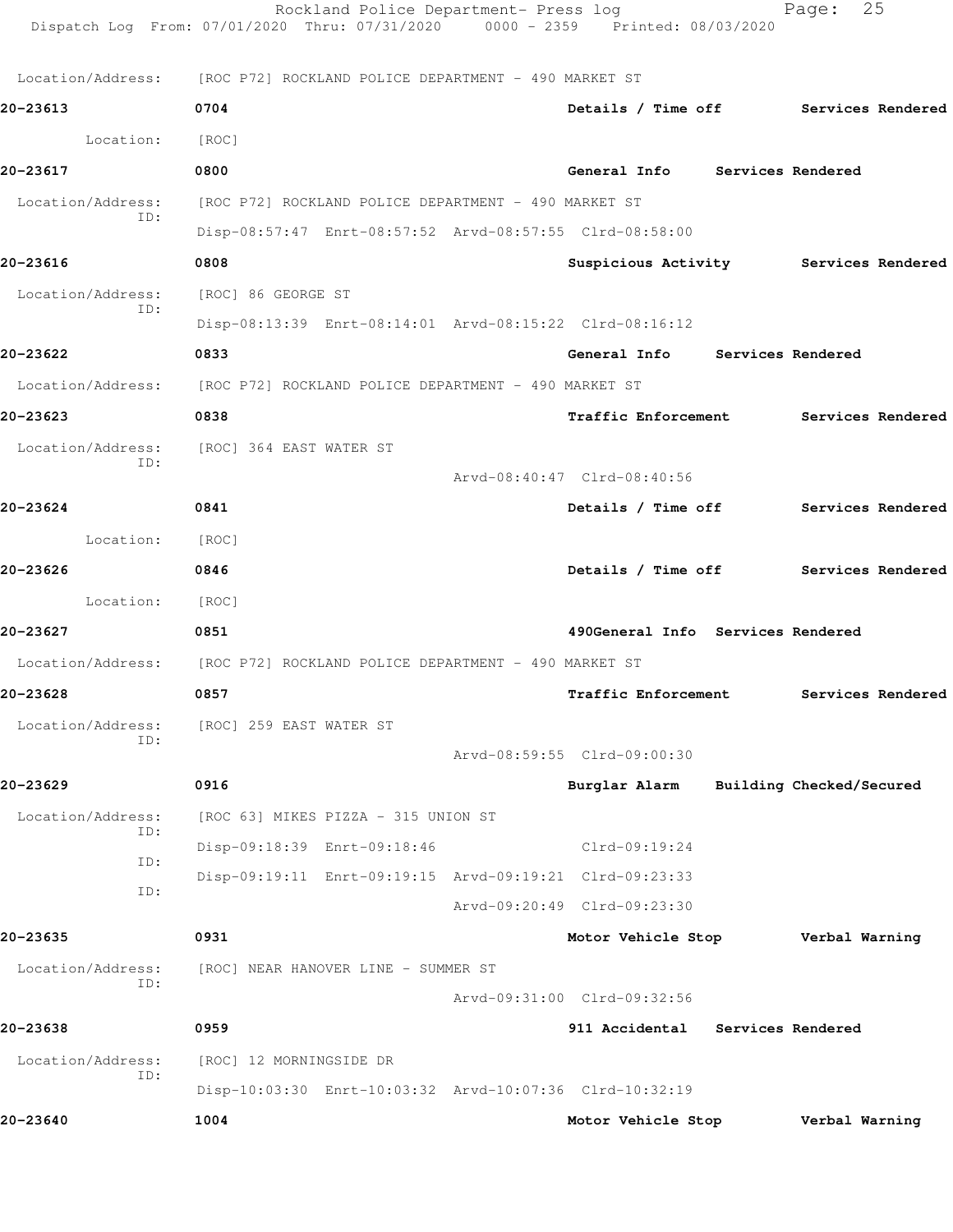Location/Address: [ROC P72] ROCKLAND POLICE DEPARTMENT - 490 MARKET ST

**20-23613** 0704 **Details / Time off** **Services Rendered**

Location: [ROC]

**20-23617** 0800 **General Info** **Services Rendered**

Location/Address: [ROC P72] ROCKLAND POLICE DEPARTMENT - 490 MARKET ST
ID:
Disp-08:57:47 Enrt-08:57:52 Arvd-08:57:55 Clrd-08:58:00

**20-23616** 0808 **Suspicious Activity** **Services Rendered**

Location/Address: [ROC] 86 GEORGE ST
ID:
Disp-08:13:39 Enrt-08:14:01 Arvd-08:15:22 Clrd-08:16:12

**20-23622** 0833 **General Info** **Services Rendered**

Location/Address: [ROC P72] ROCKLAND POLICE DEPARTMENT - 490 MARKET ST

**20-23623** 0838 **Traffic Enforcement** **Services Rendered**

Location/Address: [ROC] 364 EAST WATER ST
ID:
Arvd-08:40:47 Clrd-08:40:56

**20-23624** 0841 **Details / Time off** **Services Rendered**

Location: [ROC]

**20-23626** 0846 **Details / Time off** **Services Rendered**

Location: [ROC]

**20-23627** 0851 **490General Info** **Services Rendered**

Location/Address: [ROC P72] ROCKLAND POLICE DEPARTMENT - 490 MARKET ST

**20-23628** 0857 **Traffic Enforcement** **Services Rendered**

Location/Address: [ROC] 259 EAST WATER ST
ID:
Arvd-08:59:55 Clrd-09:00:30

**20-23629** 0916 **Burglar Alarm** **Building Checked/Secured**

Location/Address: [ROC 63] MIKES PIZZA - 315 UNION ST
ID:
Disp-09:18:39 Enrt-09:18:46 Clrd-09:19:24
ID:
Disp-09:19:11 Enrt-09:19:15 Arvd-09:19:21 Clrd-09:23:33
ID:
Arvd-09:20:49 Clrd-09:23:30

**20-23635** 0931 **Motor Vehicle Stop** **Verbal Warning**

Location/Address: [ROC] NEAR HANOVER LINE - SUMMER ST
ID:
Arvd-09:31:00 Clrd-09:32:56

**20-23638** 0959 **911 Accidental** **Services Rendered**

Location/Address: [ROC] 12 MORNINGSIDE DR
ID:
Disp-10:03:30 Enrt-10:03:32 Arvd-10:07:36 Clrd-10:32:19

**20-23640** 1004 **Motor Vehicle Stop** **Verbal Warning**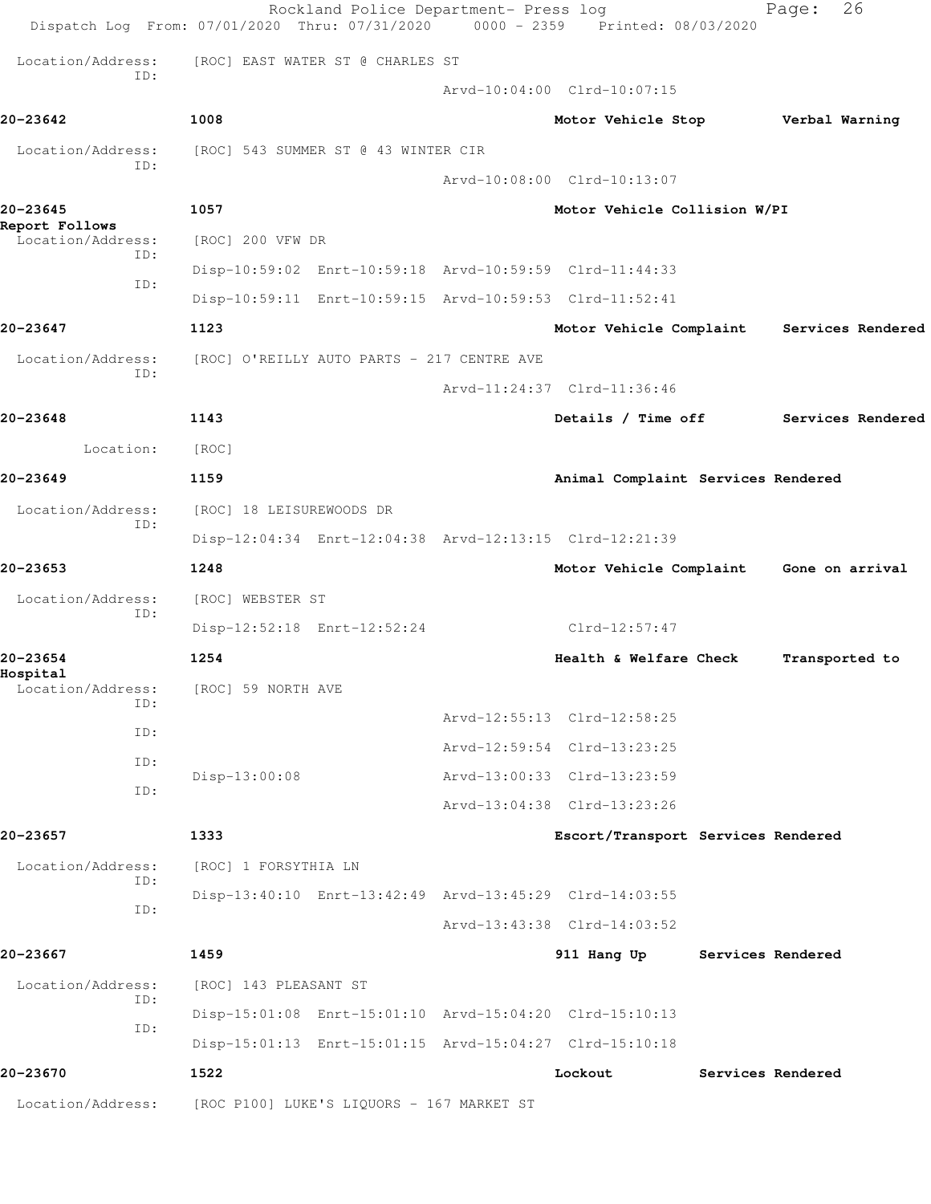Rockland Police Department- Press log
Dispatch Log From: 07/01/2020 Thru: 07/31/2020 0000 - 2359 Printed: 08/03/2020

Location/Address: [ROC] EAST WATER ST @ CHARLES ST
ID:
Arvd-10:04:00 Clrd-10:07:15

**20-23642** **1008** **Motor Vehicle Stop** **Verbal Warning**

Location/Address: [ROC] 543 SUMMER ST @ 43 WINTER CIR
ID:
Arvd-10:08:00 Clrd-10:13:07

**20-23645** **1057** **Motor Vehicle Collision W/PI**
**Report Follows**

Location/Address: [ROC] 200 VFW DR
ID:
Disp-10:59:02 Enrt-10:59:18 Arvd-10:59:59 Clrd-11:44:33
ID:
Disp-10:59:11 Enrt-10:59:15 Arvd-10:59:53 Clrd-11:52:41

**20-23647** **1123** **Motor Vehicle Complaint** **Services Rendered**

Location/Address: [ROC] O'REILLY AUTO PARTS - 217 CENTRE AVE
ID:
Arvd-11:24:37 Clrd-11:36:46

**20-23648** **1143** **Details / Time off** **Services Rendered**

Location: [ROC]

**20-23649** **1159** **Animal Complaint** **Services Rendered**

Location/Address: [ROC] 18 LEISUREWOODS DR
ID:
Disp-12:04:34 Enrt-12:04:38 Arvd-12:13:15 Clrd-12:21:39

**20-23653** **1248** **Motor Vehicle Complaint** **Gone on arrival**

Location/Address: [ROC] WEBSTER ST
ID:
Disp-12:52:18 Enrt-12:52:24 Clrd-12:57:47

**20-23654** **1254** **Health & Welfare Check** **Transported to Hospital**

Location/Address: [ROC] 59 NORTH AVE
ID:
Arvd-12:55:13 Clrd-12:58:25
ID:
Arvd-12:59:54 Clrd-13:23:25
ID:
Disp-13:00:08 Arvd-13:00:33 Clrd-13:23:59
ID:
Arvd-13:04:38 Clrd-13:23:26

**20-23657** **1333** **Escort/Transport** **Services Rendered**

Location/Address: [ROC] 1 FORSYTHIA LN
ID:
Disp-13:40:10 Enrt-13:42:49 Arvd-13:45:29 Clrd-14:03:55
ID:
Arvd-13:43:38 Clrd-14:03:52

**20-23667** **1459** **911 Hang Up** **Services Rendered**

Location/Address: [ROC] 143 PLEASANT ST
ID:
Disp-15:01:08 Enrt-15:01:10 Arvd-15:04:20 Clrd-15:10:13
ID:
Disp-15:01:13 Enrt-15:01:15 Arvd-15:04:27 Clrd-15:10:18

**20-23670** **1522** **Lockout** **Services Rendered**

Location/Address: [ROC P100] LUKE'S LIQUORS - 167 MARKET ST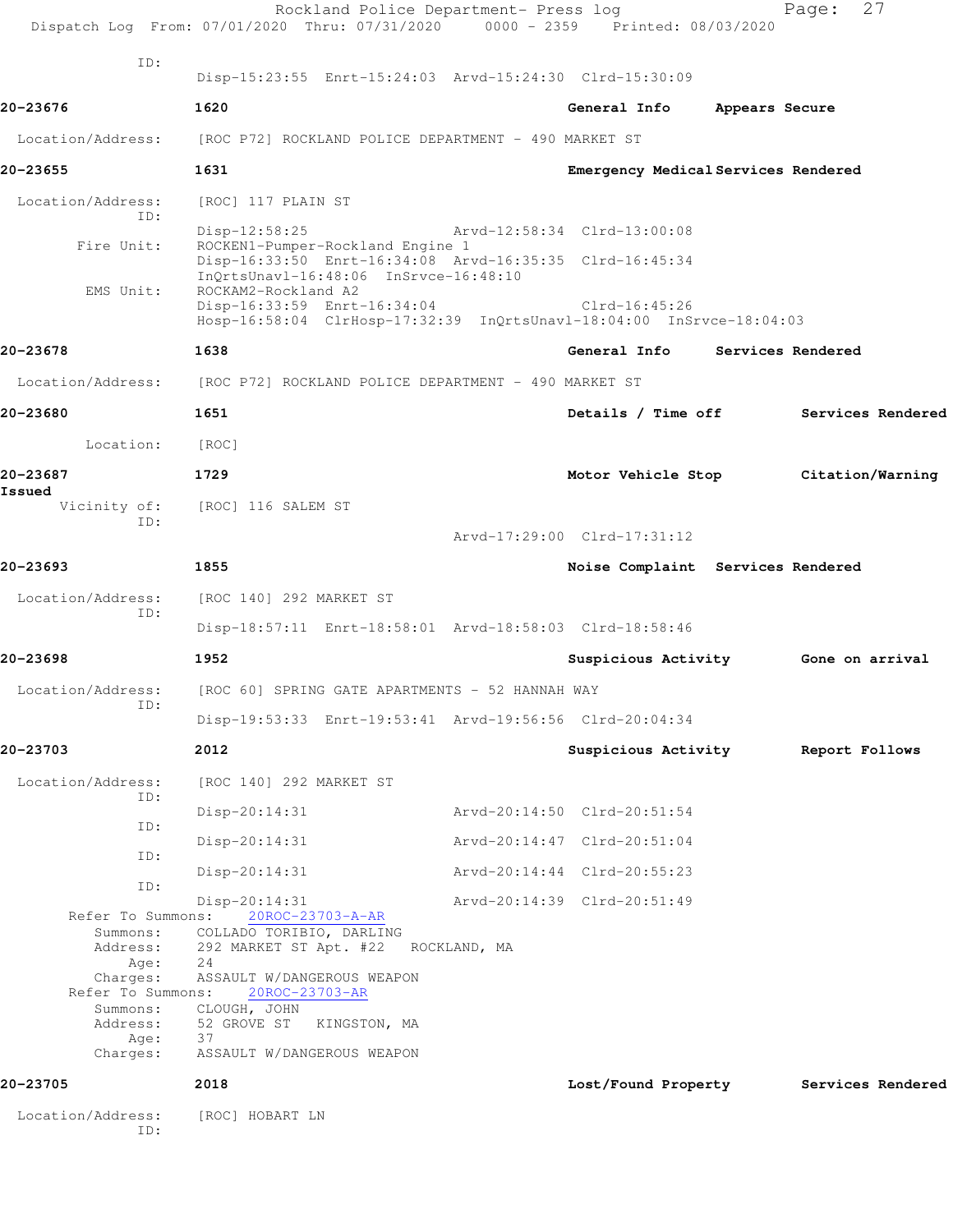```
            ID:
                    Disp-15:23:55  Enrt-15:24:03  Arvd-15:24:30  Clrd-15:30:09

20-23676            1620                                  General Info     Appears Secure

  Location/Address:    [ROC P72] ROCKLAND POLICE DEPARTMENT - 490 MARKET ST

20-23655            1631                                  Emergency Medical Services Rendered

  Location/Address:    [ROC] 117 PLAIN ST
            ID:
                    Disp-12:58:25                 Arvd-12:58:34  Clrd-13:00:08
        Fire Unit:     ROCKEN1-Pumper-Rockland Engine 1
                    Disp-16:33:50  Enrt-16:34:08  Arvd-16:35:35  Clrd-16:45:34
                    InQrtsUnavl-16:48:06  InSrvce-16:48:10
         EMS Unit:     ROCKAM2-Rockland A2
                    Disp-16:33:59  Enrt-16:34:04                 Clrd-16:45:26
                    Hosp-16:58:04  ClrHosp-17:32:39  InQrtsUnavl-18:04:00  InSrvce-18:04:03

20-23678            1638                                  General Info     Services Rendered

  Location/Address:    [ROC P72] ROCKLAND POLICE DEPARTMENT - 490 MARKET ST

20-23680            1651                                  Details / Time off        Services Rendered

        Location:    [ROC]

20-23687            1729                                  Motor Vehicle Stop        Citation/Warning
Issued
      Vicinity of:    [ROC] 116 SALEM ST
            ID:
                                                  Arvd-17:29:00  Clrd-17:31:12

20-23693            1855                                  Noise Complaint  Services Rendered

  Location/Address:    [ROC 140] 292 MARKET ST
            ID:
                    Disp-18:57:11  Enrt-18:58:01  Arvd-18:58:03  Clrd-18:58:46

20-23698            1952                                  Suspicious Activity       Gone on arrival

  Location/Address:    [ROC 60] SPRING GATE APARTMENTS - 52 HANNAH WAY
            ID:
                    Disp-19:53:33  Enrt-19:53:41  Arvd-19:56:56  Clrd-20:04:34

20-23703            2012                                  Suspicious Activity       Report Follows

  Location/Address:    [ROC 140] 292 MARKET ST
            ID:
                    Disp-20:14:31                 Arvd-20:14:50  Clrd-20:51:54
            ID:
                    Disp-20:14:31                 Arvd-20:14:47  Clrd-20:51:04
            ID:
                    Disp-20:14:31                 Arvd-20:14:44  Clrd-20:55:23
            ID:
                    Disp-20:14:31                 Arvd-20:14:39  Clrd-20:51:49
      Refer To Summons:    20ROC-23703-A-AR
          Summons:    COLLADO TORIBIO, DARLING
          Address:    292 MARKET ST Apt. #22   ROCKLAND, MA
              Age:    24
          Charges:    ASSAULT W/DANGEROUS WEAPON
      Refer To Summons:    20ROC-23703-AR
          Summons:    CLOUGH, JOHN
          Address:    52 GROVE ST   KINGSTON, MA
              Age:    37
          Charges:    ASSAULT W/DANGEROUS WEAPON

20-23705            2018                                  Lost/Found Property       Services Rendered

  Location/Address:    [ROC] HOBART LN
            ID:
```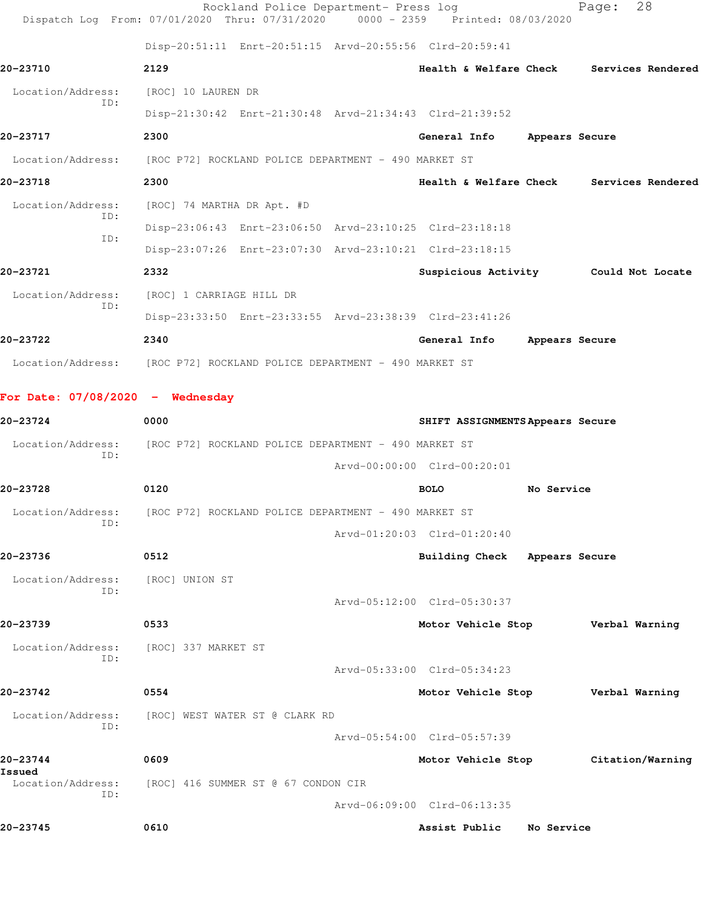Disp-20:51:11 Enrt-20:51:15 Arvd-20:55:56 Clrd-20:59:41

**20-23710** **2129** **Health & Welfare Check** **Services Rendered**

Location/Address: [ROC] 10 LAUREN DR
ID:
Disp-21:30:42 Enrt-21:30:48 Arvd-21:34:43 Clrd-21:39:52

**20-23717** **2300** **General Info** **Appears Secure**

Location/Address: [ROC P72] ROCKLAND POLICE DEPARTMENT - 490 MARKET ST

**20-23718** **2300** **Health & Welfare Check** **Services Rendered**

Location/Address: [ROC] 74 MARTHA DR Apt. #D
ID:
Disp-23:06:43 Enrt-23:06:50 Arvd-23:10:25 Clrd-23:18:18
ID:
Disp-23:07:26 Enrt-23:07:30 Arvd-23:10:21 Clrd-23:18:15

**20-23721** **2332** **Suspicious Activity** **Could Not Locate**

Location/Address: [ROC] 1 CARRIAGE HILL DR
ID:
Disp-23:33:50 Enrt-23:33:55 Arvd-23:38:39 Clrd-23:41:26

**20-23722** **2340** **General Info** **Appears Secure**

Location/Address: [ROC P72] ROCKLAND POLICE DEPARTMENT - 490 MARKET ST

**For Date: 07/08/2020 - Wednesday**

**20-23724** **0000** **SHIFT ASSIGNMENTS** **Appears Secure**

Location/Address: [ROC P72] ROCKLAND POLICE DEPARTMENT - 490 MARKET ST
ID:
Arvd-00:00:00 Clrd-00:20:01

**20-23728** **0120** **BOLO** **No Service**

Location/Address: [ROC P72] ROCKLAND POLICE DEPARTMENT - 490 MARKET ST
ID:
Arvd-01:20:03 Clrd-01:20:40

**20-23736** **0512** **Building Check** **Appears Secure**

Location/Address: [ROC] UNION ST
ID:
Arvd-05:12:00 Clrd-05:30:37

**20-23739** **0533** **Motor Vehicle Stop** **Verbal Warning**

Location/Address: [ROC] 337 MARKET ST
ID:
Arvd-05:33:00 Clrd-05:34:23

**20-23742** **0554** **Motor Vehicle Stop** **Verbal Warning**

Location/Address: [ROC] WEST WATER ST @ CLARK RD
ID:
Arvd-05:54:00 Clrd-05:57:39

**20-23744** **0609** **Motor Vehicle Stop** **Citation/Warning Issued**

Location/Address: [ROC] 416 SUMMER ST @ 67 CONDON CIR
ID:
Arvd-06:09:00 Clrd-06:13:35

**20-23745** **0610** **Assist Public** **No Service**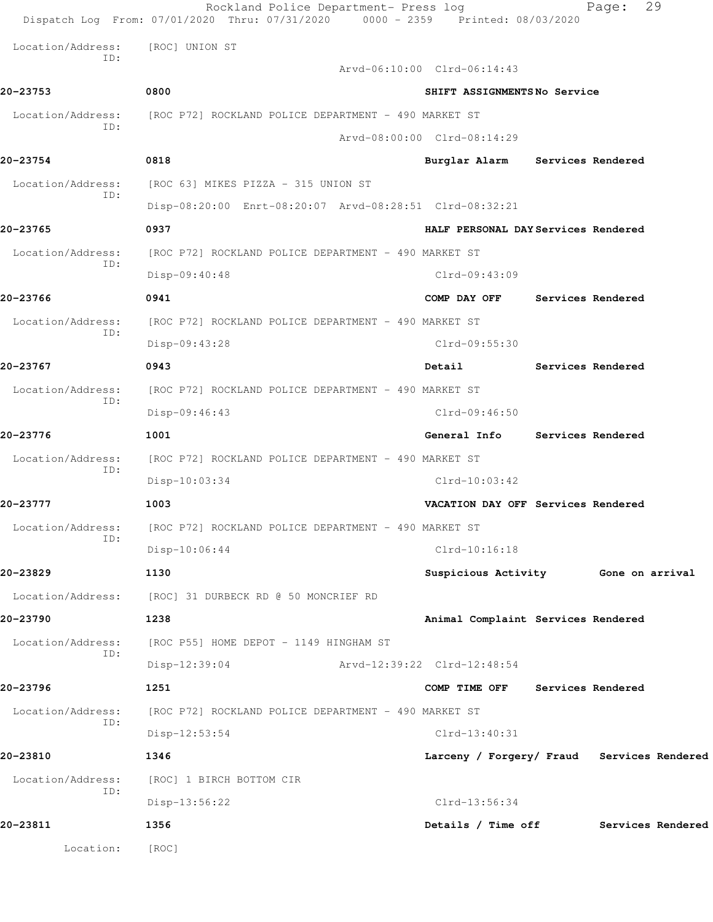Location/Address: [ROC] UNION ST
ID:
Arvd-06:10:00 Clrd-06:14:43

**20-23753** 0800 **SHIFT ASSIGNMENTS No Service**

Location/Address: [ROC P72] ROCKLAND POLICE DEPARTMENT - 490 MARKET ST
ID:
Arvd-08:00:00 Clrd-08:14:29

**20-23754** 0818 **Burglar Alarm Services Rendered**

Location/Address: [ROC 63] MIKES PIZZA - 315 UNION ST
ID:
Disp-08:20:00 Enrt-08:20:07 Arvd-08:28:51 Clrd-08:32:21

**20-23765** 0937 **HALF PERSONAL DAY Services Rendered**

Location/Address: [ROC P72] ROCKLAND POLICE DEPARTMENT - 490 MARKET ST
ID:
Disp-09:40:48 Clrd-09:43:09

**20-23766** 0941 **COMP DAY OFF Services Rendered**

Location/Address: [ROC P72] ROCKLAND POLICE DEPARTMENT - 490 MARKET ST
ID:
Disp-09:43:28 Clrd-09:55:30

**20-23767** 0943 **Detail Services Rendered**

Location/Address: [ROC P72] ROCKLAND POLICE DEPARTMENT - 490 MARKET ST
ID:
Disp-09:46:43 Clrd-09:46:50

**20-23776** 1001 **General Info Services Rendered**

Location/Address: [ROC P72] ROCKLAND POLICE DEPARTMENT - 490 MARKET ST
ID:
Disp-10:03:34 Clrd-10:03:42

**20-23777** 1003 **VACATION DAY OFF Services Rendered**

Location/Address: [ROC P72] ROCKLAND POLICE DEPARTMENT - 490 MARKET ST
ID:
Disp-10:06:44 Clrd-10:16:18

**20-23829** 1130 **Suspicious Activity Gone on arrival**

Location/Address: [ROC] 31 DURBECK RD @ 50 MONCRIEF RD

**20-23790** 1238 **Animal Complaint Services Rendered**

Location/Address: [ROC P55] HOME DEPOT - 1149 HINGHAM ST
ID:
Disp-12:39:04 Arvd-12:39:22 Clrd-12:48:54

**20-23796** 1251 **COMP TIME OFF Services Rendered**

Location/Address: [ROC P72] ROCKLAND POLICE DEPARTMENT - 490 MARKET ST
ID:
Disp-12:53:54 Clrd-13:40:31

**20-23810** 1346 **Larceny / Forgery/ Fraud Services Rendered**

Location/Address: [ROC] 1 BIRCH BOTTOM CIR
ID:
Disp-13:56:22 Clrd-13:56:34

**20-23811** 1356 **Details / Time off Services Rendered**

Location: [ROC]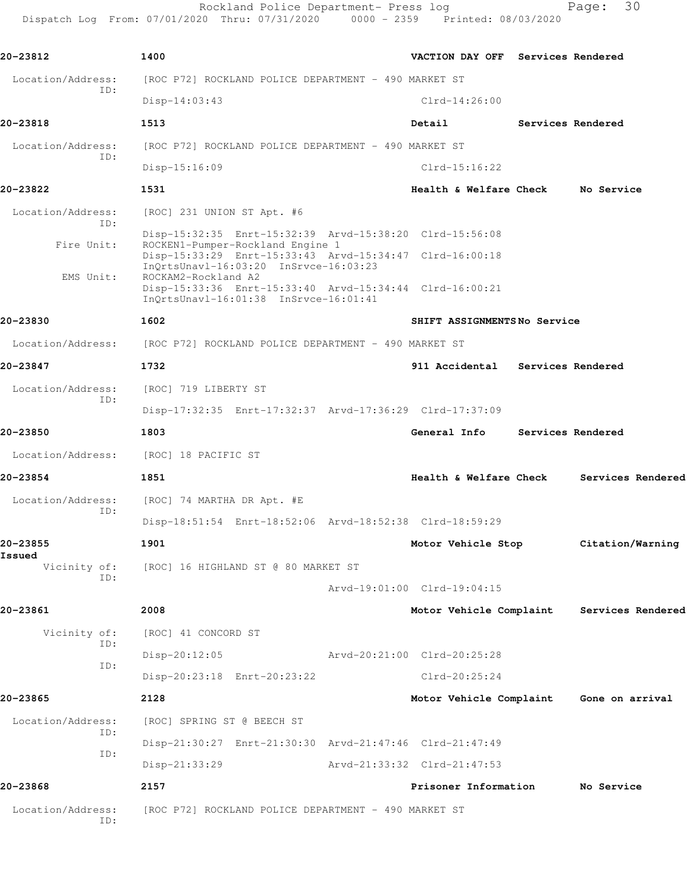**20-23812** 1400 VACTION DAY OFF Services Rendered

Location/Address: [ROC P72] ROCKLAND POLICE DEPARTMENT - 490 MARKET ST
ID:
Disp-14:03:43 Clrd-14:26:00

**20-23818** 1513 Detail Services Rendered

Location/Address: [ROC P72] ROCKLAND POLICE DEPARTMENT - 490 MARKET ST
ID:
Disp-15:16:09 Clrd-15:16:22

**20-23822** 1531 Health & Welfare Check No Service

Location/Address: [ROC] 231 UNION ST Apt. #6
ID:
Disp-15:32:35 Enrt-15:32:39 Arvd-15:38:20 Clrd-15:56:08
Fire Unit: ROCKEN1-Pumper-Rockland Engine 1
Disp-15:33:29 Enrt-15:33:43 Arvd-15:34:47 Clrd-16:00:18
InQrtsUnavl-16:03:20 InSrvce-16:03:23
EMS Unit: ROCKAM2-Rockland A2
Disp-15:33:36 Enrt-15:33:40 Arvd-15:34:44 Clrd-16:00:21
InQrtsUnavl-16:01:38 InSrvce-16:01:41

**20-23830** 1602 SHIFT ASSIGNMENTS No Service

Location/Address: [ROC P72] ROCKLAND POLICE DEPARTMENT - 490 MARKET ST

**20-23847** 1732 911 Accidental Services Rendered

Location/Address: [ROC] 719 LIBERTY ST
ID:
Disp-17:32:35 Enrt-17:32:37 Arvd-17:36:29 Clrd-17:37:09

**20-23850** 1803 General Info Services Rendered

Location/Address: [ROC] 18 PACIFIC ST

**20-23854** 1851 Health & Welfare Check Services Rendered

Location/Address: [ROC] 74 MARTHA DR Apt. #E
ID:
Disp-18:51:54 Enrt-18:52:06 Arvd-18:52:38 Clrd-18:59:29

**20-23855** 1901 Motor Vehicle Stop Citation/Warning Issued

Vicinity of: [ROC] 16 HIGHLAND ST @ 80 MARKET ST
ID:
Arvd-19:01:00 Clrd-19:04:15

**20-23861** 2008 Motor Vehicle Complaint Services Rendered

Vicinity of: [ROC] 41 CONCORD ST
ID:
Disp-20:12:05 Arvd-20:21:00 Clrd-20:25:28
ID:
Disp-20:23:18 Enrt-20:23:22 Clrd-20:25:24

**20-23865** 2128 Motor Vehicle Complaint Gone on arrival

Location/Address: [ROC] SPRING ST @ BEECH ST
ID:
Disp-21:30:27 Enrt-21:30:30 Arvd-21:47:46 Clrd-21:47:49
ID:
Disp-21:33:29 Arvd-21:33:32 Clrd-21:47:53

**20-23868** 2157 Prisoner Information No Service

Location/Address: [ROC P72] ROCKLAND POLICE DEPARTMENT - 490 MARKET ST
ID: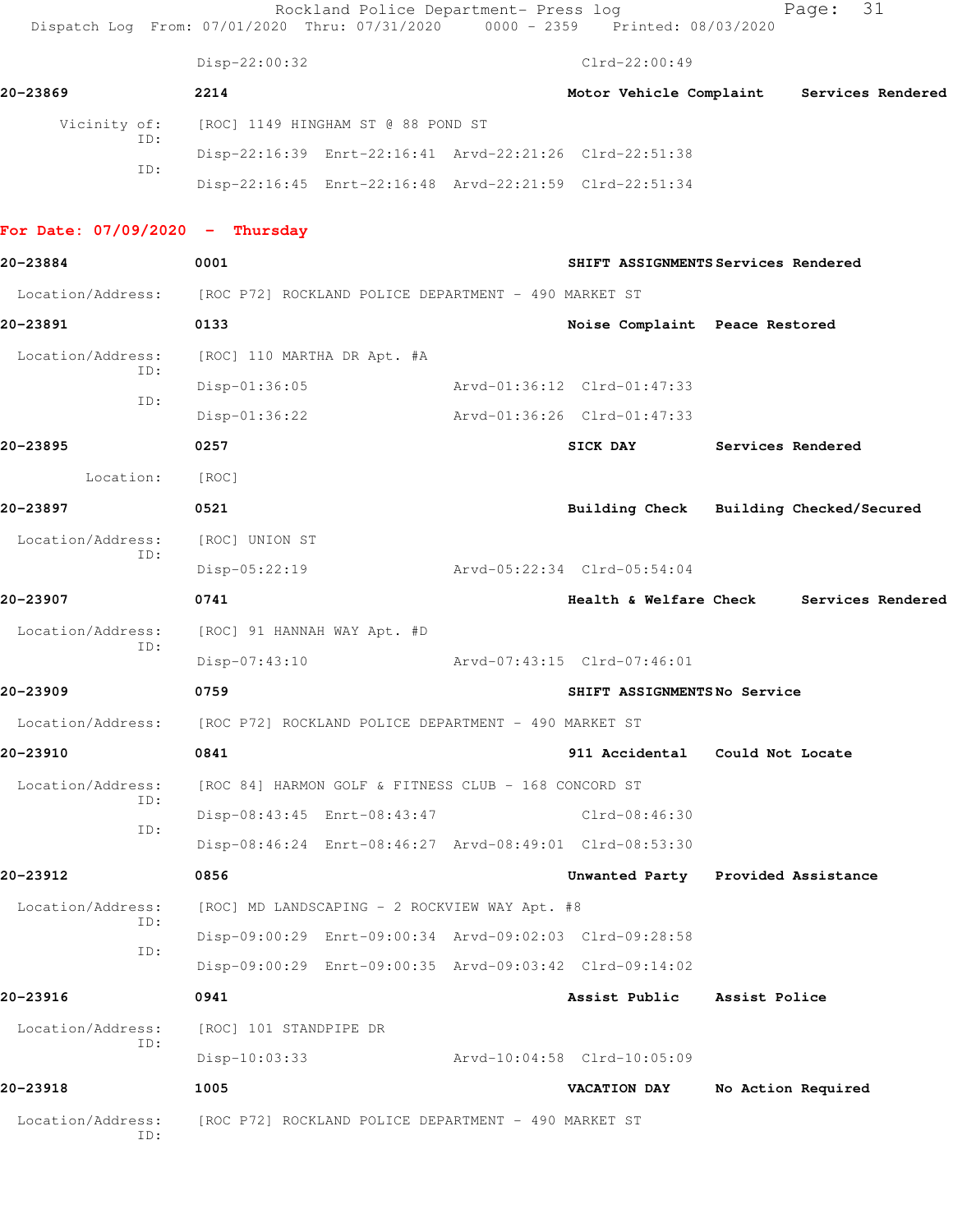Disp-22:00:32 Clrd-22:00:49

**20-23869** 2214 **Motor Vehicle Complaint** **Services Rendered**

Vicinity of: [ROC] 1149 HINGHAM ST @ 88 POND ST

ID: Disp-22:16:39 Enrt-22:16:41 Arvd-22:21:26 Clrd-22:51:38

ID: Disp-22:16:45 Enrt-22:16:48 Arvd-22:21:59 Clrd-22:51:34

## For Date: 07/09/2020 - Thursday

**20-23884** 0001 **SHIFT ASSIGNMENTS** **Services Rendered**

Location/Address: [ROC P72] ROCKLAND POLICE DEPARTMENT - 490 MARKET ST

**20-23891** 0133 **Noise Complaint** **Peace Restored**

Location/Address: [ROC] 110 MARTHA DR Apt. #A

ID: Disp-01:36:05 Arvd-01:36:12 Clrd-01:47:33

ID: Disp-01:36:22 Arvd-01:36:26 Clrd-01:47:33

**20-23895** 0257 **SICK DAY** **Services Rendered**

Location: [ROC]

**20-23897** 0521 **Building Check** **Building Checked/Secured**

Location/Address: [ROC] UNION ST

ID: Disp-05:22:19 Arvd-05:22:34 Clrd-05:54:04

**20-23907** 0741 **Health & Welfare Check** **Services Rendered**

Location/Address: [ROC] 91 HANNAH WAY Apt. #D

ID: Disp-07:43:10 Arvd-07:43:15 Clrd-07:46:01

**20-23909** 0759 **SHIFT ASSIGNMENTS** **No Service**

Location/Address: [ROC P72] ROCKLAND POLICE DEPARTMENT - 490 MARKET ST

**20-23910** 0841 **911 Accidental** **Could Not Locate**

Location/Address: [ROC 84] HARMON GOLF & FITNESS CLUB - 168 CONCORD ST

ID: Disp-08:43:45 Enrt-08:43:47 Clrd-08:46:30

ID: Disp-08:46:24 Enrt-08:46:27 Arvd-08:49:01 Clrd-08:53:30

**20-23912** 0856 **Unwanted Party** **Provided Assistance**

Location/Address: [ROC] MD LANDSCAPING - 2 ROCKVIEW WAY Apt. #8

ID: Disp-09:00:29 Enrt-09:00:34 Arvd-09:02:03 Clrd-09:28:58

ID: Disp-09:00:29 Enrt-09:00:35 Arvd-09:03:42 Clrd-09:14:02

**20-23916** 0941 **Assist Public** **Assist Police**

Location/Address: [ROC] 101 STANDPIPE DR

ID: Disp-10:03:33 Arvd-10:04:58 Clrd-10:05:09

**20-23918** 1005 **VACATION DAY** **No Action Required**

Location/Address: [ROC P72] ROCKLAND POLICE DEPARTMENT - 490 MARKET ST

ID: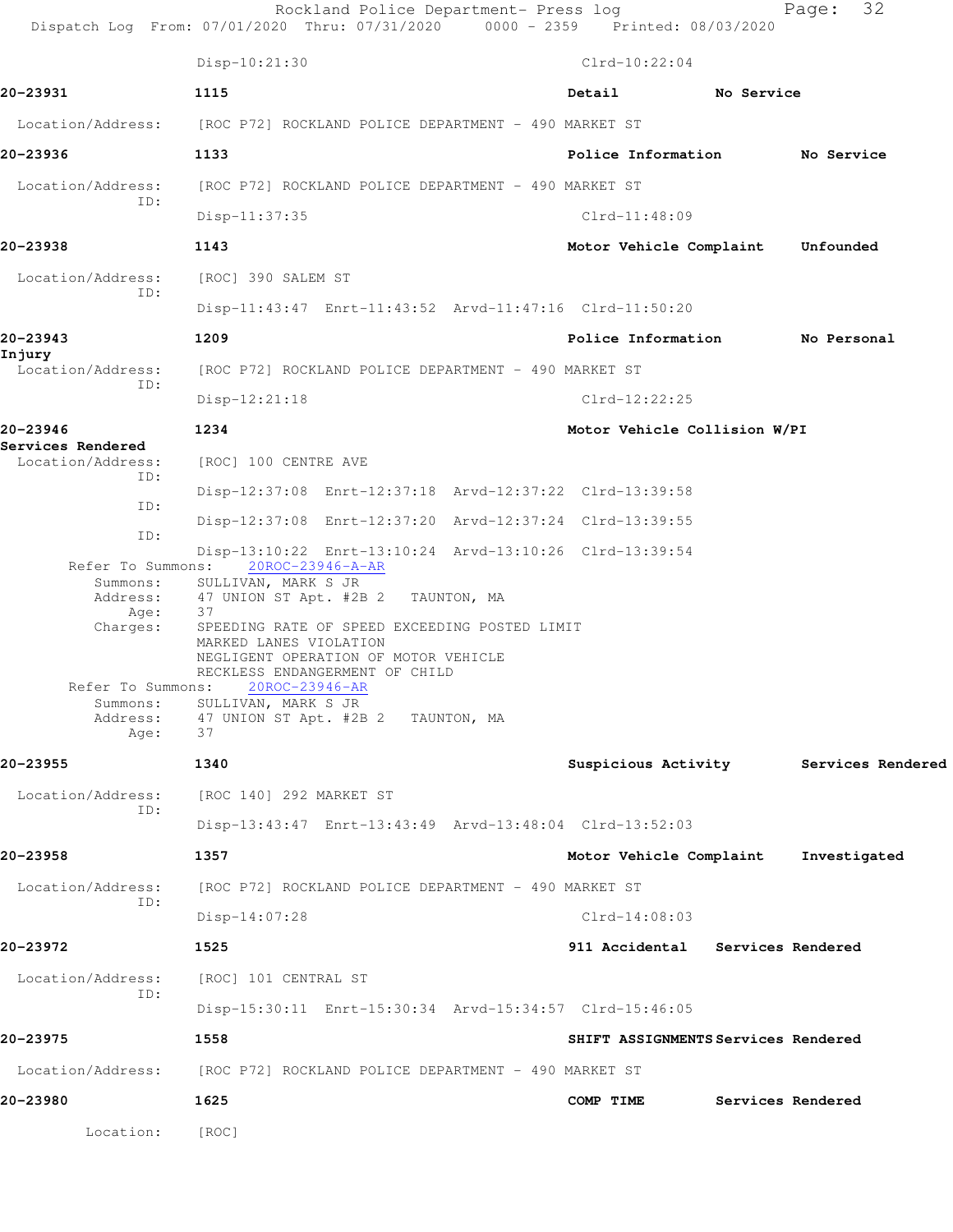Disp-10:21:30 Clrd-10:22:04

**20-23931** 1115 Detail No Service

Location/Address: [ROC P72] ROCKLAND POLICE DEPARTMENT - 490 MARKET ST

**20-23936** 1133 Police Information No Service

Location/Address: [ROC P72] ROCKLAND POLICE DEPARTMENT - 490 MARKET ST
ID:
Disp-11:37:35 Clrd-11:48:09

**20-23938** 1143 Motor Vehicle Complaint Unfounded

Location/Address: [ROC] 390 SALEM ST
ID:
Disp-11:43:47 Enrt-11:43:52 Arvd-11:47:16 Clrd-11:50:20

**20-23943** 1209 Police Information No Personal Injury

Location/Address: [ROC P72] ROCKLAND POLICE DEPARTMENT - 490 MARKET ST
ID:
Disp-12:21:18 Clrd-12:22:25

**20-23946** 1234 Motor Vehicle Collision W/PI Services Rendered

Location/Address: [ROC] 100 CENTRE AVE
ID:
Disp-12:37:08 Enrt-12:37:18 Arvd-12:37:22 Clrd-13:39:58
ID:
Disp-12:37:08 Enrt-12:37:20 Arvd-12:37:24 Clrd-13:39:55
ID:
Disp-13:10:22 Enrt-13:10:24 Arvd-13:10:26 Clrd-13:39:54

Refer To Summons: 20ROC-23946-A-AR
Summons: SULLIVAN, MARK S JR
Address: 47 UNION ST Apt. #2B 2 TAUNTON, MA
Age: 37
Charges: SPEEDING RATE OF SPEED EXCEEDING POSTED LIMIT
MARKED LANES VIOLATION
NEGLIGENT OPERATION OF MOTOR VEHICLE
RECKLESS ENDANGERMENT OF CHILD

Refer To Summons: 20ROC-23946-AR
Summons: SULLIVAN, MARK S JR
Address: 47 UNION ST Apt. #2B 2 TAUNTON, MA
Age: 37

**20-23955** 1340 Suspicious Activity Services Rendered

Location/Address: [ROC 140] 292 MARKET ST
ID:
Disp-13:43:47 Enrt-13:43:49 Arvd-13:48:04 Clrd-13:52:03

**20-23958** 1357 Motor Vehicle Complaint Investigated

Location/Address: [ROC P72] ROCKLAND POLICE DEPARTMENT - 490 MARKET ST
ID:
Disp-14:07:28 Clrd-14:08:03

**20-23972** 1525 911 Accidental Services Rendered

Location/Address: [ROC] 101 CENTRAL ST
ID:
Disp-15:30:11 Enrt-15:30:34 Arvd-15:34:57 Clrd-15:46:05

**20-23975** 1558 SHIFT ASSIGNMENTS Services Rendered

Location/Address: [ROC P72] ROCKLAND POLICE DEPARTMENT - 490 MARKET ST

**20-23980** 1625 COMP TIME Services Rendered

Location: [ROC]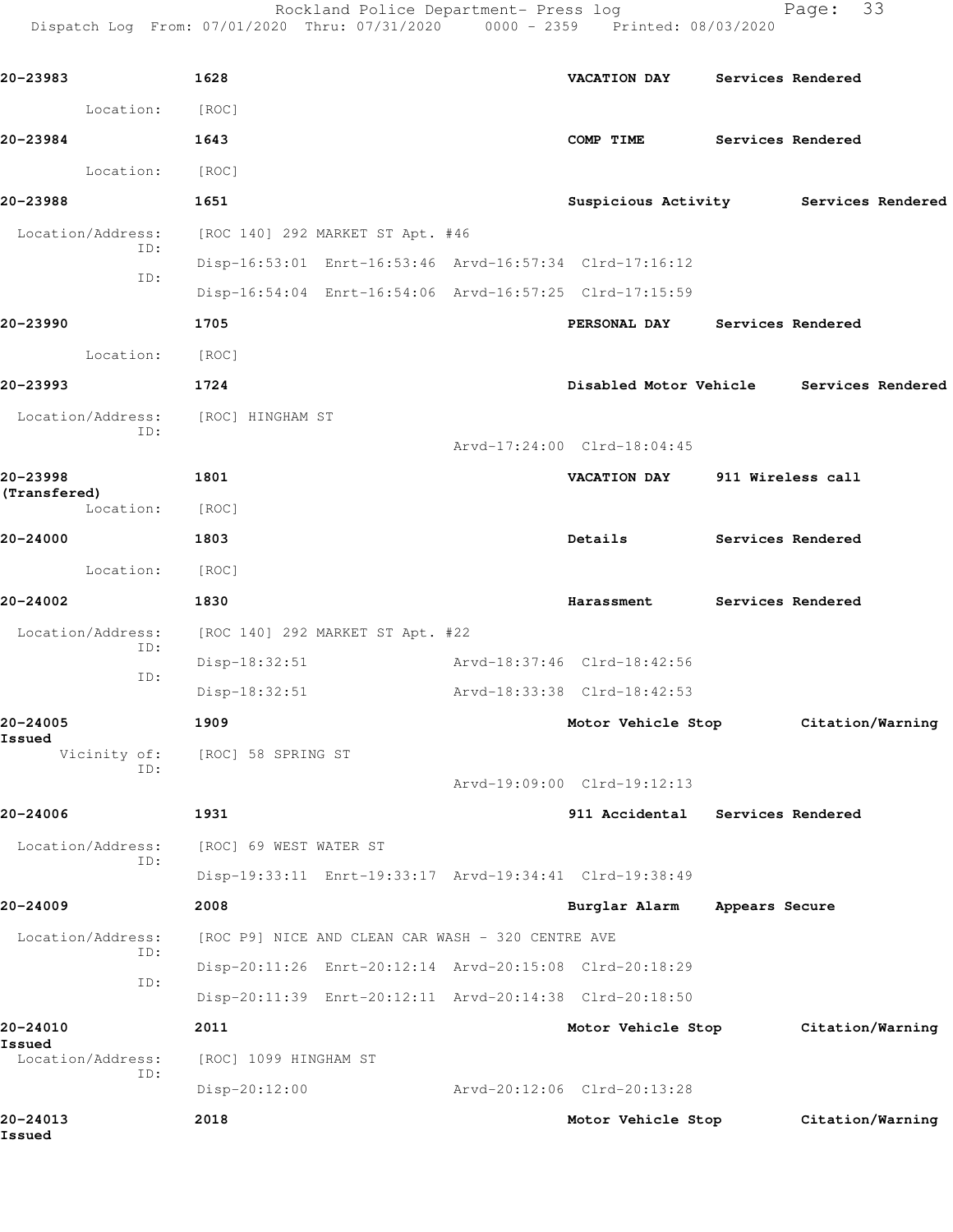**20-23983** **1628** **VACATION DAY** **Services Rendered**

Location: [ROC]

**20-23984** **1643** **COMP TIME** **Services Rendered**

Location: [ROC]

**20-23988** **1651** **Suspicious Activity** **Services Rendered**

Location/Address: [ROC 140] 292 MARKET ST Apt. #46

ID: Disp-16:53:01 Enrt-16:53:46 Arvd-16:57:34 Clrd-17:16:12

ID: Disp-16:54:04 Enrt-16:54:06 Arvd-16:57:25 Clrd-17:15:59

**20-23990** **1705** **PERSONAL DAY** **Services Rendered**

Location: [ROC]

**20-23993** **1724** **Disabled Motor Vehicle** **Services Rendered**

Location/Address: [ROC] HINGHAM ST

ID: Arvd-17:24:00 Clrd-18:04:45

**20-23998 (Transfered)** **1801** **VACATION DAY** **911 Wireless call**

Location: [ROC]

**20-24000** **1803** **Details** **Services Rendered**

Location: [ROC]

**20-24002** **1830** **Harassment** **Services Rendered**

Location/Address: [ROC 140] 292 MARKET ST Apt. #22

ID: Disp-18:32:51 Arvd-18:37:46 Clrd-18:42:56

ID: Disp-18:32:51 Arvd-18:33:38 Clrd-18:42:53

**20-24005** **1909** **Motor Vehicle Stop** **Citation/Warning Issued**

Vicinity of: [ROC] 58 SPRING ST

ID: Arvd-19:09:00 Clrd-19:12:13

**20-24006** **1931** **911 Accidental** **Services Rendered**

Location/Address: [ROC] 69 WEST WATER ST

ID: Disp-19:33:11 Enrt-19:33:17 Arvd-19:34:41 Clrd-19:38:49

**20-24009** **2008** **Burglar Alarm** **Appears Secure**

Location/Address: [ROC P9] NICE AND CLEAN CAR WASH - 320 CENTRE AVE

ID: Disp-20:11:26 Enrt-20:12:14 Arvd-20:15:08 Clrd-20:18:29

ID: Disp-20:11:39 Enrt-20:12:11 Arvd-20:14:38 Clrd-20:18:50

**20-24010** **2011** **Motor Vehicle Stop** **Citation/Warning Issued**

Location/Address: [ROC] 1099 HINGHAM ST

ID: Disp-20:12:00 Arvd-20:12:06 Clrd-20:13:28

**20-24013** **2018** **Motor Vehicle Stop** **Citation/Warning Issued**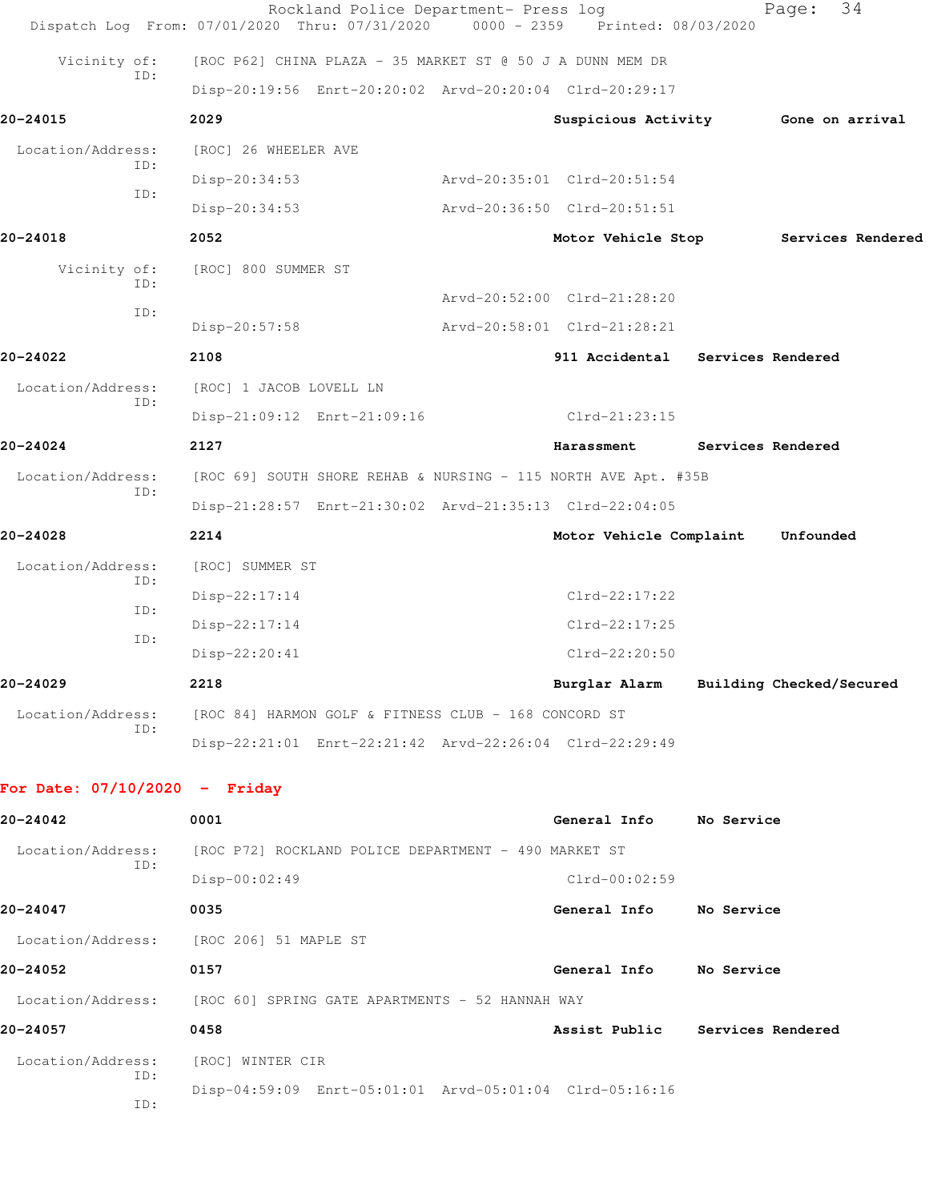Vicinity of: [ROC P62] CHINA PLAZA - 35 MARKET ST @ 50 J A DUNN MEM DR
ID:
Disp-20:19:56 Enrt-20:20:02 Arvd-20:20:04 Clrd-20:29:17

**20-24015** **2029** **Suspicious Activity** **Gone on arrival**

Location/Address: [ROC] 26 WHEELER AVE
ID:
Disp-20:34:53 Arvd-20:35:01 Clrd-20:51:54
ID:
Disp-20:34:53 Arvd-20:36:50 Clrd-20:51:51

**20-24018** **2052** **Motor Vehicle Stop** **Services Rendered**

Vicinity of: [ROC] 800 SUMMER ST
ID:
Arvd-20:52:00 Clrd-21:28:20
ID:
Disp-20:57:58 Arvd-20:58:01 Clrd-21:28:21

**20-24022** **2108** **911 Accidental** **Services Rendered**

Location/Address: [ROC] 1 JACOB LOVELL LN
ID:
Disp-21:09:12 Enrt-21:09:16 Clrd-21:23:15

**20-24024** **2127** **Harassment** **Services Rendered**

Location/Address: [ROC 69] SOUTH SHORE REHAB & NURSING - 115 NORTH AVE Apt. #35B
ID:
Disp-21:28:57 Enrt-21:30:02 Arvd-21:35:13 Clrd-22:04:05

**20-24028** **2214** **Motor Vehicle Complaint** **Unfounded**

Location/Address: [ROC] SUMMER ST
ID:
Disp-22:17:14 Clrd-22:17:22
ID:
Disp-22:17:14 Clrd-22:17:25
ID:
Disp-22:20:41 Clrd-22:20:50

**20-24029** **2218** **Burglar Alarm** **Building Checked/Secured**

Location/Address: [ROC 84] HARMON GOLF & FITNESS CLUB - 168 CONCORD ST
ID:
Disp-22:21:01 Enrt-22:21:42 Arvd-22:26:04 Clrd-22:29:49

## For Date: 07/10/2020 - Friday

**20-24042** **0001** **General Info** **No Service**

Location/Address: [ROC P72] ROCKLAND POLICE DEPARTMENT - 490 MARKET ST
ID:
Disp-00:02:49 Clrd-00:02:59

**20-24047** **0035** **General Info** **No Service**

Location/Address: [ROC 206] 51 MAPLE ST

**20-24052** **0157** **General Info** **No Service**

Location/Address: [ROC 60] SPRING GATE APARTMENTS - 52 HANNAH WAY

**20-24057** **0458** **Assist Public** **Services Rendered**

Location/Address: [ROC] WINTER CIR
ID:
Disp-04:59:09 Enrt-05:01:01 Arvd-05:01:04 Clrd-05:16:16
ID: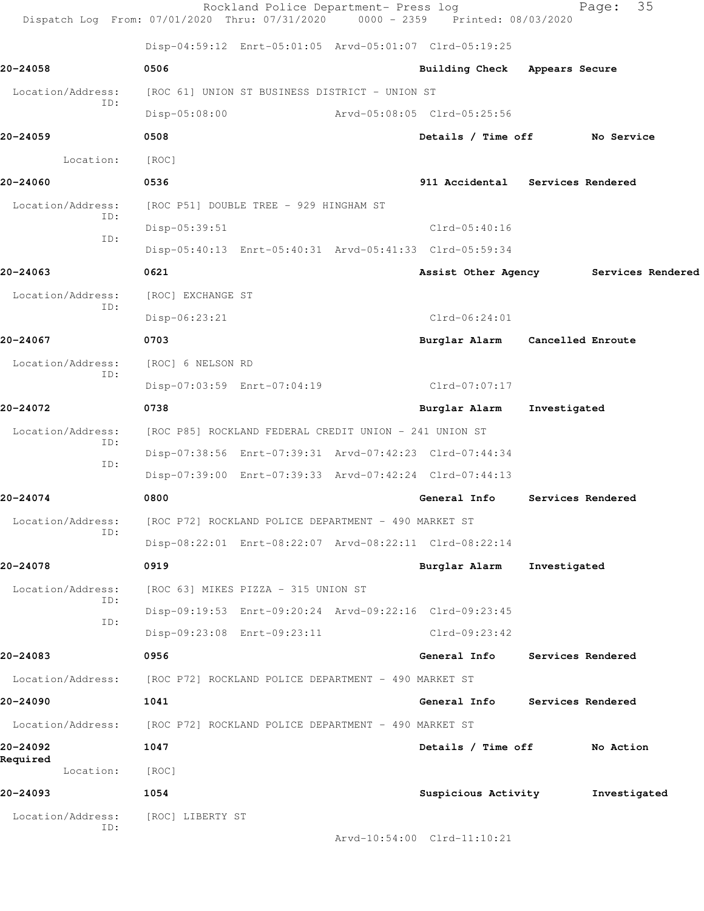Disp-04:59:12 Enrt-05:01:05 Arvd-05:01:07 Clrd-05:19:25

**20-24058** 0506 **Building Check** **Appears Secure**

Location/Address: [ROC 61] UNION ST BUSINESS DISTRICT - UNION ST
ID:
Disp-05:08:00 Arvd-05:08:05 Clrd-05:25:56

**20-24059** 0508 **Details / Time off** **No Service**

Location: [ROC]

**20-24060** 0536 **911 Accidental** **Services Rendered**

Location/Address: [ROC P51] DOUBLE TREE - 929 HINGHAM ST
ID:
Disp-05:39:51 Clrd-05:40:16
ID:
Disp-05:40:13 Enrt-05:40:31 Arvd-05:41:33 Clrd-05:59:34

**20-24063** 0621 **Assist Other Agency** **Services Rendered**

Location/Address: [ROC] EXCHANGE ST
ID:
Disp-06:23:21 Clrd-06:24:01

**20-24067** 0703 **Burglar Alarm** **Cancelled Enroute**

Location/Address: [ROC] 6 NELSON RD
ID:
Disp-07:03:59 Enrt-07:04:19 Clrd-07:07:17

**20-24072** 0738 **Burglar Alarm** **Investigated**

Location/Address: [ROC P85] ROCKLAND FEDERAL CREDIT UNION - 241 UNION ST
ID:
Disp-07:38:56 Enrt-07:39:31 Arvd-07:42:23 Clrd-07:44:34
ID:
Disp-07:39:00 Enrt-07:39:33 Arvd-07:42:24 Clrd-07:44:13

**20-24074** 0800 **General Info** **Services Rendered**

Location/Address: [ROC P72] ROCKLAND POLICE DEPARTMENT - 490 MARKET ST
ID:
Disp-08:22:01 Enrt-08:22:07 Arvd-08:22:11 Clrd-08:22:14

**20-24078** 0919 **Burglar Alarm** **Investigated**

Location/Address: [ROC 63] MIKES PIZZA - 315 UNION ST
ID:
Disp-09:19:53 Enrt-09:20:24 Arvd-09:22:16 Clrd-09:23:45
ID:
Disp-09:23:08 Enrt-09:23:11 Clrd-09:23:42

**20-24083** 0956 **General Info** **Services Rendered**

Location/Address: [ROC P72] ROCKLAND POLICE DEPARTMENT - 490 MARKET ST

**20-24090** 1041 **General Info** **Services Rendered**

Location/Address: [ROC P72] ROCKLAND POLICE DEPARTMENT - 490 MARKET ST

**20-24092** 1047 **Details / Time off** **No Action Required**

Location: [ROC]

**20-24093** 1054 **Suspicious Activity** **Investigated**

Location/Address: [ROC] LIBERTY ST
ID:
Arvd-10:54:00 Clrd-11:10:21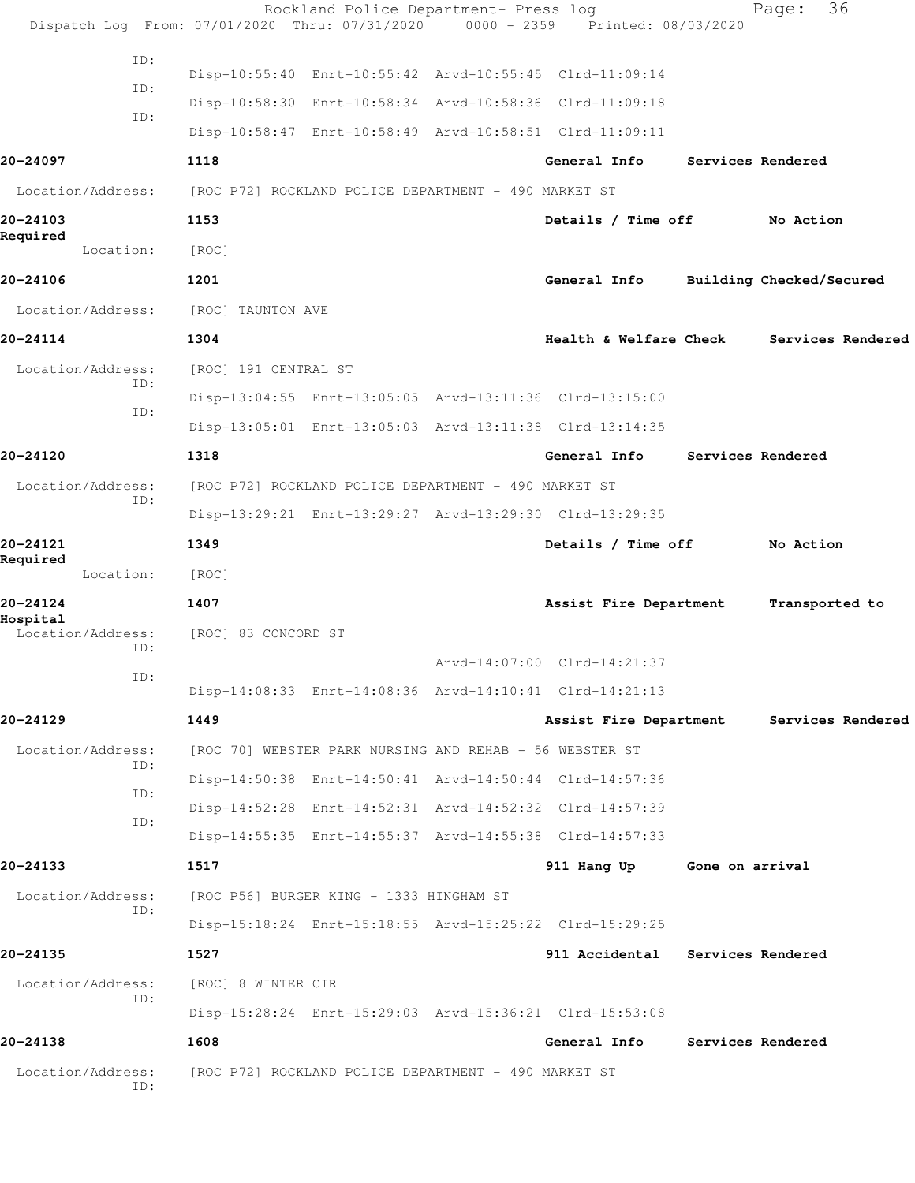ID:
Disp-10:55:40 Enrt-10:55:42 Arvd-10:55:45 Clrd-11:09:14

ID:
Disp-10:58:30 Enrt-10:58:34 Arvd-10:58:36 Clrd-11:09:18

ID:
Disp-10:58:47 Enrt-10:58:49 Arvd-10:58:51 Clrd-11:09:11

**20-24097** **1118** **General Info** **Services Rendered**

Location/Address: [ROC P72] ROCKLAND POLICE DEPARTMENT - 490 MARKET ST

**20-24103** **1153** **Details / Time off** **No Action Required**

Location: [ROC]

**20-24106** **1201** **General Info** **Building Checked/Secured**

Location/Address: [ROC] TAUNTON AVE

**20-24114** **1304** **Health & Welfare Check** **Services Rendered**

Location/Address: [ROC] 191 CENTRAL ST

ID:
Disp-13:04:55 Enrt-13:05:05 Arvd-13:11:36 Clrd-13:15:00

ID:
Disp-13:05:01 Enrt-13:05:03 Arvd-13:11:38 Clrd-13:14:35

**20-24120** **1318** **General Info** **Services Rendered**

Location/Address: [ROC P72] ROCKLAND POLICE DEPARTMENT - 490 MARKET ST

ID:
Disp-13:29:21 Enrt-13:29:27 Arvd-13:29:30 Clrd-13:29:35

**20-24121** **1349** **Details / Time off** **No Action Required**

Location: [ROC]

**20-24124** **1407** **Assist Fire Department** **Transported to Hospital**

Location/Address: [ROC] 83 CONCORD ST

ID:
Arvd-14:07:00 Clrd-14:21:37

ID:
Disp-14:08:33 Enrt-14:08:36 Arvd-14:10:41 Clrd-14:21:13

**20-24129** **1449** **Assist Fire Department** **Services Rendered**

Location/Address: [ROC 70] WEBSTER PARK NURSING AND REHAB - 56 WEBSTER ST

ID:
Disp-14:50:38 Enrt-14:50:41 Arvd-14:50:44 Clrd-14:57:36

ID:
Disp-14:52:28 Enrt-14:52:31 Arvd-14:52:32 Clrd-14:57:39

ID:
Disp-14:55:35 Enrt-14:55:37 Arvd-14:55:38 Clrd-14:57:33

**20-24133** **1517** **911 Hang Up** **Gone on arrival**

Location/Address: [ROC P56] BURGER KING - 1333 HINGHAM ST

ID:
Disp-15:18:24 Enrt-15:18:55 Arvd-15:25:22 Clrd-15:29:25

**20-24135** **1527** **911 Accidental** **Services Rendered**

Location/Address: [ROC] 8 WINTER CIR

ID:
Disp-15:28:24 Enrt-15:29:03 Arvd-15:36:21 Clrd-15:53:08

**20-24138** **1608** **General Info** **Services Rendered**

Location/Address: [ROC P72] ROCKLAND POLICE DEPARTMENT - 490 MARKET ST

ID: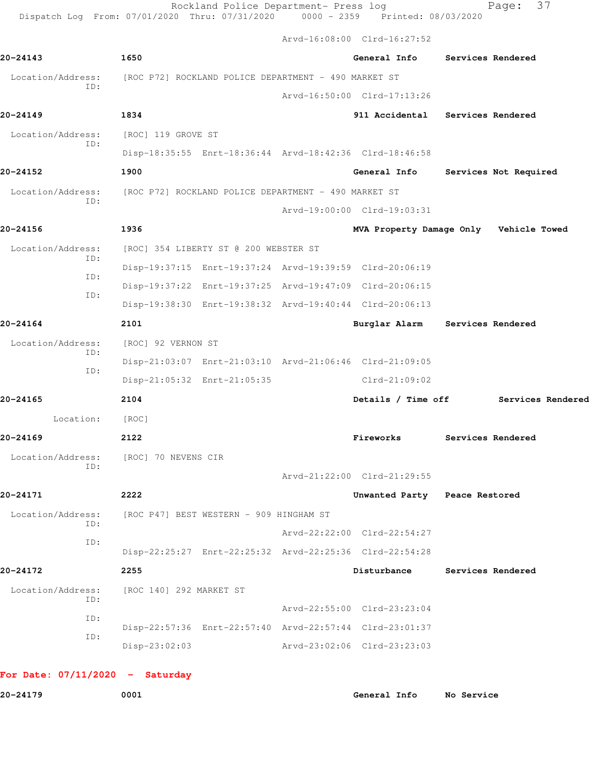Arvd-16:08:00 Clrd-16:27:52

**20-24143** **1650** **General Info** **Services Rendered**

Location/Address: [ROC P72] ROCKLAND POLICE DEPARTMENT - 490 MARKET ST
ID:
Arvd-16:50:00 Clrd-17:13:26

**20-24149** **1834** **911 Accidental** **Services Rendered**

Location/Address: [ROC] 119 GROVE ST
ID:
Disp-18:35:55 Enrt-18:36:44 Arvd-18:42:36 Clrd-18:46:58

**20-24152** **1900** **General Info** **Services Not Required**

Location/Address: [ROC P72] ROCKLAND POLICE DEPARTMENT - 490 MARKET ST
ID:
Arvd-19:00:00 Clrd-19:03:31

**20-24156** **1936** **MVA Property Damage Only** **Vehicle Towed**

Location/Address: [ROC] 354 LIBERTY ST @ 200 WEBSTER ST
ID:
Disp-19:37:15 Enrt-19:37:24 Arvd-19:39:59 Clrd-20:06:19
ID:
Disp-19:37:22 Enrt-19:37:25 Arvd-19:47:09 Clrd-20:06:15
ID:
Disp-19:38:30 Enrt-19:38:32 Arvd-19:40:44 Clrd-20:06:13

**20-24164** **2101** **Burglar Alarm** **Services Rendered**

Location/Address: [ROC] 92 VERNON ST
ID:
Disp-21:03:07 Enrt-21:03:10 Arvd-21:06:46 Clrd-21:09:05
ID:
Disp-21:05:32 Enrt-21:05:35 Clrd-21:09:02

**20-24165** **2104** **Details / Time off** **Services Rendered**

Location: [ROC]

**20-24169** **2122** **Fireworks** **Services Rendered**

Location/Address: [ROC] 70 NEVENS CIR
ID:
Arvd-21:22:00 Clrd-21:29:55

**20-24171** **2222** **Unwanted Party** **Peace Restored**

Location/Address: [ROC P47] BEST WESTERN - 909 HINGHAM ST
ID:
Arvd-22:22:00 Clrd-22:54:27
ID:
Disp-22:25:27 Enrt-22:25:32 Arvd-22:25:36 Clrd-22:54:28

**20-24172** **2255** **Disturbance** **Services Rendered**

Location/Address: [ROC 140] 292 MARKET ST
ID:
Arvd-22:55:00 Clrd-23:23:04
ID:
Disp-22:57:36 Enrt-22:57:40 Arvd-22:57:44 Clrd-23:01:37
ID:
Disp-23:02:03 Arvd-23:02:06 Clrd-23:23:03

**For Date: 07/11/2020 - Saturday**

**20-24179** **0001** **General Info** **No Service**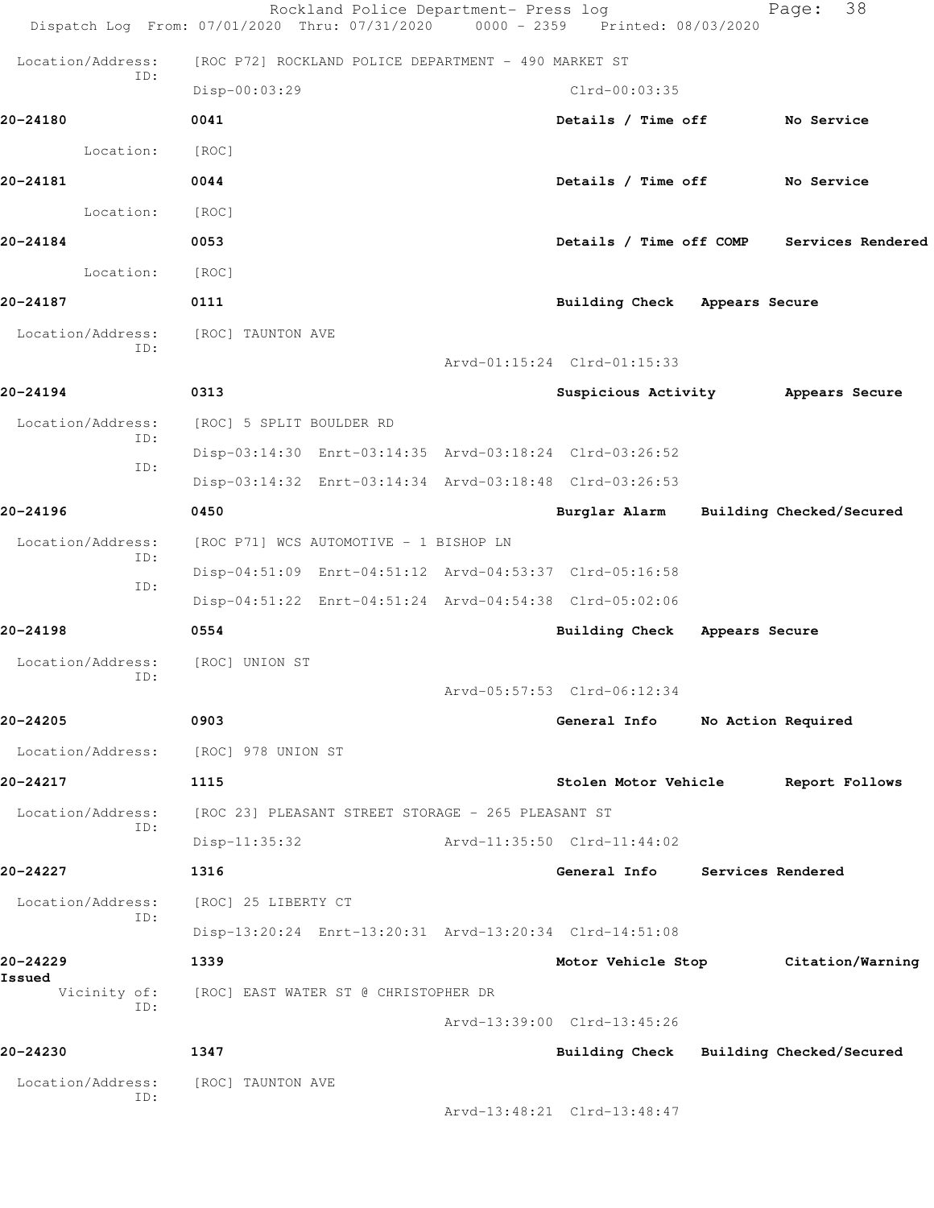Location/Address: [ROC P72] ROCKLAND POLICE DEPARTMENT - 490 MARKET ST
ID:
Disp-00:03:29 Clrd-00:03:35

**20-24180** 0041 Details / Time off No Service

Location: [ROC]

**20-24181** 0044 Details / Time off No Service

Location: [ROC]

**20-24184** 0053 Details / Time off COMP Services Rendered

Location: [ROC]

**20-24187** 0111 Building Check Appears Secure

Location/Address: [ROC] TAUNTON AVE
ID:
Arvd-01:15:24 Clrd-01:15:33

**20-24194** 0313 Suspicious Activity Appears Secure

Location/Address: [ROC] 5 SPLIT BOULDER RD
ID:
Disp-03:14:30 Enrt-03:14:35 Arvd-03:18:24 Clrd-03:26:52
ID:
Disp-03:14:32 Enrt-03:14:34 Arvd-03:18:48 Clrd-03:26:53

**20-24196** 0450 Burglar Alarm Building Checked/Secured

Location/Address: [ROC P71] WCS AUTOMOTIVE - 1 BISHOP LN
ID:
Disp-04:51:09 Enrt-04:51:12 Arvd-04:53:37 Clrd-05:16:58
ID:
Disp-04:51:22 Enrt-04:51:24 Arvd-04:54:38 Clrd-05:02:06

**20-24198** 0554 Building Check Appears Secure

Location/Address: [ROC] UNION ST
ID:
Arvd-05:57:53 Clrd-06:12:34

**20-24205** 0903 General Info No Action Required

Location/Address: [ROC] 978 UNION ST

**20-24217** 1115 Stolen Motor Vehicle Report Follows

Location/Address: [ROC 23] PLEASANT STREET STORAGE - 265 PLEASANT ST
ID:
Disp-11:35:32 Arvd-11:35:50 Clrd-11:44:02

**20-24227** 1316 General Info Services Rendered

Location/Address: [ROC] 25 LIBERTY CT
ID:
Disp-13:20:24 Enrt-13:20:31 Arvd-13:20:34 Clrd-14:51:08

**20-24229** 1339 Motor Vehicle Stop Citation/Warning Issued

Vicinity of: [ROC] EAST WATER ST @ CHRISTOPHER DR
ID:
Arvd-13:39:00 Clrd-13:45:26

**20-24230** 1347 Building Check Building Checked/Secured

Location/Address: [ROC] TAUNTON AVE
ID:
Arvd-13:48:21 Clrd-13:48:47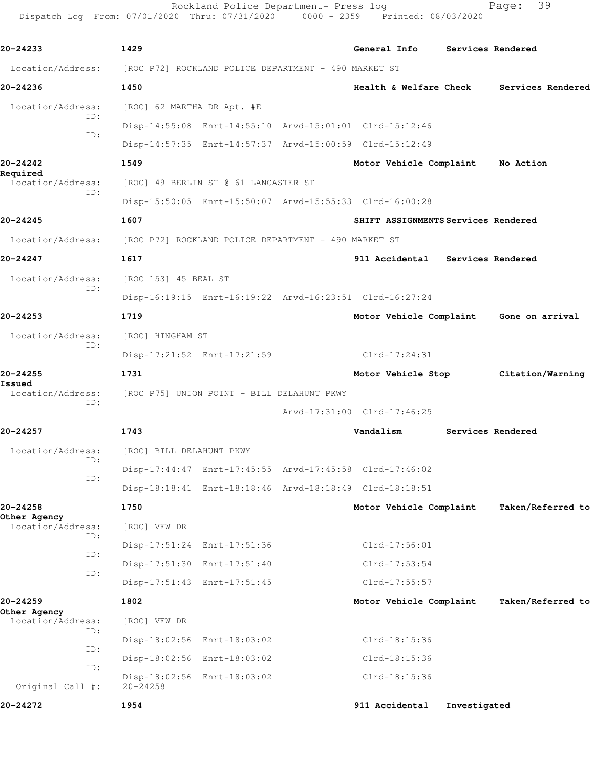| Call # | Time | Call Reason | Action |
|---|---|---|---|
| **20-24233** | **1429** | **General Info** | **Services Rendered** |

Location/Address: [ROC P72] ROCKLAND POLICE DEPARTMENT - 490 MARKET ST

**20-24236** **1450** **Health & Welfare Check** **Services Rendered**

Location/Address: [ROC] 62 MARTHA DR Apt. #E
ID: Disp-14:55:08 Enrt-14:55:10 Arvd-15:01:01 Clrd-15:12:46
ID: Disp-14:57:35 Enrt-14:57:37 Arvd-15:00:59 Clrd-15:12:49

**20-24242** **1549** **Motor Vehicle Complaint** **No Action Required**

Location/Address: [ROC] 49 BERLIN ST @ 61 LANCASTER ST
ID: Disp-15:50:05 Enrt-15:50:07 Arvd-15:55:33 Clrd-16:00:28

**20-24245** **1607** **SHIFT ASSIGNMENTS** **Services Rendered**

Location/Address: [ROC P72] ROCKLAND POLICE DEPARTMENT - 490 MARKET ST

**20-24247** **1617** **911 Accidental** **Services Rendered**

Location/Address: [ROC 153] 45 BEAL ST
ID: Disp-16:19:15 Enrt-16:19:22 Arvd-16:23:51 Clrd-16:27:24

**20-24253** **1719** **Motor Vehicle Complaint** **Gone on arrival**

Location/Address: [ROC] HINGHAM ST
ID: Disp-17:21:52 Enrt-17:21:59 Clrd-17:24:31

**20-24255** **1731** **Motor Vehicle Stop** **Citation/Warning Issued**

Location/Address: [ROC P75] UNION POINT - BILL DELAHUNT PKWY
ID: Arvd-17:31:00 Clrd-17:46:25

**20-24257** **1743** **Vandalism** **Services Rendered**

Location/Address: [ROC] BILL DELAHUNT PKWY
ID: Disp-17:44:47 Enrt-17:45:55 Arvd-17:45:58 Clrd-17:46:02
ID: Disp-18:18:41 Enrt-18:18:46 Arvd-18:18:49 Clrd-18:18:51

**20-24258** **1750** **Motor Vehicle Complaint** **Taken/Referred to Other Agency**

Location/Address: [ROC] VFW DR
ID: Disp-17:51:24 Enrt-17:51:36 Clrd-17:56:01
ID: Disp-17:51:30 Enrt-17:51:40 Clrd-17:53:54
ID: Disp-17:51:43 Enrt-17:51:45 Clrd-17:55:57

**20-24259** **1802** **Motor Vehicle Complaint** **Taken/Referred to Other Agency**

Location/Address: [ROC] VFW DR
ID: Disp-18:02:56 Enrt-18:03:02 Clrd-18:15:36
ID: Disp-18:02:56 Enrt-18:03:02 Clrd-18:15:36
ID: Disp-18:02:56 Enrt-18:03:02 Clrd-18:15:36
Original Call #: 20-24258

**20-24272** **1954** **911 Accidental** **Investigated**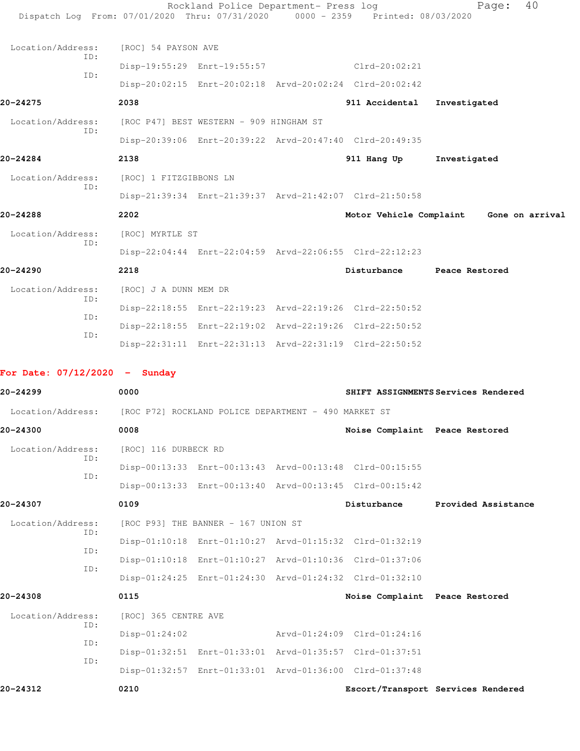Location/Address: [ROC] 54 PAYSON AVE

ID: Disp-19:55:29 Enrt-19:55:57 Clrd-20:02:21

ID: Disp-20:02:15 Enrt-20:02:18 Arvd-20:02:24 Clrd-20:02:42

**20-24275** 2038 **911 Accidental** **Investigated**

Location/Address: [ROC P47] BEST WESTERN - 909 HINGHAM ST

ID: Disp-20:39:06 Enrt-20:39:22 Arvd-20:47:40 Clrd-20:49:35

**20-24284** 2138 **911 Hang Up** **Investigated**

Location/Address: [ROC] 1 FITZGIBBONS LN

ID: Disp-21:39:34 Enrt-21:39:37 Arvd-21:42:07 Clrd-21:50:58

**20-24288** 2202 **Motor Vehicle Complaint** **Gone on arrival**

Location/Address: [ROC] MYRTLE ST

ID: Disp-22:04:44 Enrt-22:04:59 Arvd-22:06:55 Clrd-22:12:23

**20-24290** 2218 **Disturbance** **Peace Restored**

Location/Address: [ROC] J A DUNN MEM DR

ID: Disp-22:18:55 Enrt-22:19:23 Arvd-22:19:26 Clrd-22:50:52

ID: Disp-22:18:55 Enrt-22:19:02 Arvd-22:19:26 Clrd-22:50:52

ID: Disp-22:31:11 Enrt-22:31:13 Arvd-22:31:19 Clrd-22:50:52

## For Date: 07/12/2020 - Sunday

**20-24299** 0000 **SHIFT ASSIGNMENTS** **Services Rendered**

Location/Address: [ROC P72] ROCKLAND POLICE DEPARTMENT - 490 MARKET ST

**20-24300** 0008 **Noise Complaint** **Peace Restored**

Location/Address: [ROC] 116 DURBECK RD

ID: Disp-00:13:33 Enrt-00:13:43 Arvd-00:13:48 Clrd-00:15:55

ID: Disp-00:13:33 Enrt-00:13:40 Arvd-00:13:45 Clrd-00:15:42

**20-24307** 0109 **Disturbance** **Provided Assistance**

Location/Address: [ROC P93] THE BANNER - 167 UNION ST

ID: Disp-01:10:18 Enrt-01:10:27 Arvd-01:15:32 Clrd-01:32:19

ID: Disp-01:10:18 Enrt-01:10:27 Arvd-01:10:36 Clrd-01:37:06

ID: Disp-01:24:25 Enrt-01:24:30 Arvd-01:24:32 Clrd-01:32:10

**20-24308** 0115 **Noise Complaint** **Peace Restored**

Location/Address: [ROC] 365 CENTRE AVE

ID: Disp-01:24:02 Arvd-01:24:09 Clrd-01:24:16

ID: Disp-01:32:51 Enrt-01:33:01 Arvd-01:35:57 Clrd-01:37:51

ID: Disp-01:32:57 Enrt-01:33:01 Arvd-01:36:00 Clrd-01:37:48

**20-24312** 0210 **Escort/Transport** **Services Rendered**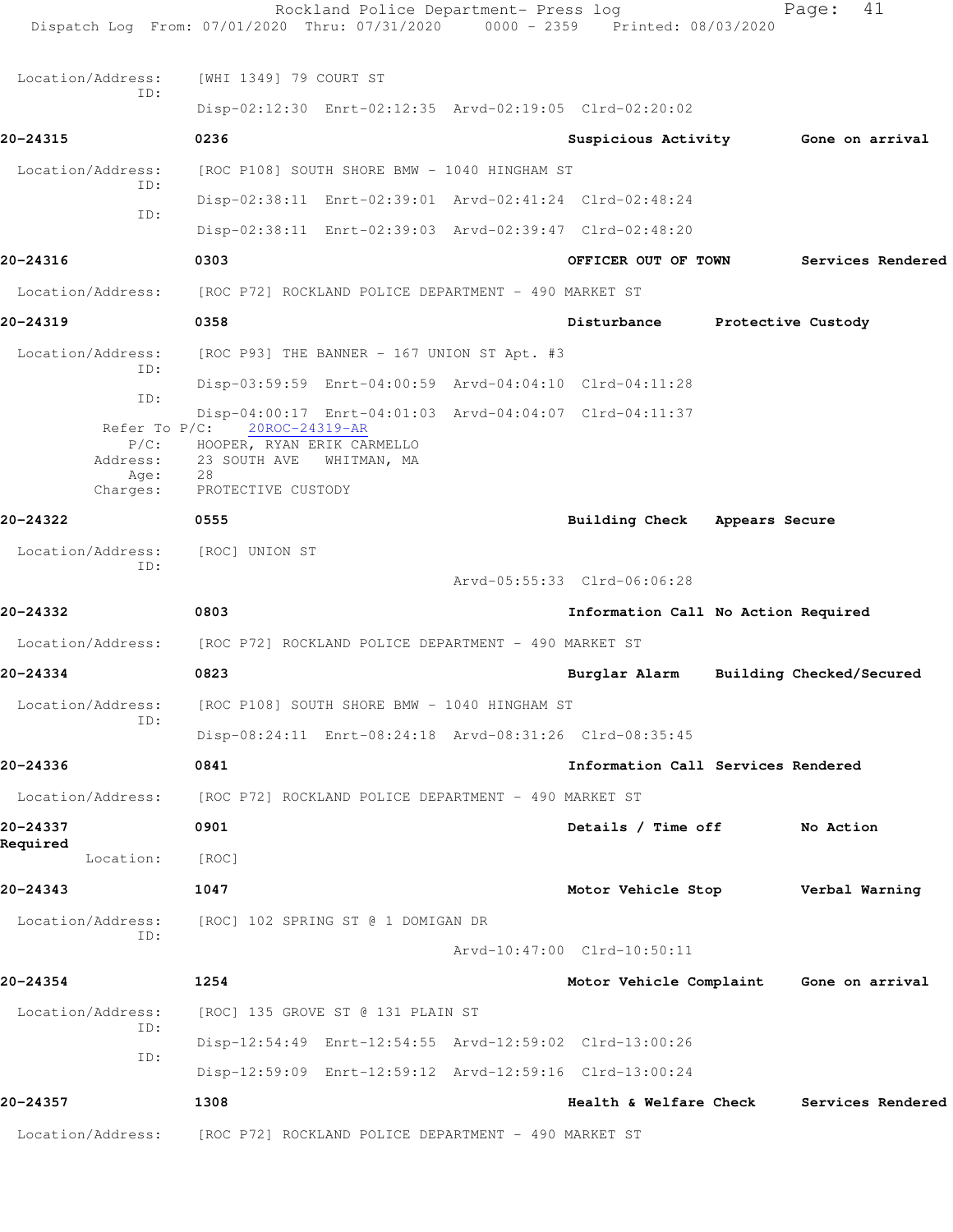Location/Address: [WHI 1349] 79 COURT ST
ID:
Disp-02:12:30 Enrt-02:12:35 Arvd-02:19:05 Clrd-02:20:02

**20-24315** 0236 Suspicious Activity Gone on arrival

Location/Address: [ROC P108] SOUTH SHORE BMW - 1040 HINGHAM ST
ID:
Disp-02:38:11 Enrt-02:39:01 Arvd-02:41:24 Clrd-02:48:24
ID:
Disp-02:38:11 Enrt-02:39:03 Arvd-02:39:47 Clrd-02:48:20

**20-24316** 0303 OFFICER OUT OF TOWN Services Rendered

Location/Address: [ROC P72] ROCKLAND POLICE DEPARTMENT - 490 MARKET ST

**20-24319** 0358 Disturbance Protective Custody

Location/Address: [ROC P93] THE BANNER - 167 UNION ST Apt. #3
ID:
Disp-03:59:59 Enrt-04:00:59 Arvd-04:04:10 Clrd-04:11:28
ID:
Disp-04:00:17 Enrt-04:01:03 Arvd-04:04:07 Clrd-04:11:37
Refer To P/C: 20ROC-24319-AR
P/C: HOOPER, RYAN ERIK CARMELLO
Address: 23 SOUTH AVE WHITMAN, MA
Age: 28
Charges: PROTECTIVE CUSTODY

**20-24322** 0555 Building Check Appears Secure

Location/Address: [ROC] UNION ST
ID:
Arvd-05:55:33 Clrd-06:06:28

**20-24332** 0803 Information Call No Action Required

Location/Address: [ROC P72] ROCKLAND POLICE DEPARTMENT - 490 MARKET ST

**20-24334** 0823 Burglar Alarm Building Checked/Secured

Location/Address: [ROC P108] SOUTH SHORE BMW - 1040 HINGHAM ST
ID:
Disp-08:24:11 Enrt-08:24:18 Arvd-08:31:26 Clrd-08:35:45

**20-24336** 0841 Information Call Services Rendered

Location/Address: [ROC P72] ROCKLAND POLICE DEPARTMENT - 490 MARKET ST

**20-24337** 0901 Details / Time off No Action Required

Location: [ROC]

**20-24343** 1047 Motor Vehicle Stop Verbal Warning

Location/Address: [ROC] 102 SPRING ST @ 1 DOMIGAN DR
ID:
Arvd-10:47:00 Clrd-10:50:11

**20-24354** 1254 Motor Vehicle Complaint Gone on arrival

Location/Address: [ROC] 135 GROVE ST @ 131 PLAIN ST
ID:
Disp-12:54:49 Enrt-12:54:55 Arvd-12:59:02 Clrd-13:00:26
ID:
Disp-12:59:09 Enrt-12:59:12 Arvd-12:59:16 Clrd-13:00:24

**20-24357** 1308 Health & Welfare Check Services Rendered

Location/Address: [ROC P72] ROCKLAND POLICE DEPARTMENT - 490 MARKET ST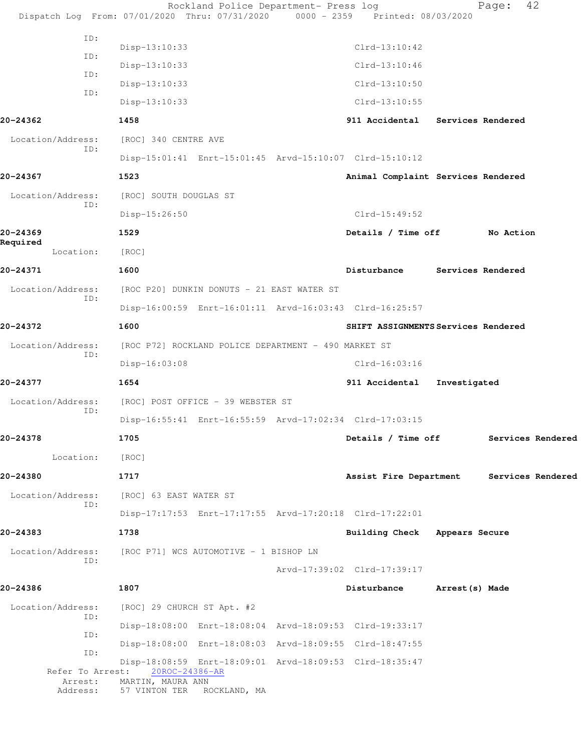ID:
Disp-13:10:33 Clrd-13:10:42
ID:
Disp-13:10:33 Clrd-13:10:46
ID:
Disp-13:10:33 Clrd-13:10:50
ID:
Disp-13:10:33 Clrd-13:10:55

**20-24362** **1458** **911 Accidental** **Services Rendered**

Location/Address: [ROC] 340 CENTRE AVE
ID:
Disp-15:01:41 Enrt-15:01:45 Arvd-15:10:07 Clrd-15:10:12

**20-24367** **1523** **Animal Complaint** **Services Rendered**

Location/Address: [ROC] SOUTH DOUGLAS ST
ID:
Disp-15:26:50 Clrd-15:49:52

**20-24369** **1529** **Details / Time off** **No Action Required**

Location: [ROC]

**20-24371** **1600** **Disturbance** **Services Rendered**

Location/Address: [ROC P20] DUNKIN DONUTS - 21 EAST WATER ST
ID:
Disp-16:00:59 Enrt-16:01:11 Arvd-16:03:43 Clrd-16:25:57

**20-24372** **1600** **SHIFT ASSIGNMENTS** **Services Rendered**

Location/Address: [ROC P72] ROCKLAND POLICE DEPARTMENT - 490 MARKET ST
ID:
Disp-16:03:08 Clrd-16:03:16

**20-24377** **1654** **911 Accidental** **Investigated**

Location/Address: [ROC] POST OFFICE - 39 WEBSTER ST
ID:
Disp-16:55:41 Enrt-16:55:59 Arvd-17:02:34 Clrd-17:03:15

**20-24378** **1705** **Details / Time off** **Services Rendered**

Location: [ROC]

**20-24380** **1717** **Assist Fire Department** **Services Rendered**

Location/Address: [ROC] 63 EAST WATER ST
ID:
Disp-17:17:53 Enrt-17:17:55 Arvd-17:20:18 Clrd-17:22:01

**20-24383** **1738** **Building Check** **Appears Secure**

Location/Address: [ROC P71] WCS AUTOMOTIVE - 1 BISHOP LN
ID:
Arvd-17:39:02 Clrd-17:39:17

**20-24386** **1807** **Disturbance** **Arrest(s) Made**

Location/Address: [ROC] 29 CHURCH ST Apt. #2
ID:
Disp-18:08:00 Enrt-18:08:04 Arvd-18:09:53 Clrd-19:33:17
ID:
Disp-18:08:00 Enrt-18:08:03 Arvd-18:09:55 Clrd-18:47:55
ID:
Disp-18:08:59 Enrt-18:09:01 Arvd-18:09:53 Clrd-18:35:47
Refer To Arrest: 20ROC-24386-AR
Arrest: MARTIN, MAURA ANN
Address: 57 VINTON TER ROCKLAND, MA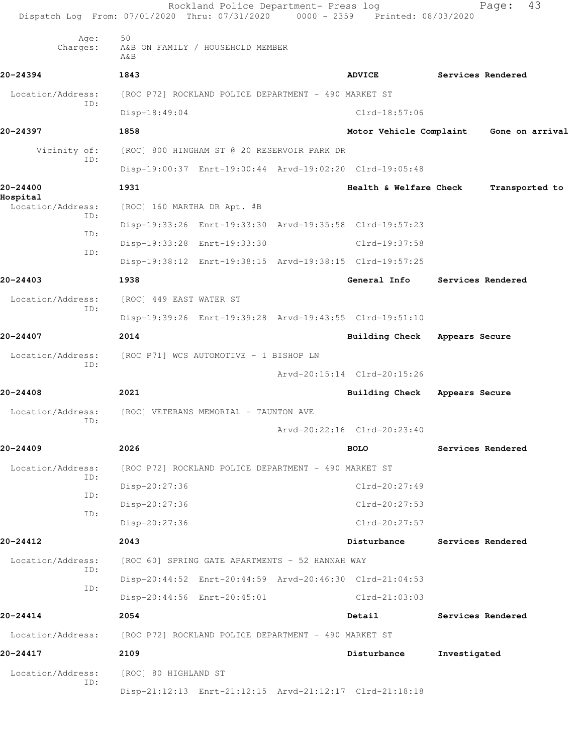Age: 50
Charges: A&B ON FAMILY / HOUSEHOLD MEMBER
A&B

**20-24394** 1843 ADVICE Services Rendered

Location/Address: [ROC P72] ROCKLAND POLICE DEPARTMENT - 490 MARKET ST
ID:
Disp-18:49:04 Clrd-18:57:06

**20-24397** 1858 Motor Vehicle Complaint Gone on arrival

Vicinity of: [ROC] 800 HINGHAM ST @ 20 RESERVOIR PARK DR
ID:
Disp-19:00:37 Enrt-19:00:44 Arvd-19:02:20 Clrd-19:05:48

**20-24400** 1931 Health & Welfare Check Transported to Hospital

Location/Address: [ROC] 160 MARTHA DR Apt. #B
ID:
Disp-19:33:26 Enrt-19:33:30 Arvd-19:35:58 Clrd-19:57:23
ID:
Disp-19:33:28 Enrt-19:33:30 Clrd-19:37:58
ID:
Disp-19:38:12 Enrt-19:38:15 Arvd-19:38:15 Clrd-19:57:25

**20-24403** 1938 General Info Services Rendered

Location/Address: [ROC] 449 EAST WATER ST
ID:
Disp-19:39:26 Enrt-19:39:28 Arvd-19:43:55 Clrd-19:51:10

**20-24407** 2014 Building Check Appears Secure

Location/Address: [ROC P71] WCS AUTOMOTIVE - 1 BISHOP LN
ID:
Arvd-20:15:14 Clrd-20:15:26

**20-24408** 2021 Building Check Appears Secure

Location/Address: [ROC] VETERANS MEMORIAL - TAUNTON AVE
ID:
Arvd-20:22:16 Clrd-20:23:40

**20-24409** 2026 BOLO Services Rendered

Location/Address: [ROC P72] ROCKLAND POLICE DEPARTMENT - 490 MARKET ST
ID:
Disp-20:27:36 Clrd-20:27:49
ID:
Disp-20:27:36 Clrd-20:27:53
ID:
Disp-20:27:36 Clrd-20:27:57

**20-24412** 2043 Disturbance Services Rendered

Location/Address: [ROC 60] SPRING GATE APARTMENTS - 52 HANNAH WAY
ID:
Disp-20:44:52 Enrt-20:44:59 Arvd-20:46:30 Clrd-21:04:53
ID:
Disp-20:44:56 Enrt-20:45:01 Clrd-21:03:03

**20-24414** 2054 Detail Services Rendered

Location/Address: [ROC P72] ROCKLAND POLICE DEPARTMENT - 490 MARKET ST

**20-24417** 2109 Disturbance Investigated

Location/Address: [ROC] 80 HIGHLAND ST
ID:
Disp-21:12:13 Enrt-21:12:15 Arvd-21:12:17 Clrd-21:18:18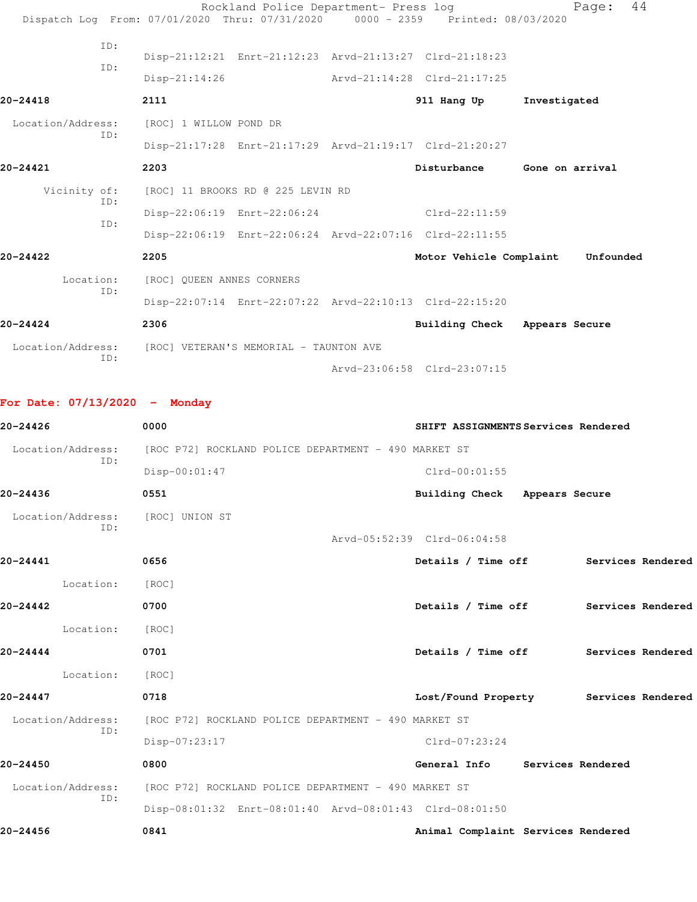ID:
Disp-21:12:21 Enrt-21:12:23 Arvd-21:13:27 Clrd-21:18:23

ID:
Disp-21:14:26 Arvd-21:14:28 Clrd-21:17:25

**20-24418** 2111 911 Hang Up Investigated

Location/Address: [ROC] 1 WILLOW POND DR
ID:
Disp-21:17:28 Enrt-21:17:29 Arvd-21:19:17 Clrd-21:20:27

**20-24421** 2203 Disturbance Gone on arrival

Vicinity of: [ROC] 11 BROOKS RD @ 225 LEVIN RD
ID:
Disp-22:06:19 Enrt-22:06:24 Clrd-22:11:59
ID:
Disp-22:06:19 Enrt-22:06:24 Arvd-22:07:16 Clrd-22:11:55

**20-24422** 2205 Motor Vehicle Complaint Unfounded

Location: [ROC] QUEEN ANNES CORNERS
ID:
Disp-22:07:14 Enrt-22:07:22 Arvd-22:10:13 Clrd-22:15:20

**20-24424** 2306 Building Check Appears Secure

Location/Address: [ROC] VETERAN'S MEMORIAL - TAUNTON AVE
ID:
Arvd-23:06:58 Clrd-23:07:15

## For Date: 07/13/2020 - Monday

**20-24426** 0000 SHIFT ASSIGNMENTS Services Rendered

Location/Address: [ROC P72] ROCKLAND POLICE DEPARTMENT - 490 MARKET ST
ID:
Disp-00:01:47 Clrd-00:01:55

**20-24436** 0551 Building Check Appears Secure

Location/Address: [ROC] UNION ST
ID:
Arvd-05:52:39 Clrd-06:04:58

**20-24441** 0656 Details / Time off Services Rendered

Location: [ROC]

**20-24442** 0700 Details / Time off Services Rendered

Location: [ROC]

**20-24444** 0701 Details / Time off Services Rendered

Location: [ROC]

**20-24447** 0718 Lost/Found Property Services Rendered

Location/Address: [ROC P72] ROCKLAND POLICE DEPARTMENT - 490 MARKET ST
ID:
Disp-07:23:17 Clrd-07:23:24

**20-24450** 0800 General Info Services Rendered

Location/Address: [ROC P72] ROCKLAND POLICE DEPARTMENT - 490 MARKET ST
ID:
Disp-08:01:32 Enrt-08:01:40 Arvd-08:01:43 Clrd-08:01:50

**20-24456** 0841 Animal Complaint Services Rendered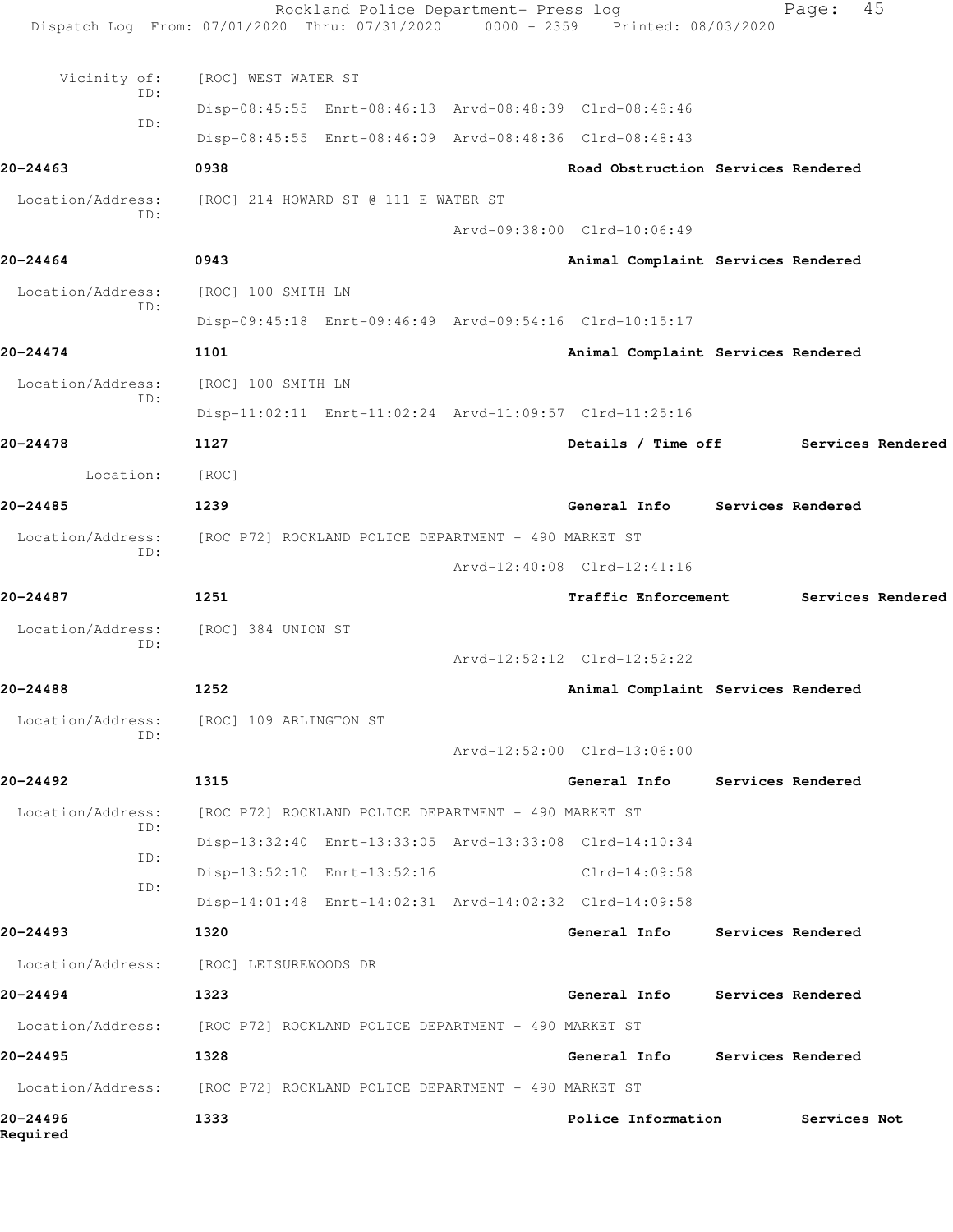Vicinity of: [ROC] WEST WATER ST
ID: Disp-08:45:55 Enrt-08:46:13 Arvd-08:48:39 Clrd-08:48:46
ID: Disp-08:45:55 Enrt-08:46:09 Arvd-08:48:36 Clrd-08:48:43

**20-24463** **0938** **Road Obstruction** **Services Rendered**

Location/Address: [ROC] 214 HOWARD ST @ 111 E WATER ST
ID: Arvd-09:38:00 Clrd-10:06:49

**20-24464** **0943** **Animal Complaint** **Services Rendered**

Location/Address: [ROC] 100 SMITH LN
ID: Disp-09:45:18 Enrt-09:46:49 Arvd-09:54:16 Clrd-10:15:17

**20-24474** **1101** **Animal Complaint** **Services Rendered**

Location/Address: [ROC] 100 SMITH LN
ID: Disp-11:02:11 Enrt-11:02:24 Arvd-11:09:57 Clrd-11:25:16

**20-24478** **1127** **Details / Time off** **Services Rendered**

Location: [ROC]

**20-24485** **1239** **General Info** **Services Rendered**

Location/Address: [ROC P72] ROCKLAND POLICE DEPARTMENT - 490 MARKET ST
ID: Arvd-12:40:08 Clrd-12:41:16

**20-24487** **1251** **Traffic Enforcement** **Services Rendered**

Location/Address: [ROC] 384 UNION ST
ID: Arvd-12:52:12 Clrd-12:52:22

**20-24488** **1252** **Animal Complaint** **Services Rendered**

Location/Address: [ROC] 109 ARLINGTON ST
ID: Arvd-12:52:00 Clrd-13:06:00

**20-24492** **1315** **General Info** **Services Rendered**

Location/Address: [ROC P72] ROCKLAND POLICE DEPARTMENT - 490 MARKET ST
ID: Disp-13:32:40 Enrt-13:33:05 Arvd-13:33:08 Clrd-14:10:34
ID: Disp-13:52:10 Enrt-13:52:16 Clrd-14:09:58
ID: Disp-14:01:48 Enrt-14:02:31 Arvd-14:02:32 Clrd-14:09:58

**20-24493** **1320** **General Info** **Services Rendered**

Location/Address: [ROC] LEISUREWOODS DR

**20-24494** **1323** **General Info** **Services Rendered**

Location/Address: [ROC P72] ROCKLAND POLICE DEPARTMENT - 490 MARKET ST

**20-24495** **1328** **General Info** **Services Rendered**

Location/Address: [ROC P72] ROCKLAND POLICE DEPARTMENT - 490 MARKET ST

**20-24496** **1333** **Police Information** **Services Not Required**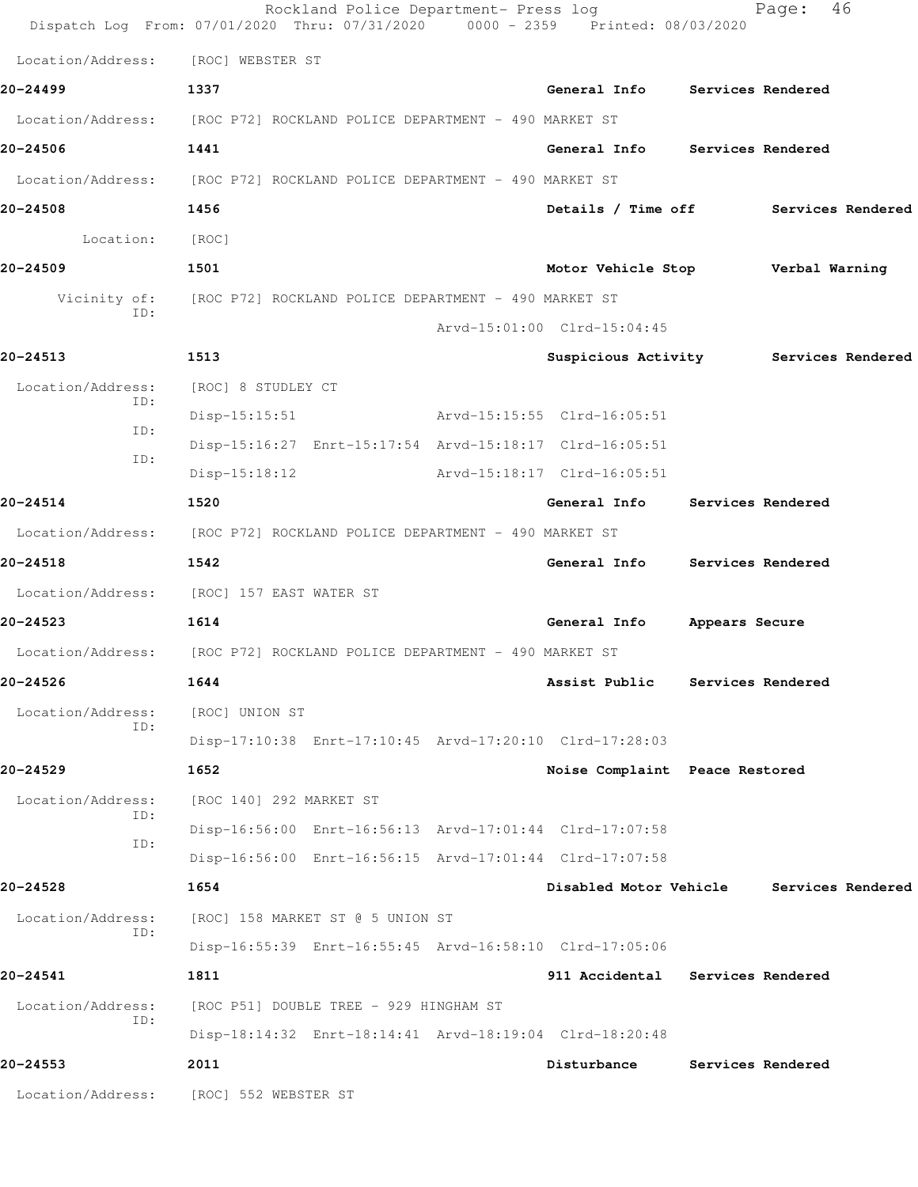Location/Address: [ROC] WEBSTER ST

**20-24499** 1337 **General Info** **Services Rendered**

Location/Address: [ROC P72] ROCKLAND POLICE DEPARTMENT - 490 MARKET ST

**20-24506** 1441 **General Info** **Services Rendered**

Location/Address: [ROC P72] ROCKLAND POLICE DEPARTMENT - 490 MARKET ST

**20-24508** 1456 **Details / Time off** **Services Rendered**

Location: [ROC]

**20-24509** 1501 **Motor Vehicle Stop** **Verbal Warning**

Vicinity of: [ROC P72] ROCKLAND POLICE DEPARTMENT - 490 MARKET ST
ID:
Arvd-15:01:00 Clrd-15:04:45

**20-24513** 1513 **Suspicious Activity** **Services Rendered**

Location/Address: [ROC] 8 STUDLEY CT
ID:
Disp-15:15:51 Arvd-15:15:55 Clrd-16:05:51
ID:
Disp-15:16:27 Enrt-15:17:54 Arvd-15:18:17 Clrd-16:05:51
ID:
Disp-15:18:12 Arvd-15:18:17 Clrd-16:05:51

**20-24514** 1520 **General Info** **Services Rendered**

Location/Address: [ROC P72] ROCKLAND POLICE DEPARTMENT - 490 MARKET ST

**20-24518** 1542 **General Info** **Services Rendered**

Location/Address: [ROC] 157 EAST WATER ST

**20-24523** 1614 **General Info** **Appears Secure**

Location/Address: [ROC P72] ROCKLAND POLICE DEPARTMENT - 490 MARKET ST

**20-24526** 1644 **Assist Public** **Services Rendered**

Location/Address: [ROC] UNION ST
ID:
Disp-17:10:38 Enrt-17:10:45 Arvd-17:20:10 Clrd-17:28:03

**20-24529** 1652 **Noise Complaint** **Peace Restored**

Location/Address: [ROC 140] 292 MARKET ST
ID:
Disp-16:56:00 Enrt-16:56:13 Arvd-17:01:44 Clrd-17:07:58
ID:
Disp-16:56:00 Enrt-16:56:15 Arvd-17:01:44 Clrd-17:07:58

**20-24528** 1654 **Disabled Motor Vehicle** **Services Rendered**

Location/Address: [ROC] 158 MARKET ST @ 5 UNION ST
ID:
Disp-16:55:39 Enrt-16:55:45 Arvd-16:58:10 Clrd-17:05:06

**20-24541** 1811 **911 Accidental** **Services Rendered**

Location/Address: [ROC P51] DOUBLE TREE - 929 HINGHAM ST
ID:
Disp-18:14:32 Enrt-18:14:41 Arvd-18:19:04 Clrd-18:20:48

**20-24553** 2011 **Disturbance** **Services Rendered**

Location/Address: [ROC] 552 WEBSTER ST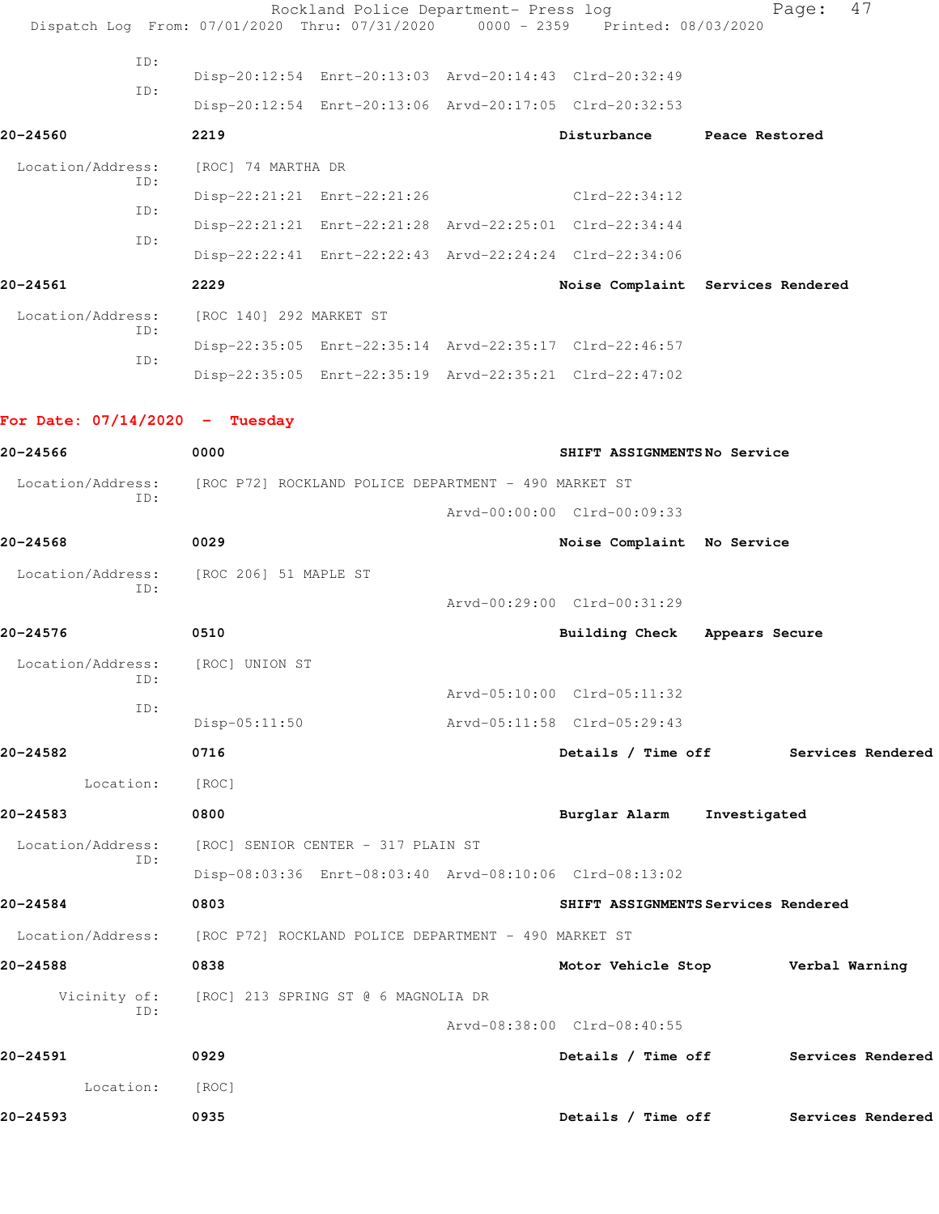ID:
Disp-20:12:54 Enrt-20:13:03 Arvd-20:14:43 Clrd-20:32:49
ID:
Disp-20:12:54 Enrt-20:13:06 Arvd-20:17:05 Clrd-20:32:53

**20-24560** **2219** **Disturbance** **Peace Restored**

Location/Address: [ROC] 74 MARTHA DR
ID:
Disp-22:21:21 Enrt-22:21:26 Clrd-22:34:12
ID:
Disp-22:21:21 Enrt-22:21:28 Arvd-22:25:01 Clrd-22:34:44
ID:
Disp-22:22:41 Enrt-22:22:43 Arvd-22:24:24 Clrd-22:34:06

**20-24561** **2229** **Noise Complaint** **Services Rendered**

Location/Address: [ROC 140] 292 MARKET ST
ID:
Disp-22:35:05 Enrt-22:35:14 Arvd-22:35:17 Clrd-22:46:57
ID:
Disp-22:35:05 Enrt-22:35:19 Arvd-22:35:21 Clrd-22:47:02

**For Date: 07/14/2020 - Tuesday**

**20-24566** **0000** **SHIFT ASSIGNMENTS** **No Service**

Location/Address: [ROC P72] ROCKLAND POLICE DEPARTMENT - 490 MARKET ST
ID:
Arvd-00:00:00 Clrd-00:09:33

**20-24568** **0029** **Noise Complaint** **No Service**

Location/Address: [ROC 206] 51 MAPLE ST
ID:
Arvd-00:29:00 Clrd-00:31:29

**20-24576** **0510** **Building Check** **Appears Secure**

Location/Address: [ROC] UNION ST
ID:
Arvd-05:10:00 Clrd-05:11:32
ID:
Disp-05:11:50 Arvd-05:11:58 Clrd-05:29:43

**20-24582** **0716** **Details / Time off** **Services Rendered**

Location: [ROC]

**20-24583** **0800** **Burglar Alarm** **Investigated**

Location/Address: [ROC] SENIOR CENTER - 317 PLAIN ST
ID:
Disp-08:03:36 Enrt-08:03:40 Arvd-08:10:06 Clrd-08:13:02

**20-24584** **0803** **SHIFT ASSIGNMENTS** **Services Rendered**

Location/Address: [ROC P72] ROCKLAND POLICE DEPARTMENT - 490 MARKET ST

**20-24588** **0838** **Motor Vehicle Stop** **Verbal Warning**

Vicinity of: [ROC] 213 SPRING ST @ 6 MAGNOLIA DR
ID:
Arvd-08:38:00 Clrd-08:40:55

**20-24591** **0929** **Details / Time off** **Services Rendered**

Location: [ROC]

**20-24593** **0935** **Details / Time off** **Services Rendered**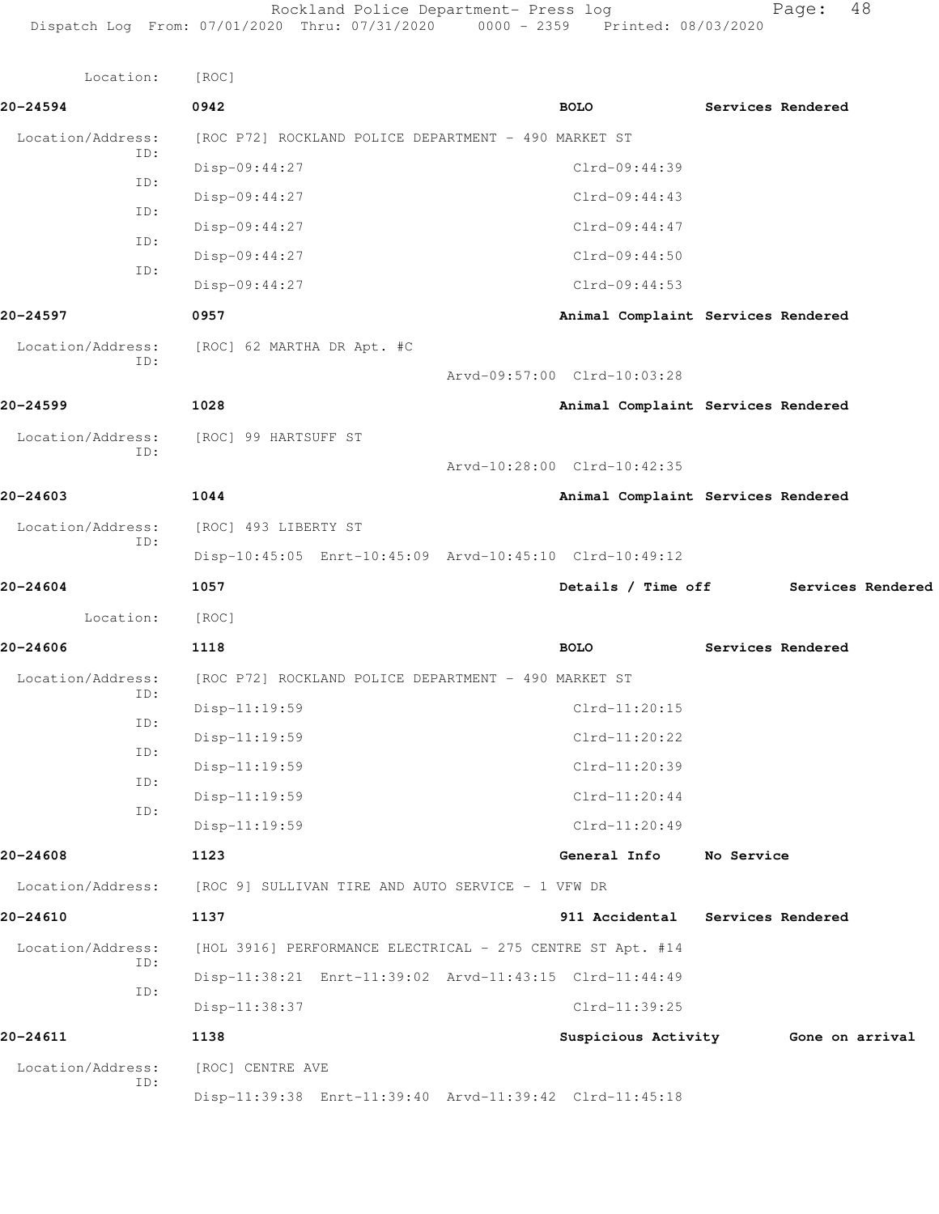Location: [ROC]

**20-24594** 0942 **BOLO** **Services Rendered**

Location/Address: [ROC P72] ROCKLAND POLICE DEPARTMENT - 490 MARKET ST

ID: Disp-09:44:27 Clrd-09:44:39

ID: Disp-09:44:27 Clrd-09:44:43

ID: Disp-09:44:27 Clrd-09:44:47

ID: Disp-09:44:27 Clrd-09:44:50

ID: Disp-09:44:27 Clrd-09:44:53

**20-24597** 0957 **Animal Complaint** **Services Rendered**

Location/Address: [ROC] 62 MARTHA DR Apt. #C

ID: Arvd-09:57:00 Clrd-10:03:28

**20-24599** 1028 **Animal Complaint** **Services Rendered**

Location/Address: [ROC] 99 HARTSUFF ST

ID: Arvd-10:28:00 Clrd-10:42:35

**20-24603** 1044 **Animal Complaint** **Services Rendered**

Location/Address: [ROC] 493 LIBERTY ST

ID: Disp-10:45:05 Enrt-10:45:09 Arvd-10:45:10 Clrd-10:49:12

**20-24604** 1057 **Details / Time off** **Services Rendered**

Location: [ROC]

**20-24606** 1118 **BOLO** **Services Rendered**

Location/Address: [ROC P72] ROCKLAND POLICE DEPARTMENT - 490 MARKET ST

ID: Disp-11:19:59 Clrd-11:20:15

ID: Disp-11:19:59 Clrd-11:20:22

ID: Disp-11:19:59 Clrd-11:20:39

ID: Disp-11:19:59 Clrd-11:20:44

ID: Disp-11:19:59 Clrd-11:20:49

**20-24608** 1123 **General Info** **No Service**

Location/Address: [ROC 9] SULLIVAN TIRE AND AUTO SERVICE - 1 VFW DR

**20-24610** 1137 **911 Accidental** **Services Rendered**

Location/Address: [HOL 3916] PERFORMANCE ELECTRICAL - 275 CENTRE ST Apt. #14

ID: Disp-11:38:21 Enrt-11:39:02 Arvd-11:43:15 Clrd-11:44:49

ID: Disp-11:38:37 Clrd-11:39:25

**20-24611** 1138 **Suspicious Activity** **Gone on arrival**

Location/Address: [ROC] CENTRE AVE

ID: Disp-11:39:38 Enrt-11:39:40 Arvd-11:39:42 Clrd-11:45:18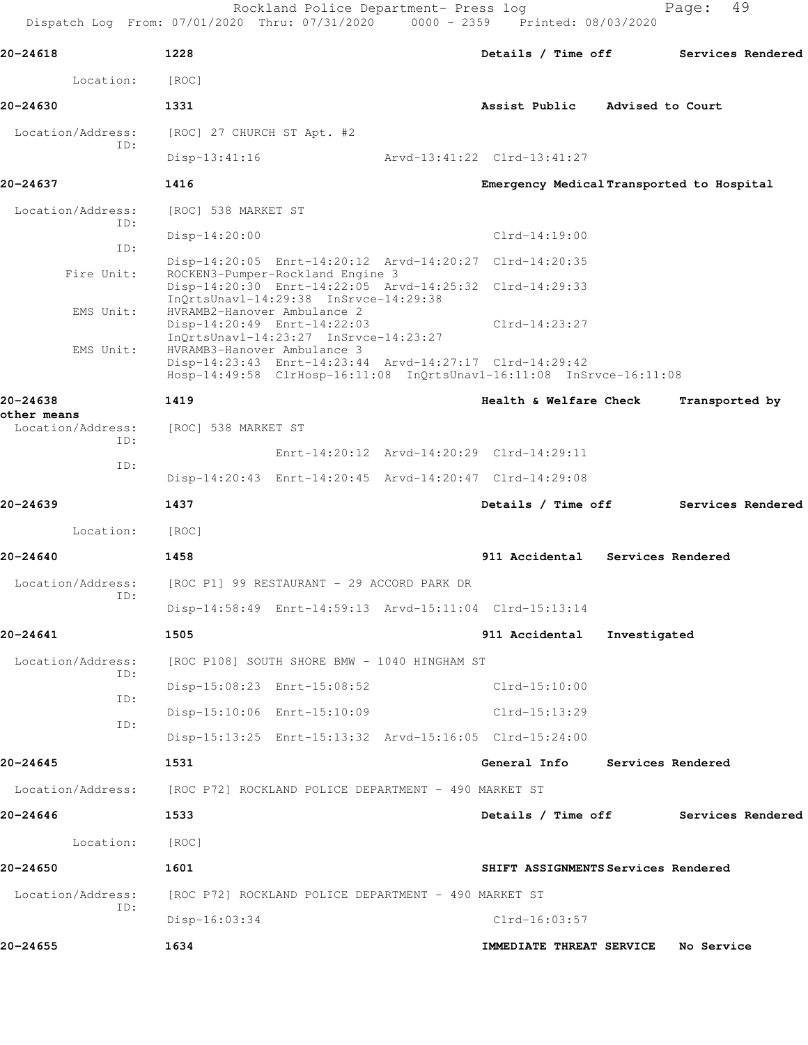**20-24618** 1228 **Details / Time off** **Services Rendered**

Location: [ROC]

**20-24630** 1331 **Assist Public** **Advised to Court**

Location/Address: [ROC] 27 CHURCH ST Apt. #2
ID:
Disp-13:41:16 Arvd-13:41:22 Clrd-13:41:27

**20-24637** 1416 **Emergency Medical** **Transported to Hospital**

Location/Address: [ROC] 538 MARKET ST
ID:
Disp-14:20:00 Clrd-14:19:00
ID:
Disp-14:20:05 Enrt-14:20:12 Arvd-14:20:27 Clrd-14:20:35
Fire Unit: ROCKEN3-Pumper-Rockland Engine 3
Disp-14:20:30 Enrt-14:22:05 Arvd-14:25:32 Clrd-14:29:33
InQrtsUnavl-14:29:38 InSrvce-14:29:38
EMS Unit: HVRAMB2-Hanover Ambulance 2
Disp-14:20:49 Enrt-14:22:03 Clrd-14:23:27
InQrtsUnavl-14:23:27 InSrvce-14:23:27
EMS Unit: HVRAMB3-Hanover Ambulance 3
Disp-14:23:43 Enrt-14:23:44 Arvd-14:27:17 Clrd-14:29:42
Hosp-14:49:58 ClrHosp-16:11:08 InQrtsUnavl-16:11:08 InSrvce-16:11:08

**20-24638** 1419 **Health & Welfare Check** **Transported by other means**

Location/Address: [ROC] 538 MARKET ST
ID:
Enrt-14:20:12 Arvd-14:20:29 Clrd-14:29:11
ID:
Disp-14:20:43 Enrt-14:20:45 Arvd-14:20:47 Clrd-14:29:08

**20-24639** 1437 **Details / Time off** **Services Rendered**

Location: [ROC]

**20-24640** 1458 **911 Accidental** **Services Rendered**

Location/Address: [ROC P1] 99 RESTAURANT - 29 ACCORD PARK DR
ID:
Disp-14:58:49 Enrt-14:59:13 Arvd-15:11:04 Clrd-15:13:14

**20-24641** 1505 **911 Accidental** **Investigated**

Location/Address: [ROC P108] SOUTH SHORE BMW - 1040 HINGHAM ST
ID:
Disp-15:08:23 Enrt-15:08:52 Clrd-15:10:00
ID:
Disp-15:10:06 Enrt-15:10:09 Clrd-15:13:29
ID:
Disp-15:13:25 Enrt-15:13:32 Arvd-15:16:05 Clrd-15:24:00

**20-24645** 1531 **General Info** **Services Rendered**

Location/Address: [ROC P72] ROCKLAND POLICE DEPARTMENT - 490 MARKET ST

**20-24646** 1533 **Details / Time off** **Services Rendered**

Location: [ROC]

**20-24650** 1601 **SHIFT ASSIGNMENTS** **Services Rendered**

Location/Address: [ROC P72] ROCKLAND POLICE DEPARTMENT - 490 MARKET ST
ID:
Disp-16:03:34 Clrd-16:03:57

**20-24655** 1634 **IMMEDIATE THREAT SERVICE** **No Service**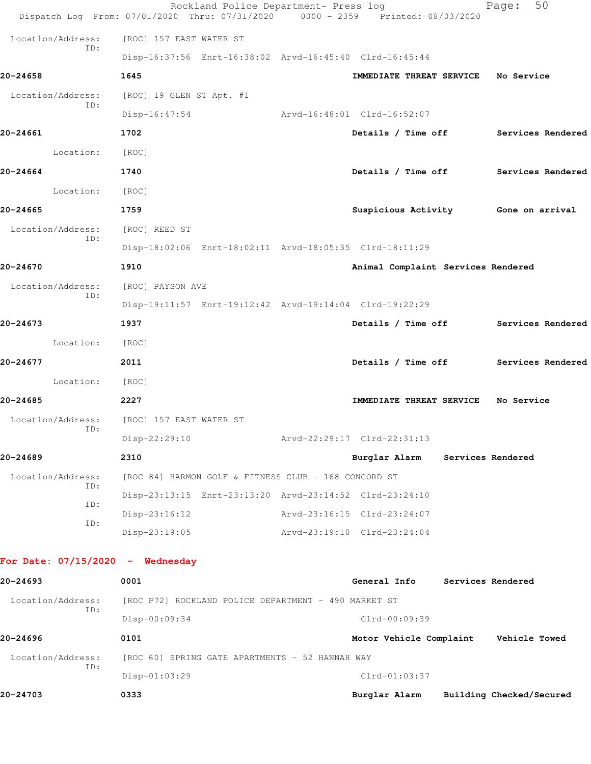Location/Address: [ROC] 157 EAST WATER ST
ID:
Disp-16:37:56 Enrt-16:38:02 Arvd-16:45:40 Clrd-16:45:44

**20-24658** **1645** **IMMEDIATE THREAT SERVICE** **No Service**

Location/Address: [ROC] 19 GLEN ST Apt. #1
ID:
Disp-16:47:54 Arvd-16:48:01 Clrd-16:52:07

**20-24661** **1702** **Details / Time off** **Services Rendered**

Location: [ROC]

**20-24664** **1740** **Details / Time off** **Services Rendered**

Location: [ROC]

**20-24665** **1759** **Suspicious Activity** **Gone on arrival**

Location/Address: [ROC] REED ST
ID:
Disp-18:02:06 Enrt-18:02:11 Arvd-18:05:35 Clrd-18:11:29

**20-24670** **1910** **Animal Complaint** **Services Rendered**

Location/Address: [ROC] PAYSON AVE
ID:
Disp-19:11:57 Enrt-19:12:42 Arvd-19:14:04 Clrd-19:22:29

**20-24673** **1937** **Details / Time off** **Services Rendered**

Location: [ROC]

**20-24677** **2011** **Details / Time off** **Services Rendered**

Location: [ROC]

**20-24685** **2227** **IMMEDIATE THREAT SERVICE** **No Service**

Location/Address: [ROC] 157 EAST WATER ST
ID:
Disp-22:29:10 Arvd-22:29:17 Clrd-22:31:13

**20-24689** **2310** **Burglar Alarm** **Services Rendered**

Location/Address: [ROC 84] HARMON GOLF & FITNESS CLUB - 168 CONCORD ST
ID:
Disp-23:13:15 Enrt-23:13:20 Arvd-23:14:52 Clrd-23:24:10
ID:
Disp-23:16:12 Arvd-23:16:15 Clrd-23:24:07
ID:
Disp-23:19:05 Arvd-23:19:10 Clrd-23:24:04

## For Date: 07/15/2020 - Wednesday

**20-24693** **0001** **General Info** **Services Rendered**

Location/Address: [ROC P72] ROCKLAND POLICE DEPARTMENT - 490 MARKET ST
ID:
Disp-00:09:34 Clrd-00:09:39

**20-24696** **0101** **Motor Vehicle Complaint** **Vehicle Towed**

Location/Address: [ROC 60] SPRING GATE APARTMENTS - 52 HANNAH WAY
ID:
Disp-01:03:29 Clrd-01:03:37

**20-24703** **0333** **Burglar Alarm** **Building Checked/Secured**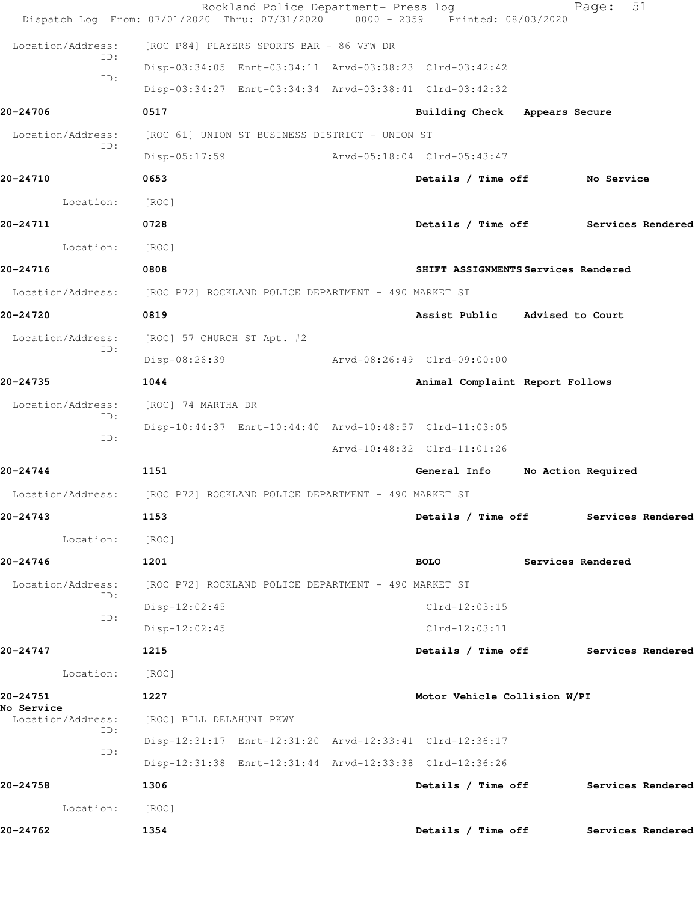Location/Address: [ROC P84] PLAYERS SPORTS BAR - 86 VFW DR
ID: Disp-03:34:05 Enrt-03:34:11 Arvd-03:38:23 Clrd-03:42:42
ID: Disp-03:34:27 Enrt-03:34:34 Arvd-03:38:41 Clrd-03:42:32

**20-24706** 0517 **Building Check** **Appears Secure**

Location/Address: [ROC 61] UNION ST BUSINESS DISTRICT - UNION ST
ID: Disp-05:17:59 Arvd-05:18:04 Clrd-05:43:47

**20-24710** 0653 **Details / Time off** **No Service**

Location: [ROC]

**20-24711** 0728 **Details / Time off** **Services Rendered**

Location: [ROC]

**20-24716** 0808 **SHIFT ASSIGNMENTS** **Services Rendered**

Location/Address: [ROC P72] ROCKLAND POLICE DEPARTMENT - 490 MARKET ST

**20-24720** 0819 **Assist Public** **Advised to Court**

Location/Address: [ROC] 57 CHURCH ST Apt. #2
ID: Disp-08:26:39 Arvd-08:26:49 Clrd-09:00:00

**20-24735** 1044 **Animal Complaint** **Report Follows**

Location/Address: [ROC] 74 MARTHA DR
ID: Disp-10:44:37 Enrt-10:44:40 Arvd-10:48:57 Clrd-11:03:05
ID: Arvd-10:48:32 Clrd-11:01:26

**20-24744** 1151 **General Info** **No Action Required**

Location/Address: [ROC P72] ROCKLAND POLICE DEPARTMENT - 490 MARKET ST

**20-24743** 1153 **Details / Time off** **Services Rendered**

Location: [ROC]

**20-24746** 1201 **BOLO** **Services Rendered**

Location/Address: [ROC P72] ROCKLAND POLICE DEPARTMENT - 490 MARKET ST
ID: Disp-12:02:45 Clrd-12:03:15
ID: Disp-12:02:45 Clrd-12:03:11

**20-24747** 1215 **Details / Time off** **Services Rendered**

Location: [ROC]

**20-24751** 1227 **Motor Vehicle Collision W/PI** **No Service**

Location/Address: [ROC] BILL DELAHUNT PKWY
ID: Disp-12:31:17 Enrt-12:31:20 Arvd-12:33:41 Clrd-12:36:17
ID: Disp-12:31:38 Enrt-12:31:44 Arvd-12:33:38 Clrd-12:36:26

**20-24758** 1306 **Details / Time off** **Services Rendered**

Location: [ROC]

**20-24762** 1354 **Details / Time off** **Services Rendered**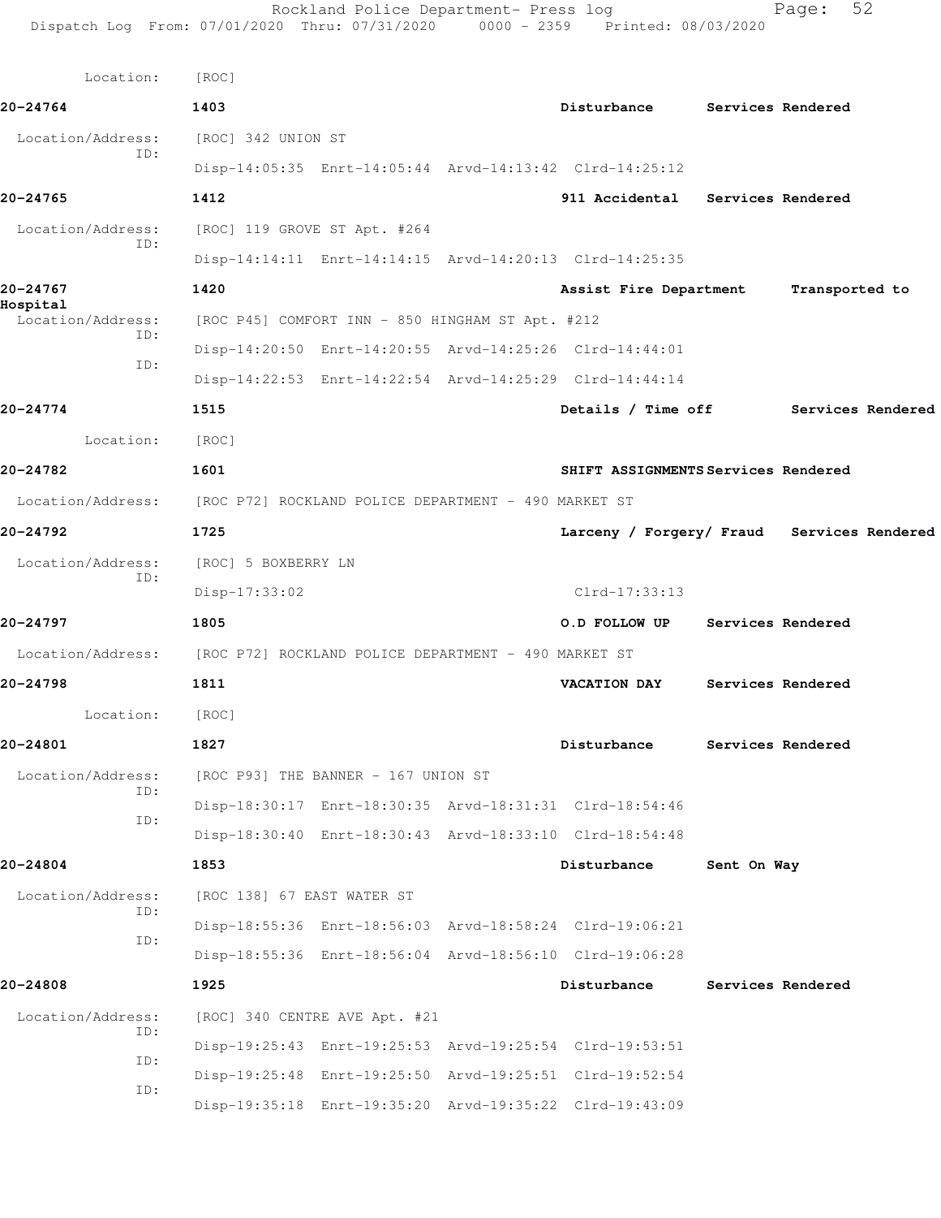Location: [ROC]

**20-24764** 1403 Disturbance Services Rendered

Location/Address: [ROC] 342 UNION ST
ID:
Disp-14:05:35 Enrt-14:05:44 Arvd-14:13:42 Clrd-14:25:12

**20-24765** 1412 911 Accidental Services Rendered

Location/Address: [ROC] 119 GROVE ST Apt. #264
ID:
Disp-14:14:11 Enrt-14:14:15 Arvd-14:20:13 Clrd-14:25:35

**20-24767** 1420 Assist Fire Department Transported to Hospital

Location/Address: [ROC P45] COMFORT INN - 850 HINGHAM ST Apt. #212
ID:
Disp-14:20:50 Enrt-14:20:55 Arvd-14:25:26 Clrd-14:44:01
ID:
Disp-14:22:53 Enrt-14:22:54 Arvd-14:25:29 Clrd-14:44:14

**20-24774** 1515 Details / Time off Services Rendered

Location: [ROC]

**20-24782** 1601 SHIFT ASSIGNMENTS Services Rendered

Location/Address: [ROC P72] ROCKLAND POLICE DEPARTMENT - 490 MARKET ST

**20-24792** 1725 Larceny / Forgery/ Fraud Services Rendered

Location/Address: [ROC] 5 BOXBERRY LN
ID:
Disp-17:33:02 Clrd-17:33:13

**20-24797** 1805 O.D FOLLOW UP Services Rendered

Location/Address: [ROC P72] ROCKLAND POLICE DEPARTMENT - 490 MARKET ST

**20-24798** 1811 VACATION DAY Services Rendered

Location: [ROC]

**20-24801** 1827 Disturbance Services Rendered

Location/Address: [ROC P93] THE BANNER - 167 UNION ST
ID:
Disp-18:30:17 Enrt-18:30:35 Arvd-18:31:31 Clrd-18:54:46
ID:
Disp-18:30:40 Enrt-18:30:43 Arvd-18:33:10 Clrd-18:54:48

**20-24804** 1853 Disturbance Sent On Way

Location/Address: [ROC 138] 67 EAST WATER ST
ID:
Disp-18:55:36 Enrt-18:56:03 Arvd-18:58:24 Clrd-19:06:21
ID:
Disp-18:55:36 Enrt-18:56:04 Arvd-18:56:10 Clrd-19:06:28

**20-24808** 1925 Disturbance Services Rendered

Location/Address: [ROC] 340 CENTRE AVE Apt. #21
ID:
Disp-19:25:43 Enrt-19:25:53 Arvd-19:25:54 Clrd-19:53:51
ID:
Disp-19:25:48 Enrt-19:25:50 Arvd-19:25:51 Clrd-19:52:54
ID:
Disp-19:35:18 Enrt-19:35:20 Arvd-19:35:22 Clrd-19:43:09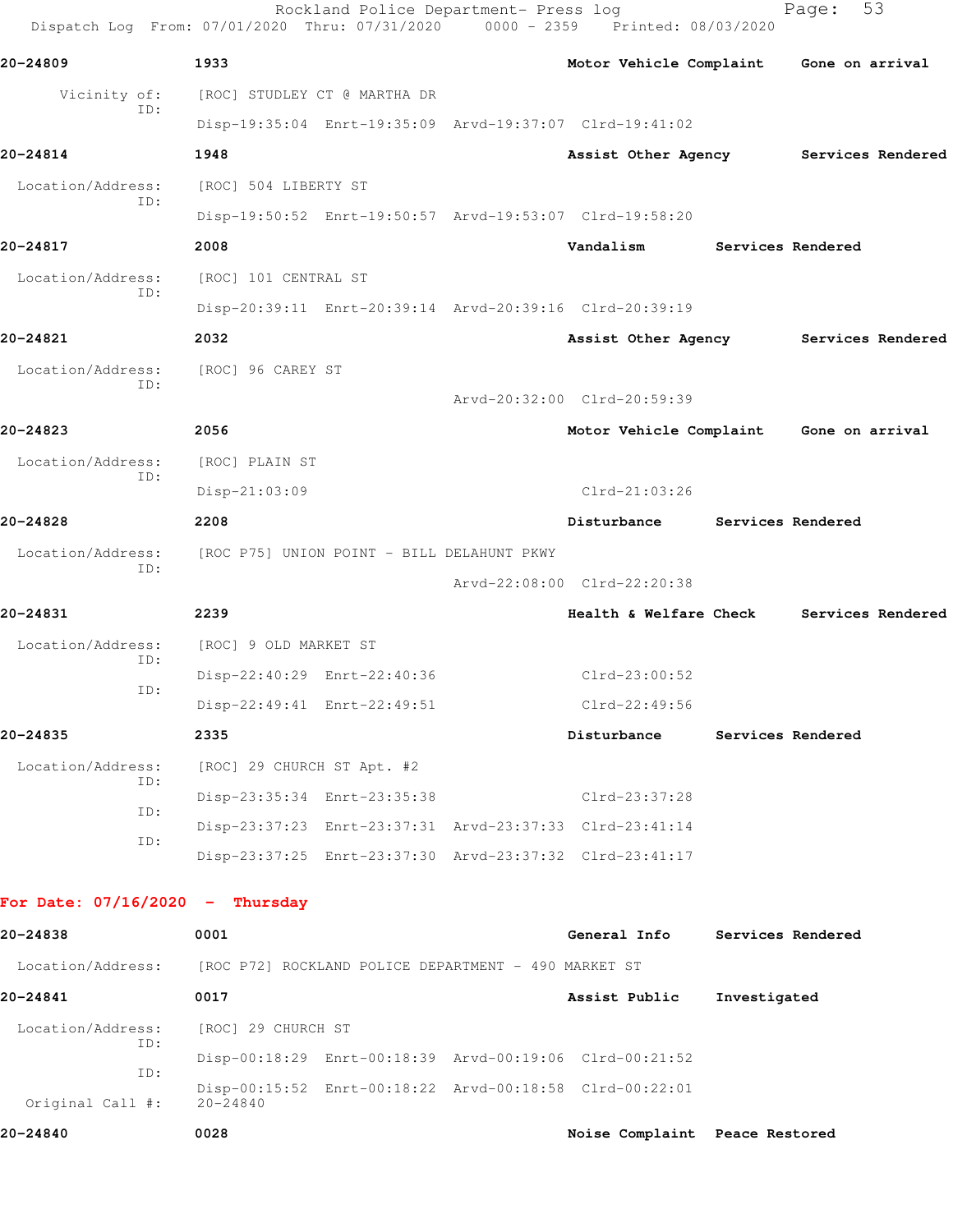**20-24809** 1933 **Motor Vehicle Complaint** **Gone on arrival**

Vicinity of: [ROC] STUDLEY CT @ MARTHA DR
ID:
Disp-19:35:04 Enrt-19:35:09 Arvd-19:37:07 Clrd-19:41:02

**20-24814** 1948 **Assist Other Agency** **Services Rendered**

Location/Address: [ROC] 504 LIBERTY ST
ID:
Disp-19:50:52 Enrt-19:50:57 Arvd-19:53:07 Clrd-19:58:20

**20-24817** 2008 **Vandalism** **Services Rendered**

Location/Address: [ROC] 101 CENTRAL ST
ID:
Disp-20:39:11 Enrt-20:39:14 Arvd-20:39:16 Clrd-20:39:19

**20-24821** 2032 **Assist Other Agency** **Services Rendered**

Location/Address: [ROC] 96 CAREY ST
ID:
Arvd-20:32:00 Clrd-20:59:39

**20-24823** 2056 **Motor Vehicle Complaint** **Gone on arrival**

Location/Address: [ROC] PLAIN ST
ID:
Disp-21:03:09 Clrd-21:03:26

**20-24828** 2208 **Disturbance** **Services Rendered**

Location/Address: [ROC P75] UNION POINT - BILL DELAHUNT PKWY
ID:
Arvd-22:08:00 Clrd-22:20:38

**20-24831** 2239 **Health & Welfare Check** **Services Rendered**

Location/Address: [ROC] 9 OLD MARKET ST
ID:
Disp-22:40:29 Enrt-22:40:36 Clrd-23:00:52
ID:
Disp-22:49:41 Enrt-22:49:51 Clrd-22:49:56

**20-24835** 2335 **Disturbance** **Services Rendered**

Location/Address: [ROC] 29 CHURCH ST Apt. #2
ID:
Disp-23:35:34 Enrt-23:35:38 Clrd-23:37:28
ID:
Disp-23:37:23 Enrt-23:37:31 Arvd-23:37:33 Clrd-23:41:14
ID:
Disp-23:37:25 Enrt-23:37:30 Arvd-23:37:32 Clrd-23:41:17

## For Date: 07/16/2020 - Thursday

**20-24838** 0001 **General Info** **Services Rendered**

Location/Address: [ROC P72] ROCKLAND POLICE DEPARTMENT - 490 MARKET ST

**20-24841** 0017 **Assist Public** **Investigated**

Location/Address: [ROC] 29 CHURCH ST
ID:
Disp-00:18:29 Enrt-00:18:39 Arvd-00:19:06 Clrd-00:21:52
ID:
Disp-00:15:52 Enrt-00:18:22 Arvd-00:18:58 Clrd-00:22:01
Original Call #: 20-24840

**20-24840** 0028 **Noise Complaint** **Peace Restored**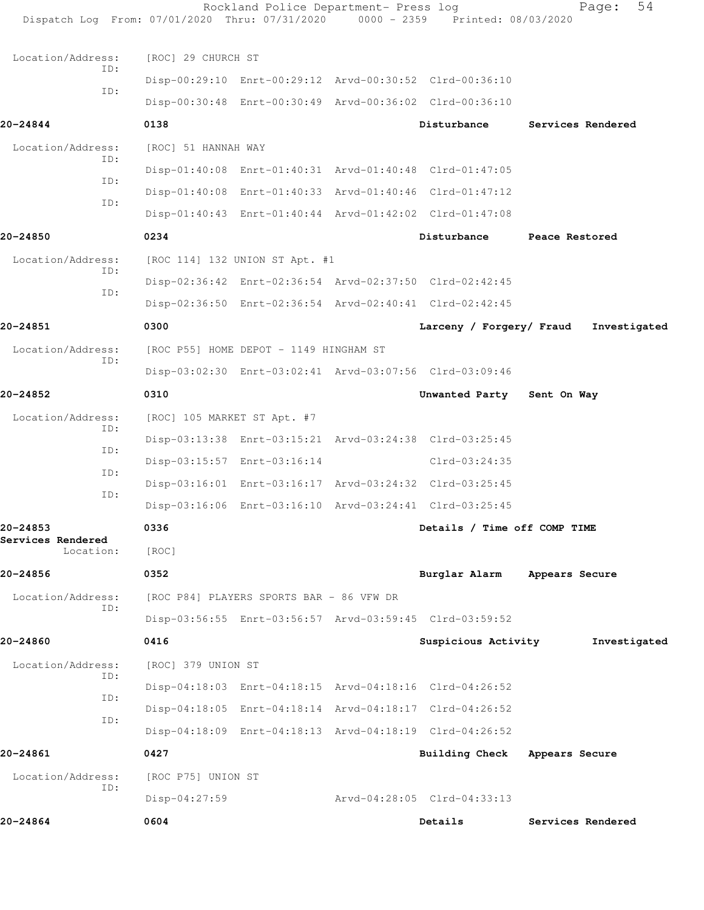Location/Address: [ROC] 29 CHURCH ST

ID: Disp-00:29:10 Enrt-00:29:12 Arvd-00:30:52 Clrd-00:36:10

ID: Disp-00:30:48 Enrt-00:30:49 Arvd-00:36:02 Clrd-00:36:10

**20-24844** **0138** **Disturbance** **Services Rendered**

Location/Address: [ROC] 51 HANNAH WAY

ID: Disp-01:40:08 Enrt-01:40:31 Arvd-01:40:48 Clrd-01:47:05

ID: Disp-01:40:08 Enrt-01:40:33 Arvd-01:40:46 Clrd-01:47:12

ID: Disp-01:40:43 Enrt-01:40:44 Arvd-01:42:02 Clrd-01:47:08

**20-24850** **0234** **Disturbance** **Peace Restored**

Location/Address: [ROC 114] 132 UNION ST Apt. #1

ID: Disp-02:36:42 Enrt-02:36:54 Arvd-02:37:50 Clrd-02:42:45

ID: Disp-02:36:50 Enrt-02:36:54 Arvd-02:40:41 Clrd-02:42:45

**20-24851** **0300** **Larceny / Forgery/ Fraud** **Investigated**

Location/Address: [ROC P55] HOME DEPOT - 1149 HINGHAM ST

ID: Disp-03:02:30 Enrt-03:02:41 Arvd-03:07:56 Clrd-03:09:46

**20-24852** **0310** **Unwanted Party** **Sent On Way**

Location/Address: [ROC] 105 MARKET ST Apt. #7

ID: Disp-03:13:38 Enrt-03:15:21 Arvd-03:24:38 Clrd-03:25:45

ID: Disp-03:15:57 Enrt-03:16:14 Clrd-03:24:35

ID: Disp-03:16:01 Enrt-03:16:17 Arvd-03:24:32 Clrd-03:25:45

ID: Disp-03:16:06 Enrt-03:16:10 Arvd-03:24:41 Clrd-03:25:45

**20-24853** **0336** **Details / Time off COMP TIME**
**Services Rendered**

Location: [ROC]

**20-24856** **0352** **Burglar Alarm** **Appears Secure**

Location/Address: [ROC P84] PLAYERS SPORTS BAR - 86 VFW DR

ID: Disp-03:56:55 Enrt-03:56:57 Arvd-03:59:45 Clrd-03:59:52

**20-24860** **0416** **Suspicious Activity** **Investigated**

Location/Address: [ROC] 379 UNION ST

ID: Disp-04:18:03 Enrt-04:18:15 Arvd-04:18:16 Clrd-04:26:52

ID: Disp-04:18:05 Enrt-04:18:14 Arvd-04:18:17 Clrd-04:26:52

ID: Disp-04:18:09 Enrt-04:18:13 Arvd-04:18:19 Clrd-04:26:52

**20-24861** **0427** **Building Check** **Appears Secure**

Location/Address: [ROC P75] UNION ST

ID: Disp-04:27:59 Arvd-04:28:05 Clrd-04:33:13

**20-24864** **0604** **Details** **Services Rendered**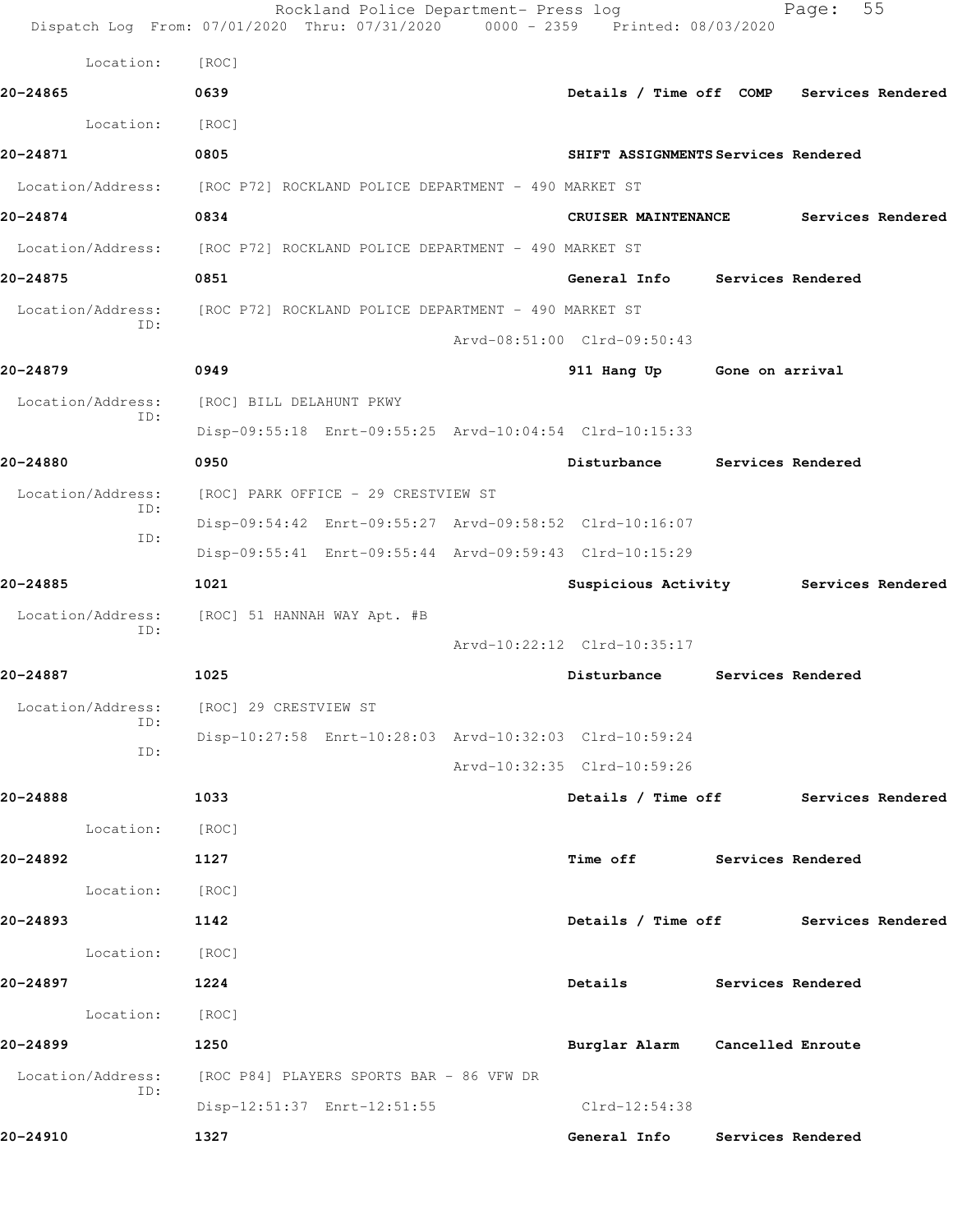Location: [ROC]

**20-24865** 0639 **Details / Time off COMP Services Rendered**

Location: [ROC]

**20-24871** 0805 **SHIFT ASSIGNMENTS Services Rendered**

Location/Address: [ROC P72] ROCKLAND POLICE DEPARTMENT - 490 MARKET ST

**20-24874** 0834 **CRUISER MAINTENANCE Services Rendered**

Location/Address: [ROC P72] ROCKLAND POLICE DEPARTMENT - 490 MARKET ST

**20-24875** 0851 **General Info Services Rendered**

Location/Address: [ROC P72] ROCKLAND POLICE DEPARTMENT - 490 MARKET ST
ID:
Arvd-08:51:00 Clrd-09:50:43

**20-24879** 0949 **911 Hang Up Gone on arrival**

Location/Address: [ROC] BILL DELAHUNT PKWY
ID:
Disp-09:55:18 Enrt-09:55:25 Arvd-10:04:54 Clrd-10:15:33

**20-24880** 0950 **Disturbance Services Rendered**

Location/Address: [ROC] PARK OFFICE - 29 CRESTVIEW ST
ID:
Disp-09:54:42 Enrt-09:55:27 Arvd-09:58:52 Clrd-10:16:07
ID:
Disp-09:55:41 Enrt-09:55:44 Arvd-09:59:43 Clrd-10:15:29

**20-24885** 1021 **Suspicious Activity Services Rendered**

Location/Address: [ROC] 51 HANNAH WAY Apt. #B
ID:
Arvd-10:22:12 Clrd-10:35:17

**20-24887** 1025 **Disturbance Services Rendered**

Location/Address: [ROC] 29 CRESTVIEW ST
ID:
Disp-10:27:58 Enrt-10:28:03 Arvd-10:32:03 Clrd-10:59:24
ID:
Arvd-10:32:35 Clrd-10:59:26

**20-24888** 1033 **Details / Time off Services Rendered**

Location: [ROC]

**20-24892** 1127 **Time off Services Rendered**

Location: [ROC]

**20-24893** 1142 **Details / Time off Services Rendered**

Location: [ROC]

**20-24897** 1224 **Details Services Rendered**

Location: [ROC]

**20-24899** 1250 **Burglar Alarm Cancelled Enroute**

Location/Address: [ROC P84] PLAYERS SPORTS BAR - 86 VFW DR
ID:
Disp-12:51:37 Enrt-12:51:55 Clrd-12:54:38

**20-24910** 1327 **General Info Services Rendered**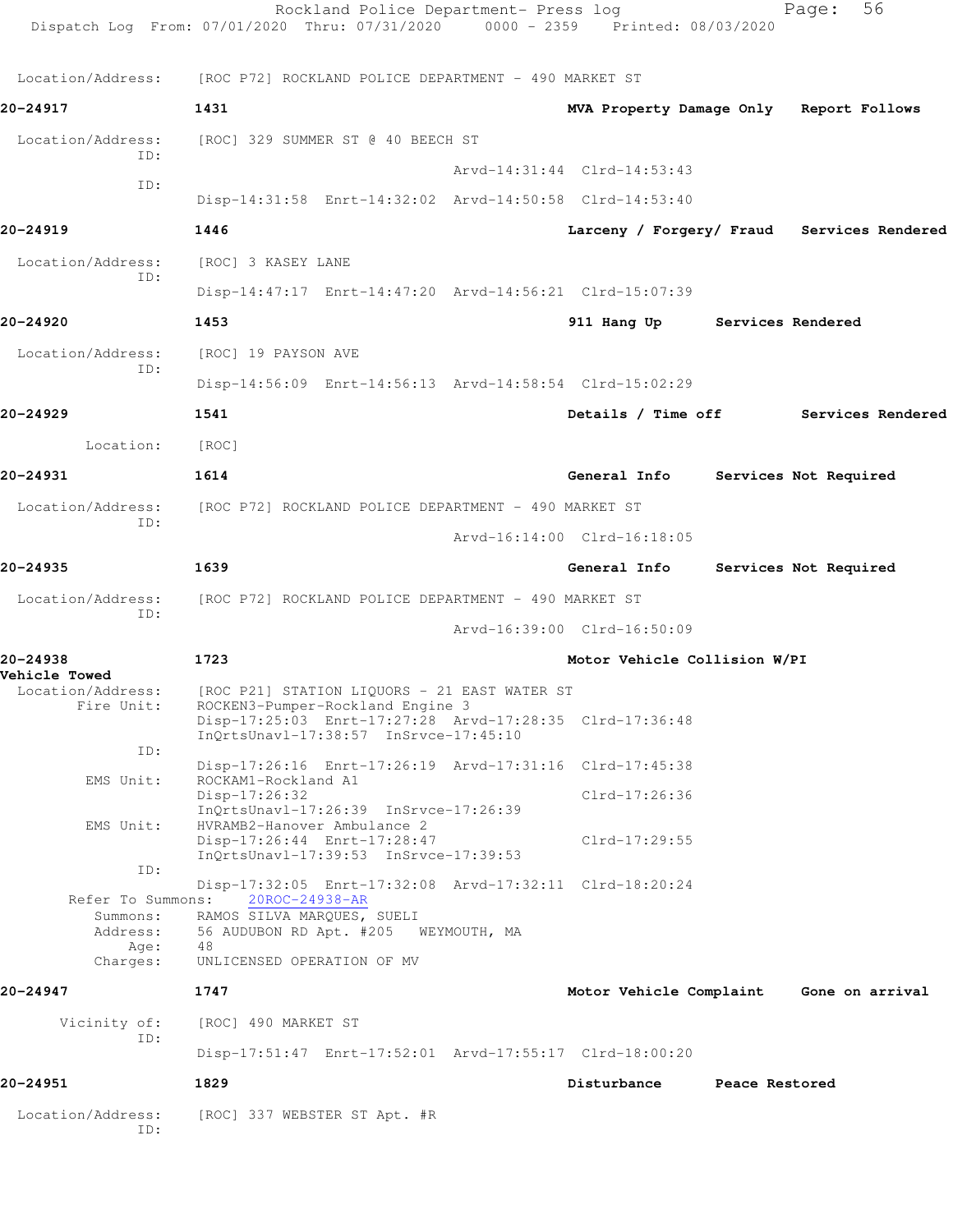Location/Address: [ROC P72] ROCKLAND POLICE DEPARTMENT - 490 MARKET ST

**20-24917** **1431** **MVA Property Damage Only** **Report Follows**

Location/Address: [ROC] 329 SUMMER ST @ 40 BEECH ST
ID:
Arvd-14:31:44 Clrd-14:53:43
ID:
Disp-14:31:58 Enrt-14:32:02 Arvd-14:50:58 Clrd-14:53:40

**20-24919** **1446** **Larceny / Forgery/ Fraud** **Services Rendered**

Location/Address: [ROC] 3 KASEY LANE
ID:
Disp-14:47:17 Enrt-14:47:20 Arvd-14:56:21 Clrd-15:07:39

**20-24920** **1453** **911 Hang Up** **Services Rendered**

Location/Address: [ROC] 19 PAYSON AVE
ID:
Disp-14:56:09 Enrt-14:56:13 Arvd-14:58:54 Clrd-15:02:29

**20-24929** **1541** **Details / Time off** **Services Rendered**

Location: [ROC]

**20-24931** **1614** **General Info** **Services Not Required**

Location/Address: [ROC P72] ROCKLAND POLICE DEPARTMENT - 490 MARKET ST
ID:
Arvd-16:14:00 Clrd-16:18:05

**20-24935** **1639** **General Info** **Services Not Required**

Location/Address: [ROC P72] ROCKLAND POLICE DEPARTMENT - 490 MARKET ST
ID:
Arvd-16:39:00 Clrd-16:50:09

**20-24938** **1723** **Motor Vehicle Collision W/PI**
**Vehicle Towed**

Location/Address: [ROC P21] STATION LIQUORS - 21 EAST WATER ST
Fire Unit: ROCKEN3-Pumper-Rockland Engine 3
Disp-17:25:03 Enrt-17:27:28 Arvd-17:28:35 Clrd-17:36:48
InQrtsUnavl-17:38:57 InSrvce-17:45:10
ID:
Disp-17:26:16 Enrt-17:26:19 Arvd-17:31:16 Clrd-17:45:38
EMS Unit: ROCKAM1-Rockland A1
Disp-17:26:32 Clrd-17:26:36
InQrtsUnavl-17:26:39 InSrvce-17:26:39
EMS Unit: HVRAMB2-Hanover Ambulance 2
Disp-17:26:44 Enrt-17:28:47 Clrd-17:29:55
InQrtsUnavl-17:39:53 InSrvce-17:39:53
ID:
Disp-17:32:05 Enrt-17:32:08 Arvd-17:32:11 Clrd-18:20:24
Refer To Summons: 20ROC-24938-AR
Summons: RAMOS SILVA MARQUES, SUELI
Address: 56 AUDUBON RD Apt. #205 WEYMOUTH, MA
Age: 48
Charges: UNLICENSED OPERATION OF MV

**20-24947** **1747** **Motor Vehicle Complaint** **Gone on arrival**

Vicinity of: [ROC] 490 MARKET ST
ID:
Disp-17:51:47 Enrt-17:52:01 Arvd-17:55:17 Clrd-18:00:20

**20-24951** **1829** **Disturbance** **Peace Restored**

Location/Address: [ROC] 337 WEBSTER ST Apt. #R
ID: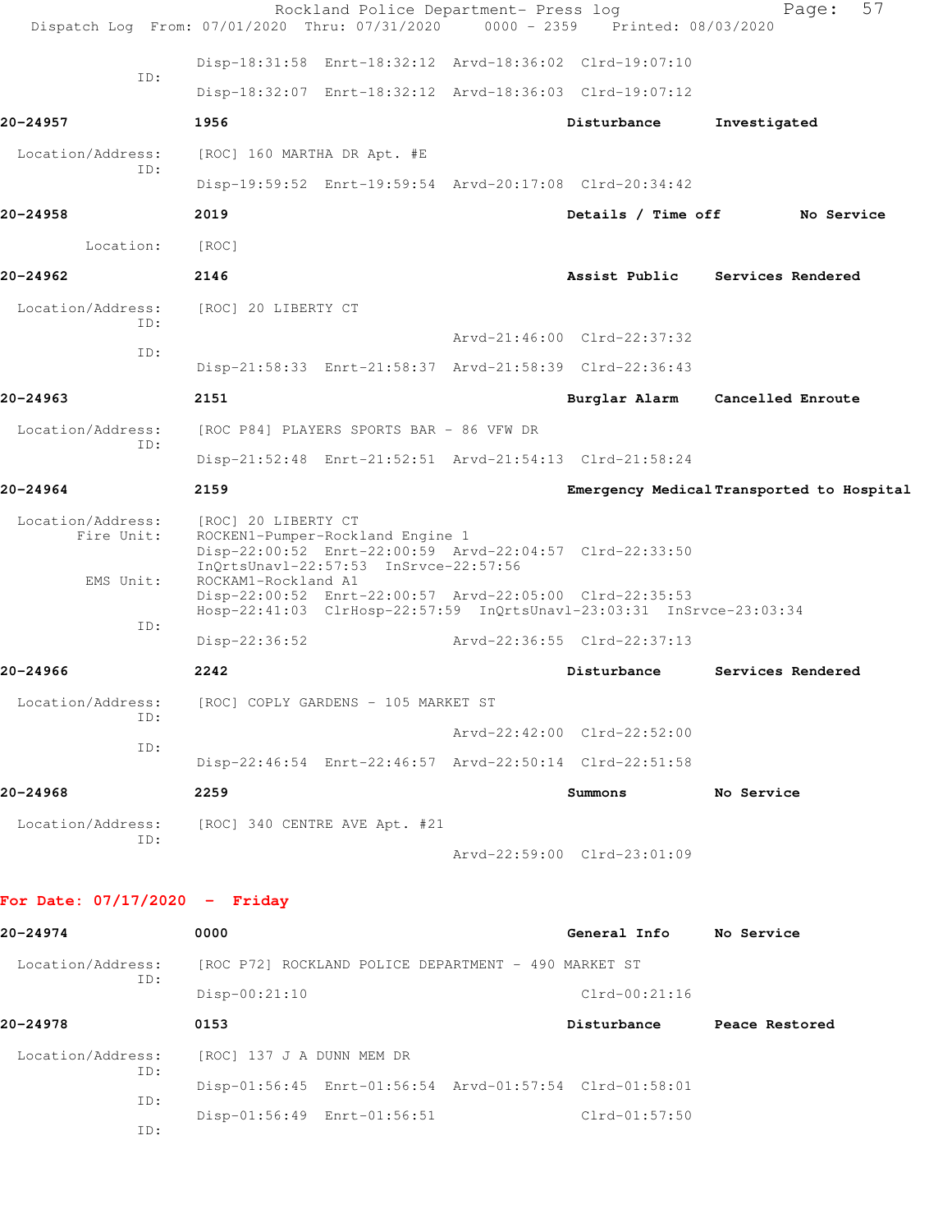Disp-18:31:58 Enrt-18:32:12 Arvd-18:36:02 Clrd-19:07:10

ID:
Disp-18:32:07 Enrt-18:32:12 Arvd-18:36:03 Clrd-19:07:12

**20-24957** **1956** **Disturbance** **Investigated**

Location/Address: [ROC] 160 MARTHA DR Apt. #E
ID:
Disp-19:59:52 Enrt-19:59:54 Arvd-20:17:08 Clrd-20:34:42

**20-24958** **2019** **Details / Time off** **No Service**

Location: [ROC]

**20-24962** **2146** **Assist Public** **Services Rendered**

Location/Address: [ROC] 20 LIBERTY CT
ID:
Arvd-21:46:00 Clrd-22:37:32
ID:
Disp-21:58:33 Enrt-21:58:37 Arvd-21:58:39 Clrd-22:36:43

**20-24963** **2151** **Burglar Alarm** **Cancelled Enroute**

Location/Address: [ROC P84] PLAYERS SPORTS BAR - 86 VFW DR
ID:
Disp-21:52:48 Enrt-21:52:51 Arvd-21:54:13 Clrd-21:58:24

**20-24964** **2159** **Emergency Medical** **Transported to Hospital**

Location/Address: [ROC] 20 LIBERTY CT
Fire Unit: ROCKEN1-Pumper-Rockland Engine 1
Disp-22:00:52 Enrt-22:00:59 Arvd-22:04:57 Clrd-22:33:50
InQrtsUnavl-22:57:53 InSrvce-22:57:56
EMS Unit: ROCKAM1-Rockland A1
Disp-22:00:52 Enrt-22:00:57 Arvd-22:05:00 Clrd-22:35:53
Hosp-22:41:03 ClrHosp-22:57:59 InQrtsUnavl-23:03:31 InSrvce-23:03:34
ID:
Disp-22:36:52 Arvd-22:36:55 Clrd-22:37:13

**20-24966** **2242** **Disturbance** **Services Rendered**

Location/Address: [ROC] COPLY GARDENS - 105 MARKET ST
ID:
Arvd-22:42:00 Clrd-22:52:00
ID:
Disp-22:46:54 Enrt-22:46:57 Arvd-22:50:14 Clrd-22:51:58

**20-24968** **2259** **Summons** **No Service**

Location/Address: [ROC] 340 CENTRE AVE Apt. #21
ID:
Arvd-22:59:00 Clrd-23:01:09

## For Date: 07/17/2020 - Friday

**20-24974** **0000** **General Info** **No Service**

Location/Address: [ROC P72] ROCKLAND POLICE DEPARTMENT - 490 MARKET ST
ID:
Disp-00:21:10 Clrd-00:21:16

**20-24978** **0153** **Disturbance** **Peace Restored**

Location/Address: [ROC] 137 J A DUNN MEM DR
ID:
Disp-01:56:45 Enrt-01:56:54 Arvd-01:57:54 Clrd-01:58:01
ID:
Disp-01:56:49 Enrt-01:56:51 Clrd-01:57:50
ID: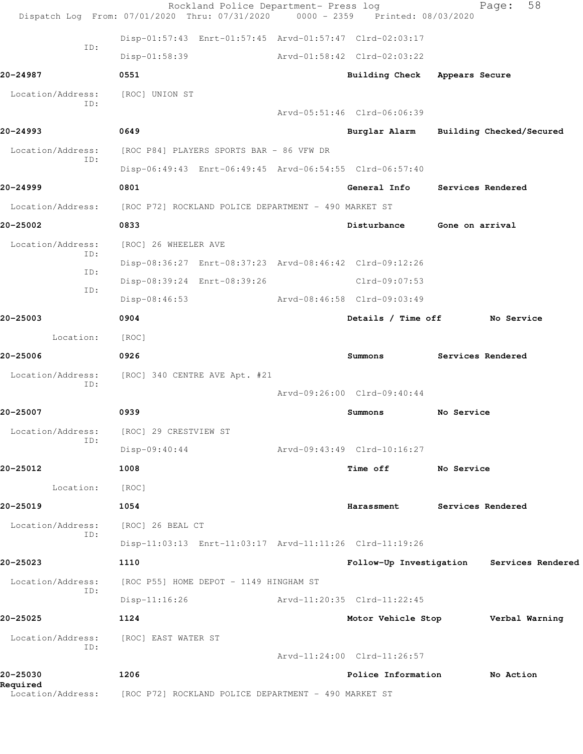ID: Disp-01:57:43 Enrt-01:57:45 Arvd-01:57:47 Clrd-02:03:17

ID: Disp-01:58:39 Arvd-01:58:42 Clrd-02:03:22

**20-24987** 0551 **Building Check** **Appears Secure**

Location/Address: [ROC] UNION ST

ID: Arvd-05:51:46 Clrd-06:06:39

**20-24993** 0649 **Burglar Alarm** **Building Checked/Secured**

Location/Address: [ROC P84] PLAYERS SPORTS BAR - 86 VFW DR

ID: Disp-06:49:43 Enrt-06:49:45 Arvd-06:54:55 Clrd-06:57:40

**20-24999** 0801 **General Info** **Services Rendered**

Location/Address: [ROC P72] ROCKLAND POLICE DEPARTMENT - 490 MARKET ST

**20-25002** 0833 **Disturbance** **Gone on arrival**

Location/Address: [ROC] 26 WHEELER AVE

ID: Disp-08:36:27 Enrt-08:37:23 Arvd-08:46:42 Clrd-09:12:26

ID: Disp-08:39:24 Enrt-08:39:26 Clrd-09:07:53

ID: Disp-08:46:53 Arvd-08:46:58 Clrd-09:03:49

**20-25003** 0904 **Details / Time off** **No Service**

Location: [ROC]

**20-25006** 0926 **Summons** **Services Rendered**

Location/Address: [ROC] 340 CENTRE AVE Apt. #21

ID: Arvd-09:26:00 Clrd-09:40:44

**20-25007** 0939 **Summons** **No Service**

Location/Address: [ROC] 29 CRESTVIEW ST

ID: Disp-09:40:44 Arvd-09:43:49 Clrd-10:16:27

**20-25012** 1008 **Time off** **No Service**

Location: [ROC]

**20-25019** 1054 **Harassment** **Services Rendered**

Location/Address: [ROC] 26 BEAL CT

ID: Disp-11:03:13 Enrt-11:03:17 Arvd-11:11:26 Clrd-11:19:26

**20-25023** 1110 **Follow-Up Investigation** **Services Rendered**

Location/Address: [ROC P55] HOME DEPOT - 1149 HINGHAM ST

ID: Disp-11:16:26 Arvd-11:20:35 Clrd-11:22:45

**20-25025** 1124 **Motor Vehicle Stop** **Verbal Warning**

Location/Address: [ROC] EAST WATER ST

ID: Arvd-11:24:00 Clrd-11:26:57

**20-25030** 1206 **Police Information** **No Action Required**

Location/Address: [ROC P72] ROCKLAND POLICE DEPARTMENT - 490 MARKET ST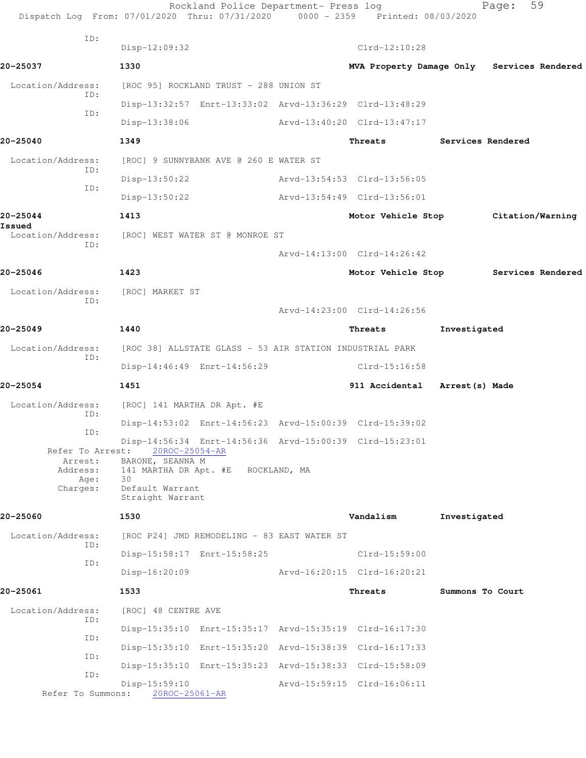ID:
Disp-12:09:32 Clrd-12:10:28

**20-25037** **1330** **MVA Property Damage Only** **Services Rendered**

Location/Address: [ROC 95] ROCKLAND TRUST - 288 UNION ST
ID:
Disp-13:32:57 Enrt-13:33:02 Arvd-13:36:29 Clrd-13:48:29
ID:
Disp-13:38:06 Arvd-13:40:20 Clrd-13:47:17

**20-25040** **1349** **Threats** **Services Rendered**

Location/Address: [ROC] 9 SUNNYBANK AVE @ 260 E WATER ST
ID:
Disp-13:50:22 Arvd-13:54:53 Clrd-13:56:05
ID:
Disp-13:50:22 Arvd-13:54:49 Clrd-13:56:01

**20-25044** **1413** **Motor Vehicle Stop** **Citation/Warning Issued**

Location/Address: [ROC] WEST WATER ST @ MONROE ST
ID:
Arvd-14:13:00 Clrd-14:26:42

**20-25046** **1423** **Motor Vehicle Stop** **Services Rendered**

Location/Address: [ROC] MARKET ST
ID:
Arvd-14:23:00 Clrd-14:26:56

**20-25049** **1440** **Threats** **Investigated**

Location/Address: [ROC 38] ALLSTATE GLASS - 53 AIR STATION INDUSTRIAL PARK
ID:
Disp-14:46:49 Enrt-14:56:29 Clrd-15:16:58

**20-25054** **1451** **911 Accidental** **Arrest(s) Made**

Location/Address: [ROC] 141 MARTHA DR Apt. #E
ID:
Disp-14:53:02 Enrt-14:56:23 Arvd-15:00:39 Clrd-15:39:02
ID:
Disp-14:56:34 Enrt-14:56:36 Arvd-15:00:39 Clrd-15:23:01
Refer To Arrest: 20ROC-25054-AR
Arrest: BARONE, SEANNA M
Address: 141 MARTHA DR Apt. #E ROCKLAND, MA
Age: 30
Charges: Default Warrant
Straight Warrant

**20-25060** **1530** **Vandalism** **Investigated**

Location/Address: [ROC P24] JMD REMODELING - 83 EAST WATER ST
ID:
Disp-15:58:17 Enrt-15:58:25 Clrd-15:59:00
ID:
Disp-16:20:09 Arvd-16:20:15 Clrd-16:20:21

**20-25061** **1533** **Threats** **Summons To Court**

Location/Address: [ROC] 48 CENTRE AVE
ID:
Disp-15:35:10 Enrt-15:35:17 Arvd-15:35:19 Clrd-16:17:30
ID:
Disp-15:35:10 Enrt-15:35:20 Arvd-15:38:39 Clrd-16:17:33
ID:
Disp-15:35:10 Enrt-15:35:23 Arvd-15:38:33 Clrd-15:58:09
ID:
Disp-15:59:10 Arvd-15:59:15 Clrd-16:06:11
Refer To Summons: 20ROC-25061-AR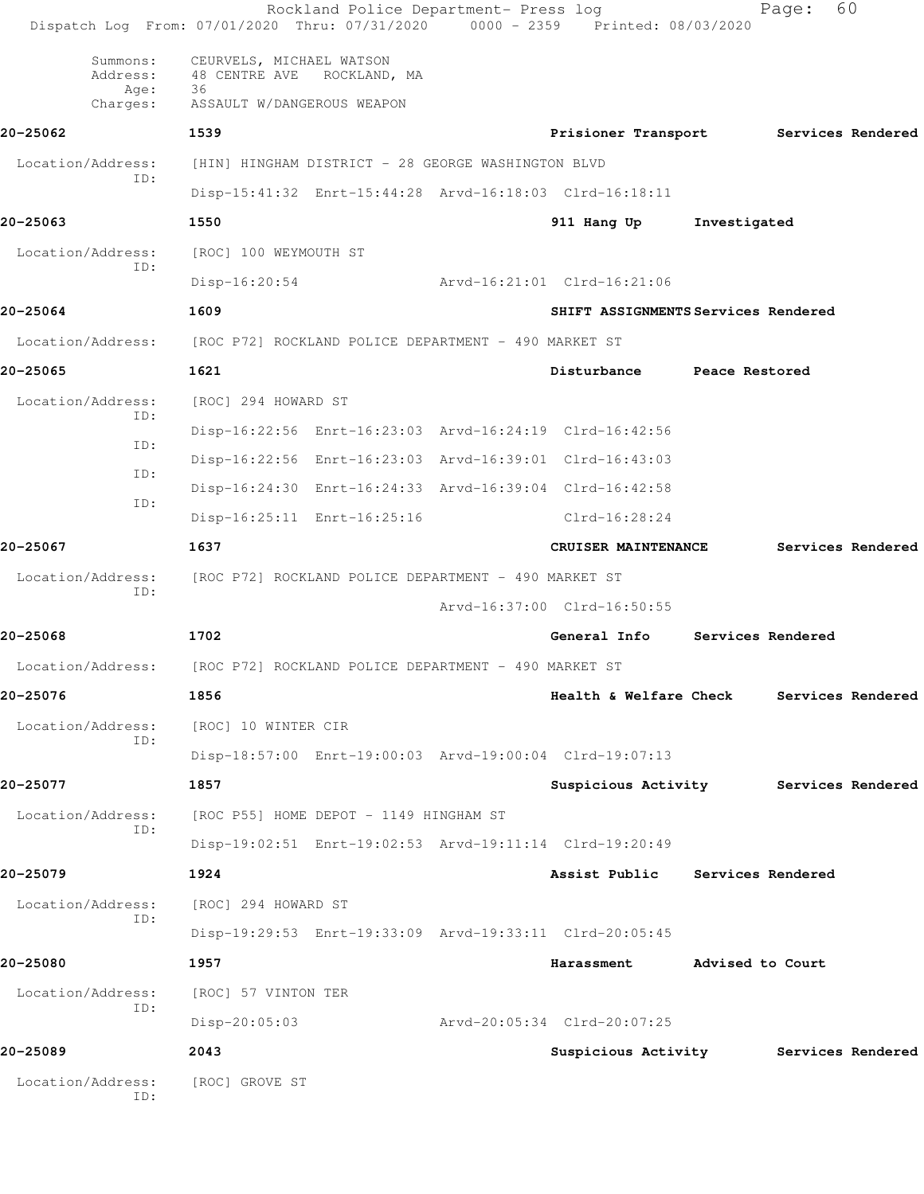```
 Summons:    CEURVELS, MICHAEL WATSON
 Address:    48 CENTRE AVE   ROCKLAND, MA
    Age:     36
 Charges:    ASSAULT W/DANGEROUS WEAPON

20-25062          1539                              Prisioner Transport       Services Rendered

 Location/Address:   [HIN] HINGHAM DISTRICT - 28 GEORGE WASHINGTON BLVD
          ID:
                  Disp-15:41:32  Enrt-15:44:28  Arvd-16:18:03  Clrd-16:18:11

20-25063          1550                              911 Hang Up       Investigated

 Location/Address:   [ROC] 100 WEYMOUTH ST
          ID:
                  Disp-16:20:54                 Arvd-16:21:01  Clrd-16:21:06

20-25064          1609                              SHIFT ASSIGNMENTS Services Rendered

 Location/Address:   [ROC P72] ROCKLAND POLICE DEPARTMENT - 490 MARKET ST

20-25065          1621                              Disturbance       Peace Restored

 Location/Address:   [ROC] 294 HOWARD ST
          ID:
                  Disp-16:22:56  Enrt-16:23:03  Arvd-16:24:19  Clrd-16:42:56
          ID:
                  Disp-16:22:56  Enrt-16:23:03  Arvd-16:39:01  Clrd-16:43:03
          ID:
                  Disp-16:24:30  Enrt-16:24:33  Arvd-16:39:04  Clrd-16:42:58
          ID:
                  Disp-16:25:11  Enrt-16:25:16                 Clrd-16:28:24

20-25067          1637                              CRUISER MAINTENANCE       Services Rendered

 Location/Address:   [ROC P72] ROCKLAND POLICE DEPARTMENT - 490 MARKET ST
          ID:
                                                Arvd-16:37:00  Clrd-16:50:55

20-25068          1702                              General Info      Services Rendered

 Location/Address:   [ROC P72] ROCKLAND POLICE DEPARTMENT - 490 MARKET ST

20-25076          1856                              Health & Welfare Check    Services Rendered

 Location/Address:   [ROC] 10 WINTER CIR
          ID:
                  Disp-18:57:00  Enrt-19:00:03  Arvd-19:00:04  Clrd-19:07:13

20-25077          1857                              Suspicious Activity       Services Rendered

 Location/Address:   [ROC P55] HOME DEPOT - 1149 HINGHAM ST
          ID:
                  Disp-19:02:51  Enrt-19:02:53  Arvd-19:11:14  Clrd-19:20:49

20-25079          1924                              Assist Public     Services Rendered

 Location/Address:   [ROC] 294 HOWARD ST
          ID:
                  Disp-19:29:53  Enrt-19:33:09  Arvd-19:33:11  Clrd-20:05:45

20-25080          1957                              Harassment        Advised to Court

 Location/Address:   [ROC] 57 VINTON TER
          ID:
                  Disp-20:05:03                 Arvd-20:05:34  Clrd-20:07:25

20-25089          2043                              Suspicious Activity       Services Rendered

 Location/Address:   [ROC] GROVE ST
          ID:
```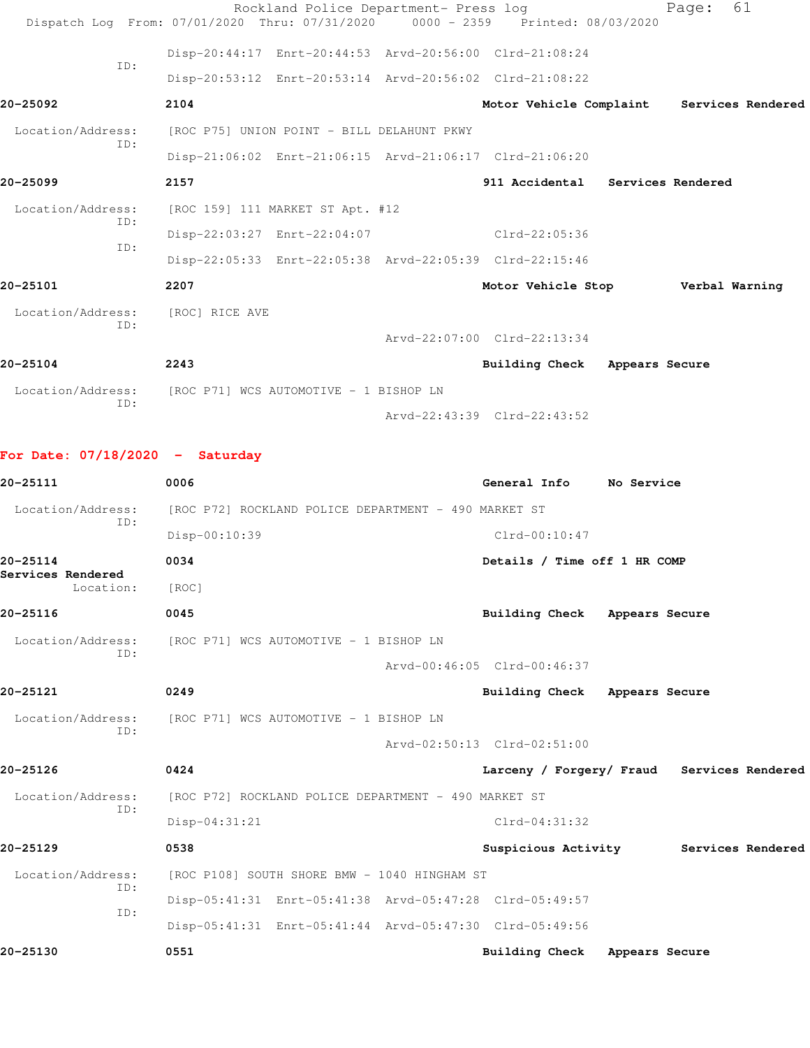```
          Disp-20:44:17  Enrt-20:44:53  Arvd-20:56:00  Clrd-21:08:24
      ID:
          Disp-20:53:12  Enrt-20:53:14  Arvd-20:56:02  Clrd-21:08:22
```

**20-25092** 2104 **Motor Vehicle Complaint** **Services Rendered**

```
 Location/Address:    [ROC P75] UNION POINT - BILL DELAHUNT PKWY
            ID:
          Disp-21:06:02  Enrt-21:06:15  Arvd-21:06:17  Clrd-21:06:20
```

**20-25099** 2157 **911 Accidental** **Services Rendered**

```
 Location/Address:    [ROC 159] 111 MARKET ST Apt. #12
            ID:
          Disp-22:03:27  Enrt-22:04:07                 Clrd-22:05:36
            ID:
          Disp-22:05:33  Enrt-22:05:38  Arvd-22:05:39  Clrd-22:15:46
```

**20-25101** 2207 **Motor Vehicle Stop** **Verbal Warning**

```
 Location/Address:    [ROC] RICE AVE
            ID:
                                        Arvd-22:07:00  Clrd-22:13:34
```

**20-25104** 2243 **Building Check** **Appears Secure**

```
 Location/Address:    [ROC P71] WCS AUTOMOTIVE - 1 BISHOP LN
            ID:
                                        Arvd-22:43:39  Clrd-22:43:52
```

## For Date: 07/18/2020 - Saturday

**20-25111** 0006 **General Info** **No Service**

```
 Location/Address:    [ROC P72] ROCKLAND POLICE DEPARTMENT - 490 MARKET ST
            ID:
          Disp-00:10:39                                Clrd-00:10:47
```

**20-25114** 0034 **Details / Time off 1 HR COMP**
**Services Rendered**

```
        Location:     [ROC]
```

**20-25116** 0045 **Building Check** **Appears Secure**

```
 Location/Address:    [ROC P71] WCS AUTOMOTIVE - 1 BISHOP LN
            ID:
                                        Arvd-00:46:05  Clrd-00:46:37
```

**20-25121** 0249 **Building Check** **Appears Secure**

```
 Location/Address:    [ROC P71] WCS AUTOMOTIVE - 1 BISHOP LN
            ID:
                                        Arvd-02:50:13  Clrd-02:51:00
```

**20-25126** 0424 **Larceny / Forgery/ Fraud** **Services Rendered**

```
 Location/Address:    [ROC P72] ROCKLAND POLICE DEPARTMENT - 490 MARKET ST
            ID:
          Disp-04:31:21                                Clrd-04:31:32
```

**20-25129** 0538 **Suspicious Activity** **Services Rendered**

```
 Location/Address:    [ROC P108] SOUTH SHORE BMW - 1040 HINGHAM ST
            ID:
          Disp-05:41:31  Enrt-05:41:38  Arvd-05:47:28  Clrd-05:49:57
            ID:
          Disp-05:41:31  Enrt-05:41:44  Arvd-05:47:30  Clrd-05:49:56
```

**20-25130** 0551 **Building Check** **Appears Secure**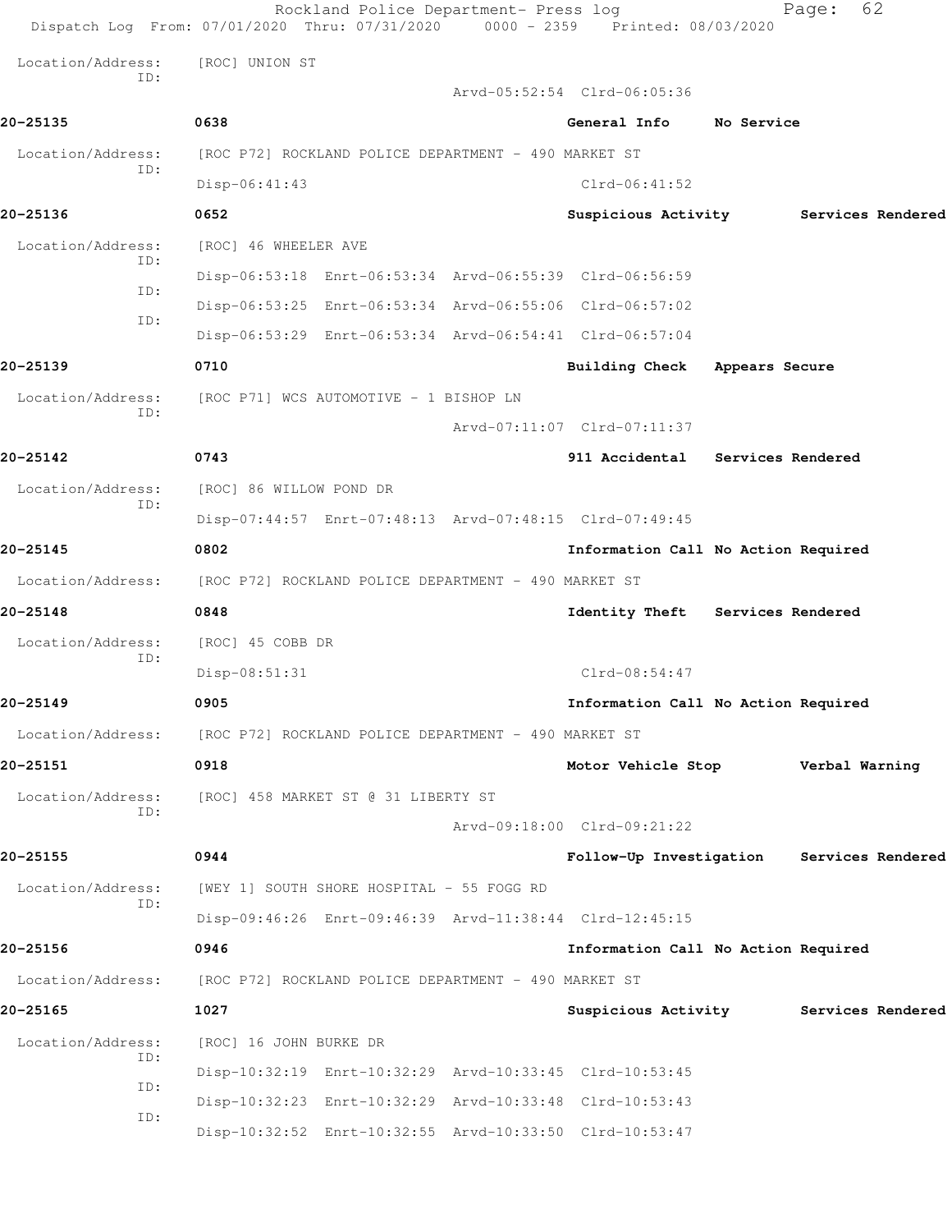Location/Address: [ROC] UNION ST
ID:
Arvd-05:52:54 Clrd-06:05:36

**20-25135** 0638 General Info No Service

Location/Address: [ROC P72] ROCKLAND POLICE DEPARTMENT - 490 MARKET ST
ID:
Disp-06:41:43 Clrd-06:41:52

**20-25136** 0652 Suspicious Activity Services Rendered

Location/Address: [ROC] 46 WHEELER AVE
ID:
Disp-06:53:18 Enrt-06:53:34 Arvd-06:55:39 Clrd-06:56:59
ID:
Disp-06:53:25 Enrt-06:53:34 Arvd-06:55:06 Clrd-06:57:02
ID:
Disp-06:53:29 Enrt-06:53:34 Arvd-06:54:41 Clrd-06:57:04

**20-25139** 0710 Building Check Appears Secure

Location/Address: [ROC P71] WCS AUTOMOTIVE - 1 BISHOP LN
ID:
Arvd-07:11:07 Clrd-07:11:37

**20-25142** 0743 911 Accidental Services Rendered

Location/Address: [ROC] 86 WILLOW POND DR
ID:
Disp-07:44:57 Enrt-07:48:13 Arvd-07:48:15 Clrd-07:49:45

**20-25145** 0802 Information Call No Action Required

Location/Address: [ROC P72] ROCKLAND POLICE DEPARTMENT - 490 MARKET ST

**20-25148** 0848 Identity Theft Services Rendered

Location/Address: [ROC] 45 COBB DR
ID:
Disp-08:51:31 Clrd-08:54:47

**20-25149** 0905 Information Call No Action Required

Location/Address: [ROC P72] ROCKLAND POLICE DEPARTMENT - 490 MARKET ST

**20-25151** 0918 Motor Vehicle Stop Verbal Warning

Location/Address: [ROC] 458 MARKET ST @ 31 LIBERTY ST
ID:
Arvd-09:18:00 Clrd-09:21:22

**20-25155** 0944 Follow-Up Investigation Services Rendered

Location/Address: [WEY 1] SOUTH SHORE HOSPITAL - 55 FOGG RD
ID:
Disp-09:46:26 Enrt-09:46:39 Arvd-11:38:44 Clrd-12:45:15

**20-25156** 0946 Information Call No Action Required

Location/Address: [ROC P72] ROCKLAND POLICE DEPARTMENT - 490 MARKET ST

**20-25165** 1027 Suspicious Activity Services Rendered

Location/Address: [ROC] 16 JOHN BURKE DR
ID:
Disp-10:32:19 Enrt-10:32:29 Arvd-10:33:45 Clrd-10:53:45
ID:
Disp-10:32:23 Enrt-10:32:29 Arvd-10:33:48 Clrd-10:53:43
ID:
Disp-10:32:52 Enrt-10:32:55 Arvd-10:33:50 Clrd-10:53:47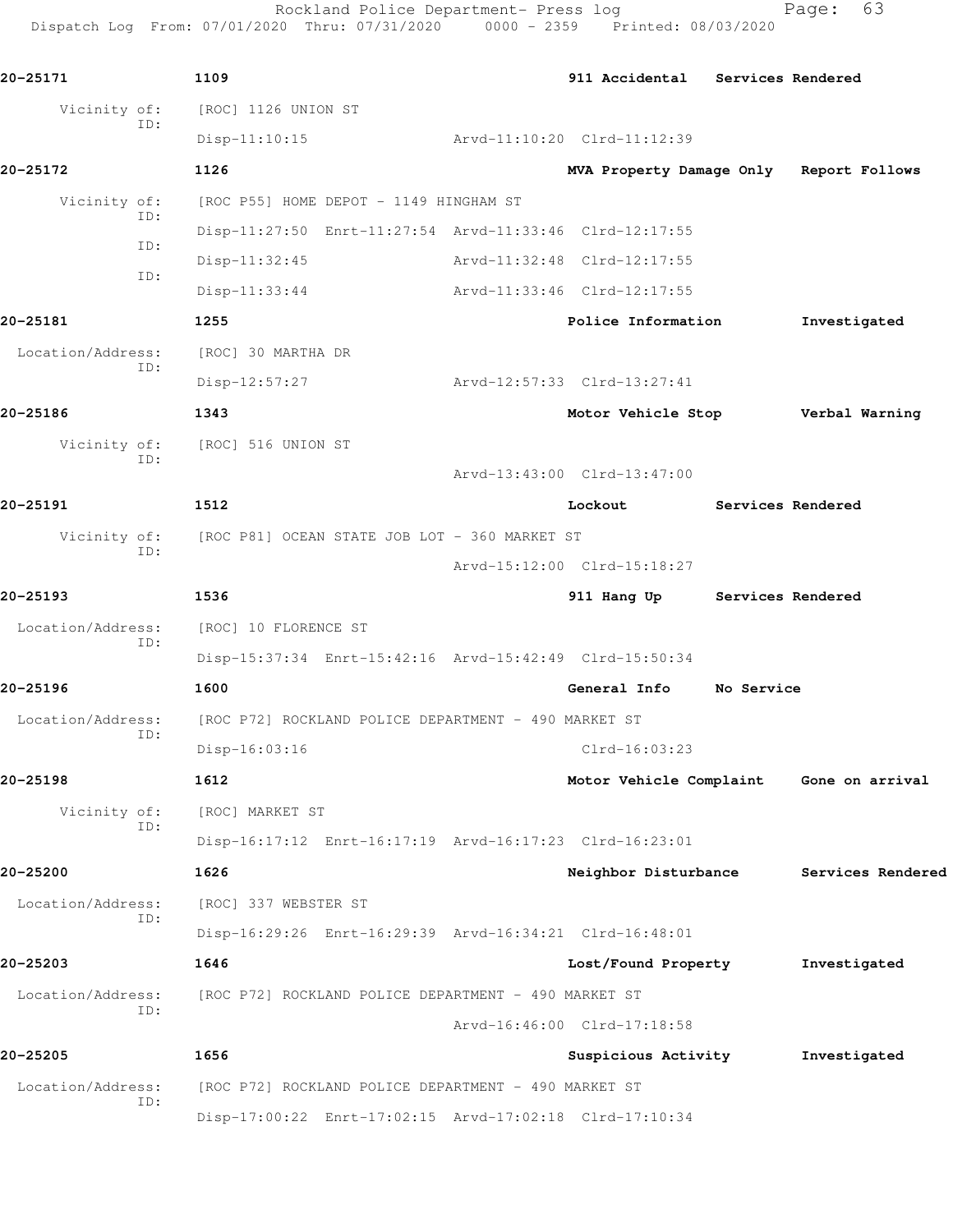**20-25171** 1109 911 Accidental Services Rendered

Vicinity of: [ROC] 1126 UNION ST
ID:
Disp-11:10:15 Arvd-11:10:20 Clrd-11:12:39

**20-25172** 1126 MVA Property Damage Only Report Follows

Vicinity of: [ROC P55] HOME DEPOT - 1149 HINGHAM ST
ID:
Disp-11:27:50 Enrt-11:27:54 Arvd-11:33:46 Clrd-12:17:55
ID:
Disp-11:32:45 Arvd-11:32:48 Clrd-12:17:55
ID:
Disp-11:33:44 Arvd-11:33:46 Clrd-12:17:55

**20-25181** 1255 Police Information Investigated

Location/Address: [ROC] 30 MARTHA DR
ID:
Disp-12:57:27 Arvd-12:57:33 Clrd-13:27:41

**20-25186** 1343 Motor Vehicle Stop Verbal Warning

Vicinity of: [ROC] 516 UNION ST
ID:
Arvd-13:43:00 Clrd-13:47:00

**20-25191** 1512 Lockout Services Rendered

Vicinity of: [ROC P81] OCEAN STATE JOB LOT - 360 MARKET ST
ID:
Arvd-15:12:00 Clrd-15:18:27

**20-25193** 1536 911 Hang Up Services Rendered

Location/Address: [ROC] 10 FLORENCE ST
ID:
Disp-15:37:34 Enrt-15:42:16 Arvd-15:42:49 Clrd-15:50:34

**20-25196** 1600 General Info No Service

Location/Address: [ROC P72] ROCKLAND POLICE DEPARTMENT - 490 MARKET ST
ID:
Disp-16:03:16 Clrd-16:03:23

**20-25198** 1612 Motor Vehicle Complaint Gone on arrival

Vicinity of: [ROC] MARKET ST
ID:
Disp-16:17:12 Enrt-16:17:19 Arvd-16:17:23 Clrd-16:23:01

**20-25200** 1626 Neighbor Disturbance Services Rendered

Location/Address: [ROC] 337 WEBSTER ST
ID:
Disp-16:29:26 Enrt-16:29:39 Arvd-16:34:21 Clrd-16:48:01

**20-25203** 1646 Lost/Found Property Investigated

Location/Address: [ROC P72] ROCKLAND POLICE DEPARTMENT - 490 MARKET ST
ID:
Arvd-16:46:00 Clrd-17:18:58

**20-25205** 1656 Suspicious Activity Investigated

Location/Address: [ROC P72] ROCKLAND POLICE DEPARTMENT - 490 MARKET ST
ID:
Disp-17:00:22 Enrt-17:02:15 Arvd-17:02:18 Clrd-17:10:34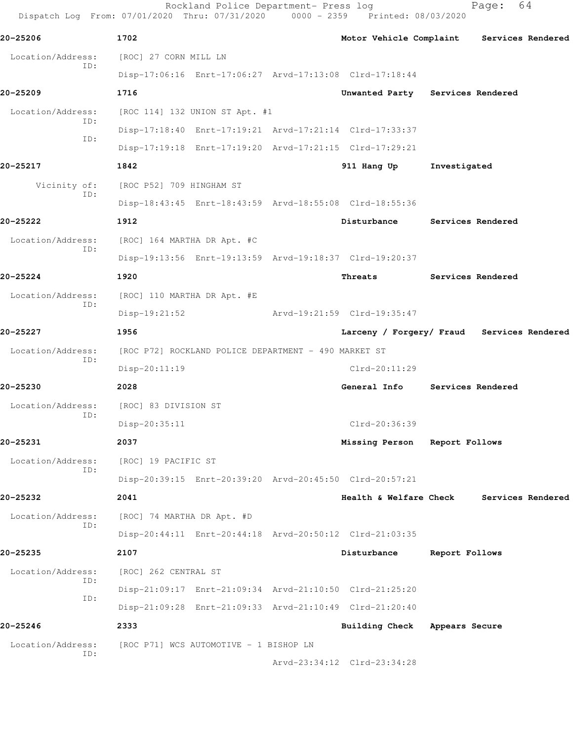**20-25206** **1702** **Motor Vehicle Complaint** **Services Rendered**

Location/Address: [ROC] 27 CORN MILL LN
ID:
Disp-17:06:16 Enrt-17:06:27 Arvd-17:13:08 Clrd-17:18:44

**20-25209** **1716** **Unwanted Party** **Services Rendered**

Location/Address: [ROC 114] 132 UNION ST Apt. #1
ID:
Disp-17:18:40 Enrt-17:19:21 Arvd-17:21:14 Clrd-17:33:37
ID:
Disp-17:19:18 Enrt-17:19:20 Arvd-17:21:15 Clrd-17:29:21

**20-25217** **1842** **911 Hang Up** **Investigated**

Vicinity of: [ROC P52] 709 HINGHAM ST
ID:
Disp-18:43:45 Enrt-18:43:59 Arvd-18:55:08 Clrd-18:55:36

**20-25222** **1912** **Disturbance** **Services Rendered**

Location/Address: [ROC] 164 MARTHA DR Apt. #C
ID:
Disp-19:13:56 Enrt-19:13:59 Arvd-19:18:37 Clrd-19:20:37

**20-25224** **1920** **Threats** **Services Rendered**

Location/Address: [ROC] 110 MARTHA DR Apt. #E
ID:
Disp-19:21:52 Arvd-19:21:59 Clrd-19:35:47

**20-25227** **1956** **Larceny / Forgery/ Fraud** **Services Rendered**

Location/Address: [ROC P72] ROCKLAND POLICE DEPARTMENT - 490 MARKET ST
ID:
Disp-20:11:19 Clrd-20:11:29

**20-25230** **2028** **General Info** **Services Rendered**

Location/Address: [ROC] 83 DIVISION ST
ID:
Disp-20:35:11 Clrd-20:36:39

**20-25231** **2037** **Missing Person** **Report Follows**

Location/Address: [ROC] 19 PACIFIC ST
ID:
Disp-20:39:15 Enrt-20:39:20 Arvd-20:45:50 Clrd-20:57:21

**20-25232** **2041** **Health & Welfare Check** **Services Rendered**

Location/Address: [ROC] 74 MARTHA DR Apt. #D
ID:
Disp-20:44:11 Enrt-20:44:18 Arvd-20:50:12 Clrd-21:03:35

**20-25235** **2107** **Disturbance** **Report Follows**

Location/Address: [ROC] 262 CENTRAL ST
ID:
Disp-21:09:17 Enrt-21:09:34 Arvd-21:10:50 Clrd-21:25:20
ID:
Disp-21:09:28 Enrt-21:09:33 Arvd-21:10:49 Clrd-21:20:40

**20-25246** **2333** **Building Check** **Appears Secure**

Location/Address: [ROC P71] WCS AUTOMOTIVE - 1 BISHOP LN
ID:
Arvd-23:34:12 Clrd-23:34:28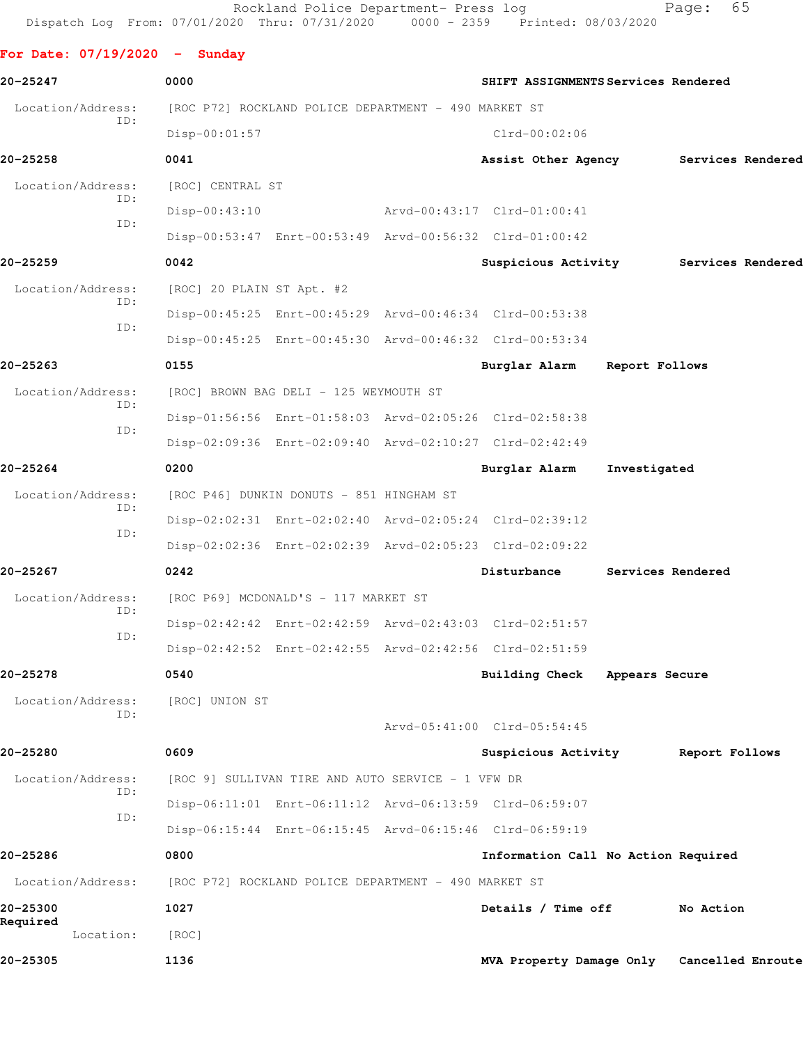**For Date: 07/19/2020 - Sunday**

**20-25247** 0000 **SHIFT ASSIGNMENTS Services Rendered**

Location/Address: [ROC P72] ROCKLAND POLICE DEPARTMENT - 490 MARKET ST
ID:
Disp-00:01:57 Clrd-00:02:06

**20-25258** 0041 **Assist Other Agency Services Rendered**

Location/Address: [ROC] CENTRAL ST
ID:
Disp-00:43:10 Arvd-00:43:17 Clrd-01:00:41
ID:
Disp-00:53:47 Enrt-00:53:49 Arvd-00:56:32 Clrd-01:00:42

**20-25259** 0042 **Suspicious Activity Services Rendered**

Location/Address: [ROC] 20 PLAIN ST Apt. #2
ID:
Disp-00:45:25 Enrt-00:45:29 Arvd-00:46:34 Clrd-00:53:38
ID:
Disp-00:45:25 Enrt-00:45:30 Arvd-00:46:32 Clrd-00:53:34

**20-25263** 0155 **Burglar Alarm Report Follows**

Location/Address: [ROC] BROWN BAG DELI - 125 WEYMOUTH ST
ID:
Disp-01:56:56 Enrt-01:58:03 Arvd-02:05:26 Clrd-02:58:38
ID:
Disp-02:09:36 Enrt-02:09:40 Arvd-02:10:27 Clrd-02:42:49

**20-25264** 0200 **Burglar Alarm Investigated**

Location/Address: [ROC P46] DUNKIN DONUTS - 851 HINGHAM ST
ID:
Disp-02:02:31 Enrt-02:02:40 Arvd-02:05:24 Clrd-02:39:12
ID:
Disp-02:02:36 Enrt-02:02:39 Arvd-02:05:23 Clrd-02:09:22

**20-25267** 0242 **Disturbance Services Rendered**

Location/Address: [ROC P69] MCDONALD'S - 117 MARKET ST
ID:
Disp-02:42:42 Enrt-02:42:59 Arvd-02:43:03 Clrd-02:51:57
ID:
Disp-02:42:52 Enrt-02:42:55 Arvd-02:42:56 Clrd-02:51:59

**20-25278** 0540 **Building Check Appears Secure**

Location/Address: [ROC] UNION ST
ID:
Arvd-05:41:00 Clrd-05:54:45

**20-25280** 0609 **Suspicious Activity Report Follows**

Location/Address: [ROC 9] SULLIVAN TIRE AND AUTO SERVICE - 1 VFW DR
ID:
Disp-06:11:01 Enrt-06:11:12 Arvd-06:13:59 Clrd-06:59:07
ID:
Disp-06:15:44 Enrt-06:15:45 Arvd-06:15:46 Clrd-06:59:19

**20-25286** 0800 **Information Call No Action Required**

Location/Address: [ROC P72] ROCKLAND POLICE DEPARTMENT - 490 MARKET ST

**20-25300** 1027 **Details / Time off No Action Required**

Location: [ROC]

**20-25305** 1136 **MVA Property Damage Only Cancelled Enroute**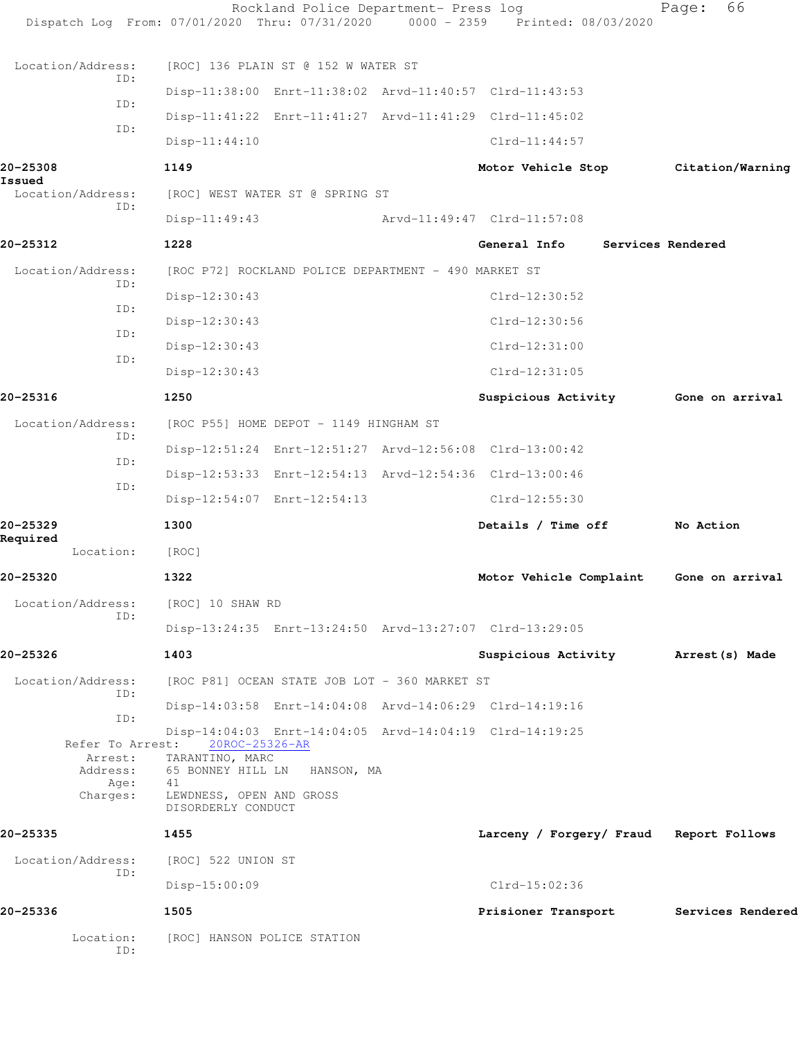Location/Address: [ROC] 136 PLAIN ST @ 152 W WATER ST
ID: Disp-11:38:00 Enrt-11:38:02 Arvd-11:40:57 Clrd-11:43:53
ID: Disp-11:41:22 Enrt-11:41:27 Arvd-11:41:29 Clrd-11:45:02
ID: Disp-11:44:10 Clrd-11:44:57

**20-25308** **1149** **Motor Vehicle Stop** **Citation/Warning Issued**
Location/Address: [ROC] WEST WATER ST @ SPRING ST
ID: Disp-11:49:43 Arvd-11:49:47 Clrd-11:57:08

**20-25312** **1228** **General Info** **Services Rendered**
Location/Address: [ROC P72] ROCKLAND POLICE DEPARTMENT - 490 MARKET ST
ID: Disp-12:30:43 Clrd-12:30:52
ID: Disp-12:30:43 Clrd-12:30:56
ID: Disp-12:30:43 Clrd-12:31:00
ID: Disp-12:30:43 Clrd-12:31:05

**20-25316** **1250** **Suspicious Activity** **Gone on arrival**
Location/Address: [ROC P55] HOME DEPOT - 1149 HINGHAM ST
ID: Disp-12:51:24 Enrt-12:51:27 Arvd-12:56:08 Clrd-13:00:42
ID: Disp-12:53:33 Enrt-12:54:13 Arvd-12:54:36 Clrd-13:00:46
ID: Disp-12:54:07 Enrt-12:54:13 Clrd-12:55:30

**20-25329** **1300** **Details / Time off** **No Action Required**
Location: [ROC]

**20-25320** **1322** **Motor Vehicle Complaint** **Gone on arrival**
Location/Address: [ROC] 10 SHAW RD
ID: Disp-13:24:35 Enrt-13:24:50 Arvd-13:27:07 Clrd-13:29:05

**20-25326** **1403** **Suspicious Activity** **Arrest(s) Made**
Location/Address: [ROC P81] OCEAN STATE JOB LOT - 360 MARKET ST
ID: Disp-14:03:58 Enrt-14:04:08 Arvd-14:06:29 Clrd-14:19:16
ID: Disp-14:04:03 Enrt-14:04:05 Arvd-14:04:19 Clrd-14:19:25
Refer To Arrest: 20ROC-25326-AR
Arrest: TARANTINO, MARC
Address: 65 BONNEY HILL LN HANSON, MA
Age: 41
Charges: LEWDNESS, OPEN AND GROSS
DISORDERLY CONDUCT

**20-25335** **1455** **Larceny / Forgery/ Fraud** **Report Follows**
Location/Address: [ROC] 522 UNION ST
ID: Disp-15:00:09 Clrd-15:02:36

**20-25336** **1505** **Prisioner Transport** **Services Rendered**
Location: [ROC] HANSON POLICE STATION
ID: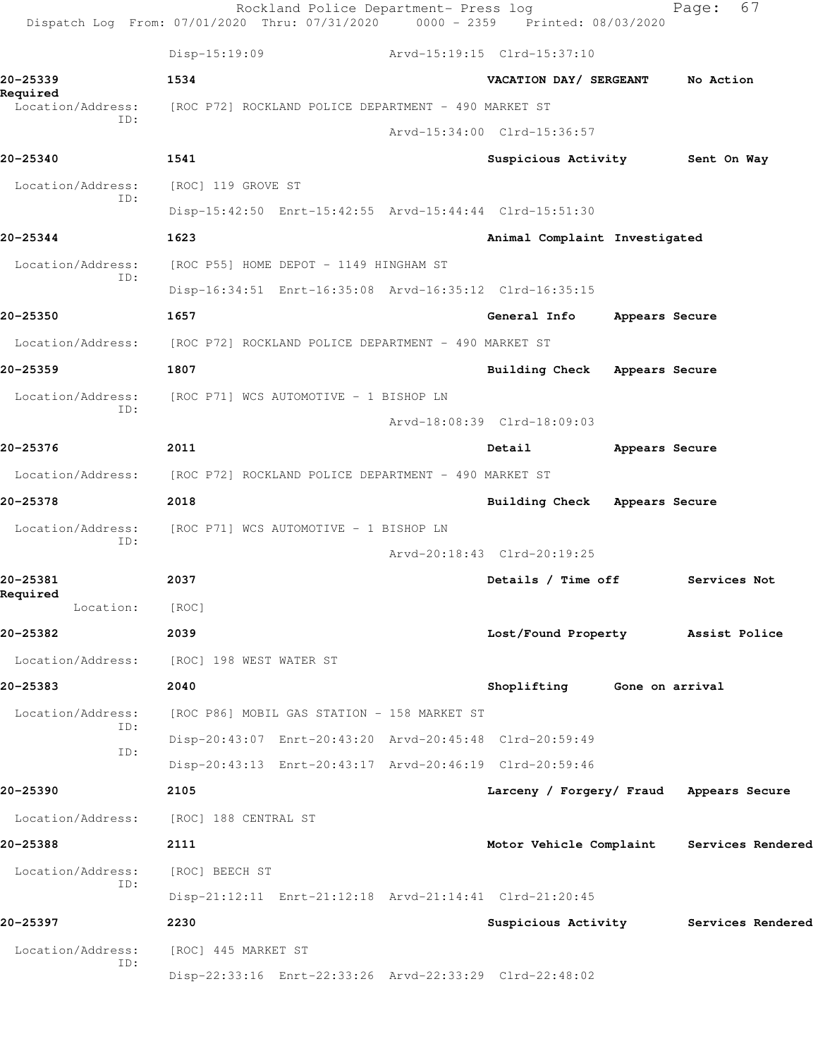Disp-15:19:09 Arvd-15:19:15 Clrd-15:37:10

**20-25339** 1534 VACATION DAY/ SERGEANT No Action Required
Location/Address: [ROC P72] ROCKLAND POLICE DEPARTMENT - 490 MARKET ST
ID:
Arvd-15:34:00 Clrd-15:36:57

**20-25340** 1541 Suspicious Activity Sent On Way
Location/Address: [ROC] 119 GROVE ST
ID:
Disp-15:42:50 Enrt-15:42:55 Arvd-15:44:44 Clrd-15:51:30

**20-25344** 1623 Animal Complaint Investigated
Location/Address: [ROC P55] HOME DEPOT - 1149 HINGHAM ST
ID:
Disp-16:34:51 Enrt-16:35:08 Arvd-16:35:12 Clrd-16:35:15

**20-25350** 1657 General Info Appears Secure
Location/Address: [ROC P72] ROCKLAND POLICE DEPARTMENT - 490 MARKET ST

**20-25359** 1807 Building Check Appears Secure
Location/Address: [ROC P71] WCS AUTOMOTIVE - 1 BISHOP LN
ID:
Arvd-18:08:39 Clrd-18:09:03

**20-25376** 2011 Detail Appears Secure
Location/Address: [ROC P72] ROCKLAND POLICE DEPARTMENT - 490 MARKET ST

**20-25378** 2018 Building Check Appears Secure
Location/Address: [ROC P71] WCS AUTOMOTIVE - 1 BISHOP LN
ID:
Arvd-20:18:43 Clrd-20:19:25

**20-25381** 2037 Details / Time off Services Not Required
Location: [ROC]

**20-25382** 2039 Lost/Found Property Assist Police
Location/Address: [ROC] 198 WEST WATER ST

**20-25383** 2040 Shoplifting Gone on arrival
Location/Address: [ROC P86] MOBIL GAS STATION - 158 MARKET ST
ID:
Disp-20:43:07 Enrt-20:43:20 Arvd-20:45:48 Clrd-20:59:49
ID:
Disp-20:43:13 Enrt-20:43:17 Arvd-20:46:19 Clrd-20:59:46

**20-25390** 2105 Larceny / Forgery/ Fraud Appears Secure
Location/Address: [ROC] 188 CENTRAL ST

**20-25388** 2111 Motor Vehicle Complaint Services Rendered
Location/Address: [ROC] BEECH ST
ID:
Disp-21:12:11 Enrt-21:12:18 Arvd-21:14:41 Clrd-21:20:45

**20-25397** 2230 Suspicious Activity Services Rendered
Location/Address: [ROC] 445 MARKET ST
ID:
Disp-22:33:16 Enrt-22:33:26 Arvd-22:33:29 Clrd-22:48:02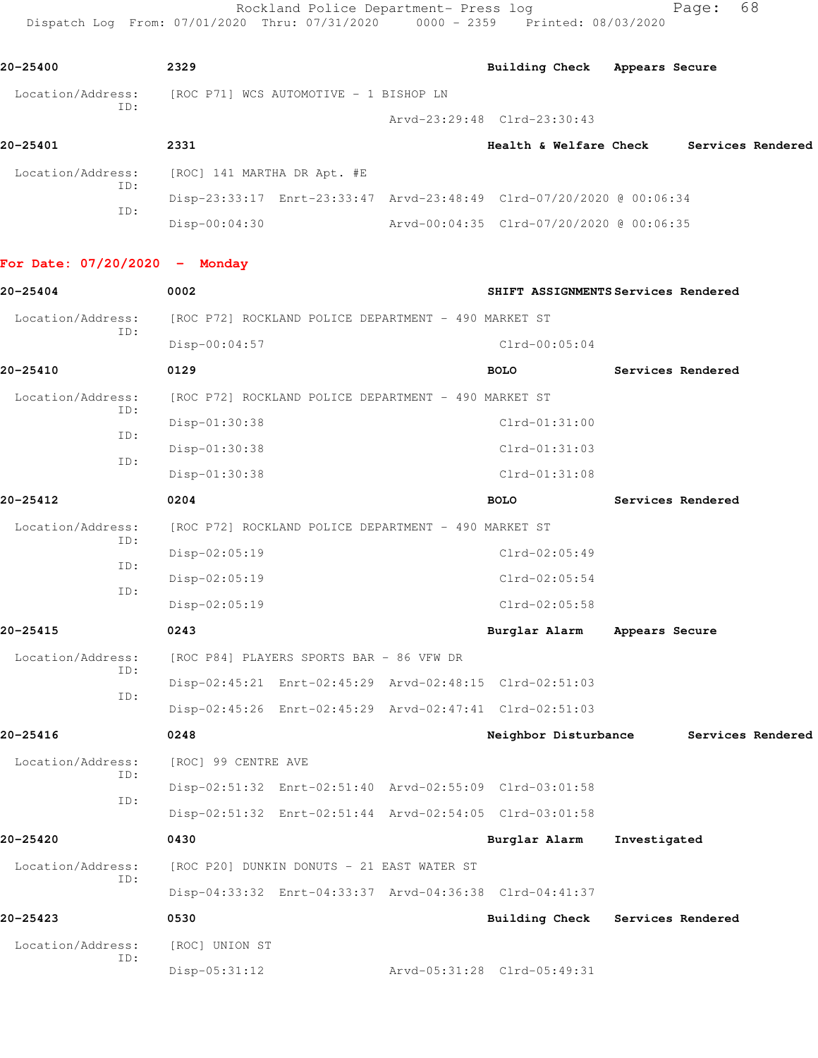**20-25400** 2329 **Building Check** **Appears Secure**

Location/Address: [ROC P71] WCS AUTOMOTIVE - 1 BISHOP LN
ID:
Arvd-23:29:48 Clrd-23:30:43

**20-25401** 2331 **Health & Welfare Check** **Services Rendered**

Location/Address: [ROC] 141 MARTHA DR Apt. #E
ID:
Disp-23:33:17 Enrt-23:33:47 Arvd-23:48:49 Clrd-07/20/2020 @ 00:06:34
ID:
Disp-00:04:30 Arvd-00:04:35 Clrd-07/20/2020 @ 00:06:35

## For Date: 07/20/2020 - Monday

**20-25404** 0002 **SHIFT ASSIGNMENTS** **Services Rendered**

Location/Address: [ROC P72] ROCKLAND POLICE DEPARTMENT - 490 MARKET ST
ID:
Disp-00:04:57 Clrd-00:05:04

**20-25410** 0129 **BOLO** **Services Rendered**

Location/Address: [ROC P72] ROCKLAND POLICE DEPARTMENT - 490 MARKET ST
ID:
Disp-01:30:38 Clrd-01:31:00
ID:
Disp-01:30:38 Clrd-01:31:03
ID:
Disp-01:30:38 Clrd-01:31:08

**20-25412** 0204 **BOLO** **Services Rendered**

Location/Address: [ROC P72] ROCKLAND POLICE DEPARTMENT - 490 MARKET ST
ID:
Disp-02:05:19 Clrd-02:05:49
ID:
Disp-02:05:19 Clrd-02:05:54
ID:
Disp-02:05:19 Clrd-02:05:58

**20-25415** 0243 **Burglar Alarm** **Appears Secure**

Location/Address: [ROC P84] PLAYERS SPORTS BAR - 86 VFW DR
ID:
Disp-02:45:21 Enrt-02:45:29 Arvd-02:48:15 Clrd-02:51:03
ID:
Disp-02:45:26 Enrt-02:45:29 Arvd-02:47:41 Clrd-02:51:03

**20-25416** 0248 **Neighbor Disturbance** **Services Rendered**

Location/Address: [ROC] 99 CENTRE AVE
ID:
Disp-02:51:32 Enrt-02:51:40 Arvd-02:55:09 Clrd-03:01:58
ID:
Disp-02:51:32 Enrt-02:51:44 Arvd-02:54:05 Clrd-03:01:58

**20-25420** 0430 **Burglar Alarm** **Investigated**

Location/Address: [ROC P20] DUNKIN DONUTS - 21 EAST WATER ST
ID:
Disp-04:33:32 Enrt-04:33:37 Arvd-04:36:38 Clrd-04:41:37

**20-25423** 0530 **Building Check** **Services Rendered**

Location/Address: [ROC] UNION ST
ID:
Disp-05:31:12 Arvd-05:31:28 Clrd-05:49:31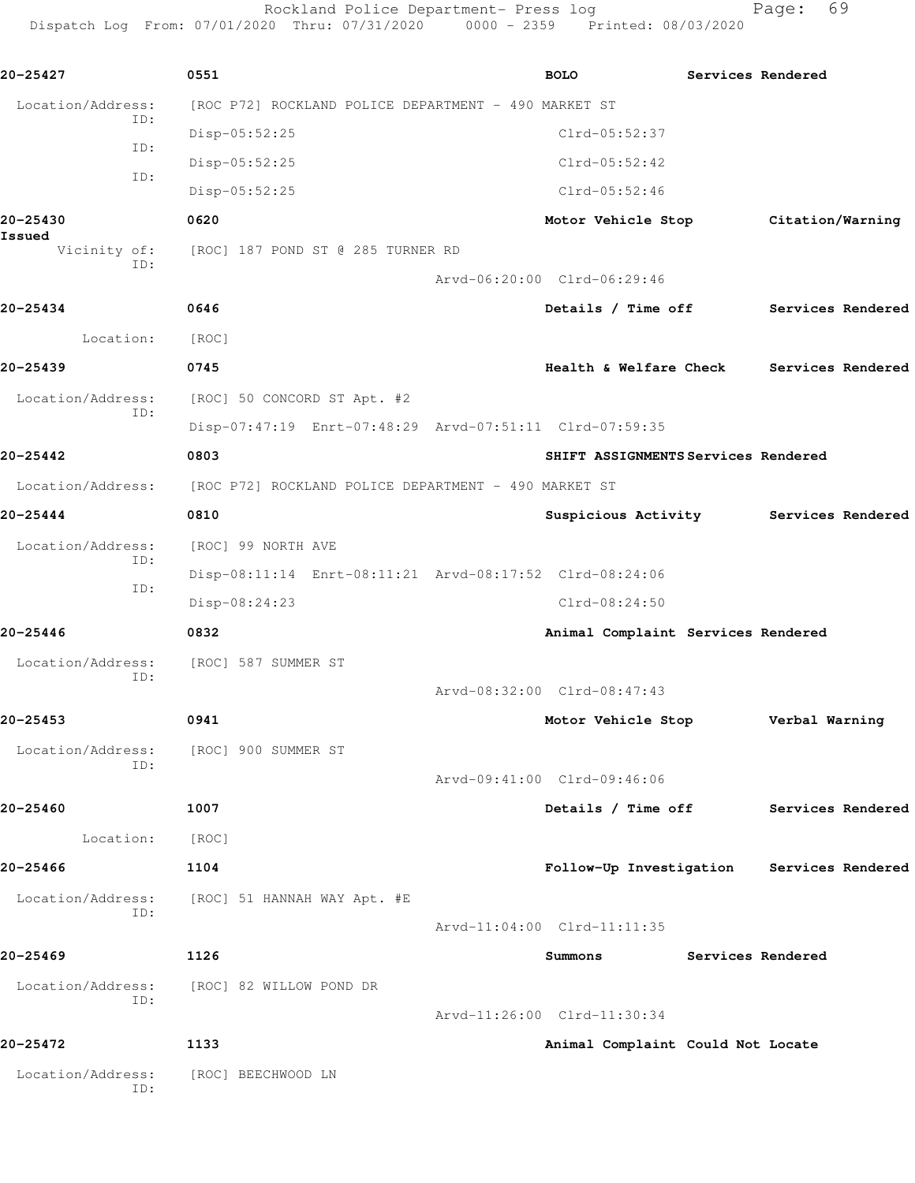Rockland Police Department- Press log
Dispatch Log From: 07/01/2020 Thru: 07/31/2020 0000 - 2359 Printed: 08/03/2020

**20-25427** 0551 **BOLO** **Services Rendered**

Location/Address: [ROC P72] ROCKLAND POLICE DEPARTMENT - 490 MARKET ST
ID: Disp-05:52:25 Clrd-05:52:37
ID: Disp-05:52:25 Clrd-05:52:42
ID: Disp-05:52:25 Clrd-05:52:46

**20-25430** 0620 **Motor Vehicle Stop** **Citation/Warning Issued**

Vicinity of: [ROC] 187 POND ST @ 285 TURNER RD
ID: Arvd-06:20:00 Clrd-06:29:46

**20-25434** 0646 **Details / Time off** **Services Rendered**

Location: [ROC]

**20-25439** 0745 **Health & Welfare Check** **Services Rendered**

Location/Address: [ROC] 50 CONCORD ST Apt. #2
ID: Disp-07:47:19 Enrt-07:48:29 Arvd-07:51:11 Clrd-07:59:35

**20-25442** 0803 **SHIFT ASSIGNMENTS** **Services Rendered**

Location/Address: [ROC P72] ROCKLAND POLICE DEPARTMENT - 490 MARKET ST

**20-25444** 0810 **Suspicious Activity** **Services Rendered**

Location/Address: [ROC] 99 NORTH AVE
ID: Disp-08:11:14 Enrt-08:11:21 Arvd-08:17:52 Clrd-08:24:06
ID: Disp-08:24:23 Clrd-08:24:50

**20-25446** 0832 **Animal Complaint** **Services Rendered**

Location/Address: [ROC] 587 SUMMER ST
ID: Arvd-08:32:00 Clrd-08:47:43

**20-25453** 0941 **Motor Vehicle Stop** **Verbal Warning**

Location/Address: [ROC] 900 SUMMER ST
ID: Arvd-09:41:00 Clrd-09:46:06

**20-25460** 1007 **Details / Time off** **Services Rendered**

Location: [ROC]

**20-25466** 1104 **Follow-Up Investigation** **Services Rendered**

Location/Address: [ROC] 51 HANNAH WAY Apt. #E
ID: Arvd-11:04:00 Clrd-11:11:35

**20-25469** 1126 **Summons** **Services Rendered**

Location/Address: [ROC] 82 WILLOW POND DR
ID: Arvd-11:26:00 Clrd-11:30:34

**20-25472** 1133 **Animal Complaint** **Could Not Locate**

Location/Address: [ROC] BEECHWOOD LN
ID: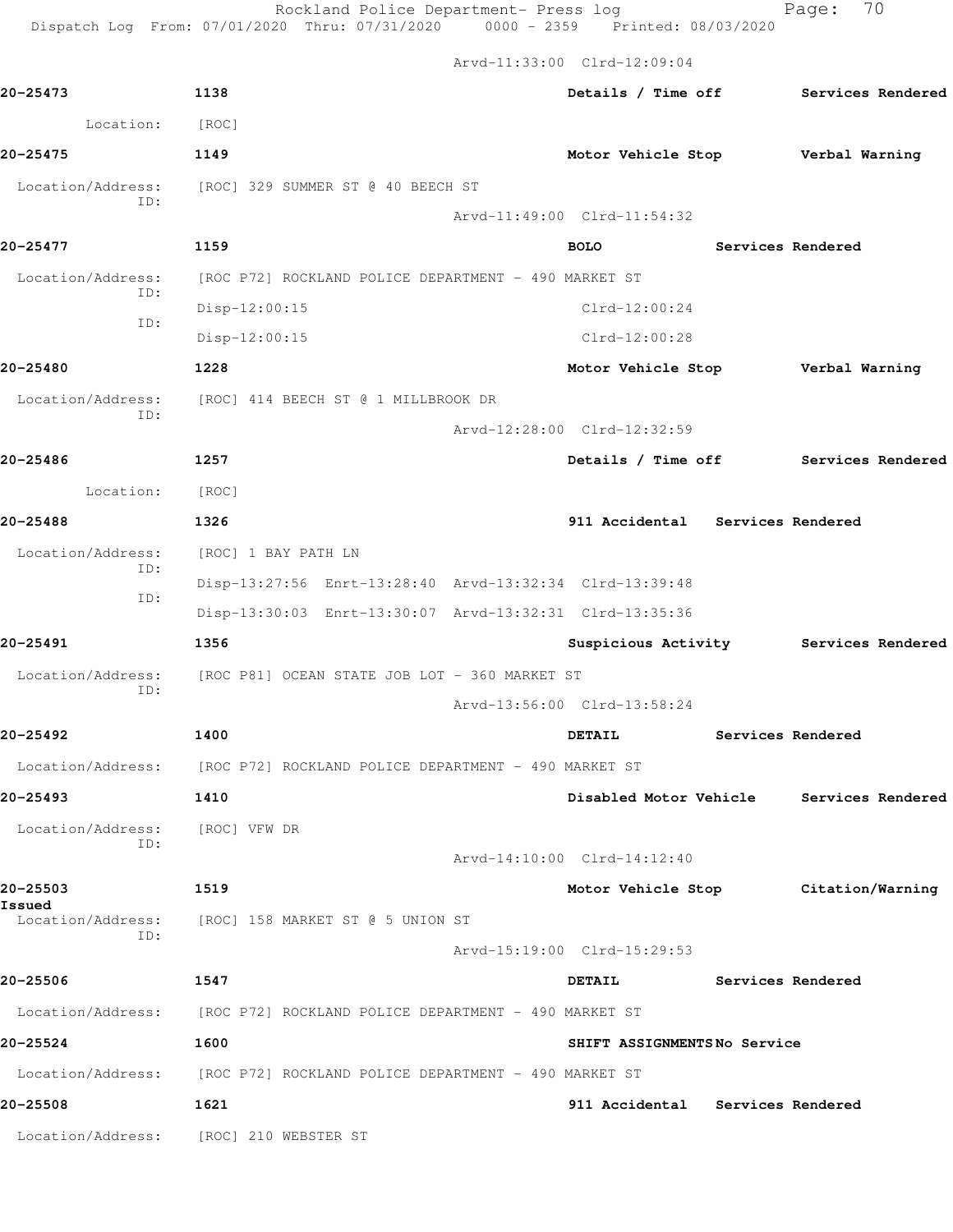Arvd-11:33:00 Clrd-12:09:04

**20-25473** **1138** **Details / Time off** **Services Rendered**

Location: [ROC]

**20-25475** **1149** **Motor Vehicle Stop** **Verbal Warning**

Location/Address: [ROC] 329 SUMMER ST @ 40 BEECH ST
ID:
Arvd-11:49:00 Clrd-11:54:32

**20-25477** **1159** **BOLO** **Services Rendered**

Location/Address: [ROC P72] ROCKLAND POLICE DEPARTMENT - 490 MARKET ST
ID:
Disp-12:00:15 Clrd-12:00:24
ID:
Disp-12:00:15 Clrd-12:00:28

**20-25480** **1228** **Motor Vehicle Stop** **Verbal Warning**

Location/Address: [ROC] 414 BEECH ST @ 1 MILLBROOK DR
ID:
Arvd-12:28:00 Clrd-12:32:59

**20-25486** **1257** **Details / Time off** **Services Rendered**

Location: [ROC]

**20-25488** **1326** **911 Accidental** **Services Rendered**

Location/Address: [ROC] 1 BAY PATH LN
ID:
Disp-13:27:56 Enrt-13:28:40 Arvd-13:32:34 Clrd-13:39:48
ID:
Disp-13:30:03 Enrt-13:30:07 Arvd-13:32:31 Clrd-13:35:36

**20-25491** **1356** **Suspicious Activity** **Services Rendered**

Location/Address: [ROC P81] OCEAN STATE JOB LOT - 360 MARKET ST
ID:
Arvd-13:56:00 Clrd-13:58:24

**20-25492** **1400** **DETAIL** **Services Rendered**

Location/Address: [ROC P72] ROCKLAND POLICE DEPARTMENT - 490 MARKET ST

**20-25493** **1410** **Disabled Motor Vehicle** **Services Rendered**

Location/Address: [ROC] VFW DR
ID:
Arvd-14:10:00 Clrd-14:12:40

**20-25503** **1519** **Motor Vehicle Stop** **Citation/Warning Issued**

Location/Address: [ROC] 158 MARKET ST @ 5 UNION ST
ID:
Arvd-15:19:00 Clrd-15:29:53

**20-25506** **1547** **DETAIL** **Services Rendered**

Location/Address: [ROC P72] ROCKLAND POLICE DEPARTMENT - 490 MARKET ST

**20-25524** **1600** **SHIFT ASSIGNMENTS** **No Service**

Location/Address: [ROC P72] ROCKLAND POLICE DEPARTMENT - 490 MARKET ST

**20-25508** **1621** **911 Accidental** **Services Rendered**

Location/Address: [ROC] 210 WEBSTER ST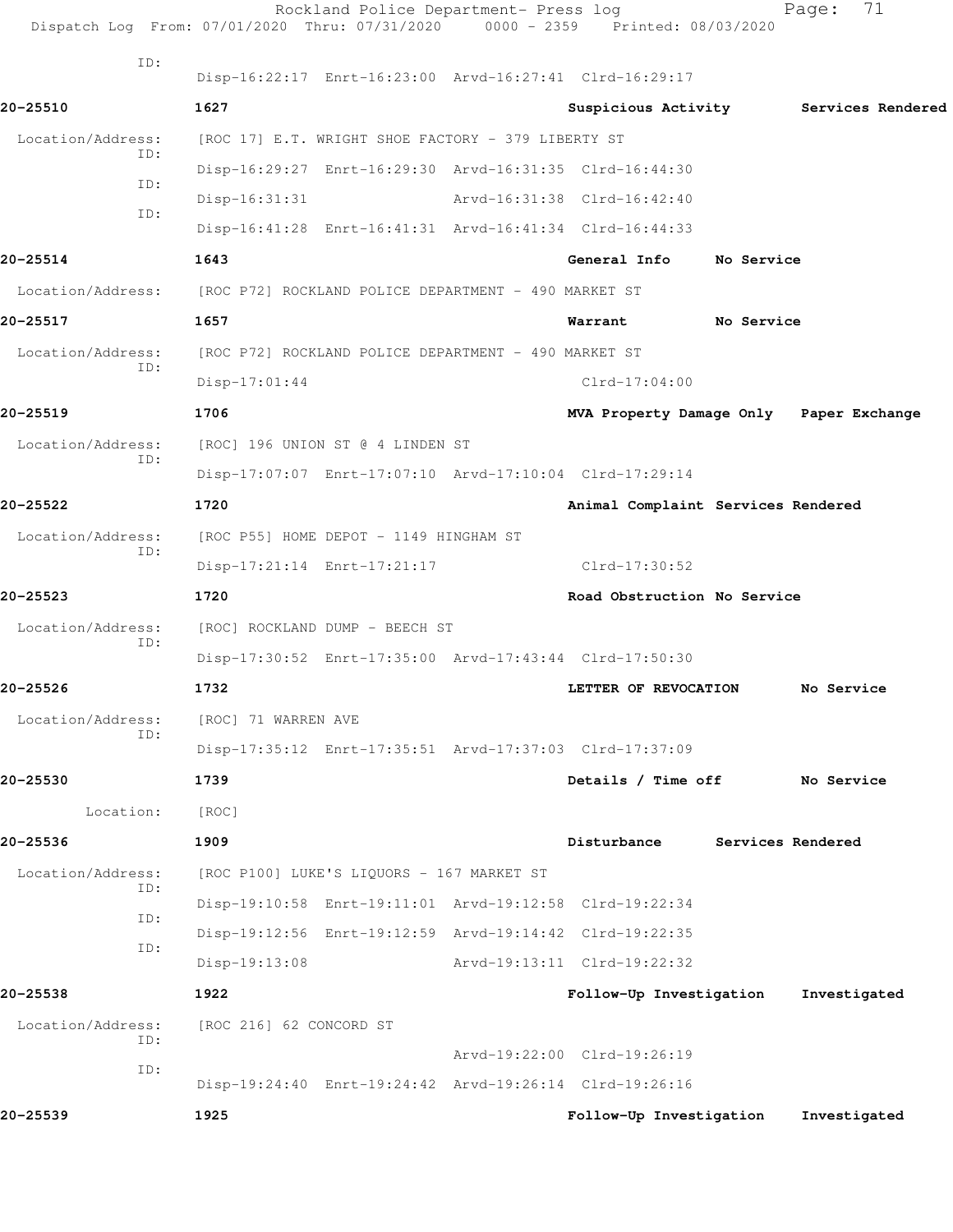ID:

Disp-16:22:17 Enrt-16:23:00 Arvd-16:27:41 Clrd-16:29:17

**20-25510** 1627 Suspicious Activity Services Rendered

Location/Address: [ROC 17] E.T. WRIGHT SHOE FACTORY - 379 LIBERTY ST

ID: Disp-16:29:27 Enrt-16:29:30 Arvd-16:31:35 Clrd-16:44:30

ID: Disp-16:31:31 Arvd-16:31:38 Clrd-16:42:40

ID: Disp-16:41:28 Enrt-16:41:31 Arvd-16:41:34 Clrd-16:44:33

**20-25514** 1643 General Info No Service

Location/Address: [ROC P72] ROCKLAND POLICE DEPARTMENT - 490 MARKET ST

**20-25517** 1657 Warrant No Service

Location/Address: [ROC P72] ROCKLAND POLICE DEPARTMENT - 490 MARKET ST

ID: Disp-17:01:44 Clrd-17:04:00

**20-25519** 1706 MVA Property Damage Only Paper Exchange

Location/Address: [ROC] 196 UNION ST @ 4 LINDEN ST

ID: Disp-17:07:07 Enrt-17:07:10 Arvd-17:10:04 Clrd-17:29:14

**20-25522** 1720 Animal Complaint Services Rendered

Location/Address: [ROC P55] HOME DEPOT - 1149 HINGHAM ST

ID: Disp-17:21:14 Enrt-17:21:17 Clrd-17:30:52

**20-25523** 1720 Road Obstruction No Service

Location/Address: [ROC] ROCKLAND DUMP - BEECH ST

ID: Disp-17:30:52 Enrt-17:35:00 Arvd-17:43:44 Clrd-17:50:30

**20-25526** 1732 LETTER OF REVOCATION No Service

Location/Address: [ROC] 71 WARREN AVE

ID: Disp-17:35:12 Enrt-17:35:51 Arvd-17:37:03 Clrd-17:37:09

**20-25530** 1739 Details / Time off No Service

Location: [ROC]

**20-25536** 1909 Disturbance Services Rendered

Location/Address: [ROC P100] LUKE'S LIQUORS - 167 MARKET ST

ID: Disp-19:10:58 Enrt-19:11:01 Arvd-19:12:58 Clrd-19:22:34

ID: Disp-19:12:56 Enrt-19:12:59 Arvd-19:14:42 Clrd-19:22:35

ID: Disp-19:13:08 Arvd-19:13:11 Clrd-19:22:32

**20-25538** 1922 Follow-Up Investigation Investigated

Location/Address: [ROC 216] 62 CONCORD ST

ID: Arvd-19:22:00 Clrd-19:26:19

ID: Disp-19:24:40 Enrt-19:24:42 Arvd-19:26:14 Clrd-19:26:16

**20-25539** 1925 Follow-Up Investigation Investigated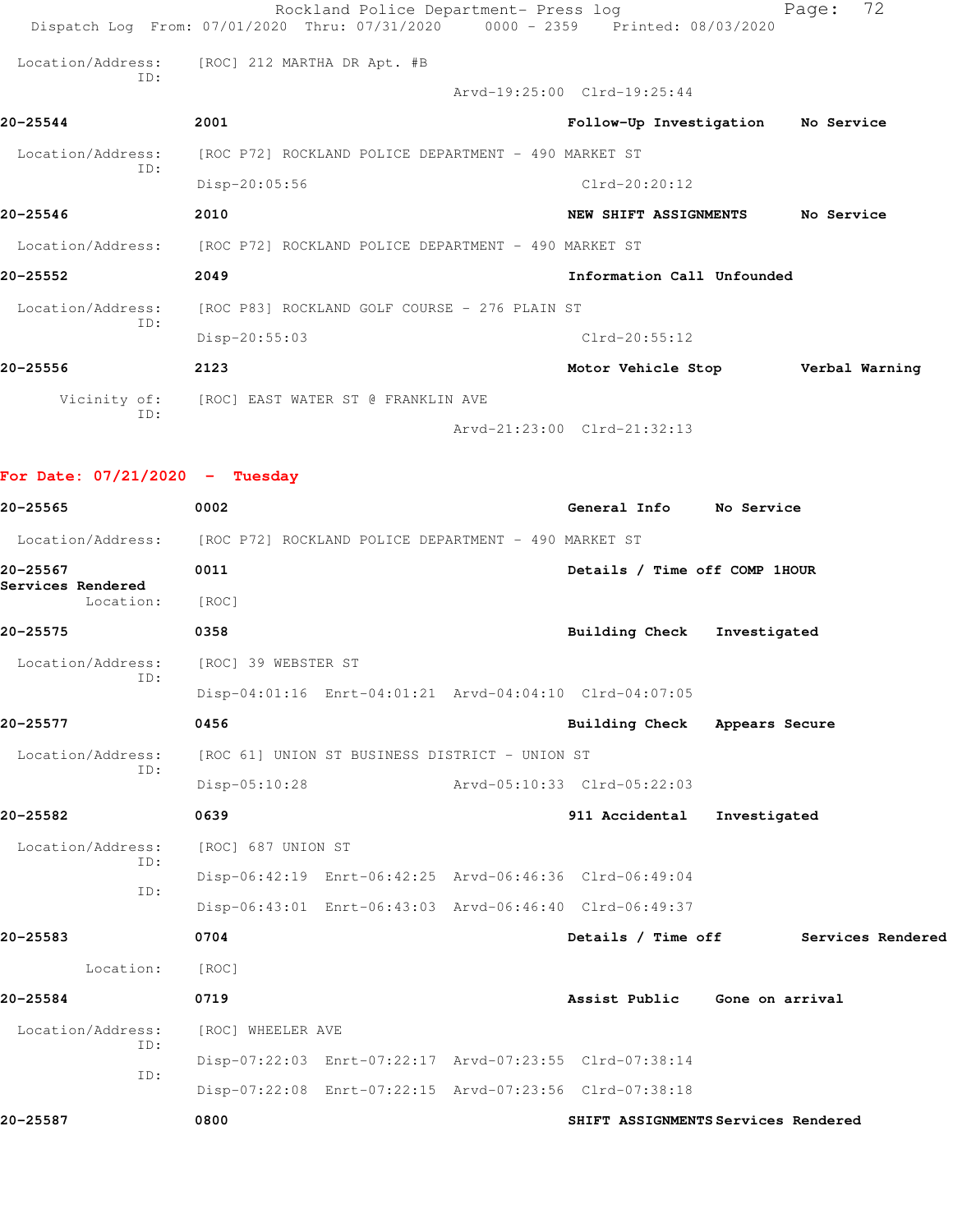Location/Address: [ROC] 212 MARTHA DR Apt. #B
ID:
Arvd-19:25:00 Clrd-19:25:44

**20-25544** **2001** **Follow-Up Investigation** **No Service**

Location/Address: [ROC P72] ROCKLAND POLICE DEPARTMENT - 490 MARKET ST
ID:
Disp-20:05:56 Clrd-20:20:12

**20-25546** **2010** **NEW SHIFT ASSIGNMENTS** **No Service**

Location/Address: [ROC P72] ROCKLAND POLICE DEPARTMENT - 490 MARKET ST

**20-25552** **2049** **Information Call** **Unfounded**

Location/Address: [ROC P83] ROCKLAND GOLF COURSE - 276 PLAIN ST
ID:
Disp-20:55:03 Clrd-20:55:12

**20-25556** **2123** **Motor Vehicle Stop** **Verbal Warning**

Vicinity of: [ROC] EAST WATER ST @ FRANKLIN AVE
ID:
Arvd-21:23:00 Clrd-21:32:13

## For Date: 07/21/2020 - Tuesday

**20-25565** **0002** **General Info** **No Service**

Location/Address: [ROC P72] ROCKLAND POLICE DEPARTMENT - 490 MARKET ST

**20-25567** **0011** **Details / Time off COMP 1HOUR**
**Services Rendered**
Location: [ROC]

**20-25575** **0358** **Building Check** **Investigated**

Location/Address: [ROC] 39 WEBSTER ST
ID:
Disp-04:01:16 Enrt-04:01:21 Arvd-04:04:10 Clrd-04:07:05

**20-25577** **0456** **Building Check** **Appears Secure**

Location/Address: [ROC 61] UNION ST BUSINESS DISTRICT - UNION ST
ID:
Disp-05:10:28 Arvd-05:10:33 Clrd-05:22:03

**20-25582** **0639** **911 Accidental** **Investigated**

Location/Address: [ROC] 687 UNION ST
ID:
Disp-06:42:19 Enrt-06:42:25 Arvd-06:46:36 Clrd-06:49:04
ID:
Disp-06:43:01 Enrt-06:43:03 Arvd-06:46:40 Clrd-06:49:37

**20-25583** **0704** **Details / Time off** **Services Rendered**

Location: [ROC]

**20-25584** **0719** **Assist Public** **Gone on arrival**

Location/Address: [ROC] WHEELER AVE
ID:
Disp-07:22:03 Enrt-07:22:17 Arvd-07:23:55 Clrd-07:38:14
ID:
Disp-07:22:08 Enrt-07:22:15 Arvd-07:23:56 Clrd-07:38:18

**20-25587** **0800** **SHIFT ASSIGNMENTS** **Services Rendered**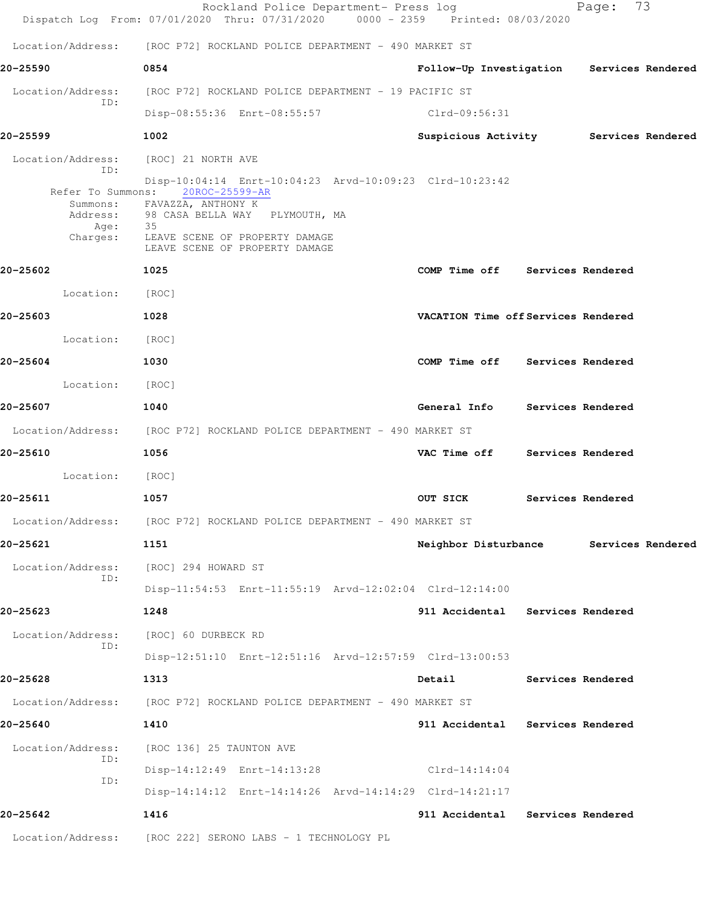Location/Address: [ROC P72] ROCKLAND POLICE DEPARTMENT - 490 MARKET ST

**20-25590** **0854** **Follow-Up Investigation** **Services Rendered**

Location/Address: [ROC P72] ROCKLAND POLICE DEPARTMENT - 19 PACIFIC ST
ID:
Disp-08:55:36 Enrt-08:55:57 Clrd-09:56:31

**20-25599** **1002** **Suspicious Activity** **Services Rendered**

Location/Address: [ROC] 21 NORTH AVE
ID:
Disp-10:04:14 Enrt-10:04:23 Arvd-10:09:23 Clrd-10:23:42
Refer To Summons: 20ROC-25599-AR
Summons: FAVAZZA, ANTHONY K
Address: 98 CASA BELLA WAY PLYMOUTH, MA
Age: 35
Charges: LEAVE SCENE OF PROPERTY DAMAGE
LEAVE SCENE OF PROPERTY DAMAGE

**20-25602** **1025** **COMP Time off** **Services Rendered**

Location: [ROC]

**20-25603** **1028** **VACATION Time off** **Services Rendered**

Location: [ROC]

**20-25604** **1030** **COMP Time off** **Services Rendered**

Location: [ROC]

**20-25607** **1040** **General Info** **Services Rendered**

Location/Address: [ROC P72] ROCKLAND POLICE DEPARTMENT - 490 MARKET ST

**20-25610** **1056** **VAC Time off** **Services Rendered**

Location: [ROC]

**20-25611** **1057** **OUT SICK** **Services Rendered**

Location/Address: [ROC P72] ROCKLAND POLICE DEPARTMENT - 490 MARKET ST

**20-25621** **1151** **Neighbor Disturbance** **Services Rendered**

Location/Address: [ROC] 294 HOWARD ST
ID:
Disp-11:54:53 Enrt-11:55:19 Arvd-12:02:04 Clrd-12:14:00

**20-25623** **1248** **911 Accidental** **Services Rendered**

Location/Address: [ROC] 60 DURBECK RD
ID:
Disp-12:51:10 Enrt-12:51:16 Arvd-12:57:59 Clrd-13:00:53

**20-25628** **1313** **Detail** **Services Rendered**

Location/Address: [ROC P72] ROCKLAND POLICE DEPARTMENT - 490 MARKET ST

**20-25640** **1410** **911 Accidental** **Services Rendered**

Location/Address: [ROC 136] 25 TAUNTON AVE
ID:
Disp-14:12:49 Enrt-14:13:28 Clrd-14:14:04
ID:
Disp-14:14:12 Enrt-14:14:26 Arvd-14:14:29 Clrd-14:21:17

**20-25642** **1416** **911 Accidental** **Services Rendered**

Location/Address: [ROC 222] SERONO LABS - 1 TECHNOLOGY PL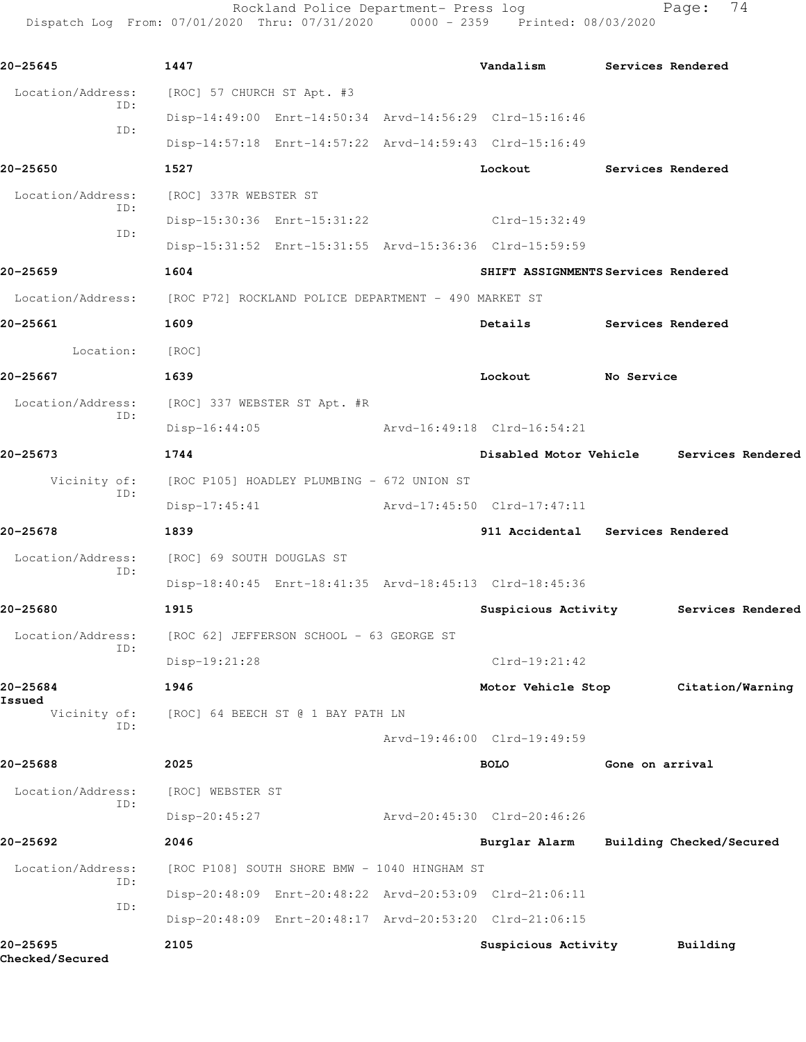**20-25645** 1447 **Vandalism** **Services Rendered**

Location/Address: [ROC] 57 CHURCH ST Apt. #3

ID: Disp-14:49:00 Enrt-14:50:34 Arvd-14:56:29 Clrd-15:16:46

ID: Disp-14:57:18 Enrt-14:57:22 Arvd-14:59:43 Clrd-15:16:49

**20-25650** 1527 **Lockout** **Services Rendered**

Location/Address: [ROC] 337R WEBSTER ST

ID: Disp-15:30:36 Enrt-15:31:22 Clrd-15:32:49

ID: Disp-15:31:52 Enrt-15:31:55 Arvd-15:36:36 Clrd-15:59:59

**20-25659** 1604 **SHIFT ASSIGNMENTS** **Services Rendered**

Location/Address: [ROC P72] ROCKLAND POLICE DEPARTMENT - 490 MARKET ST

**20-25661** 1609 **Details** **Services Rendered**

Location: [ROC]

**20-25667** 1639 **Lockout** **No Service**

Location/Address: [ROC] 337 WEBSTER ST Apt. #R

ID: Disp-16:44:05 Arvd-16:49:18 Clrd-16:54:21

**20-25673** 1744 **Disabled Motor Vehicle** **Services Rendered**

Vicinity of: [ROC P105] HOADLEY PLUMBING - 672 UNION ST

ID: Disp-17:45:41 Arvd-17:45:50 Clrd-17:47:11

**20-25678** 1839 **911 Accidental** **Services Rendered**

Location/Address: [ROC] 69 SOUTH DOUGLAS ST

ID: Disp-18:40:45 Enrt-18:41:35 Arvd-18:45:13 Clrd-18:45:36

**20-25680** 1915 **Suspicious Activity** **Services Rendered**

Location/Address: [ROC 62] JEFFERSON SCHOOL - 63 GEORGE ST

ID: Disp-19:21:28 Clrd-19:21:42

**20-25684** 1946 **Motor Vehicle Stop** **Citation/Warning Issued**

Vicinity of: [ROC] 64 BEECH ST @ 1 BAY PATH LN

ID: Arvd-19:46:00 Clrd-19:49:59

**20-25688** 2025 **BOLO** **Gone on arrival**

Location/Address: [ROC] WEBSTER ST

ID: Disp-20:45:27 Arvd-20:45:30 Clrd-20:46:26

**20-25692** 2046 **Burglar Alarm** **Building Checked/Secured**

Location/Address: [ROC P108] SOUTH SHORE BMW - 1040 HINGHAM ST

ID: Disp-20:48:09 Enrt-20:48:22 Arvd-20:53:09 Clrd-21:06:11

ID: Disp-20:48:09 Enrt-20:48:17 Arvd-20:53:20 Clrd-21:06:15

**20-25695** 2105 **Suspicious Activity** **Building Checked/Secured**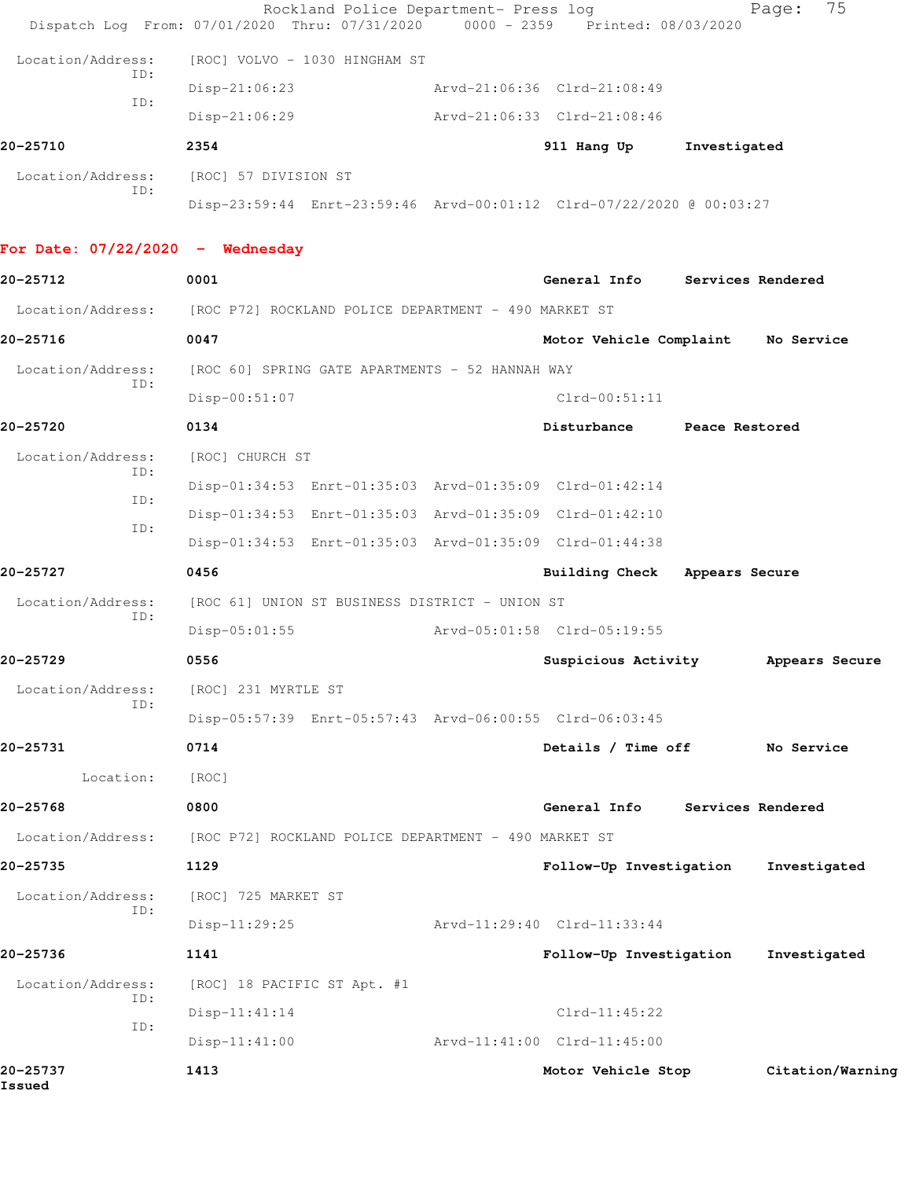Location/Address: [ROC] VOLVO - 1030 HINGHAM ST
ID:
Disp-21:06:23 Arvd-21:06:36 Clrd-21:08:49
ID:
Disp-21:06:29 Arvd-21:06:33 Clrd-21:08:46

**20-25710 2354 911 Hang Up Investigated**

Location/Address: [ROC] 57 DIVISION ST
ID:
Disp-23:59:44 Enrt-23:59:46 Arvd-00:01:12 Clrd-07/22/2020 @ 00:03:27

## For Date: 07/22/2020 - Wednesday

**20-25712 0001 General Info Services Rendered**

Location/Address: [ROC P72] ROCKLAND POLICE DEPARTMENT - 490 MARKET ST

**20-25716 0047 Motor Vehicle Complaint No Service**

Location/Address: [ROC 60] SPRING GATE APARTMENTS - 52 HANNAH WAY
ID:
Disp-00:51:07 Clrd-00:51:11

**20-25720 0134 Disturbance Peace Restored**

Location/Address: [ROC] CHURCH ST
ID:
Disp-01:34:53 Enrt-01:35:03 Arvd-01:35:09 Clrd-01:42:14
ID:
Disp-01:34:53 Enrt-01:35:03 Arvd-01:35:09 Clrd-01:42:10
ID:
Disp-01:34:53 Enrt-01:35:03 Arvd-01:35:09 Clrd-01:44:38

**20-25727 0456 Building Check Appears Secure**

Location/Address: [ROC 61] UNION ST BUSINESS DISTRICT - UNION ST
ID:
Disp-05:01:55 Arvd-05:01:58 Clrd-05:19:55

**20-25729 0556 Suspicious Activity Appears Secure**

Location/Address: [ROC] 231 MYRTLE ST
ID:
Disp-05:57:39 Enrt-05:57:43 Arvd-06:00:55 Clrd-06:03:45

**20-25731 0714 Details / Time off No Service**

Location: [ROC]

**20-25768 0800 General Info Services Rendered**

Location/Address: [ROC P72] ROCKLAND POLICE DEPARTMENT - 490 MARKET ST

**20-25735 1129 Follow-Up Investigation Investigated**

Location/Address: [ROC] 725 MARKET ST
ID:
Disp-11:29:25 Arvd-11:29:40 Clrd-11:33:44

**20-25736 1141 Follow-Up Investigation Investigated**

Location/Address: [ROC] 18 PACIFIC ST Apt. #1
ID:
Disp-11:41:14 Clrd-11:45:22
ID:
Disp-11:41:00 Arvd-11:41:00 Clrd-11:45:00

**20-25737 1413 Motor Vehicle Stop Citation/Warning Issued**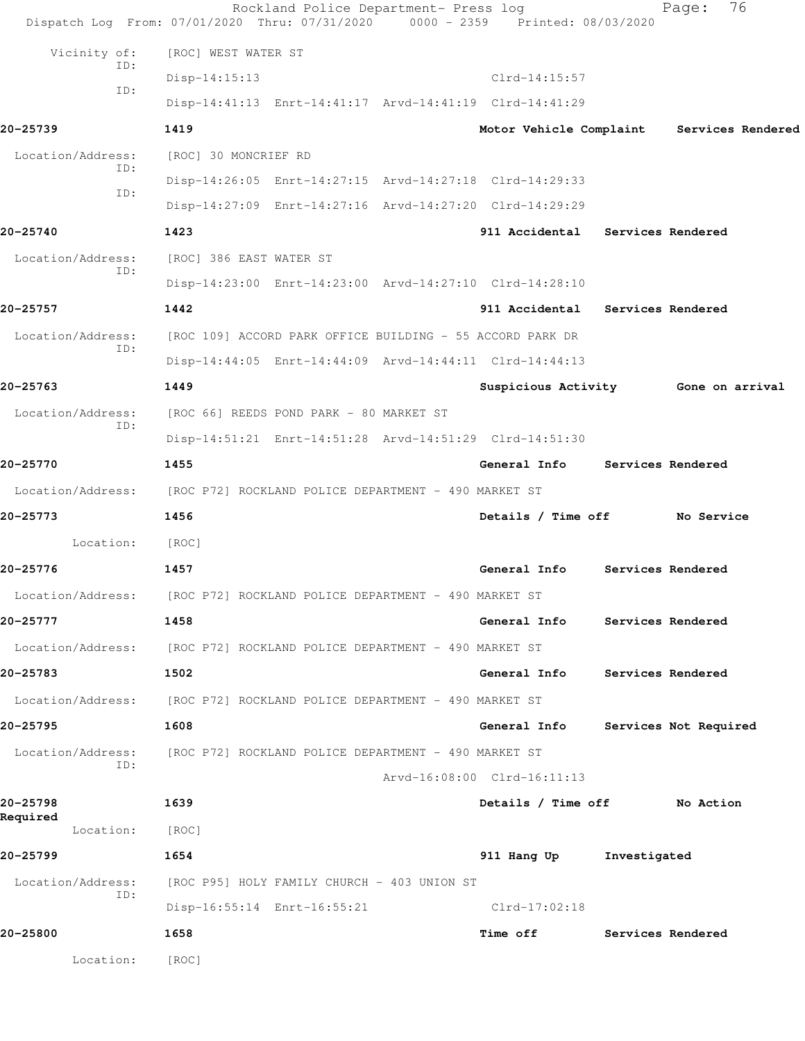Vicinity of: [ROC] WEST WATER ST

ID: Disp-14:15:13 Clrd-14:15:57

ID: Disp-14:41:13 Enrt-14:41:17 Arvd-14:41:19 Clrd-14:41:29

**20-25739** **1419** **Motor Vehicle Complaint** **Services Rendered**

Location/Address: [ROC] 30 MONCRIEF RD

ID: Disp-14:26:05 Enrt-14:27:15 Arvd-14:27:18 Clrd-14:29:33

ID: Disp-14:27:09 Enrt-14:27:16 Arvd-14:27:20 Clrd-14:29:29

**20-25740** **1423** **911 Accidental** **Services Rendered**

Location/Address: [ROC] 386 EAST WATER ST

ID: Disp-14:23:00 Enrt-14:23:00 Arvd-14:27:10 Clrd-14:28:10

**20-25757** **1442** **911 Accidental** **Services Rendered**

Location/Address: [ROC 109] ACCORD PARK OFFICE BUILDING - 55 ACCORD PARK DR

ID: Disp-14:44:05 Enrt-14:44:09 Arvd-14:44:11 Clrd-14:44:13

**20-25763** **1449** **Suspicious Activity** **Gone on arrival**

Location/Address: [ROC 66] REEDS POND PARK - 80 MARKET ST

ID: Disp-14:51:21 Enrt-14:51:28 Arvd-14:51:29 Clrd-14:51:30

**20-25770** **1455** **General Info** **Services Rendered**

Location/Address: [ROC P72] ROCKLAND POLICE DEPARTMENT - 490 MARKET ST

**20-25773** **1456** **Details / Time off** **No Service**

Location: [ROC]

**20-25776** **1457** **General Info** **Services Rendered**

Location/Address: [ROC P72] ROCKLAND POLICE DEPARTMENT - 490 MARKET ST

**20-25777** **1458** **General Info** **Services Rendered**

Location/Address: [ROC P72] ROCKLAND POLICE DEPARTMENT - 490 MARKET ST

**20-25783** **1502** **General Info** **Services Rendered**

Location/Address: [ROC P72] ROCKLAND POLICE DEPARTMENT - 490 MARKET ST

**20-25795** **1608** **General Info** **Services Not Required**

Location/Address: [ROC P72] ROCKLAND POLICE DEPARTMENT - 490 MARKET ST

ID: Arvd-16:08:00 Clrd-16:11:13

**20-25798** **1639** **Details / Time off** **No Action Required**

Location: [ROC]

**20-25799** **1654** **911 Hang Up** **Investigated**

Location/Address: [ROC P95] HOLY FAMILY CHURCH - 403 UNION ST

ID: Disp-16:55:14 Enrt-16:55:21 Clrd-17:02:18

**20-25800** **1658** **Time off** **Services Rendered**

Location: [ROC]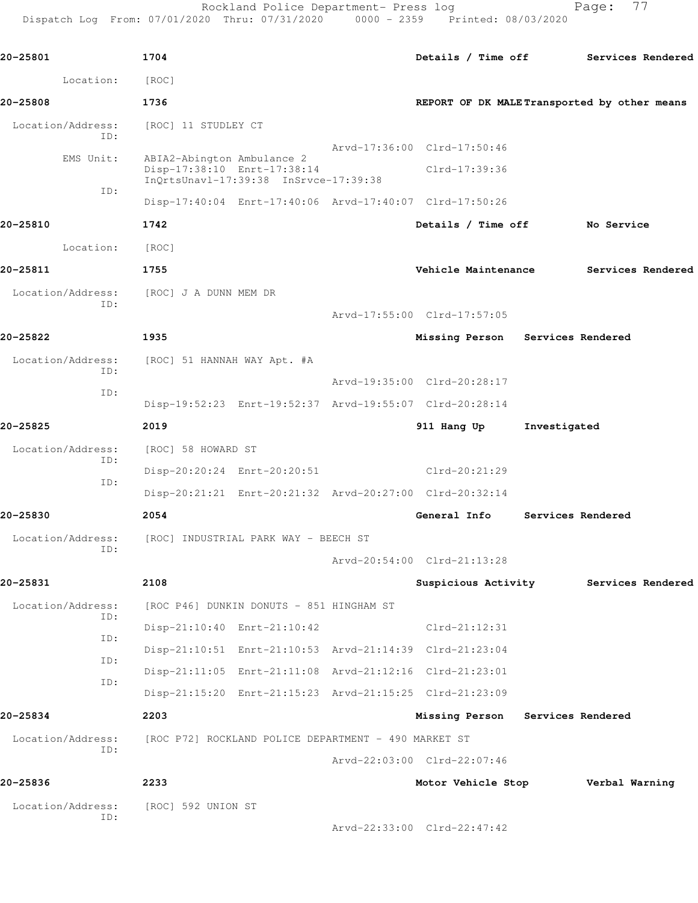**20-25801** | 1704 | Details / Time off | Services Rendered

Location: [ROC]

**20-25808** | 1736 | REPORT OF DK MALE | Transported by other means

Location/Address: [ROC] 11 STUDLEY CT
ID:
Arvd-17:36:00 Clrd-17:50:46
EMS Unit: ABIA2-Abington Ambulance 2
Disp-17:38:10 Enrt-17:38:14 Clrd-17:39:36
InQrtsUnavl-17:39:38 InSrvce-17:39:38
ID:
Disp-17:40:04 Enrt-17:40:06 Arvd-17:40:07 Clrd-17:50:26

**20-25810** | 1742 | Details / Time off | No Service

Location: [ROC]

**20-25811** | 1755 | Vehicle Maintenance | Services Rendered

Location/Address: [ROC] J A DUNN MEM DR
ID:
Arvd-17:55:00 Clrd-17:57:05

**20-25822** | 1935 | Missing Person | Services Rendered

Location/Address: [ROC] 51 HANNAH WAY Apt. #A
ID:
Arvd-19:35:00 Clrd-20:28:17
ID:
Disp-19:52:23 Enrt-19:52:37 Arvd-19:55:07 Clrd-20:28:14

**20-25825** | 2019 | 911 Hang Up | Investigated

Location/Address: [ROC] 58 HOWARD ST
ID:
Disp-20:20:24 Enrt-20:20:51 Clrd-20:21:29
ID:
Disp-20:21:21 Enrt-20:21:32 Arvd-20:27:00 Clrd-20:32:14

**20-25830** | 2054 | General Info | Services Rendered

Location/Address: [ROC] INDUSTRIAL PARK WAY - BEECH ST
ID:
Arvd-20:54:00 Clrd-21:13:28

**20-25831** | 2108 | Suspicious Activity | Services Rendered

Location/Address: [ROC P46] DUNKIN DONUTS - 851 HINGHAM ST
ID:
Disp-21:10:40 Enrt-21:10:42 Clrd-21:12:31
ID:
Disp-21:10:51 Enrt-21:10:53 Arvd-21:14:39 Clrd-21:23:04
ID:
Disp-21:11:05 Enrt-21:11:08 Arvd-21:12:16 Clrd-21:23:01
ID:
Disp-21:15:20 Enrt-21:15:23 Arvd-21:15:25 Clrd-21:23:09

**20-25834** | 2203 | Missing Person | Services Rendered

Location/Address: [ROC P72] ROCKLAND POLICE DEPARTMENT - 490 MARKET ST
ID:
Arvd-22:03:00 Clrd-22:07:46

**20-25836** | 2233 | Motor Vehicle Stop | Verbal Warning

Location/Address: [ROC] 592 UNION ST
ID:
Arvd-22:33:00 Clrd-22:47:42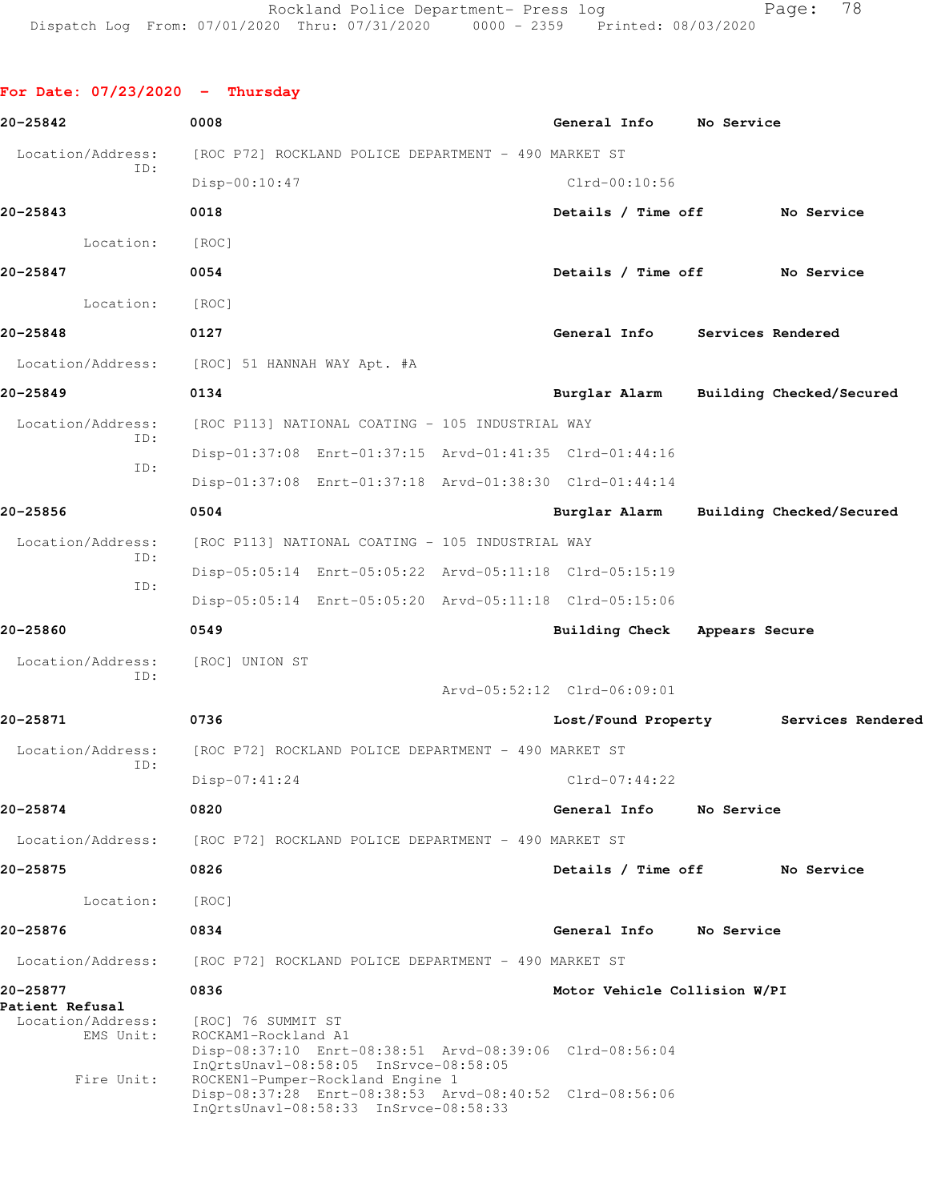**For Date: 07/23/2020 - Thursday**

```
20-25842              0008                                        General Info     No Service

 Location/Address:    [ROC P72] ROCKLAND POLICE DEPARTMENT - 490 MARKET ST
              ID:
                      Disp-00:10:47                               Clrd-00:10:56

20-25843              0018                                        Details / Time off        No Service

        Location:     [ROC]

20-25847              0054                                        Details / Time off        No Service

        Location:     [ROC]

20-25848              0127                                        General Info     Services Rendered

 Location/Address:    [ROC] 51 HANNAH WAY Apt. #A

20-25849              0134                                        Burglar Alarm    Building Checked/Secured

 Location/Address:    [ROC P113] NATIONAL COATING - 105 INDUSTRIAL WAY
              ID:
                      Disp-01:37:08  Enrt-01:37:15  Arvd-01:41:35  Clrd-01:44:16
              ID:
                      Disp-01:37:08  Enrt-01:37:18  Arvd-01:38:30  Clrd-01:44:14

20-25856              0504                                        Burglar Alarm    Building Checked/Secured

 Location/Address:    [ROC P113] NATIONAL COATING - 105 INDUSTRIAL WAY
              ID:
                      Disp-05:05:14  Enrt-05:05:22  Arvd-05:11:18  Clrd-05:15:19
              ID:
                      Disp-05:05:14  Enrt-05:05:20  Arvd-05:11:18  Clrd-05:15:06

20-25860              0549                                        Building Check   Appears Secure

 Location/Address:    [ROC] UNION ST
              ID:
                                                    Arvd-05:52:12  Clrd-06:09:01

20-25871              0736                                        Lost/Found Property       Services Rendered

 Location/Address:    [ROC P72] ROCKLAND POLICE DEPARTMENT - 490 MARKET ST
              ID:
                      Disp-07:41:24                               Clrd-07:44:22

20-25874              0820                                        General Info     No Service

 Location/Address:    [ROC P72] ROCKLAND POLICE DEPARTMENT - 490 MARKET ST

20-25875              0826                                        Details / Time off        No Service

        Location:     [ROC]

20-25876              0834                                        General Info     No Service

 Location/Address:    [ROC P72] ROCKLAND POLICE DEPARTMENT - 490 MARKET ST

20-25877              0836                                        Motor Vehicle Collision W/PI
Patient Refusal
 Location/Address:    [ROC] 76 SUMMIT ST
        EMS Unit:     ROCKAM1-Rockland A1
                      Disp-08:37:10  Enrt-08:38:51  Arvd-08:39:06  Clrd-08:56:04
                      InQrtsUnavl-08:58:05  InSrvce-08:58:05
       Fire Unit:     ROCKEN1-Pumper-Rockland Engine 1
                      Disp-08:37:28  Enrt-08:38:53  Arvd-08:40:52  Clrd-08:56:06
                      InQrtsUnavl-08:58:33  InSrvce-08:58:33
```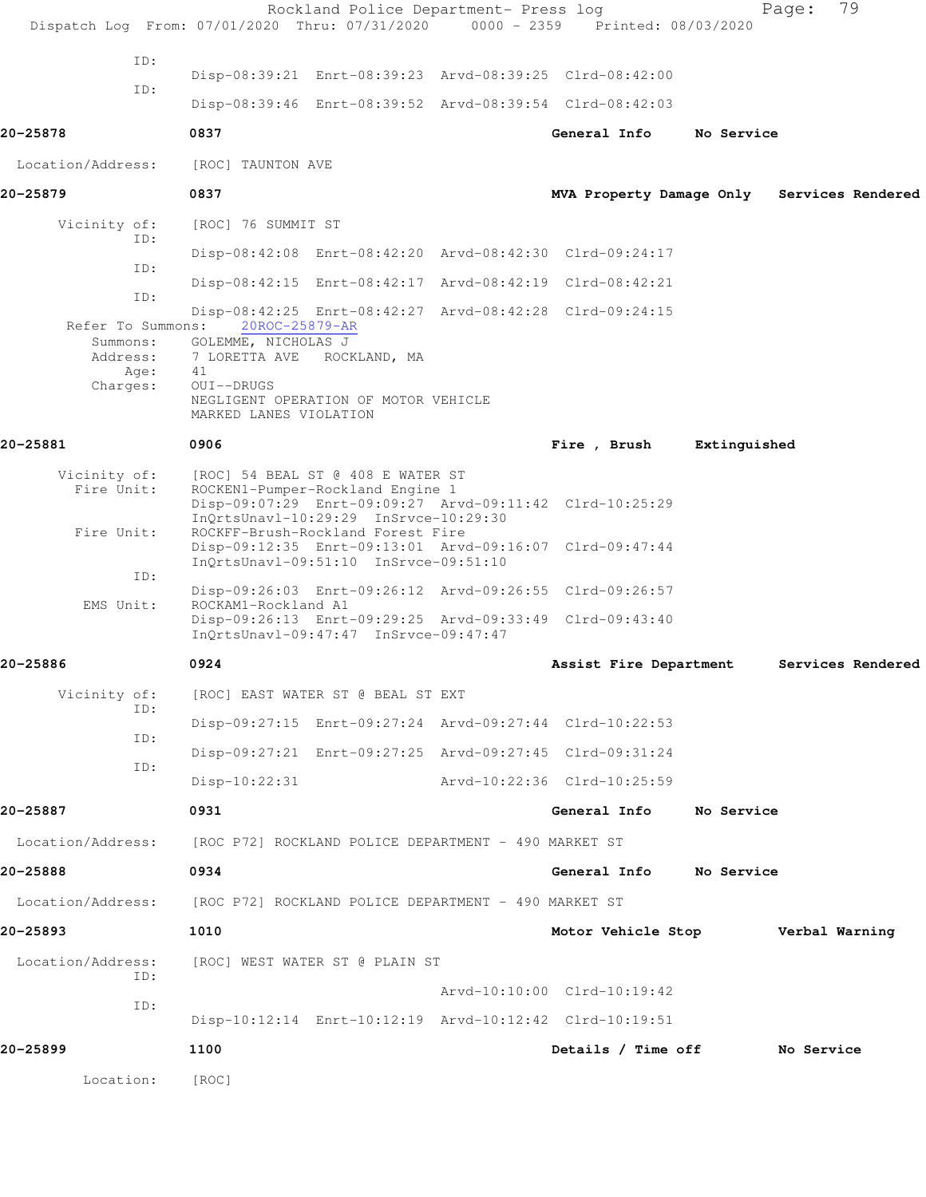ID:
Disp-08:39:21 Enrt-08:39:23 Arvd-08:39:25 Clrd-08:42:00

ID:
Disp-08:39:46 Enrt-08:39:52 Arvd-08:39:54 Clrd-08:42:03

**20-25878** **0837** **General Info** **No Service**

Location/Address: [ROC] TAUNTON AVE

**20-25879** **0837** **MVA Property Damage Only** **Services Rendered**

Vicinity of: [ROC] 76 SUMMIT ST

ID:
Disp-08:42:08 Enrt-08:42:20 Arvd-08:42:30 Clrd-09:24:17

ID:
Disp-08:42:15 Enrt-08:42:17 Arvd-08:42:19 Clrd-08:42:21

ID:
Disp-08:42:25 Enrt-08:42:27 Arvd-08:42:28 Clrd-09:24:15

Refer To Summons: 20ROC-25879-AR
Summons: GOLEMME, NICHOLAS J
Address: 7 LORETTA AVE ROCKLAND, MA
Age: 41
Charges: OUI--DRUGS
NEGLIGENT OPERATION OF MOTOR VEHICLE
MARKED LANES VIOLATION

**20-25881** **0906** **Fire , Brush** **Extinguished**

Vicinity of: [ROC] 54 BEAL ST @ 408 E WATER ST
Fire Unit: ROCKEN1-Pumper-Rockland Engine 1
Disp-09:07:29 Enrt-09:09:27 Arvd-09:11:42 Clrd-10:25:29
InQrtsUnavl-10:29:29 InSrvce-10:29:30
Fire Unit: ROCKFF-Brush-Rockland Forest Fire
Disp-09:12:35 Enrt-09:13:01 Arvd-09:16:07 Clrd-09:47:44
InQrtsUnavl-09:51:10 InSrvce-09:51:10

ID:
Disp-09:26:03 Enrt-09:26:12 Arvd-09:26:55 Clrd-09:26:57

EMS Unit: ROCKAM1-Rockland A1
Disp-09:26:13 Enrt-09:29:25 Arvd-09:33:49 Clrd-09:43:40
InQrtsUnavl-09:47:47 InSrvce-09:47:47

**20-25886** **0924** **Assist Fire Department** **Services Rendered**

Vicinity of: [ROC] EAST WATER ST @ BEAL ST EXT

ID:
Disp-09:27:15 Enrt-09:27:24 Arvd-09:27:44 Clrd-10:22:53

ID:
Disp-09:27:21 Enrt-09:27:25 Arvd-09:27:45 Clrd-09:31:24

ID:
Disp-10:22:31 Arvd-10:22:36 Clrd-10:25:59

**20-25887** **0931** **General Info** **No Service**

Location/Address: [ROC P72] ROCKLAND POLICE DEPARTMENT - 490 MARKET ST

**20-25888** **0934** **General Info** **No Service**

Location/Address: [ROC P72] ROCKLAND POLICE DEPARTMENT - 490 MARKET ST

**20-25893** **1010** **Motor Vehicle Stop** **Verbal Warning**

Location/Address: [ROC] WEST WATER ST @ PLAIN ST

ID:
Arvd-10:10:00 Clrd-10:19:42

ID:
Disp-10:12:14 Enrt-10:12:19 Arvd-10:12:42 Clrd-10:19:51

**20-25899** **1100** **Details / Time off** **No Service**

Location: [ROC]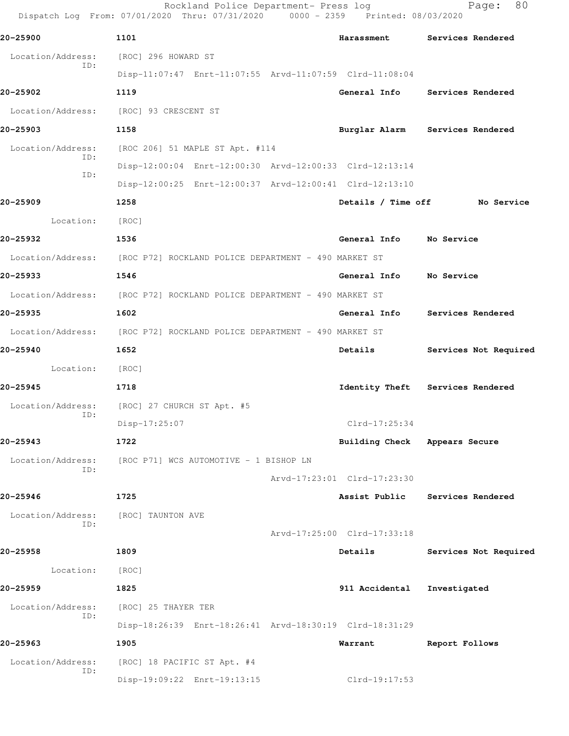| Call Number | Time | Call Reason | Action |
|---|---|---|---|
| 20-25900 | 1101 | Harassment | Services Rendered |

Location/Address: [ROC] 296 HOWARD ST
ID: Disp-11:07:47 Enrt-11:07:55 Arvd-11:07:59 Clrd-11:08:04

| Call Number | Time | Call Reason | Action |
|---|---|---|---|
| 20-25902 | 1119 | General Info | Services Rendered |

Location/Address: [ROC] 93 CRESCENT ST

| Call Number | Time | Call Reason | Action |
|---|---|---|---|
| 20-25903 | 1158 | Burglar Alarm | Services Rendered |

Location/Address: [ROC 206] 51 MAPLE ST Apt. #114
ID: Disp-12:00:04 Enrt-12:00:30 Arvd-12:00:33 Clrd-12:13:14
ID: Disp-12:00:25 Enrt-12:00:37 Arvd-12:00:41 Clrd-12:13:10

| Call Number | Time | Call Reason | Action |
|---|---|---|---|
| 20-25909 | 1258 | Details / Time off | No Service |

Location: [ROC]

| Call Number | Time | Call Reason | Action |
|---|---|---|---|
| 20-25932 | 1536 | General Info | No Service |

Location/Address: [ROC P72] ROCKLAND POLICE DEPARTMENT - 490 MARKET ST

| Call Number | Time | Call Reason | Action |
|---|---|---|---|
| 20-25933 | 1546 | General Info | No Service |

Location/Address: [ROC P72] ROCKLAND POLICE DEPARTMENT - 490 MARKET ST

| Call Number | Time | Call Reason | Action |
|---|---|---|---|
| 20-25935 | 1602 | General Info | Services Rendered |

Location/Address: [ROC P72] ROCKLAND POLICE DEPARTMENT - 490 MARKET ST

| Call Number | Time | Call Reason | Action |
|---|---|---|---|
| 20-25940 | 1652 | Details | Services Not Required |

Location: [ROC]

| Call Number | Time | Call Reason | Action |
|---|---|---|---|
| 20-25945 | 1718 | Identity Theft | Services Rendered |

Location/Address: [ROC] 27 CHURCH ST Apt. #5
ID: Disp-17:25:07 Clrd-17:25:34

| Call Number | Time | Call Reason | Action |
|---|---|---|---|
| 20-25943 | 1722 | Building Check | Appears Secure |

Location/Address: [ROC P71] WCS AUTOMOTIVE - 1 BISHOP LN
ID: Arvd-17:23:01 Clrd-17:23:30

| Call Number | Time | Call Reason | Action |
|---|---|---|---|
| 20-25946 | 1725 | Assist Public | Services Rendered |

Location/Address: [ROC] TAUNTON AVE
ID: Arvd-17:25:00 Clrd-17:33:18

| Call Number | Time | Call Reason | Action |
|---|---|---|---|
| 20-25958 | 1809 | Details | Services Not Required |

Location: [ROC]

| Call Number | Time | Call Reason | Action |
|---|---|---|---|
| 20-25959 | 1825 | 911 Accidental | Investigated |

Location/Address: [ROC] 25 THAYER TER
ID: Disp-18:26:39 Enrt-18:26:41 Arvd-18:30:19 Clrd-18:31:29

| Call Number | Time | Call Reason | Action |
|---|---|---|---|
| 20-25963 | 1905 | Warrant | Report Follows |

Location/Address: [ROC] 18 PACIFIC ST Apt. #4
ID: Disp-19:09:22 Enrt-19:13:15 Clrd-19:17:53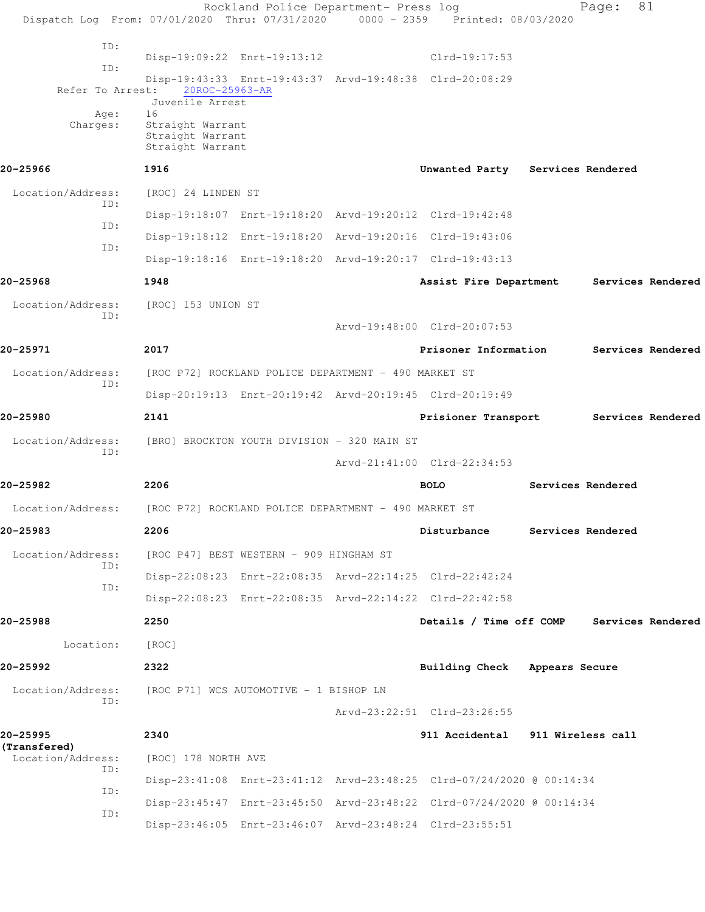```
ID:
            Disp-19:09:22  Enrt-19:13:12                 Clrd-19:17:53
ID:
            Disp-19:43:33  Enrt-19:43:37  Arvd-19:48:38  Clrd-20:08:29
Refer To Arrest:    20ROC-25963-AR
            Juvenile Arrest
Age:        16
Charges:    Straight Warrant
            Straight Warrant
            Straight Warrant
```

**20-25966** &nbsp;&nbsp; **1916** &nbsp;&nbsp; **Unwanted Party** &nbsp;&nbsp; **Services Rendered**

```
Location/Address:    [ROC] 24 LINDEN ST
ID:
            Disp-19:18:07  Enrt-19:18:20  Arvd-19:20:12  Clrd-19:42:48
ID:
            Disp-19:18:12  Enrt-19:18:20  Arvd-19:20:16  Clrd-19:43:06
ID:
            Disp-19:18:16  Enrt-19:18:20  Arvd-19:20:17  Clrd-19:43:13
```

**20-25968** &nbsp;&nbsp; **1948** &nbsp;&nbsp; **Assist Fire Department** &nbsp;&nbsp; **Services Rendered**

```
Location/Address:    [ROC] 153 UNION ST
ID:
                                          Arvd-19:48:00  Clrd-20:07:53
```

**20-25971** &nbsp;&nbsp; **2017** &nbsp;&nbsp; **Prisoner Information** &nbsp;&nbsp; **Services Rendered**

```
Location/Address:    [ROC P72] ROCKLAND POLICE DEPARTMENT - 490 MARKET ST
ID:
            Disp-20:19:13  Enrt-20:19:42  Arvd-20:19:45  Clrd-20:19:49
```

**20-25980** &nbsp;&nbsp; **2141** &nbsp;&nbsp; **Prisioner Transport** &nbsp;&nbsp; **Services Rendered**

```
Location/Address:    [BRO] BROCKTON YOUTH DIVISION - 320 MAIN ST
ID:
                                          Arvd-21:41:00  Clrd-22:34:53
```

**20-25982** &nbsp;&nbsp; **2206** &nbsp;&nbsp; **BOLO** &nbsp;&nbsp; **Services Rendered**

```
Location/Address:    [ROC P72] ROCKLAND POLICE DEPARTMENT - 490 MARKET ST
```

**20-25983** &nbsp;&nbsp; **2206** &nbsp;&nbsp; **Disturbance** &nbsp;&nbsp; **Services Rendered**

```
Location/Address:    [ROC P47] BEST WESTERN - 909 HINGHAM ST
ID:
            Disp-22:08:23  Enrt-22:08:35  Arvd-22:14:25  Clrd-22:42:24
ID:
            Disp-22:08:23  Enrt-22:08:35  Arvd-22:14:22  Clrd-22:42:58
```

**20-25988** &nbsp;&nbsp; **2250** &nbsp;&nbsp; **Details / Time off COMP** &nbsp;&nbsp; **Services Rendered**

```
Location:    [ROC]
```

**20-25992** &nbsp;&nbsp; **2322** &nbsp;&nbsp; **Building Check** &nbsp;&nbsp; **Appears Secure**

```
Location/Address:    [ROC P71] WCS AUTOMOTIVE - 1 BISHOP LN
ID:
                                          Arvd-23:22:51  Clrd-23:26:55
```

**20-25995 (Transfered)** &nbsp;&nbsp; **2340** &nbsp;&nbsp; **911 Accidental** &nbsp;&nbsp; **911 Wireless call**

```
Location/Address:    [ROC] 178 NORTH AVE
ID:
            Disp-23:41:08  Enrt-23:41:12  Arvd-23:48:25  Clrd-07/24/2020 @ 00:14:34
ID:
            Disp-23:45:47  Enrt-23:45:50  Arvd-23:48:22  Clrd-07/24/2020 @ 00:14:34
ID:
            Disp-23:46:05  Enrt-23:46:07  Arvd-23:48:24  Clrd-23:55:51
```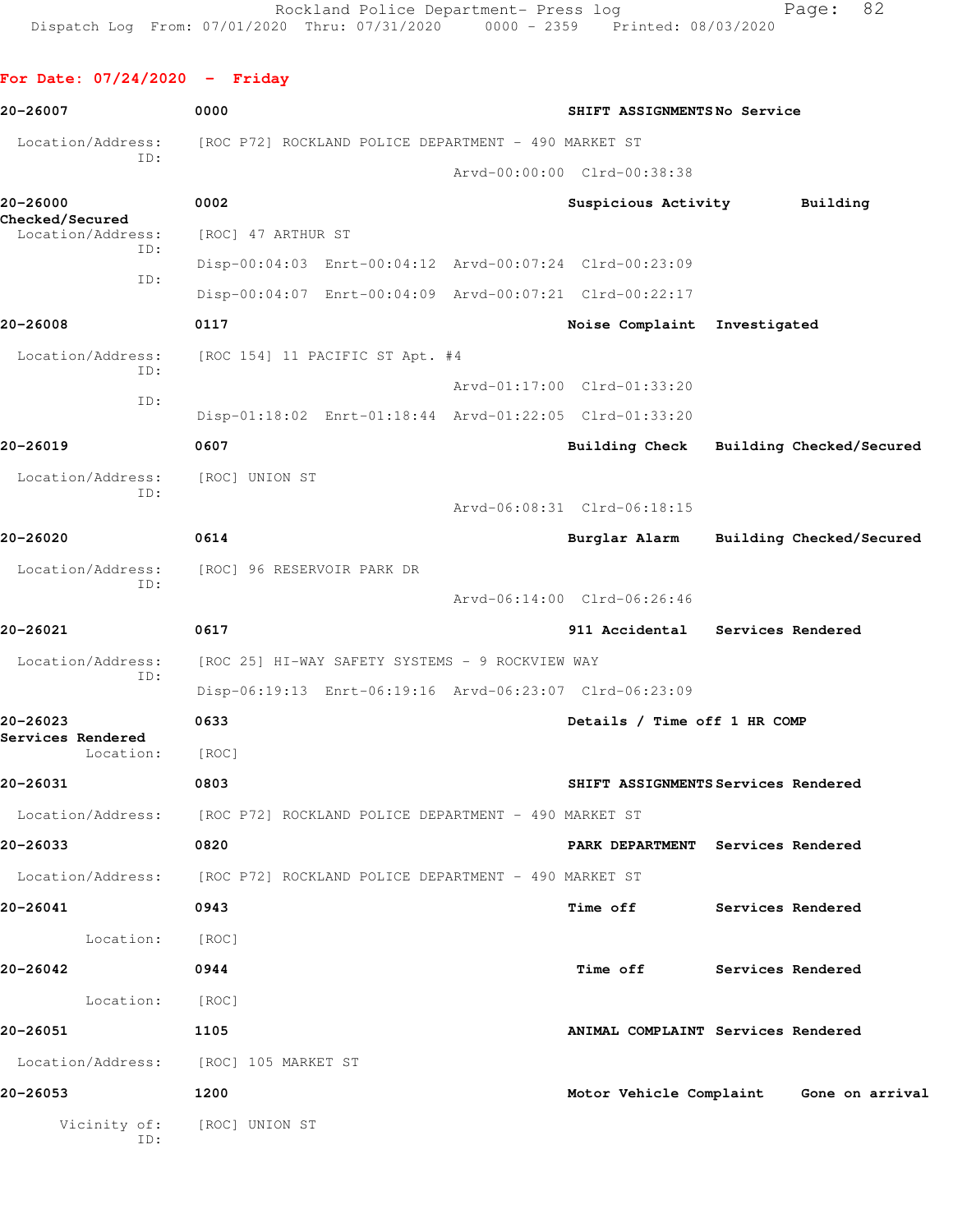**For Date: 07/24/2020 - Friday**

**20-26007** **0000** **SHIFT ASSIGNMENTS No Service**

Location/Address: [ROC P72] ROCKLAND POLICE DEPARTMENT - 490 MARKET ST
ID:
Arvd-00:00:00 Clrd-00:38:38

**20-26000** **0002** **Suspicious Activity** **Building Checked/Secured**

Location/Address: [ROC] 47 ARTHUR ST
ID:
Disp-00:04:03 Enrt-00:04:12 Arvd-00:07:24 Clrd-00:23:09
ID:
Disp-00:04:07 Enrt-00:04:09 Arvd-00:07:21 Clrd-00:22:17

**20-26008** **0117** **Noise Complaint** **Investigated**

Location/Address: [ROC 154] 11 PACIFIC ST Apt. #4
ID:
Arvd-01:17:00 Clrd-01:33:20
ID:
Disp-01:18:02 Enrt-01:18:44 Arvd-01:22:05 Clrd-01:33:20

**20-26019** **0607** **Building Check** **Building Checked/Secured**

Location/Address: [ROC] UNION ST
ID:
Arvd-06:08:31 Clrd-06:18:15

**20-26020** **0614** **Burglar Alarm** **Building Checked/Secured**

Location/Address: [ROC] 96 RESERVOIR PARK DR
ID:
Arvd-06:14:00 Clrd-06:26:46

**20-26021** **0617** **911 Accidental** **Services Rendered**

Location/Address: [ROC 25] HI-WAY SAFETY SYSTEMS - 9 ROCKVIEW WAY
ID:
Disp-06:19:13 Enrt-06:19:16 Arvd-06:23:07 Clrd-06:23:09

**20-26023** **0633** **Details / Time off 1 HR COMP** **Services Rendered**

Location: [ROC]

**20-26031** **0803** **SHIFT ASSIGNMENTS Services Rendered**

Location/Address: [ROC P72] ROCKLAND POLICE DEPARTMENT - 490 MARKET ST

**20-26033** **0820** **PARK DEPARTMENT** **Services Rendered**

Location/Address: [ROC P72] ROCKLAND POLICE DEPARTMENT - 490 MARKET ST

**20-26041** **0943** **Time off** **Services Rendered**

Location: [ROC]

**20-26042** **0944** **Time off** **Services Rendered**

Location: [ROC]

**20-26051** **1105** **ANIMAL COMPLAINT Services Rendered**

Location/Address: [ROC] 105 MARKET ST

**20-26053** **1200** **Motor Vehicle Complaint** **Gone on arrival**

Vicinity of: [ROC] UNION ST
ID: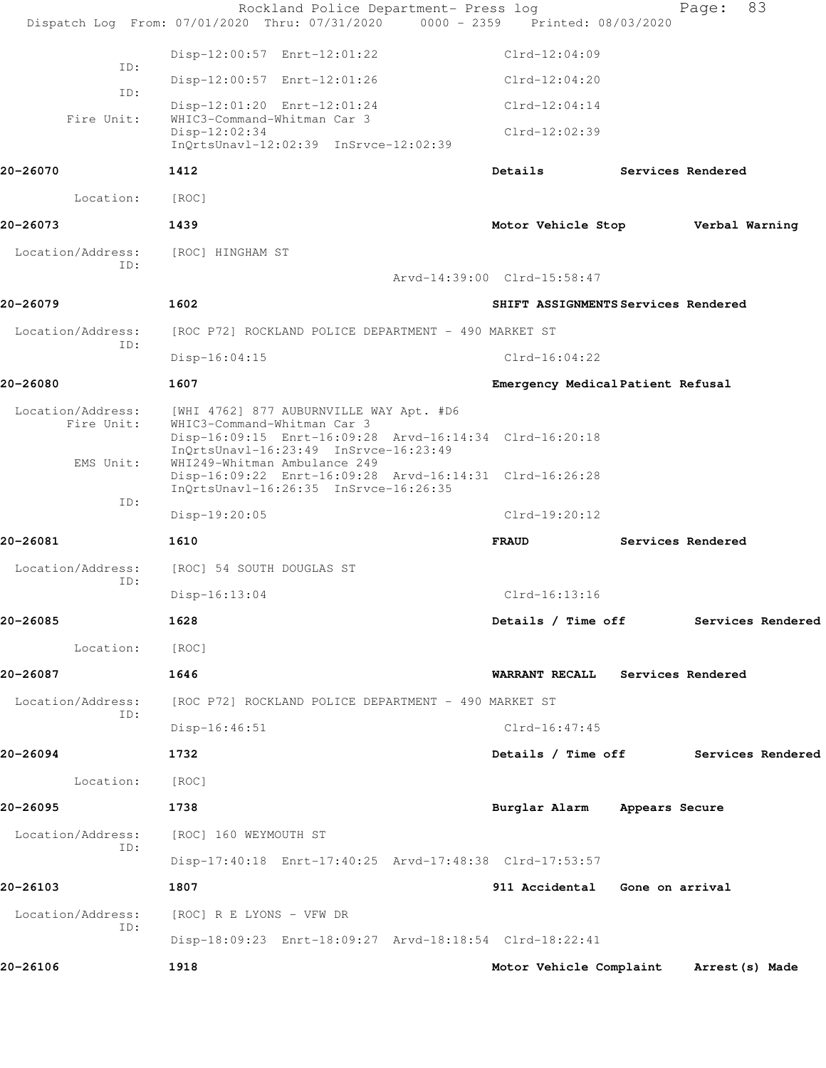Rockland Police Department- Press log

Dispatch Log From: 07/01/2020 Thru: 07/31/2020 0000 - 2359 Printed: 08/03/2020

```
                Disp-12:00:57  Enrt-12:01:22              Clrd-12:04:09
         ID:
                Disp-12:00:57  Enrt-12:01:26              Clrd-12:04:20
         ID:
                Disp-12:01:20  Enrt-12:01:24              Clrd-12:04:14
   Fire Unit:   WHIC3-Command-Whitman Car 3
                Disp-12:02:34                             Clrd-12:02:39
                InQrtsUnavl-12:02:39  InSrvce-12:02:39
```

**20-26070** **1412** **Details** **Services Rendered**

Location: [ROC]

**20-26073** **1439** **Motor Vehicle Stop** **Verbal Warning**

Location/Address: [ROC] HINGHAM ST
ID:
Arvd-14:39:00 Clrd-15:58:47

**20-26079** **1602** **SHIFT ASSIGNMENTS** **Services Rendered**

Location/Address: [ROC P72] ROCKLAND POLICE DEPARTMENT - 490 MARKET ST
ID:
Disp-16:04:15 Clrd-16:04:22

**20-26080** **1607** **Emergency Medical** **Patient Refusal**

Location/Address: [WHI 4762] 877 AUBURNVILLE WAY Apt. #D6
Fire Unit: WHIC3-Command-Whitman Car 3
Disp-16:09:15 Enrt-16:09:28 Arvd-16:14:34 Clrd-16:20:18
InQrtsUnavl-16:23:49 InSrvce-16:23:49
EMS Unit: WHI249-Whitman Ambulance 249
Disp-16:09:22 Enrt-16:09:28 Arvd-16:14:31 Clrd-16:26:28
InQrtsUnavl-16:26:35 InSrvce-16:26:35
ID:
Disp-19:20:05 Clrd-19:20:12

**20-26081** **1610** **FRAUD** **Services Rendered**

Location/Address: [ROC] 54 SOUTH DOUGLAS ST
ID:
Disp-16:13:04 Clrd-16:13:16

**20-26085** **1628** **Details / Time off** **Services Rendered**

Location: [ROC]

**20-26087** **1646** **WARRANT RECALL** **Services Rendered**

Location/Address: [ROC P72] ROCKLAND POLICE DEPARTMENT - 490 MARKET ST
ID:
Disp-16:46:51 Clrd-16:47:45

**20-26094** **1732** **Details / Time off** **Services Rendered**

Location: [ROC]

**20-26095** **1738** **Burglar Alarm** **Appears Secure**

Location/Address: [ROC] 160 WEYMOUTH ST
ID:
Disp-17:40:18 Enrt-17:40:25 Arvd-17:48:38 Clrd-17:53:57

**20-26103** **1807** **911 Accidental** **Gone on arrival**

Location/Address: [ROC] R E LYONS - VFW DR
ID:
Disp-18:09:23 Enrt-18:09:27 Arvd-18:18:54 Clrd-18:22:41

**20-26106** **1918** **Motor Vehicle Complaint** **Arrest(s) Made**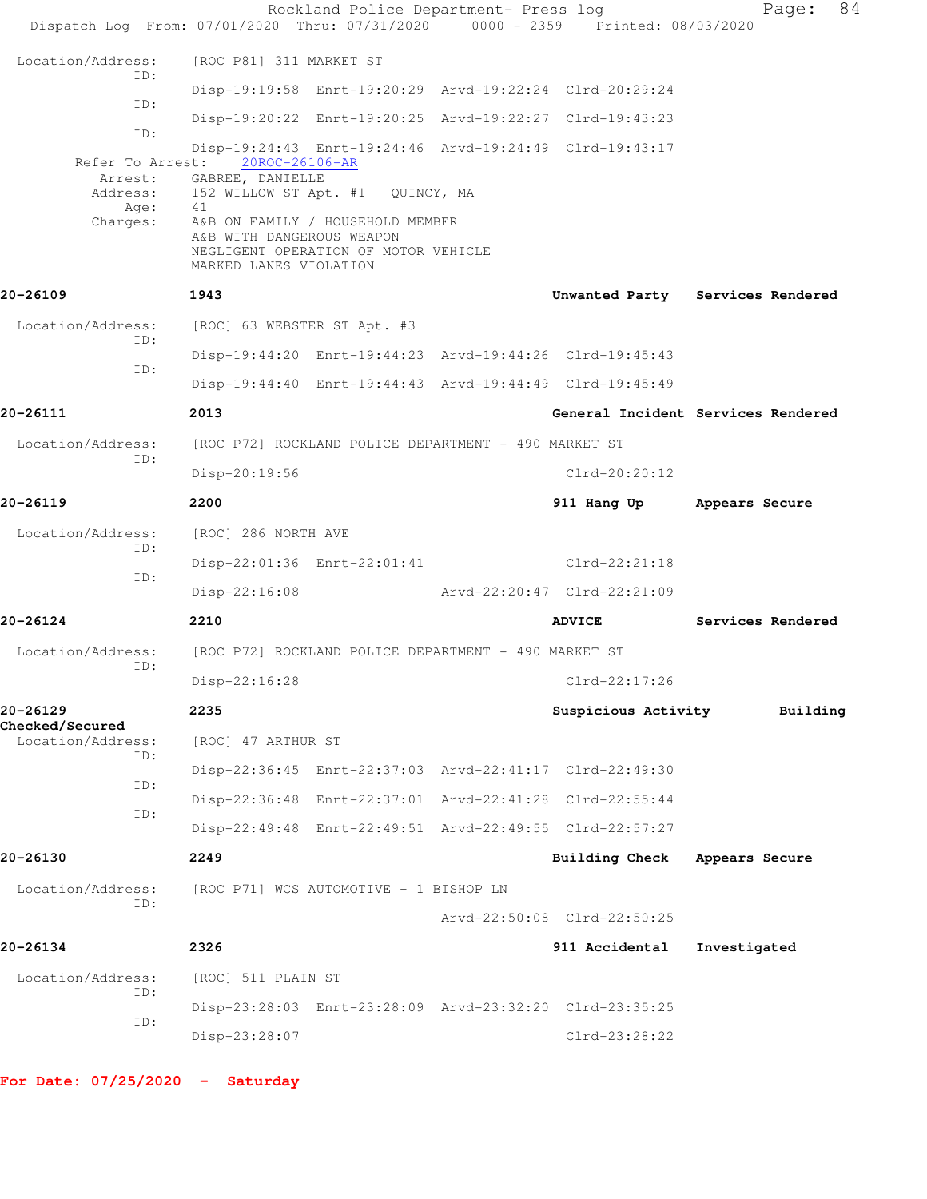```
Location/Address:    [ROC P81] 311 MARKET ST
             ID:
                     Disp-19:19:58  Enrt-19:20:29  Arvd-19:22:24  Clrd-20:29:24
             ID:
                     Disp-19:20:22  Enrt-19:20:25  Arvd-19:22:27  Clrd-19:43:23
             ID:
                     Disp-19:24:43  Enrt-19:24:46  Arvd-19:24:49  Clrd-19:43:17
      Refer To Arrest:    20ROC-26106-AR
         Arrest:     GABREE, DANIELLE
         Address:    152 WILLOW ST Apt. #1    QUINCY, MA
             Age:    41
         Charges:    A&B ON FAMILY / HOUSEHOLD MEMBER
                     A&B WITH DANGEROUS WEAPON
                     NEGLIGENT OPERATION OF MOTOR VEHICLE
                     MARKED LANES VIOLATION
```

**20-26109** 1943 **Unwanted Party** **Services Rendered**

```
Location/Address:    [ROC] 63 WEBSTER ST Apt. #3
             ID:
                     Disp-19:44:20  Enrt-19:44:23  Arvd-19:44:26  Clrd-19:45:43
             ID:
                     Disp-19:44:40  Enrt-19:44:43  Arvd-19:44:49  Clrd-19:45:49
```

**20-26111** 2013 **General Incident** **Services Rendered**

```
Location/Address:    [ROC P72] ROCKLAND POLICE DEPARTMENT - 490 MARKET ST
             ID:
                     Disp-20:19:56                                Clrd-20:20:12
```

**20-26119** 2200 **911 Hang Up** **Appears Secure**

```
Location/Address:    [ROC] 286 NORTH AVE
             ID:
                     Disp-22:01:36  Enrt-22:01:41                 Clrd-22:21:18
             ID:
                     Disp-22:16:08                 Arvd-22:20:47  Clrd-22:21:09
```

**20-26124** 2210 **ADVICE** **Services Rendered**

```
Location/Address:    [ROC P72] ROCKLAND POLICE DEPARTMENT - 490 MARKET ST
             ID:
                     Disp-22:16:28                                Clrd-22:17:26
```

**20-26129** 2235 **Suspicious Activity** **Building Checked/Secured**

```
Location/Address:    [ROC] 47 ARTHUR ST
             ID:
                     Disp-22:36:45  Enrt-22:37:03  Arvd-22:41:17  Clrd-22:49:30
             ID:
                     Disp-22:36:48  Enrt-22:37:01  Arvd-22:41:28  Clrd-22:55:44
             ID:
                     Disp-22:49:48  Enrt-22:49:51  Arvd-22:49:55  Clrd-22:57:27
```

**20-26130** 2249 **Building Check** **Appears Secure**

```
Location/Address:    [ROC P71] WCS AUTOMOTIVE - 1 BISHOP LN
             ID:
                                                   Arvd-22:50:08  Clrd-22:50:25
```

**20-26134** 2326 **911 Accidental** **Investigated**

```
Location/Address:    [ROC] 511 PLAIN ST
             ID:
                     Disp-23:28:03  Enrt-23:28:09  Arvd-23:32:20  Clrd-23:35:25
             ID:
                     Disp-23:28:07                                Clrd-23:28:22
```

**For Date: 07/25/2020 - Saturday**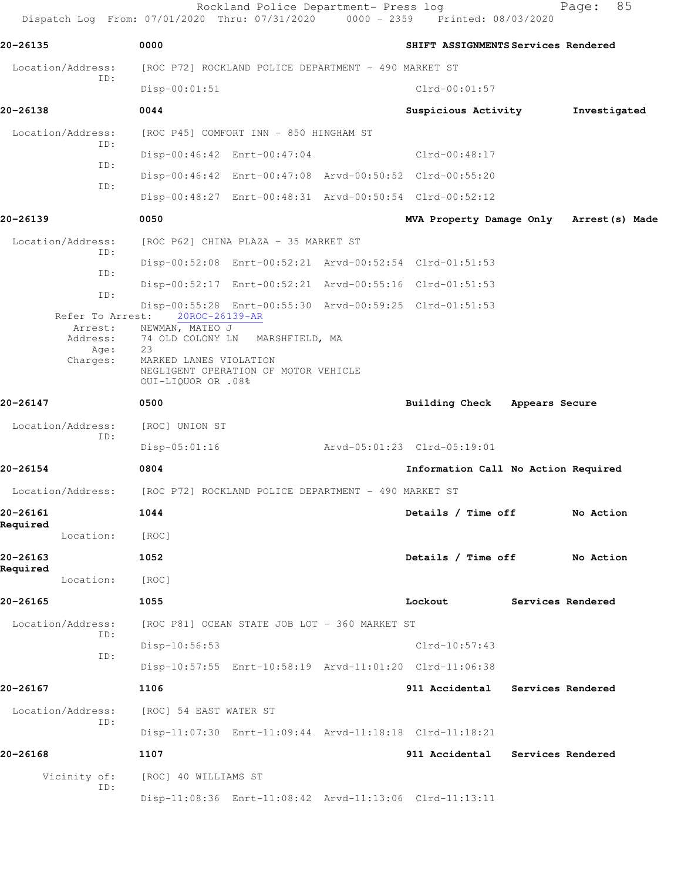Rockland Police Department- Press log
Dispatch Log From: 07/01/2020 Thru: 07/31/2020 0000 - 2359 Printed: 08/03/2020

**20-26135** 0000 SHIFT ASSIGNMENTS Services Rendered

Location/Address: [ROC P72] ROCKLAND POLICE DEPARTMENT - 490 MARKET ST
ID: Disp-00:01:51 Clrd-00:01:57

**20-26138** 0044 Suspicious Activity Investigated

Location/Address: [ROC P45] COMFORT INN - 850 HINGHAM ST
ID: Disp-00:46:42 Enrt-00:47:04 Clrd-00:48:17
ID: Disp-00:46:42 Enrt-00:47:08 Arvd-00:50:52 Clrd-00:55:20
ID: Disp-00:48:27 Enrt-00:48:31 Arvd-00:50:54 Clrd-00:52:12

**20-26139** 0050 MVA Property Damage Only Arrest(s) Made

Location/Address: [ROC P62] CHINA PLAZA - 35 MARKET ST
ID: Disp-00:52:08 Enrt-00:52:21 Arvd-00:52:54 Clrd-01:51:53
ID: Disp-00:52:17 Enrt-00:52:21 Arvd-00:55:16 Clrd-01:51:53
ID: Disp-00:55:28 Enrt-00:55:30 Arvd-00:59:25 Clrd-01:51:53
Refer To Arrest: 20ROC-26139-AR
Arrest: NEWMAN, MATEO J
Address: 74 OLD COLONY LN MARSHFIELD, MA
Age: 23
Charges: MARKED LANES VIOLATION
NEGLIGENT OPERATION OF MOTOR VEHICLE
OUI-LIQUOR OR .08%

**20-26147** 0500 Building Check Appears Secure

Location/Address: [ROC] UNION ST
ID: Disp-05:01:16 Arvd-05:01:23 Clrd-05:19:01

**20-26154** 0804 Information Call No Action Required

Location/Address: [ROC P72] ROCKLAND POLICE DEPARTMENT - 490 MARKET ST

**20-26161** 1044 Details / Time off No Action Required

Location: [ROC]

**20-26163** 1052 Details / Time off No Action Required

Location: [ROC]

**20-26165** 1055 Lockout Services Rendered

Location/Address: [ROC P81] OCEAN STATE JOB LOT - 360 MARKET ST
ID: Disp-10:56:53 Clrd-10:57:43
ID: Disp-10:57:55 Enrt-10:58:19 Arvd-11:01:20 Clrd-11:06:38

**20-26167** 1106 911 Accidental Services Rendered

Location/Address: [ROC] 54 EAST WATER ST
ID: Disp-11:07:30 Enrt-11:09:44 Arvd-11:18:18 Clrd-11:18:21

**20-26168** 1107 911 Accidental Services Rendered

Vicinity of: [ROC] 40 WILLIAMS ST
ID: Disp-11:08:36 Enrt-11:08:42 Arvd-11:13:06 Clrd-11:13:11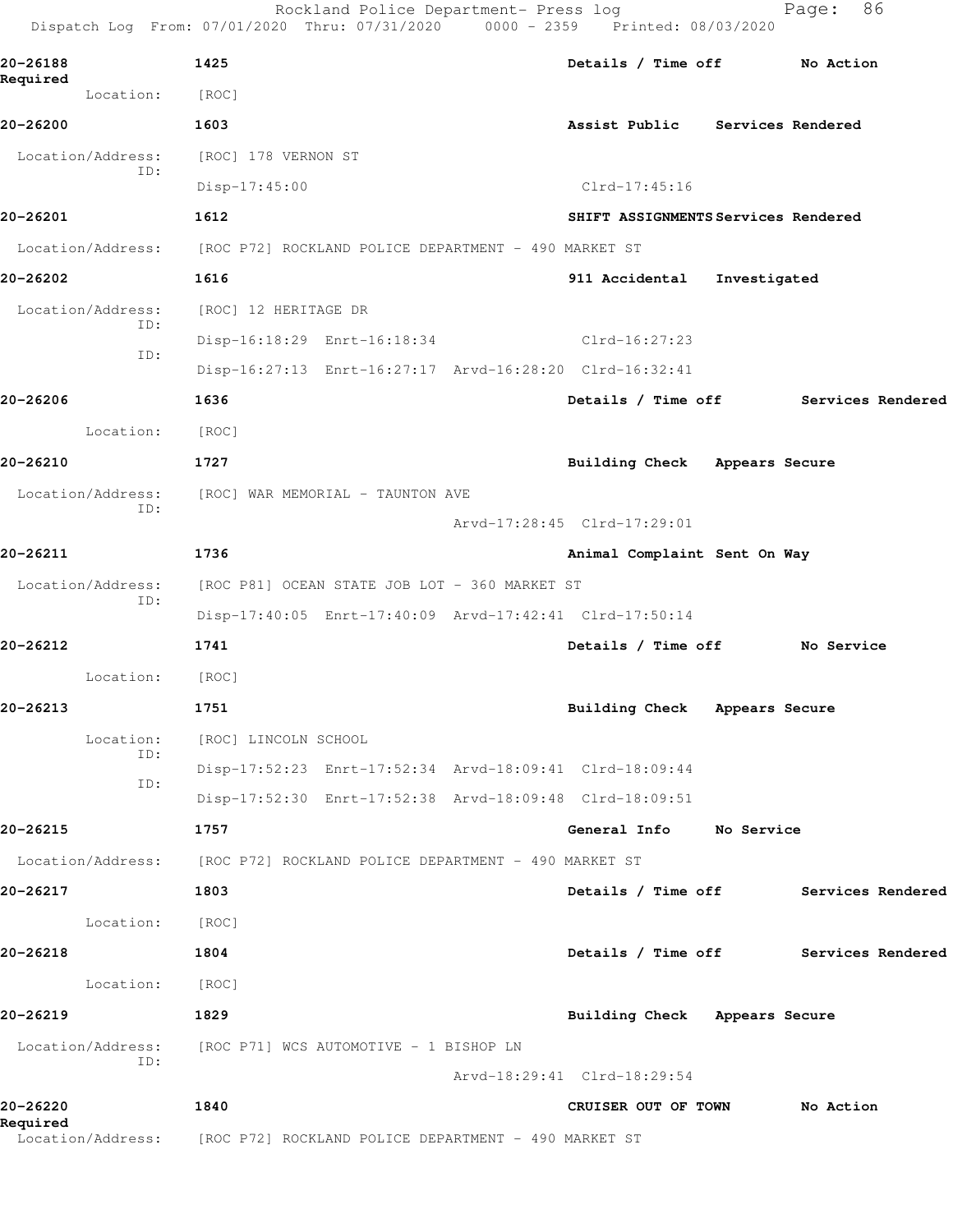**20-26188** 1425 Details / Time off No Action Required

Location: [ROC]

**20-26200** 1603 Assist Public Services Rendered

Location/Address: [ROC] 178 VERNON ST

ID: Disp-17:45:00 Clrd-17:45:16

**20-26201** 1612 SHIFT ASSIGNMENTS Services Rendered

Location/Address: [ROC P72] ROCKLAND POLICE DEPARTMENT - 490 MARKET ST

**20-26202** 1616 911 Accidental Investigated

Location/Address: [ROC] 12 HERITAGE DR

ID: Disp-16:18:29 Enrt-16:18:34 Clrd-16:27:23

ID: Disp-16:27:13 Enrt-16:27:17 Arvd-16:28:20 Clrd-16:32:41

**20-26206** 1636 Details / Time off Services Rendered

Location: [ROC]

**20-26210** 1727 Building Check Appears Secure

Location/Address: [ROC] WAR MEMORIAL - TAUNTON AVE

ID: Arvd-17:28:45 Clrd-17:29:01

**20-26211** 1736 Animal Complaint Sent On Way

Location/Address: [ROC P81] OCEAN STATE JOB LOT - 360 MARKET ST

ID: Disp-17:40:05 Enrt-17:40:09 Arvd-17:42:41 Clrd-17:50:14

**20-26212** 1741 Details / Time off No Service

Location: [ROC]

**20-26213** 1751 Building Check Appears Secure

Location: [ROC] LINCOLN SCHOOL

ID: Disp-17:52:23 Enrt-17:52:34 Arvd-18:09:41 Clrd-18:09:44

ID: Disp-17:52:30 Enrt-17:52:38 Arvd-18:09:48 Clrd-18:09:51

**20-26215** 1757 General Info No Service

Location/Address: [ROC P72] ROCKLAND POLICE DEPARTMENT - 490 MARKET ST

**20-26217** 1803 Details / Time off Services Rendered

Location: [ROC]

**20-26218** 1804 Details / Time off Services Rendered

Location: [ROC]

**20-26219** 1829 Building Check Appears Secure

Location/Address: [ROC P71] WCS AUTOMOTIVE - 1 BISHOP LN

ID: Arvd-18:29:41 Clrd-18:29:54

**20-26220** 1840 CRUISER OUT OF TOWN No Action Required

Location/Address: [ROC P72] ROCKLAND POLICE DEPARTMENT - 490 MARKET ST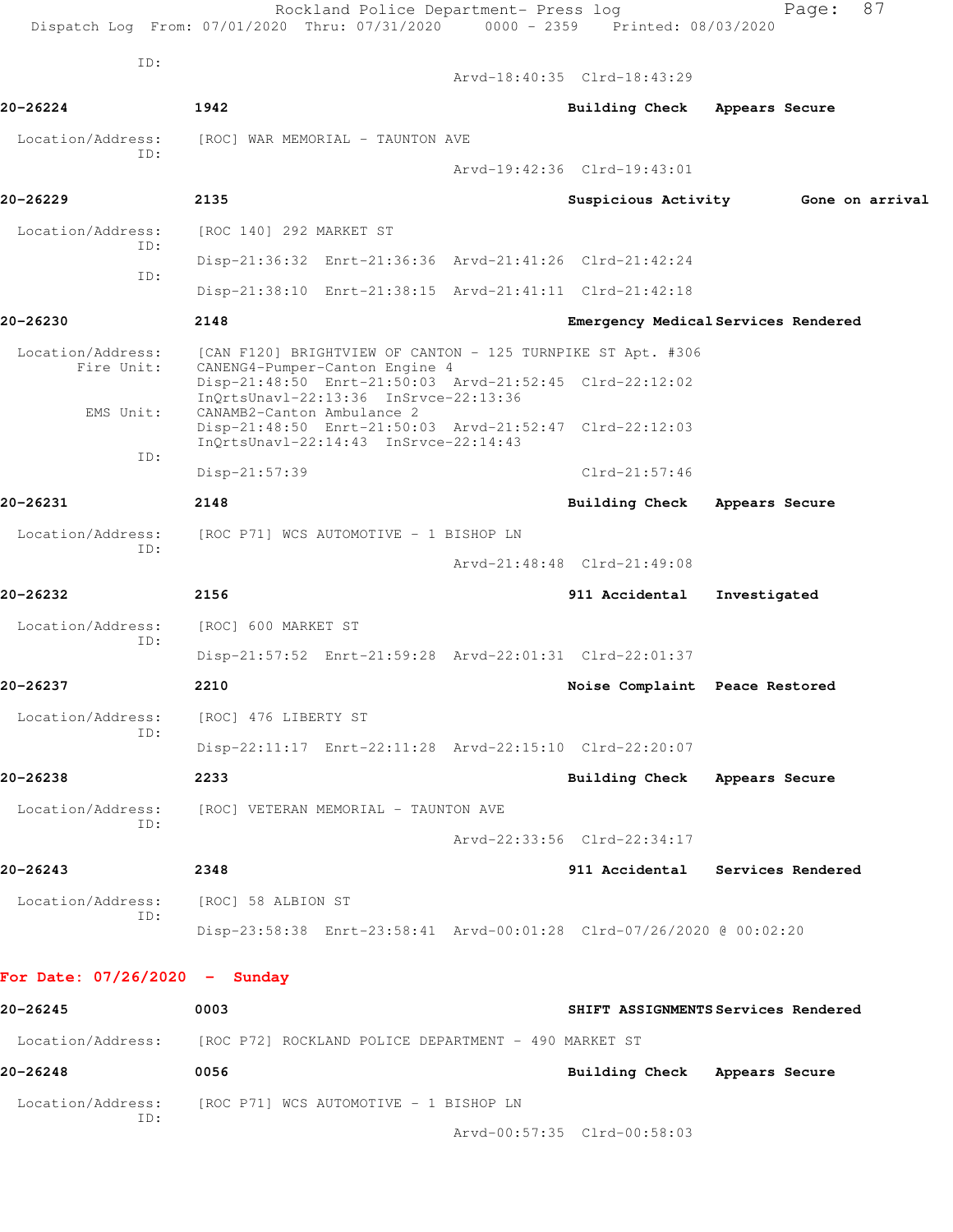ID:

Arvd-18:40:35 Clrd-18:43:29

**20-26224** 1942 **Building Check** **Appears Secure**

Location/Address: [ROC] WAR MEMORIAL - TAUNTON AVE
ID:
Arvd-19:42:36 Clrd-19:43:01

**20-26229** 2135 **Suspicious Activity** **Gone on arrival**

Location/Address: [ROC 140] 292 MARKET ST
ID:
Disp-21:36:32 Enrt-21:36:36 Arvd-21:41:26 Clrd-21:42:24
ID:
Disp-21:38:10 Enrt-21:38:15 Arvd-21:41:11 Clrd-21:42:18

**20-26230** 2148 **Emergency Medical Services Rendered**

Location/Address: [CAN F120] BRIGHTVIEW OF CANTON - 125 TURNPIKE ST Apt. #306
Fire Unit: CANENG4-Pumper-Canton Engine 4
Disp-21:48:50 Enrt-21:50:03 Arvd-21:52:45 Clrd-22:12:02
InQrtsUnavl-22:13:36 InSrvce-22:13:36
EMS Unit: CANAMB2-Canton Ambulance 2
Disp-21:48:50 Enrt-21:50:03 Arvd-21:52:47 Clrd-22:12:03
InQrtsUnavl-22:14:43 InSrvce-22:14:43
ID:
Disp-21:57:39 Clrd-21:57:46

**20-26231** 2148 **Building Check** **Appears Secure**

Location/Address: [ROC P71] WCS AUTOMOTIVE - 1 BISHOP LN
ID:
Arvd-21:48:48 Clrd-21:49:08

**20-26232** 2156 **911 Accidental** **Investigated**

Location/Address: [ROC] 600 MARKET ST
ID:
Disp-21:57:52 Enrt-21:59:28 Arvd-22:01:31 Clrd-22:01:37

**20-26237** 2210 **Noise Complaint** **Peace Restored**

Location/Address: [ROC] 476 LIBERTY ST
ID:
Disp-22:11:17 Enrt-22:11:28 Arvd-22:15:10 Clrd-22:20:07

**20-26238** 2233 **Building Check** **Appears Secure**

Location/Address: [ROC] VETERAN MEMORIAL - TAUNTON AVE
ID:
Arvd-22:33:56 Clrd-22:34:17

**20-26243** 2348 **911 Accidental** **Services Rendered**

Location/Address: [ROC] 58 ALBION ST
ID:
Disp-23:58:38 Enrt-23:58:41 Arvd-00:01:28 Clrd-07/26/2020 @ 00:02:20

## For Date: 07/26/2020 - Sunday

**20-26245** 0003 **SHIFT ASSIGNMENTS Services Rendered**

Location/Address: [ROC P72] ROCKLAND POLICE DEPARTMENT - 490 MARKET ST

**20-26248** 0056 **Building Check** **Appears Secure**

Location/Address: [ROC P71] WCS AUTOMOTIVE - 1 BISHOP LN
ID:
Arvd-00:57:35 Clrd-00:58:03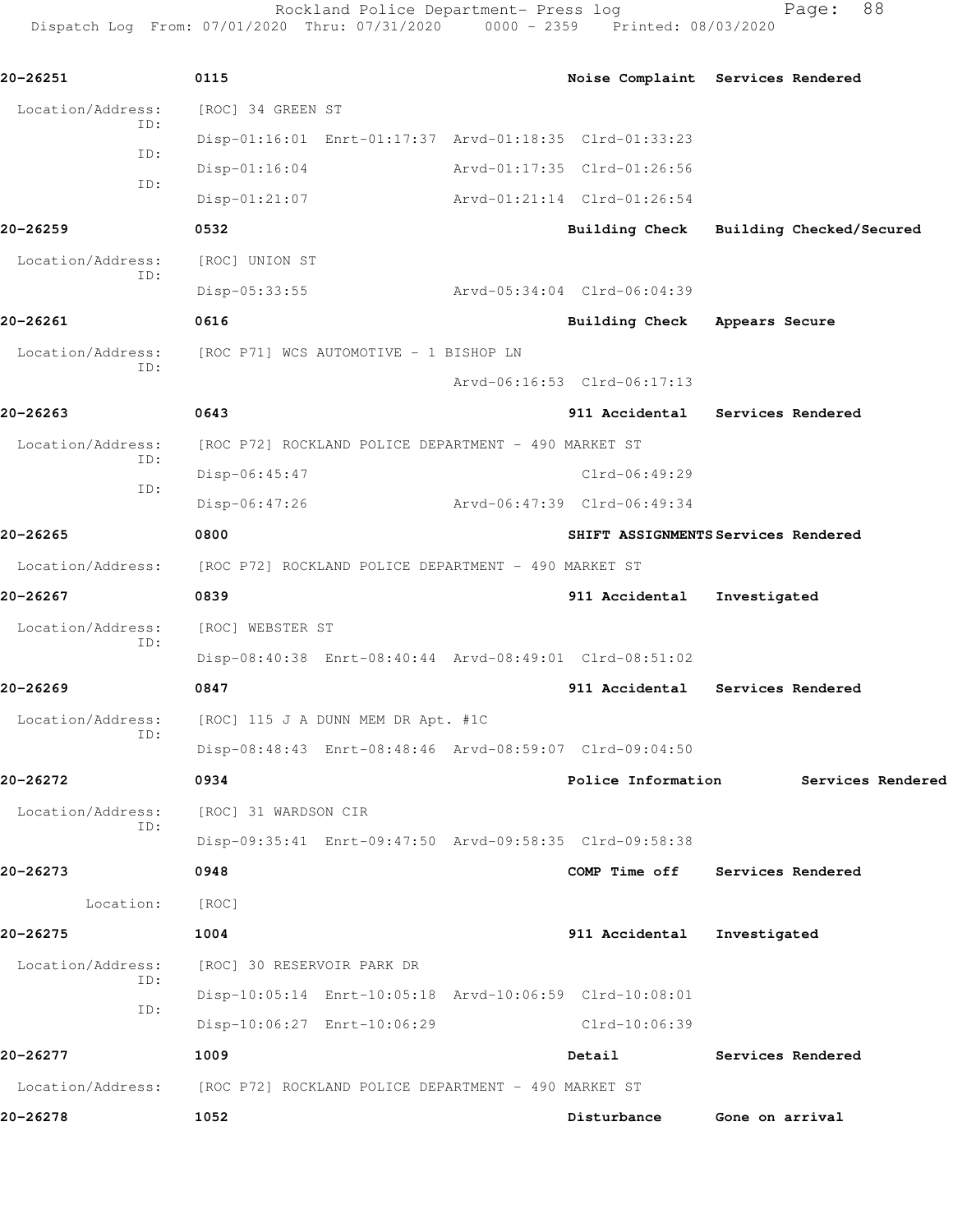Rockland Police Department- Press log
Dispatch Log From: 07/01/2020 Thru: 07/31/2020 0000 - 2359 Printed: 08/03/2020

**20-26251** 0115 Noise Complaint Services Rendered

Location/Address: [ROC] 34 GREEN ST
ID: Disp-01:16:01 Enrt-01:17:37 Arvd-01:18:35 Clrd-01:33:23
ID: Disp-01:16:04 Arvd-01:17:35 Clrd-01:26:56
ID: Disp-01:21:07 Arvd-01:21:14 Clrd-01:26:54

**20-26259** 0532 Building Check Building Checked/Secured

Location/Address: [ROC] UNION ST
ID: Disp-05:33:55 Arvd-05:34:04 Clrd-06:04:39

**20-26261** 0616 Building Check Appears Secure

Location/Address: [ROC P71] WCS AUTOMOTIVE - 1 BISHOP LN
ID: Arvd-06:16:53 Clrd-06:17:13

**20-26263** 0643 911 Accidental Services Rendered

Location/Address: [ROC P72] ROCKLAND POLICE DEPARTMENT - 490 MARKET ST
ID: Disp-06:45:47 Clrd-06:49:29
ID: Disp-06:47:26 Arvd-06:47:39 Clrd-06:49:34

**20-26265** 0800 SHIFT ASSIGNMENTS Services Rendered

Location/Address: [ROC P72] ROCKLAND POLICE DEPARTMENT - 490 MARKET ST

**20-26267** 0839 911 Accidental Investigated

Location/Address: [ROC] WEBSTER ST
ID: Disp-08:40:38 Enrt-08:40:44 Arvd-08:49:01 Clrd-08:51:02

**20-26269** 0847 911 Accidental Services Rendered

Location/Address: [ROC] 115 J A DUNN MEM DR Apt. #1C
ID: Disp-08:48:43 Enrt-08:48:46 Arvd-08:59:07 Clrd-09:04:50

**20-26272** 0934 Police Information Services Rendered

Location/Address: [ROC] 31 WARDSON CIR
ID: Disp-09:35:41 Enrt-09:47:50 Arvd-09:58:35 Clrd-09:58:38

**20-26273** 0948 COMP Time off Services Rendered

Location: [ROC]

**20-26275** 1004 911 Accidental Investigated

Location/Address: [ROC] 30 RESERVOIR PARK DR
ID: Disp-10:05:14 Enrt-10:05:18 Arvd-10:06:59 Clrd-10:08:01
ID: Disp-10:06:27 Enrt-10:06:29 Clrd-10:06:39

**20-26277** 1009 Detail Services Rendered

Location/Address: [ROC P72] ROCKLAND POLICE DEPARTMENT - 490 MARKET ST

**20-26278** 1052 Disturbance Gone on arrival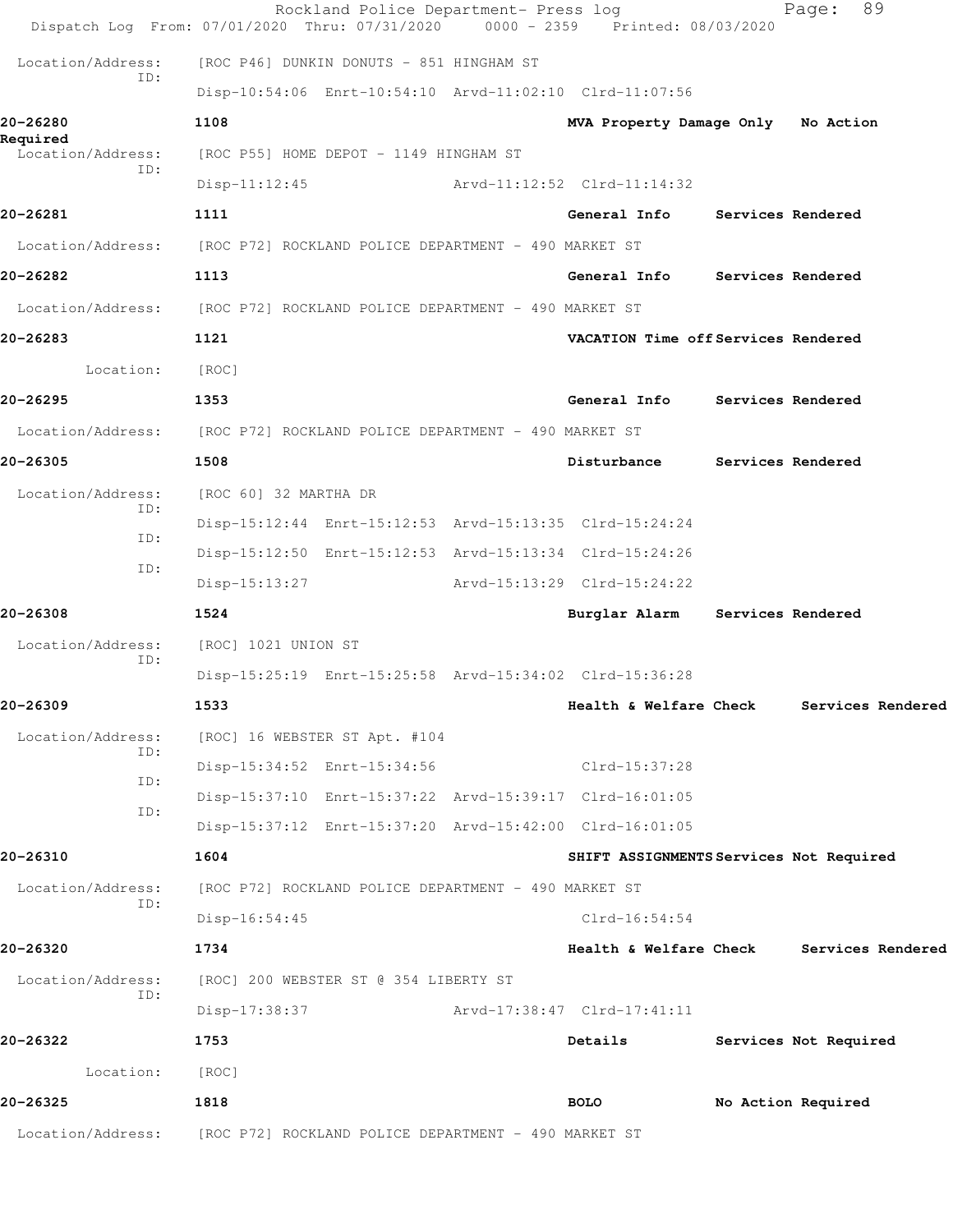Location/Address: [ROC P46] DUNKIN DONUTS - 851 HINGHAM ST
ID:
Disp-10:54:06 Enrt-10:54:10 Arvd-11:02:10 Clrd-11:07:56

**20-26280** **1108** **MVA Property Damage Only** **No Action Required**
Location/Address: [ROC P55] HOME DEPOT - 1149 HINGHAM ST
ID:
Disp-11:12:45 Arvd-11:12:52 Clrd-11:14:32

**20-26281** **1111** **General Info** **Services Rendered**
Location/Address: [ROC P72] ROCKLAND POLICE DEPARTMENT - 490 MARKET ST

**20-26282** **1113** **General Info** **Services Rendered**
Location/Address: [ROC P72] ROCKLAND POLICE DEPARTMENT - 490 MARKET ST

**20-26283** **1121** **VACATION Time off** **Services Rendered**
Location: [ROC]

**20-26295** **1353** **General Info** **Services Rendered**
Location/Address: [ROC P72] ROCKLAND POLICE DEPARTMENT - 490 MARKET ST

**20-26305** **1508** **Disturbance** **Services Rendered**
Location/Address: [ROC 60] 32 MARTHA DR
ID:
Disp-15:12:44 Enrt-15:12:53 Arvd-15:13:35 Clrd-15:24:24
ID:
Disp-15:12:50 Enrt-15:12:53 Arvd-15:13:34 Clrd-15:24:26
ID:
Disp-15:13:27 Arvd-15:13:29 Clrd-15:24:22

**20-26308** **1524** **Burglar Alarm** **Services Rendered**
Location/Address: [ROC] 1021 UNION ST
ID:
Disp-15:25:19 Enrt-15:25:58 Arvd-15:34:02 Clrd-15:36:28

**20-26309** **1533** **Health & Welfare Check** **Services Rendered**
Location/Address: [ROC] 16 WEBSTER ST Apt. #104
ID:
Disp-15:34:52 Enrt-15:34:56 Clrd-15:37:28
ID:
Disp-15:37:10 Enrt-15:37:22 Arvd-15:39:17 Clrd-16:01:05
ID:
Disp-15:37:12 Enrt-15:37:20 Arvd-15:42:00 Clrd-16:01:05

**20-26310** **1604** **SHIFT ASSIGNMENTS** **Services Not Required**
Location/Address: [ROC P72] ROCKLAND POLICE DEPARTMENT - 490 MARKET ST
ID:
Disp-16:54:45 Clrd-16:54:54

**20-26320** **1734** **Health & Welfare Check** **Services Rendered**
Location/Address: [ROC] 200 WEBSTER ST @ 354 LIBERTY ST
ID:
Disp-17:38:37 Arvd-17:38:47 Clrd-17:41:11

**20-26322** **1753** **Details** **Services Not Required**
Location: [ROC]

**20-26325** **1818** **BOLO** **No Action Required**
Location/Address: [ROC P72] ROCKLAND POLICE DEPARTMENT - 490 MARKET ST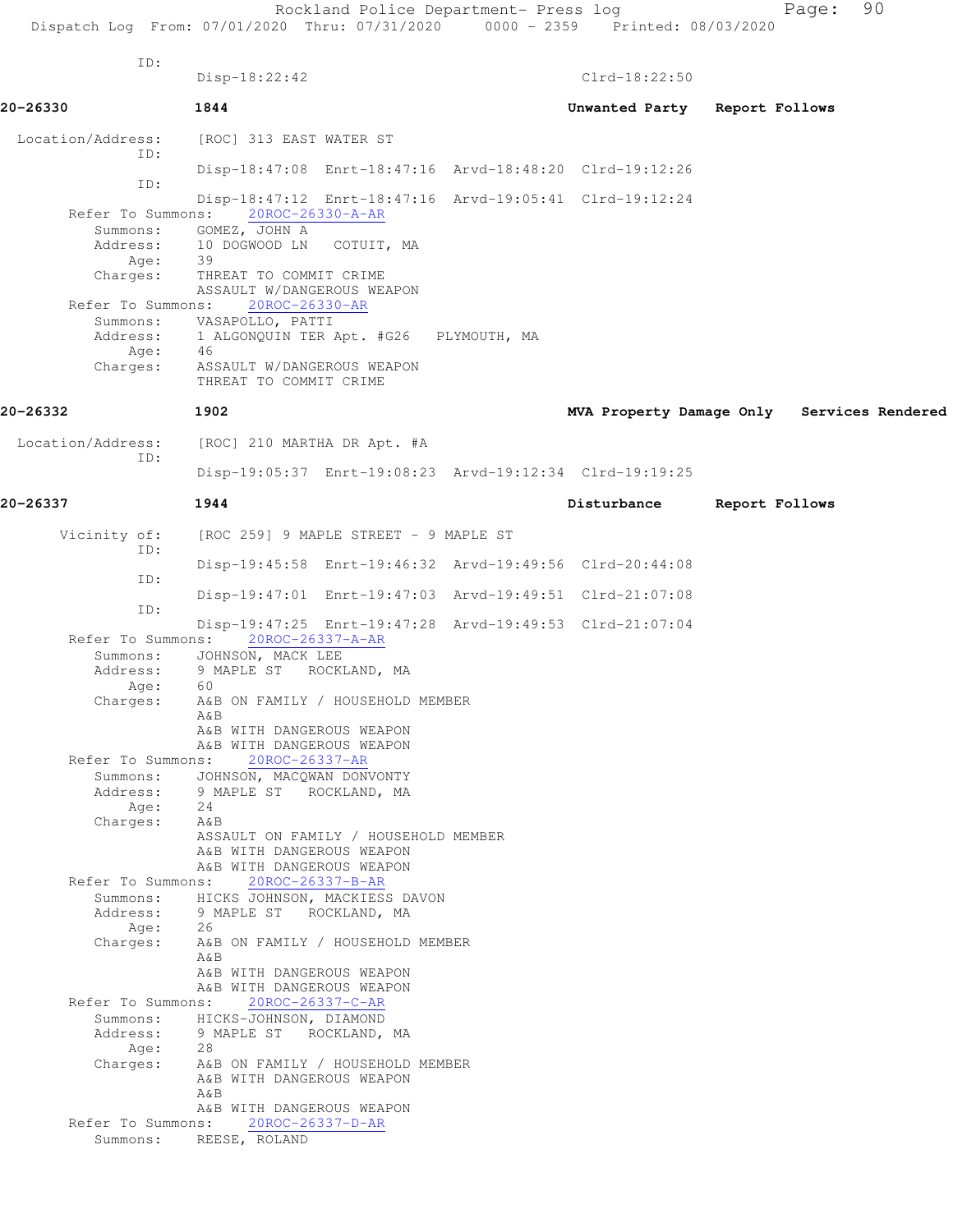```
            ID:
                 Disp-18:22:42                                    Clrd-18:22:50

20-26330         1844                                      Unwanted Party    Report Follows

 Location/Address:    [ROC] 313 EAST WATER ST
            ID:
                 Disp-18:47:08  Enrt-18:47:16  Arvd-18:48:20  Clrd-19:12:26
            ID:
                 Disp-18:47:12  Enrt-18:47:16  Arvd-19:05:41  Clrd-19:12:24
       Refer To Summons:    20ROC-26330-A-AR
          Summons:    GOMEZ, JOHN A
          Address:    10 DOGWOOD LN   COTUIT, MA
              Age:    39
          Charges:    THREAT TO COMMIT CRIME
                      ASSAULT W/DANGEROUS WEAPON
       Refer To Summons:    20ROC-26330-AR
          Summons:    VASAPOLLO, PATTI
          Address:    1 ALGONQUIN TER Apt. #G26   PLYMOUTH, MA
              Age:    46
          Charges:    ASSAULT W/DANGEROUS WEAPON
                      THREAT TO COMMIT CRIME

20-26332         1902                                      MVA Property Damage Only   Services Rendered

 Location/Address:    [ROC] 210 MARTHA DR Apt. #A
            ID:
                 Disp-19:05:37  Enrt-19:08:23  Arvd-19:12:34  Clrd-19:19:25

20-26337         1944                                      Disturbance       Report Follows

      Vicinity of:    [ROC 259] 9 MAPLE STREET - 9 MAPLE ST
            ID:
                 Disp-19:45:58  Enrt-19:46:32  Arvd-19:49:56  Clrd-20:44:08
            ID:
                 Disp-19:47:01  Enrt-19:47:03  Arvd-19:49:51  Clrd-21:07:08
            ID:
                 Disp-19:47:25  Enrt-19:47:28  Arvd-19:49:53  Clrd-21:07:04
       Refer To Summons:    20ROC-26337-A-AR
          Summons:    JOHNSON, MACK LEE
          Address:    9 MAPLE ST   ROCKLAND, MA
              Age:    60
          Charges:    A&B ON FAMILY / HOUSEHOLD MEMBER
                      A&B
                      A&B WITH DANGEROUS WEAPON
                      A&B WITH DANGEROUS WEAPON
       Refer To Summons:    20ROC-26337-AR
          Summons:    JOHNSON, MACQWAN DONVONTY
          Address:    9 MAPLE ST   ROCKLAND, MA
              Age:    24
          Charges:    A&B
                      ASSAULT ON FAMILY / HOUSEHOLD MEMBER
                      A&B WITH DANGEROUS WEAPON
                      A&B WITH DANGEROUS WEAPON
       Refer To Summons:    20ROC-26337-B-AR
          Summons:    HICKS JOHNSON, MACKIESS DAVON
          Address:    9 MAPLE ST   ROCKLAND, MA
              Age:    26
          Charges:    A&B ON FAMILY / HOUSEHOLD MEMBER
                      A&B
                      A&B WITH DANGEROUS WEAPON
                      A&B WITH DANGEROUS WEAPON
       Refer To Summons:    20ROC-26337-C-AR
          Summons:    HICKS-JOHNSON, DIAMOND
          Address:    9 MAPLE ST   ROCKLAND, MA
              Age:    28
          Charges:    A&B ON FAMILY / HOUSEHOLD MEMBER
                      A&B WITH DANGEROUS WEAPON
                      A&B
                      A&B WITH DANGEROUS WEAPON
       Refer To Summons:    20ROC-26337-D-AR
          Summons:    REESE, ROLAND
```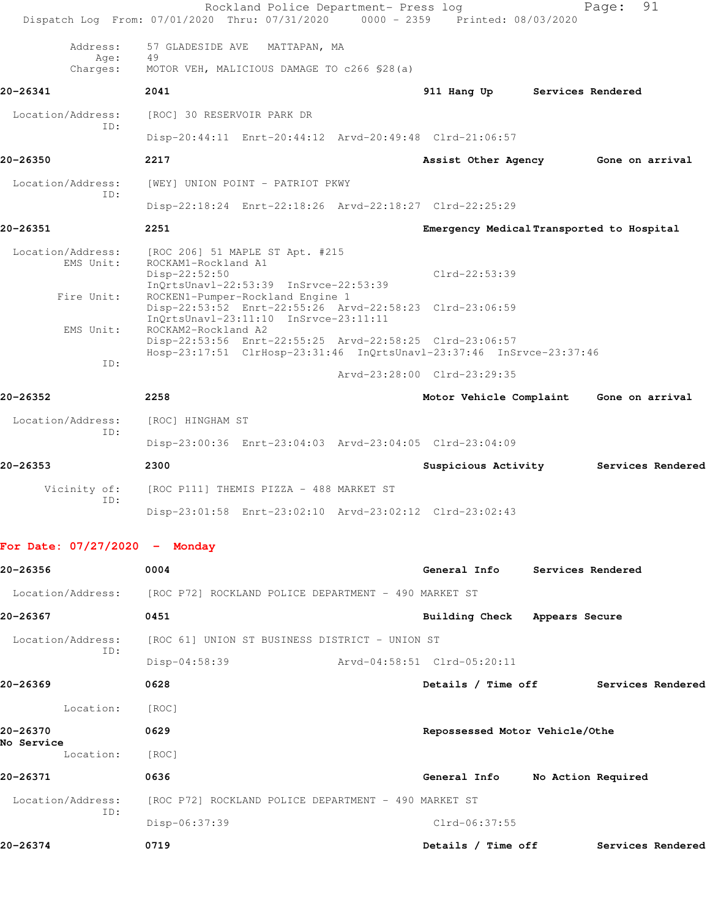Address: 57 GLADESIDE AVE MATTAPAN, MA
Age: 49
Charges: MOTOR VEH, MALICIOUS DAMAGE TO c266 §28(a)

**20-26341** **2041** **911 Hang Up** **Services Rendered**

Location/Address: [ROC] 30 RESERVOIR PARK DR
ID:
Disp-20:44:11 Enrt-20:44:12 Arvd-20:49:48 Clrd-21:06:57

**20-26350** **2217** **Assist Other Agency** **Gone on arrival**

Location/Address: [WEY] UNION POINT - PATRIOT PKWY
ID:
Disp-22:18:24 Enrt-22:18:26 Arvd-22:18:27 Clrd-22:25:29

**20-26351** **2251** **Emergency Medical** **Transported to Hospital**

Location/Address: [ROC 206] 51 MAPLE ST Apt. #215
EMS Unit: ROCKAM1-Rockland A1
Disp-22:52:50 Clrd-22:53:39
InQrtsUnavl-22:53:39 InSrvce-22:53:39
Fire Unit: ROCKEN1-Pumper-Rockland Engine 1
Disp-22:53:52 Enrt-22:55:26 Arvd-22:58:23 Clrd-23:06:59
InQrtsUnavl-23:11:10 InSrvce-23:11:11
EMS Unit: ROCKAM2-Rockland A2
Disp-22:53:56 Enrt-22:55:25 Arvd-22:58:25 Clrd-23:06:57
Hosp-23:17:51 ClrHosp-23:31:46 InQrtsUnavl-23:37:46 InSrvce-23:37:46
ID:
Arvd-23:28:00 Clrd-23:29:35

**20-26352** **2258** **Motor Vehicle Complaint** **Gone on arrival**

Location/Address: [ROC] HINGHAM ST
ID:
Disp-23:00:36 Enrt-23:04:03 Arvd-23:04:05 Clrd-23:04:09

**20-26353** **2300** **Suspicious Activity** **Services Rendered**

Vicinity of: [ROC P111] THEMIS PIZZA - 488 MARKET ST
ID:
Disp-23:01:58 Enrt-23:02:10 Arvd-23:02:12 Clrd-23:02:43

## For Date: 07/27/2020 - Monday

**20-26356** **0004** **General Info** **Services Rendered**

Location/Address: [ROC P72] ROCKLAND POLICE DEPARTMENT - 490 MARKET ST

**20-26367** **0451** **Building Check** **Appears Secure**

Location/Address: [ROC 61] UNION ST BUSINESS DISTRICT - UNION ST
ID:
Disp-04:58:39 Arvd-04:58:51 Clrd-05:20:11

**20-26369** **0628** **Details / Time off** **Services Rendered**

Location: [ROC]

**20-26370** **0629** **Repossessed Motor Vehicle/Othe**
**No Service**
Location: [ROC]

**20-26371** **0636** **General Info** **No Action Required**

Location/Address: [ROC P72] ROCKLAND POLICE DEPARTMENT - 490 MARKET ST
ID:
Disp-06:37:39 Clrd-06:37:55

**20-26374** **0719** **Details / Time off** **Services Rendered**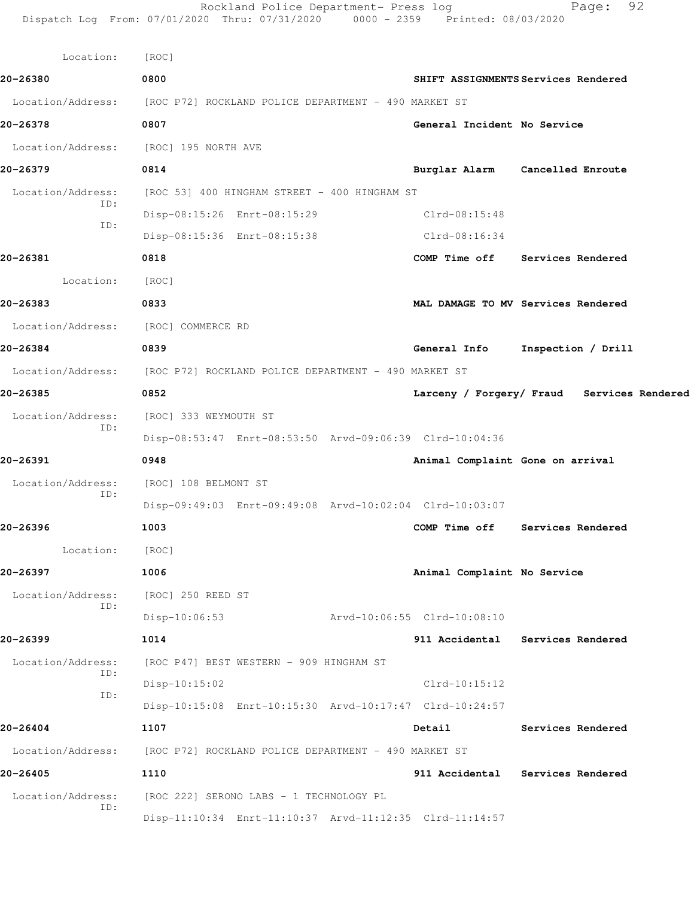Location: [ROC]

**20-26380** 0800 **SHIFT ASSIGNMENTS Services Rendered**

Location/Address: [ROC P72] ROCKLAND POLICE DEPARTMENT - 490 MARKET ST

**20-26378** 0807 **General Incident No Service**

Location/Address: [ROC] 195 NORTH AVE

**20-26379** 0814 **Burglar Alarm Cancelled Enroute**

Location/Address: [ROC 53] 400 HINGHAM STREET - 400 HINGHAM ST

ID: Disp-08:15:26 Enrt-08:15:29 Clrd-08:15:48

ID: Disp-08:15:36 Enrt-08:15:38 Clrd-08:16:34

**20-26381** 0818 **COMP Time off Services Rendered**

Location: [ROC]

**20-26383** 0833 **MAL DAMAGE TO MV Services Rendered**

Location/Address: [ROC] COMMERCE RD

**20-26384** 0839 **General Info Inspection / Drill**

Location/Address: [ROC P72] ROCKLAND POLICE DEPARTMENT - 490 MARKET ST

**20-26385** 0852 **Larceny / Forgery/ Fraud Services Rendered**

Location/Address: [ROC] 333 WEYMOUTH ST

ID: Disp-08:53:47 Enrt-08:53:50 Arvd-09:06:39 Clrd-10:04:36

**20-26391** 0948 **Animal Complaint Gone on arrival**

Location/Address: [ROC] 108 BELMONT ST

ID: Disp-09:49:03 Enrt-09:49:08 Arvd-10:02:04 Clrd-10:03:07

**20-26396** 1003 **COMP Time off Services Rendered**

Location: [ROC]

**20-26397** 1006 **Animal Complaint No Service**

Location/Address: [ROC] 250 REED ST

ID: Disp-10:06:53 Arvd-10:06:55 Clrd-10:08:10

**20-26399** 1014 **911 Accidental Services Rendered**

Location/Address: [ROC P47] BEST WESTERN - 909 HINGHAM ST

ID: Disp-10:15:02 Clrd-10:15:12

ID: Disp-10:15:08 Enrt-10:15:30 Arvd-10:17:47 Clrd-10:24:57

**20-26404** 1107 **Detail Services Rendered**

Location/Address: [ROC P72] ROCKLAND POLICE DEPARTMENT - 490 MARKET ST

**20-26405** 1110 **911 Accidental Services Rendered**

Location/Address: [ROC 222] SERONO LABS - 1 TECHNOLOGY PL

ID: Disp-11:10:34 Enrt-11:10:37 Arvd-11:12:35 Clrd-11:14:57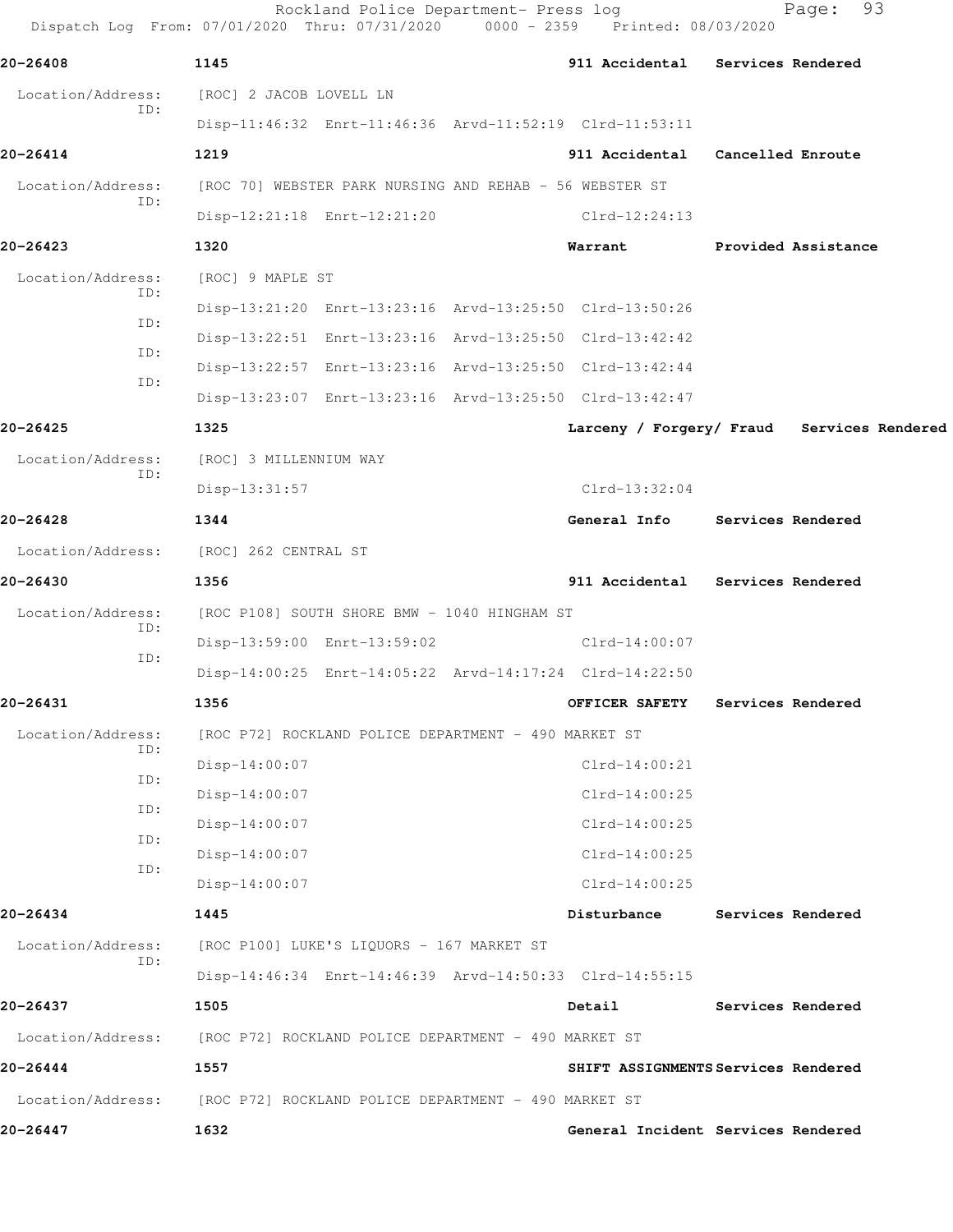**20-26408** 1145 911 Accidental Services Rendered

Location/Address: [ROC] 2 JACOB LOVELL LN
ID:
Disp-11:46:32 Enrt-11:46:36 Arvd-11:52:19 Clrd-11:53:11

**20-26414** 1219 911 Accidental Cancelled Enroute

Location/Address: [ROC 70] WEBSTER PARK NURSING AND REHAB - 56 WEBSTER ST
ID:
Disp-12:21:18 Enrt-12:21:20 Clrd-12:24:13

**20-26423** 1320 Warrant Provided Assistance

Location/Address: [ROC] 9 MAPLE ST
ID:
Disp-13:21:20 Enrt-13:23:16 Arvd-13:25:50 Clrd-13:50:26
ID:
Disp-13:22:51 Enrt-13:23:16 Arvd-13:25:50 Clrd-13:42:42
ID:
Disp-13:22:57 Enrt-13:23:16 Arvd-13:25:50 Clrd-13:42:44
ID:
Disp-13:23:07 Enrt-13:23:16 Arvd-13:25:50 Clrd-13:42:47

**20-26425** 1325 Larceny / Forgery/ Fraud Services Rendered

Location/Address: [ROC] 3 MILLENNIUM WAY
ID:
Disp-13:31:57 Clrd-13:32:04

**20-26428** 1344 General Info Services Rendered

Location/Address: [ROC] 262 CENTRAL ST

**20-26430** 1356 911 Accidental Services Rendered

Location/Address: [ROC P108] SOUTH SHORE BMW - 1040 HINGHAM ST
ID:
Disp-13:59:00 Enrt-13:59:02 Clrd-14:00:07
ID:
Disp-14:00:25 Enrt-14:05:22 Arvd-14:17:24 Clrd-14:22:50

**20-26431** 1356 OFFICER SAFETY Services Rendered

Location/Address: [ROC P72] ROCKLAND POLICE DEPARTMENT - 490 MARKET ST
ID:
Disp-14:00:07 Clrd-14:00:21
ID:
Disp-14:00:07 Clrd-14:00:25
ID:
Disp-14:00:07 Clrd-14:00:25
ID:
Disp-14:00:07 Clrd-14:00:25
ID:
Disp-14:00:07 Clrd-14:00:25

**20-26434** 1445 Disturbance Services Rendered

Location/Address: [ROC P100] LUKE'S LIQUORS - 167 MARKET ST
ID:
Disp-14:46:34 Enrt-14:46:39 Arvd-14:50:33 Clrd-14:55:15

**20-26437** 1505 Detail Services Rendered

Location/Address: [ROC P72] ROCKLAND POLICE DEPARTMENT - 490 MARKET ST

**20-26444** 1557 SHIFT ASSIGNMENTS Services Rendered

Location/Address: [ROC P72] ROCKLAND POLICE DEPARTMENT - 490 MARKET ST

**20-26447** 1632 General Incident Services Rendered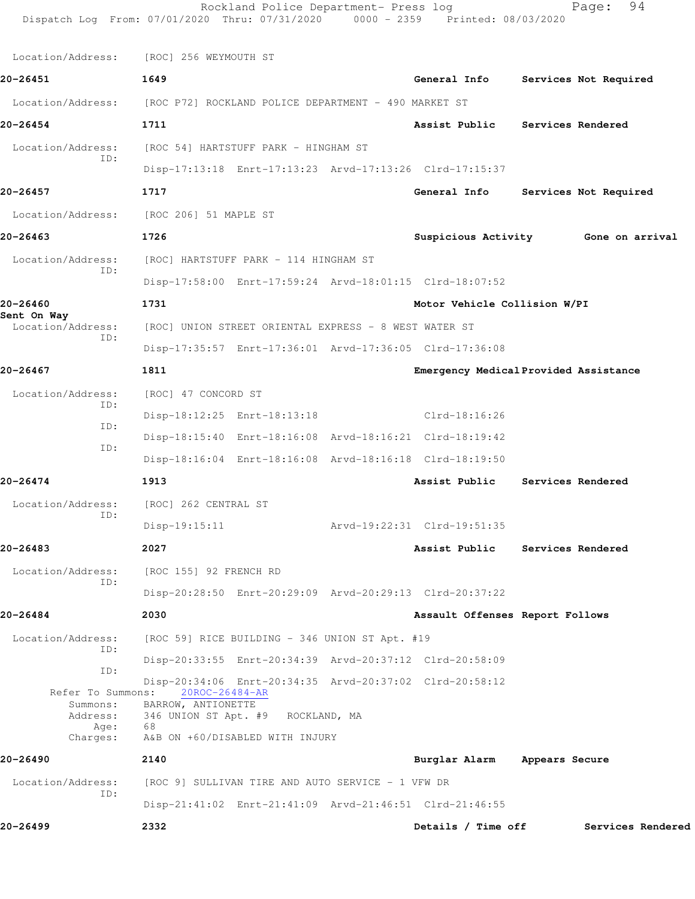Location/Address: [ROC] 256 WEYMOUTH ST

**20-26451** 1649 General Info Services Not Required

Location/Address: [ROC P72] ROCKLAND POLICE DEPARTMENT - 490 MARKET ST

**20-26454** 1711 Assist Public Services Rendered

Location/Address: [ROC 54] HARTSTUFF PARK - HINGHAM ST
ID:
Disp-17:13:18 Enrt-17:13:23 Arvd-17:13:26 Clrd-17:15:37

**20-26457** 1717 General Info Services Not Required

Location/Address: [ROC 206] 51 MAPLE ST

**20-26463** 1726 Suspicious Activity Gone on arrival

Location/Address: [ROC] HARTSTUFF PARK - 114 HINGHAM ST
ID:
Disp-17:58:00 Enrt-17:59:24 Arvd-18:01:15 Clrd-18:07:52

**20-26460** 1731 Motor Vehicle Collision W/PI
**Sent On Way**
Location/Address: [ROC] UNION STREET ORIENTAL EXPRESS - 8 WEST WATER ST
ID:
Disp-17:35:57 Enrt-17:36:01 Arvd-17:36:05 Clrd-17:36:08

**20-26467** 1811 Emergency Medical Provided Assistance

Location/Address: [ROC] 47 CONCORD ST
ID:
Disp-18:12:25 Enrt-18:13:18 Clrd-18:16:26
ID:
Disp-18:15:40 Enrt-18:16:08 Arvd-18:16:21 Clrd-18:19:42
ID:
Disp-18:16:04 Enrt-18:16:08 Arvd-18:16:18 Clrd-18:19:50

**20-26474** 1913 Assist Public Services Rendered

Location/Address: [ROC] 262 CENTRAL ST
ID:
Disp-19:15:11 Arvd-19:22:31 Clrd-19:51:35

**20-26483** 2027 Assist Public Services Rendered

Location/Address: [ROC 155] 92 FRENCH RD
ID:
Disp-20:28:50 Enrt-20:29:09 Arvd-20:29:13 Clrd-20:37:22

**20-26484** 2030 Assault Offenses Report Follows

Location/Address: [ROC 59] RICE BUILDING - 346 UNION ST Apt. #19
ID:
Disp-20:33:55 Enrt-20:34:39 Arvd-20:37:12 Clrd-20:58:09
ID:
Disp-20:34:06 Enrt-20:34:35 Arvd-20:37:02 Clrd-20:58:12
Refer To Summons: 20ROC-26484-AR
Summons: BARROW, ANTIONETTE
Address: 346 UNION ST Apt. #9 ROCKLAND, MA
Age: 68
Charges: A&B ON +60/DISABLED WITH INJURY

**20-26490** 2140 Burglar Alarm Appears Secure

Location/Address: [ROC 9] SULLIVAN TIRE AND AUTO SERVICE - 1 VFW DR
ID:
Disp-21:41:02 Enrt-21:41:09 Arvd-21:46:51 Clrd-21:46:55

**20-26499** 2332 Details / Time off Services Rendered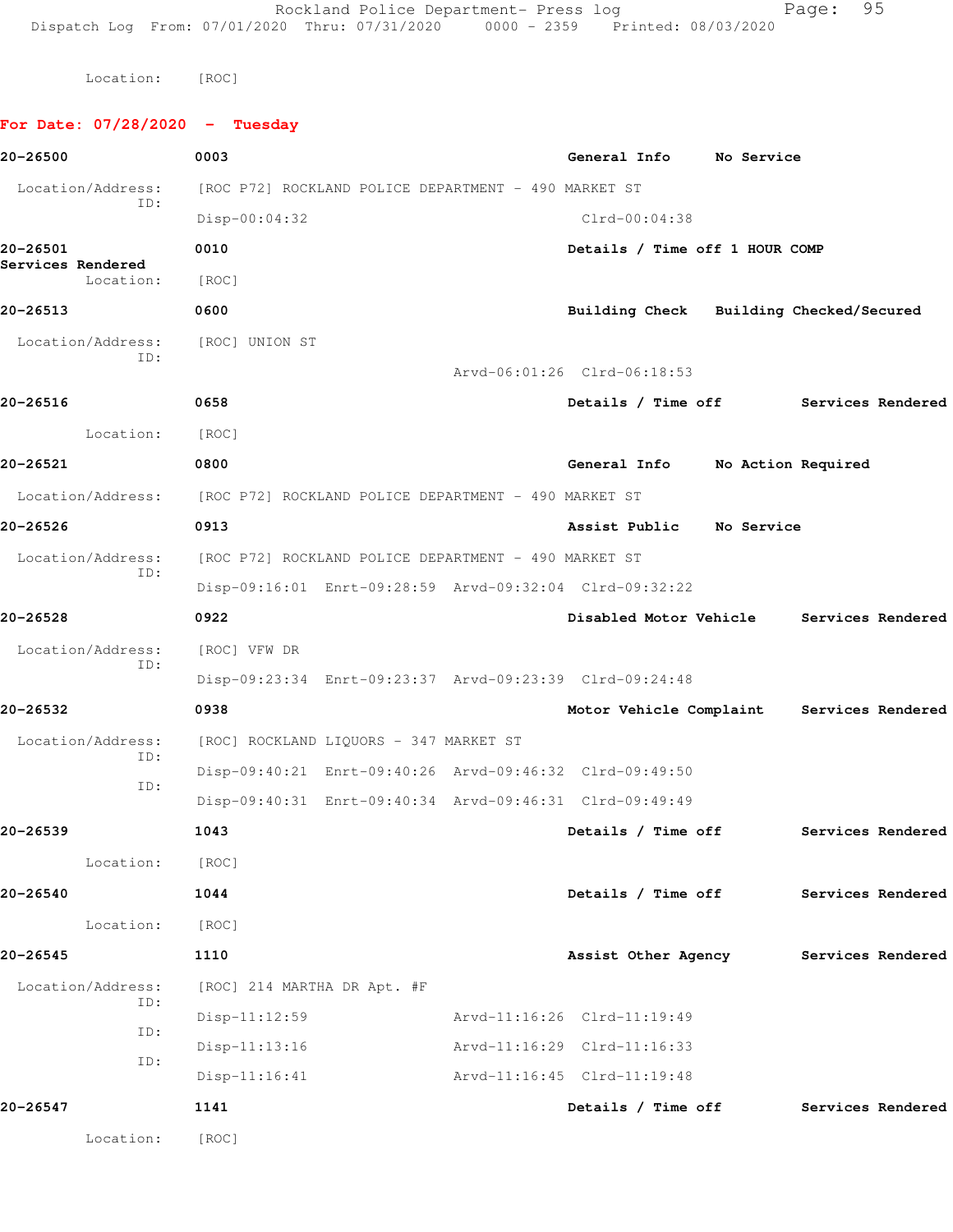Location: [ROC]

**For Date: 07/28/2020 - Tuesday**

**20-26500** 0003 **General Info** **No Service**

Location/Address: [ROC P72] ROCKLAND POLICE DEPARTMENT - 490 MARKET ST
ID:
Disp-00:04:32 Clrd-00:04:38

**20-26501** 0010 **Details / Time off 1 HOUR COMP**
**Services Rendered**
Location: [ROC]

**20-26513** 0600 **Building Check** **Building Checked/Secured**

Location/Address: [ROC] UNION ST
ID:
Arvd-06:01:26 Clrd-06:18:53

**20-26516** 0658 **Details / Time off** **Services Rendered**

Location: [ROC]

**20-26521** 0800 **General Info** **No Action Required**

Location/Address: [ROC P72] ROCKLAND POLICE DEPARTMENT - 490 MARKET ST

**20-26526** 0913 **Assist Public** **No Service**

Location/Address: [ROC P72] ROCKLAND POLICE DEPARTMENT - 490 MARKET ST
ID:
Disp-09:16:01 Enrt-09:28:59 Arvd-09:32:04 Clrd-09:32:22

**20-26528** 0922 **Disabled Motor Vehicle** **Services Rendered**

Location/Address: [ROC] VFW DR
ID:
Disp-09:23:34 Enrt-09:23:37 Arvd-09:23:39 Clrd-09:24:48

**20-26532** 0938 **Motor Vehicle Complaint** **Services Rendered**

Location/Address: [ROC] ROCKLAND LIQUORS - 347 MARKET ST
ID:
Disp-09:40:21 Enrt-09:40:26 Arvd-09:46:32 Clrd-09:49:50
ID:
Disp-09:40:31 Enrt-09:40:34 Arvd-09:46:31 Clrd-09:49:49

**20-26539** 1043 **Details / Time off** **Services Rendered**

Location: [ROC]

**20-26540** 1044 **Details / Time off** **Services Rendered**

Location: [ROC]

**20-26545** 1110 **Assist Other Agency** **Services Rendered**

Location/Address: [ROC] 214 MARTHA DR Apt. #F
ID:
Disp-11:12:59 Arvd-11:16:26 Clrd-11:19:49
ID:
Disp-11:13:16 Arvd-11:16:29 Clrd-11:16:33
ID:
Disp-11:16:41 Arvd-11:16:45 Clrd-11:19:48

**20-26547** 1141 **Details / Time off** **Services Rendered**

Location: [ROC]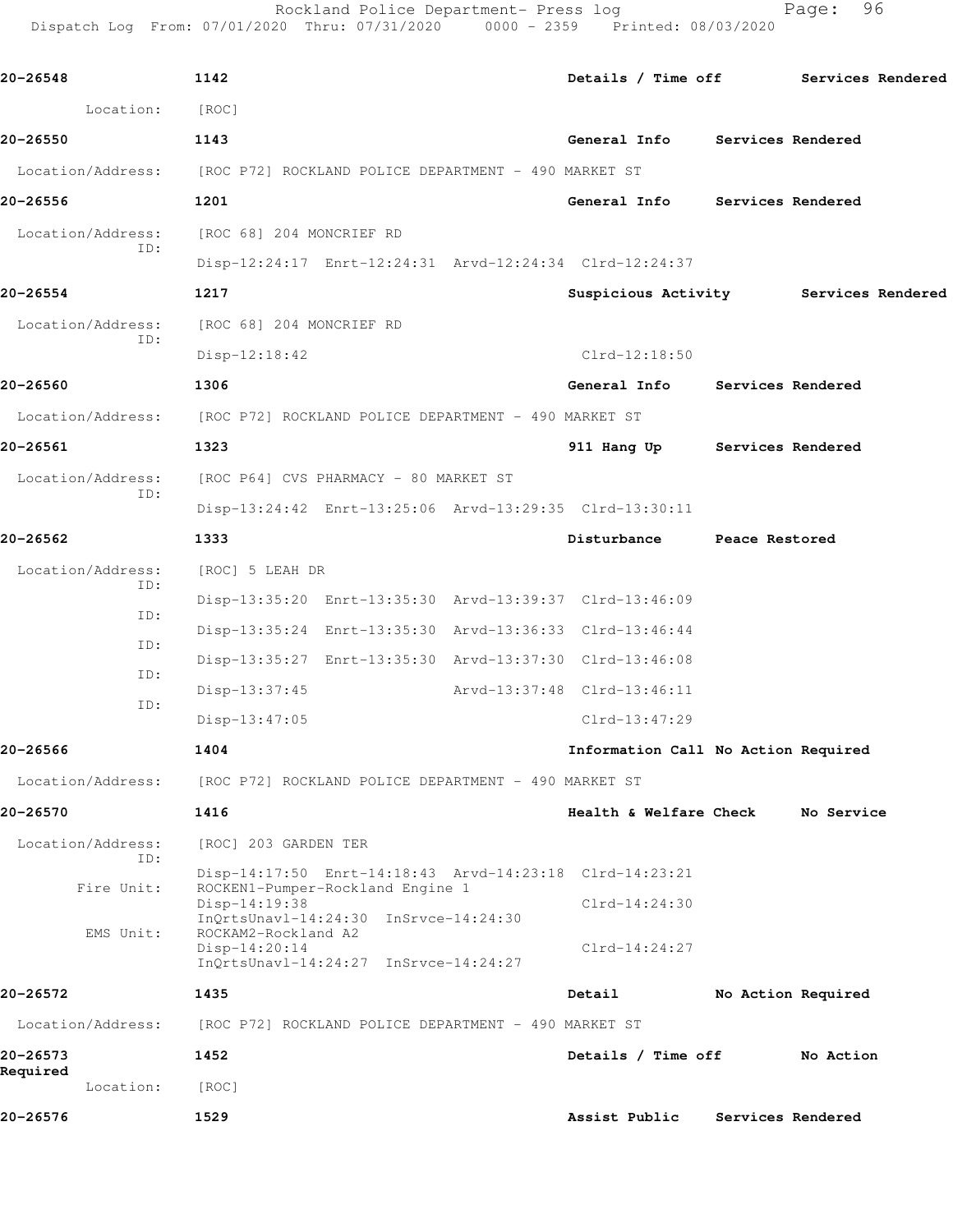**20-26548** 1142 Details / Time off Services Rendered

Location: [ROC]

**20-26550** 1143 General Info Services Rendered

Location/Address: [ROC P72] ROCKLAND POLICE DEPARTMENT - 490 MARKET ST

**20-26556** 1201 General Info Services Rendered

Location/Address: [ROC 68] 204 MONCRIEF RD
ID: Disp-12:24:17 Enrt-12:24:31 Arvd-12:24:34 Clrd-12:24:37

**20-26554** 1217 Suspicious Activity Services Rendered

Location/Address: [ROC 68] 204 MONCRIEF RD
ID: Disp-12:18:42 Clrd-12:18:50

**20-26560** 1306 General Info Services Rendered

Location/Address: [ROC P72] ROCKLAND POLICE DEPARTMENT - 490 MARKET ST

**20-26561** 1323 911 Hang Up Services Rendered

Location/Address: [ROC P64] CVS PHARMACY - 80 MARKET ST
ID: Disp-13:24:42 Enrt-13:25:06 Arvd-13:29:35 Clrd-13:30:11

**20-26562** 1333 Disturbance Peace Restored

Location/Address: [ROC] 5 LEAH DR
ID: Disp-13:35:20 Enrt-13:35:30 Arvd-13:39:37 Clrd-13:46:09
ID: Disp-13:35:24 Enrt-13:35:30 Arvd-13:36:33 Clrd-13:46:44
ID: Disp-13:35:27 Enrt-13:35:30 Arvd-13:37:30 Clrd-13:46:08
ID: Disp-13:37:45 Arvd-13:37:48 Clrd-13:46:11
ID: Disp-13:47:05 Clrd-13:47:29

**20-26566** 1404 Information Call No Action Required

Location/Address: [ROC P72] ROCKLAND POLICE DEPARTMENT - 490 MARKET ST

**20-26570** 1416 Health & Welfare Check No Service

Location/Address: [ROC] 203 GARDEN TER
ID: Disp-14:17:50 Enrt-14:18:43 Arvd-14:23:18 Clrd-14:23:21
Fire Unit: ROCKEN1-Pumper-Rockland Engine 1
Disp-14:19:38 Clrd-14:24:30
InQrtsUnavl-14:24:30 InSrvce-14:24:30
EMS Unit: ROCKAM2-Rockland A2
Disp-14:20:14 Clrd-14:24:27
InQrtsUnavl-14:24:27 InSrvce-14:24:27

**20-26572** 1435 Detail No Action Required

Location/Address: [ROC P72] ROCKLAND POLICE DEPARTMENT - 490 MARKET ST

**20-26573** 1452 Details / Time off No Action Required

Location: [ROC]

**20-26576** 1529 Assist Public Services Rendered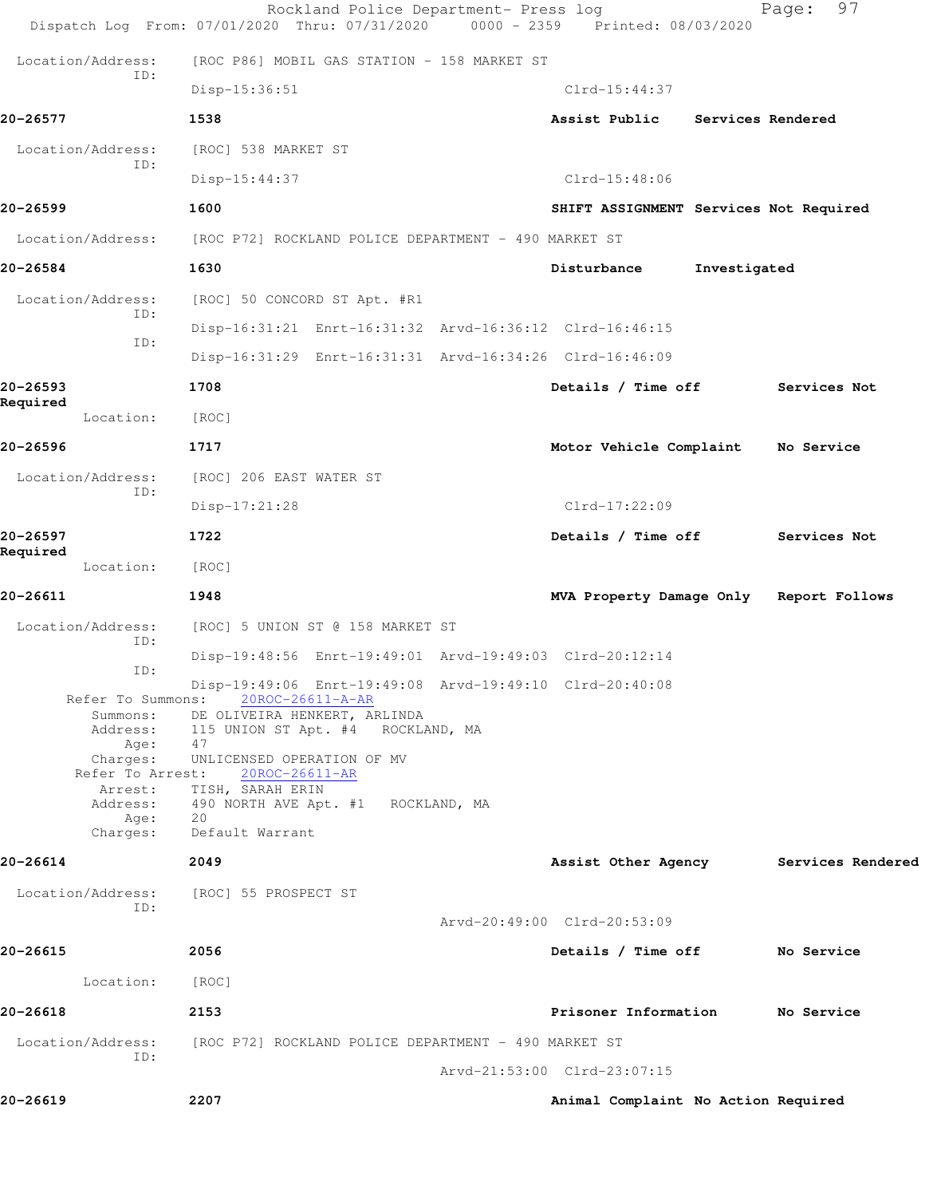Location/Address: [ROC P86] MOBIL GAS STATION - 158 MARKET ST
ID:
Disp-15:36:51 Clrd-15:44:37

**20-26577** **1538** **Assist Public** **Services Rendered**

Location/Address: [ROC] 538 MARKET ST
ID:
Disp-15:44:37 Clrd-15:48:06

**20-26599** **1600** **SHIFT ASSIGNMENT** **Services Not Required**

Location/Address: [ROC P72] ROCKLAND POLICE DEPARTMENT - 490 MARKET ST

**20-26584** **1630** **Disturbance** **Investigated**

Location/Address: [ROC] 50 CONCORD ST Apt. #R1
ID:
Disp-16:31:21 Enrt-16:31:32 Arvd-16:36:12 Clrd-16:46:15
ID:
Disp-16:31:29 Enrt-16:31:31 Arvd-16:34:26 Clrd-16:46:09

**20-26593** **1708** **Details / Time off** **Services Not Required**

Location: [ROC]

**20-26596** **1717** **Motor Vehicle Complaint** **No Service**

Location/Address: [ROC] 206 EAST WATER ST
ID:
Disp-17:21:28 Clrd-17:22:09

**20-26597** **1722** **Details / Time off** **Services Not Required**

Location: [ROC]

**20-26611** **1948** **MVA Property Damage Only** **Report Follows**

Location/Address: [ROC] 5 UNION ST @ 158 MARKET ST
ID:
Disp-19:48:56 Enrt-19:49:01 Arvd-19:49:03 Clrd-20:12:14
ID:
Disp-19:49:06 Enrt-19:49:08 Arvd-19:49:10 Clrd-20:40:08

Refer To Summons: 20ROC-26611-A-AR
Summons: DE OLIVEIRA HENKERT, ARLINDA
Address: 115 UNION ST Apt. #4 ROCKLAND, MA
Age: 47
Charges: UNLICENSED OPERATION OF MV

Refer To Arrest: 20ROC-26611-AR
Arrest: TISH, SARAH ERIN
Address: 490 NORTH AVE Apt. #1 ROCKLAND, MA
Age: 20
Charges: Default Warrant

**20-26614** **2049** **Assist Other Agency** **Services Rendered**

Location/Address: [ROC] 55 PROSPECT ST
ID:
Arvd-20:49:00 Clrd-20:53:09

**20-26615** **2056** **Details / Time off** **No Service**

Location: [ROC]

**20-26618** **2153** **Prisoner Information** **No Service**

Location/Address: [ROC P72] ROCKLAND POLICE DEPARTMENT - 490 MARKET ST
ID:
Arvd-21:53:00 Clrd-23:07:15

**20-26619** **2207** **Animal Complaint** **No Action Required**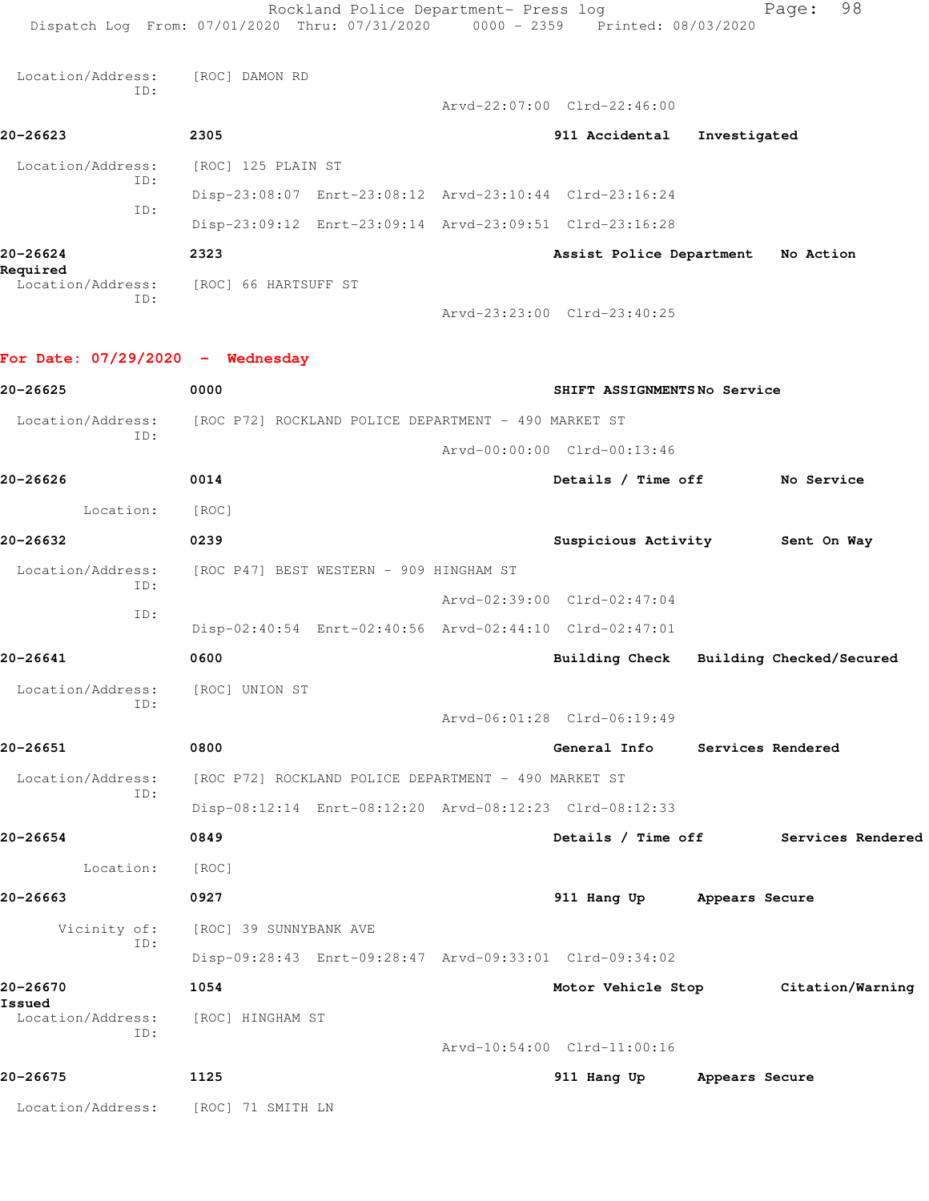Location/Address: [ROC] DAMON RD
ID:
Arvd-22:07:00 Clrd-22:46:00

**20-26623** **2305** **911 Accidental** **Investigated**

Location/Address: [ROC] 125 PLAIN ST
ID: Disp-23:08:07 Enrt-23:08:12 Arvd-23:10:44 Clrd-23:16:24
ID: Disp-23:09:12 Enrt-23:09:14 Arvd-23:09:51 Clrd-23:16:28

**20-26624** **2323** **Assist Police Department** **No Action Required**

Location/Address: [ROC] 66 HARTSUFF ST
ID:
Arvd-23:23:00 Clrd-23:40:25

## For Date: 07/29/2020 - Wednesday

**20-26625** **0000** **SHIFT ASSIGNMENTS** **No Service**

Location/Address: [ROC P72] ROCKLAND POLICE DEPARTMENT - 490 MARKET ST
ID:
Arvd-00:00:00 Clrd-00:13:46

**20-26626** **0014** **Details / Time off** **No Service**

Location: [ROC]

**20-26632** **0239** **Suspicious Activity** **Sent On Way**

Location/Address: [ROC P47] BEST WESTERN - 909 HINGHAM ST
ID:
Arvd-02:39:00 Clrd-02:47:04
ID: Disp-02:40:54 Enrt-02:40:56 Arvd-02:44:10 Clrd-02:47:01

**20-26641** **0600** **Building Check** **Building Checked/Secured**

Location/Address: [ROC] UNION ST
ID:
Arvd-06:01:28 Clrd-06:19:49

**20-26651** **0800** **General Info** **Services Rendered**

Location/Address: [ROC P72] ROCKLAND POLICE DEPARTMENT - 490 MARKET ST
ID: Disp-08:12:14 Enrt-08:12:20 Arvd-08:12:23 Clrd-08:12:33

**20-26654** **0849** **Details / Time off** **Services Rendered**

Location: [ROC]

**20-26663** **0927** **911 Hang Up** **Appears Secure**

Vicinity of: [ROC] 39 SUNNYBANK AVE
ID: Disp-09:28:43 Enrt-09:28:47 Arvd-09:33:01 Clrd-09:34:02

**20-26670** **1054** **Motor Vehicle Stop** **Citation/Warning Issued**

Location/Address: [ROC] HINGHAM ST
ID:
Arvd-10:54:00 Clrd-11:00:16

**20-26675** **1125** **911 Hang Up** **Appears Secure**

Location/Address: [ROC] 71 SMITH LN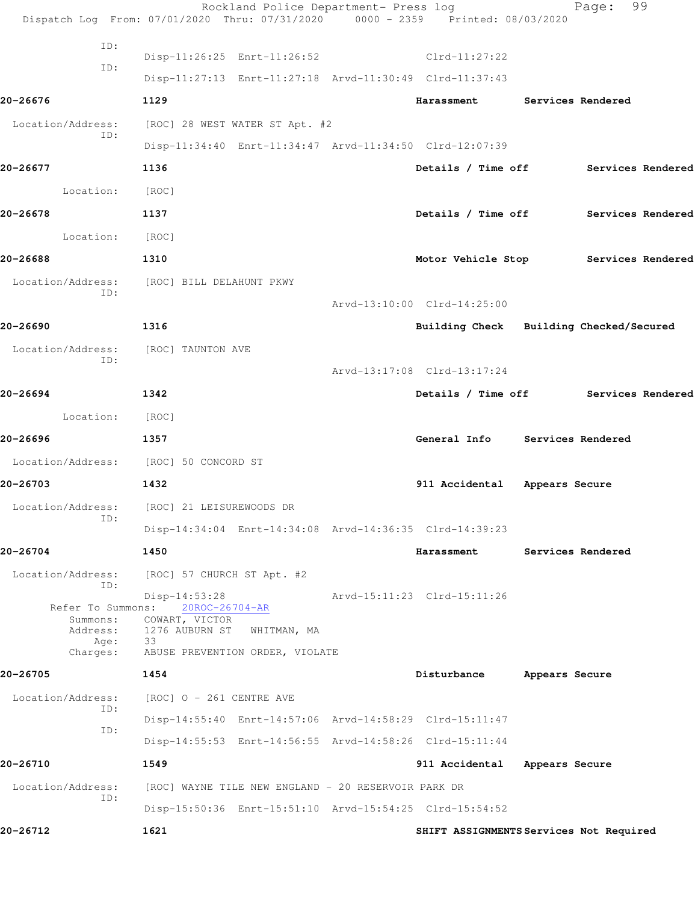ID:
Disp-11:26:25 Enrt-11:26:52 Clrd-11:27:22

ID:
Disp-11:27:13 Enrt-11:27:18 Arvd-11:30:49 Clrd-11:37:43

**20-26676** **1129** **Harassment** **Services Rendered**

Location/Address: [ROC] 28 WEST WATER ST Apt. #2
ID:
Disp-11:34:40 Enrt-11:34:47 Arvd-11:34:50 Clrd-12:07:39

**20-26677** **1136** **Details / Time off** **Services Rendered**

Location: [ROC]

**20-26678** **1137** **Details / Time off** **Services Rendered**

Location: [ROC]

**20-26688** **1310** **Motor Vehicle Stop** **Services Rendered**

Location/Address: [ROC] BILL DELAHUNT PKWY
ID:
Arvd-13:10:00 Clrd-14:25:00

**20-26690** **1316** **Building Check** **Building Checked/Secured**

Location/Address: [ROC] TAUNTON AVE
ID:
Arvd-13:17:08 Clrd-13:17:24

**20-26694** **1342** **Details / Time off** **Services Rendered**

Location: [ROC]

**20-26696** **1357** **General Info** **Services Rendered**

Location/Address: [ROC] 50 CONCORD ST

**20-26703** **1432** **911 Accidental** **Appears Secure**

Location/Address: [ROC] 21 LEISUREWOODS DR
ID:
Disp-14:34:04 Enrt-14:34:08 Arvd-14:36:35 Clrd-14:39:23

**20-26704** **1450** **Harassment** **Services Rendered**

Location/Address: [ROC] 57 CHURCH ST Apt. #2
ID:
Disp-14:53:28 Arvd-15:11:23 Clrd-15:11:26
Refer To Summons: 20ROC-26704-AR
Summons: COWART, VICTOR
Address: 1276 AUBURN ST WHITMAN, MA
Age: 33
Charges: ABUSE PREVENTION ORDER, VIOLATE

**20-26705** **1454** **Disturbance** **Appears Secure**

Location/Address: [ROC] O - 261 CENTRE AVE
ID:
Disp-14:55:40 Enrt-14:57:06 Arvd-14:58:29 Clrd-15:11:47
ID:
Disp-14:55:53 Enrt-14:56:55 Arvd-14:58:26 Clrd-15:11:44

**20-26710** **1549** **911 Accidental** **Appears Secure**

Location/Address: [ROC] WAYNE TILE NEW ENGLAND - 20 RESERVOIR PARK DR
ID:
Disp-15:50:36 Enrt-15:51:10 Arvd-15:54:25 Clrd-15:54:52

**20-26712** **1621** **SHIFT ASSIGNMENTS** **Services Not Required**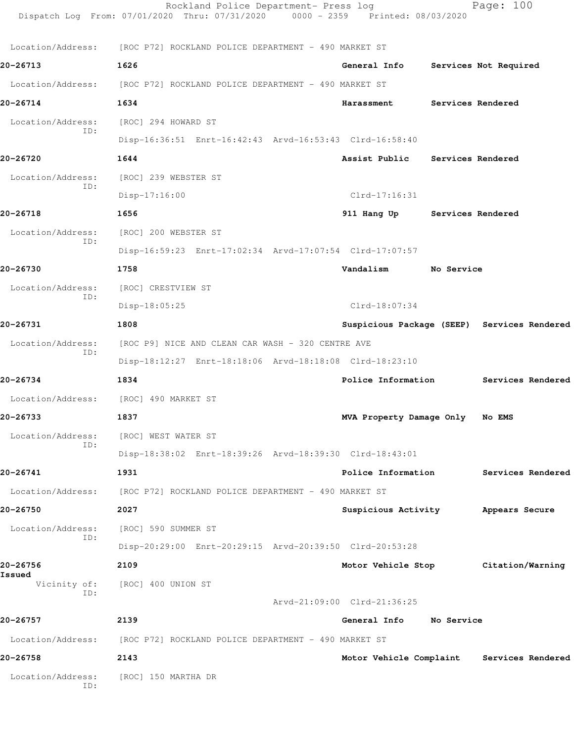Location/Address: [ROC P72] ROCKLAND POLICE DEPARTMENT - 490 MARKET ST

**20-26713** 1626 **General Info** **Services Not Required**

Location/Address: [ROC P72] ROCKLAND POLICE DEPARTMENT - 490 MARKET ST

**20-26714** 1634 **Harassment** **Services Rendered**

Location/Address: [ROC] 294 HOWARD ST
ID:
Disp-16:36:51 Enrt-16:42:43 Arvd-16:53:43 Clrd-16:58:40

**20-26720** 1644 **Assist Public** **Services Rendered**

Location/Address: [ROC] 239 WEBSTER ST
ID:
Disp-17:16:00 Clrd-17:16:31

**20-26718** 1656 **911 Hang Up** **Services Rendered**

Location/Address: [ROC] 200 WEBSTER ST
ID:
Disp-16:59:23 Enrt-17:02:34 Arvd-17:07:54 Clrd-17:07:57

**20-26730** 1758 **Vandalism** **No Service**

Location/Address: [ROC] CRESTVIEW ST
ID:
Disp-18:05:25 Clrd-18:07:34

**20-26731** 1808 **Suspicious Package (SEEP)** **Services Rendered**

Location/Address: [ROC P9] NICE AND CLEAN CAR WASH - 320 CENTRE AVE
ID:
Disp-18:12:27 Enrt-18:18:06 Arvd-18:18:08 Clrd-18:23:10

**20-26734** 1834 **Police Information** **Services Rendered**

Location/Address: [ROC] 490 MARKET ST

**20-26733** 1837 **MVA Property Damage Only** **No EMS**

Location/Address: [ROC] WEST WATER ST
ID:
Disp-18:38:02 Enrt-18:39:26 Arvd-18:39:30 Clrd-18:43:01

**20-26741** 1931 **Police Information** **Services Rendered**

Location/Address: [ROC P72] ROCKLAND POLICE DEPARTMENT - 490 MARKET ST

**20-26750** 2027 **Suspicious Activity** **Appears Secure**

Location/Address: [ROC] 590 SUMMER ST
ID:
Disp-20:29:00 Enrt-20:29:15 Arvd-20:39:50 Clrd-20:53:28

**20-26756** 2109 **Motor Vehicle Stop** **Citation/Warning Issued**

Vicinity of: [ROC] 400 UNION ST
ID:
Arvd-21:09:00 Clrd-21:36:25

**20-26757** 2139 **General Info** **No Service**

Location/Address: [ROC P72] ROCKLAND POLICE DEPARTMENT - 490 MARKET ST

**20-26758** 2143 **Motor Vehicle Complaint** **Services Rendered**

Location/Address: [ROC] 150 MARTHA DR
ID: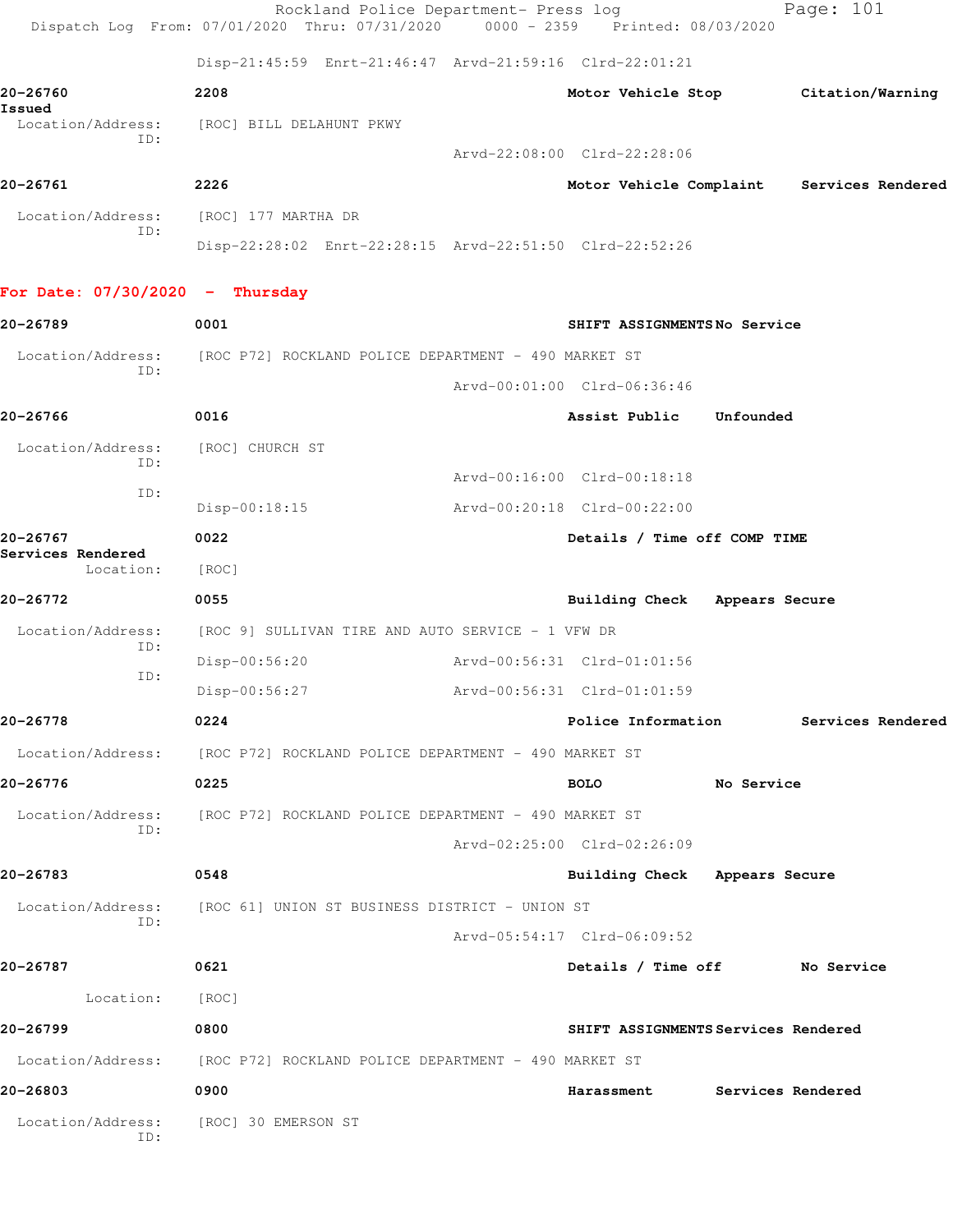Disp-21:45:59 Enrt-21:46:47 Arvd-21:59:16 Clrd-22:01:21

**20-26760** 2208 Motor Vehicle Stop Citation/Warning Issued
Location/Address: [ROC] BILL DELAHUNT PKWY
ID:
Arvd-22:08:00 Clrd-22:28:06

**20-26761** 2226 Motor Vehicle Complaint Services Rendered
Location/Address: [ROC] 177 MARTHA DR
ID:
Disp-22:28:02 Enrt-22:28:15 Arvd-22:51:50 Clrd-22:52:26

## For Date: 07/30/2020 - Thursday

**20-26789** 0001 SHIFT ASSIGNMENTS No Service
Location/Address: [ROC P72] ROCKLAND POLICE DEPARTMENT - 490 MARKET ST
ID:
Arvd-00:01:00 Clrd-06:36:46

**20-26766** 0016 Assist Public Unfounded
Location/Address: [ROC] CHURCH ST
ID:
Arvd-00:16:00 Clrd-00:18:18
ID:
Disp-00:18:15 Arvd-00:20:18 Clrd-00:22:00

**20-26767** 0022 Details / Time off COMP TIME Services Rendered
Location: [ROC]

**20-26772** 0055 Building Check Appears Secure
Location/Address: [ROC 9] SULLIVAN TIRE AND AUTO SERVICE - 1 VFW DR
ID:
Disp-00:56:20 Arvd-00:56:31 Clrd-01:01:56
ID:
Disp-00:56:27 Arvd-00:56:31 Clrd-01:01:59

**20-26778** 0224 Police Information Services Rendered
Location/Address: [ROC P72] ROCKLAND POLICE DEPARTMENT - 490 MARKET ST

**20-26776** 0225 BOLO No Service
Location/Address: [ROC P72] ROCKLAND POLICE DEPARTMENT - 490 MARKET ST
ID:
Arvd-02:25:00 Clrd-02:26:09

**20-26783** 0548 Building Check Appears Secure
Location/Address: [ROC 61] UNION ST BUSINESS DISTRICT - UNION ST
ID:
Arvd-05:54:17 Clrd-06:09:52

**20-26787** 0621 Details / Time off No Service
Location: [ROC]

**20-26799** 0800 SHIFT ASSIGNMENTS Services Rendered
Location/Address: [ROC P72] ROCKLAND POLICE DEPARTMENT - 490 MARKET ST

**20-26803** 0900 Harassment Services Rendered
Location/Address: [ROC] 30 EMERSON ST
ID: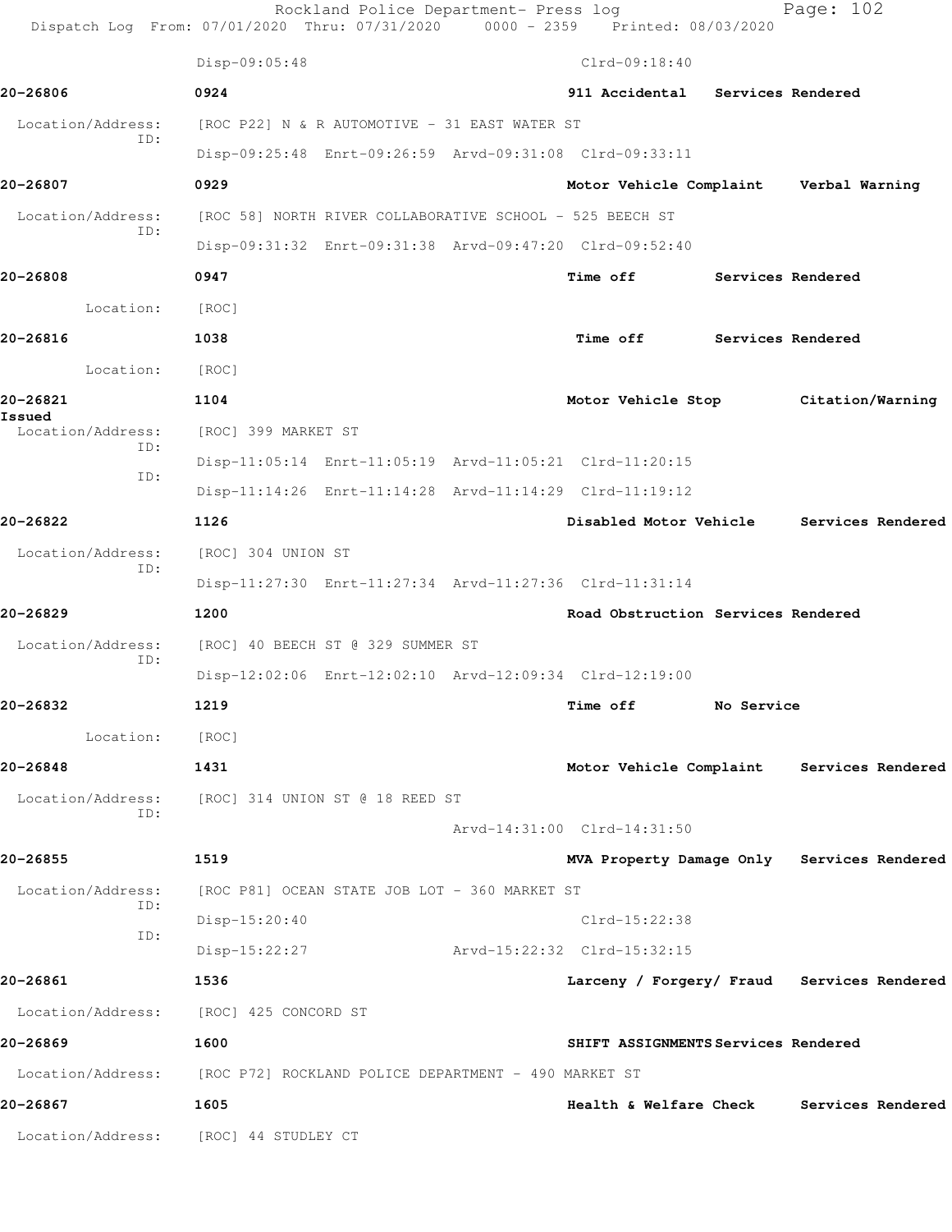Disp-09:05:48 Clrd-09:18:40

**20-26806** 0924 **911 Accidental Services Rendered**

Location/Address: [ROC P22] N & R AUTOMOTIVE - 31 EAST WATER ST
ID:
Disp-09:25:48 Enrt-09:26:59 Arvd-09:31:08 Clrd-09:33:11

**20-26807** 0929 **Motor Vehicle Complaint Verbal Warning**

Location/Address: [ROC 58] NORTH RIVER COLLABORATIVE SCHOOL - 525 BEECH ST
ID:
Disp-09:31:32 Enrt-09:31:38 Arvd-09:47:20 Clrd-09:52:40

**20-26808** 0947 **Time off Services Rendered**

Location: [ROC]

**20-26816** 1038 **Time off Services Rendered**

Location: [ROC]

**20-26821** 1104 **Motor Vehicle Stop Citation/Warning Issued**

Location/Address: [ROC] 399 MARKET ST
ID:
Disp-11:05:14 Enrt-11:05:19 Arvd-11:05:21 Clrd-11:20:15
ID:
Disp-11:14:26 Enrt-11:14:28 Arvd-11:14:29 Clrd-11:19:12

**20-26822** 1126 **Disabled Motor Vehicle Services Rendered**

Location/Address: [ROC] 304 UNION ST
ID:
Disp-11:27:30 Enrt-11:27:34 Arvd-11:27:36 Clrd-11:31:14

**20-26829** 1200 **Road Obstruction Services Rendered**

Location/Address: [ROC] 40 BEECH ST @ 329 SUMMER ST
ID:
Disp-12:02:06 Enrt-12:02:10 Arvd-12:09:34 Clrd-12:19:00

**20-26832** 1219 **Time off No Service**

Location: [ROC]

**20-26848** 1431 **Motor Vehicle Complaint Services Rendered**

Location/Address: [ROC] 314 UNION ST @ 18 REED ST
ID:
Arvd-14:31:00 Clrd-14:31:50

**20-26855** 1519 **MVA Property Damage Only Services Rendered**

Location/Address: [ROC P81] OCEAN STATE JOB LOT - 360 MARKET ST
ID:
Disp-15:20:40 Clrd-15:22:38
ID:
Disp-15:22:27 Arvd-15:22:32 Clrd-15:32:15

**20-26861** 1536 **Larceny / Forgery/ Fraud Services Rendered**

Location/Address: [ROC] 425 CONCORD ST

**20-26869** 1600 **SHIFT ASSIGNMENTS Services Rendered**

Location/Address: [ROC P72] ROCKLAND POLICE DEPARTMENT - 490 MARKET ST

**20-26867** 1605 **Health & Welfare Check Services Rendered**

Location/Address: [ROC] 44 STUDLEY CT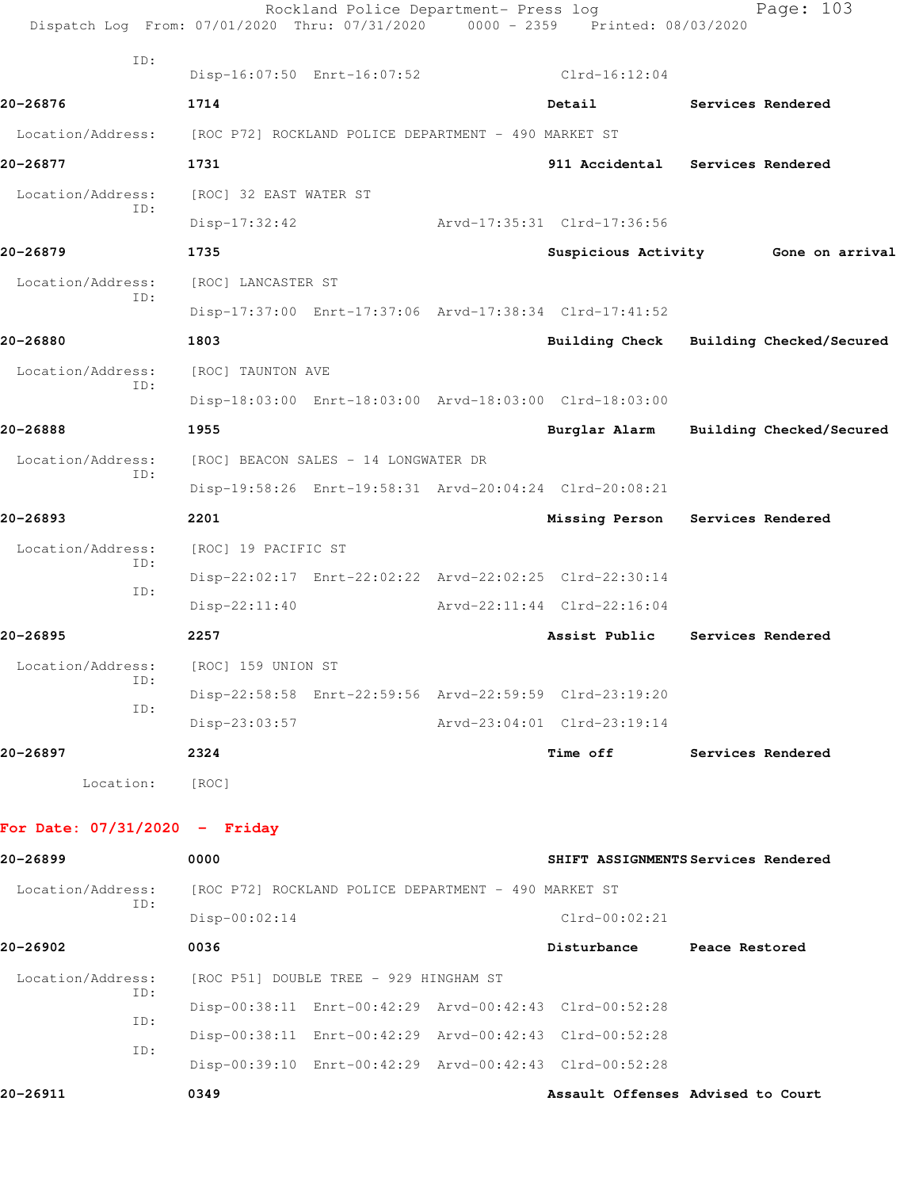ID:
Disp-16:07:50 Enrt-16:07:52 Clrd-16:12:04

**20-26876** **1714** **Detail** **Services Rendered**

Location/Address: [ROC P72] ROCKLAND POLICE DEPARTMENT - 490 MARKET ST

**20-26877** **1731** **911 Accidental** **Services Rendered**

Location/Address: [ROC] 32 EAST WATER ST
ID:
Disp-17:32:42 Arvd-17:35:31 Clrd-17:36:56

**20-26879** **1735** **Suspicious Activity** **Gone on arrival**

Location/Address: [ROC] LANCASTER ST
ID:
Disp-17:37:00 Enrt-17:37:06 Arvd-17:38:34 Clrd-17:41:52

**20-26880** **1803** **Building Check** **Building Checked/Secured**

Location/Address: [ROC] TAUNTON AVE
ID:
Disp-18:03:00 Enrt-18:03:00 Arvd-18:03:00 Clrd-18:03:00

**20-26888** **1955** **Burglar Alarm** **Building Checked/Secured**

Location/Address: [ROC] BEACON SALES - 14 LONGWATER DR
ID:
Disp-19:58:26 Enrt-19:58:31 Arvd-20:04:24 Clrd-20:08:21

**20-26893** **2201** **Missing Person** **Services Rendered**

Location/Address: [ROC] 19 PACIFIC ST
ID:
Disp-22:02:17 Enrt-22:02:22 Arvd-22:02:25 Clrd-22:30:14
ID:
Disp-22:11:40 Arvd-22:11:44 Clrd-22:16:04

**20-26895** **2257** **Assist Public** **Services Rendered**

Location/Address: [ROC] 159 UNION ST
ID:
Disp-22:58:58 Enrt-22:59:56 Arvd-22:59:59 Clrd-23:19:20
ID:
Disp-23:03:57 Arvd-23:04:01 Clrd-23:19:14

**20-26897** **2324** **Time off** **Services Rendered**

Location: [ROC]

**For Date: 07/31/2020 - Friday**

**20-26899** **0000** **SHIFT ASSIGNMENTS** **Services Rendered**

Location/Address: [ROC P72] ROCKLAND POLICE DEPARTMENT - 490 MARKET ST
ID:
Disp-00:02:14 Clrd-00:02:21

**20-26902** **0036** **Disturbance** **Peace Restored**

Location/Address: [ROC P51] DOUBLE TREE - 929 HINGHAM ST
ID:
Disp-00:38:11 Enrt-00:42:29 Arvd-00:42:43 Clrd-00:52:28
ID:
Disp-00:38:11 Enrt-00:42:29 Arvd-00:42:43 Clrd-00:52:28
ID:
Disp-00:39:10 Enrt-00:42:29 Arvd-00:42:43 Clrd-00:52:28

**20-26911** **0349** **Assault Offenses** **Advised to Court**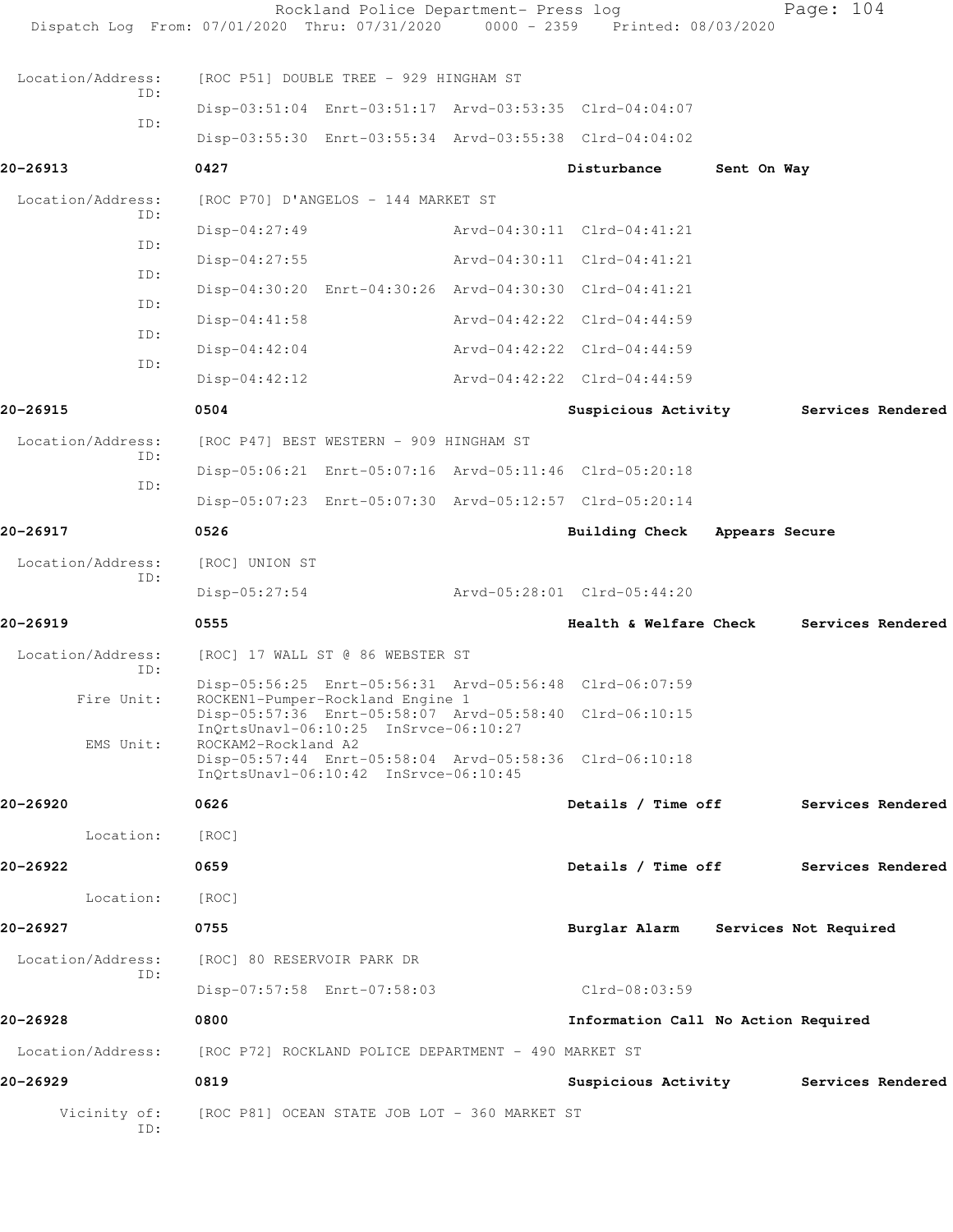Location/Address: [ROC P51] DOUBLE TREE - 929 HINGHAM ST

ID:
Disp-03:51:04 Enrt-03:51:17 Arvd-03:53:35 Clrd-04:04:07

ID:
Disp-03:55:30 Enrt-03:55:34 Arvd-03:55:38 Clrd-04:04:02

**20-26913** **0427** **Disturbance** **Sent On Way**

Location/Address: [ROC P70] D'ANGELOS - 144 MARKET ST

ID:
Disp-04:27:49 Arvd-04:30:11 Clrd-04:41:21

ID:
Disp-04:27:55 Arvd-04:30:11 Clrd-04:41:21

ID:
Disp-04:30:20 Enrt-04:30:26 Arvd-04:30:30 Clrd-04:41:21

ID:
Disp-04:41:58 Arvd-04:42:22 Clrd-04:44:59

ID:
Disp-04:42:04 Arvd-04:42:22 Clrd-04:44:59

ID:
Disp-04:42:12 Arvd-04:42:22 Clrd-04:44:59

**20-26915** **0504** **Suspicious Activity** **Services Rendered**

Location/Address: [ROC P47] BEST WESTERN - 909 HINGHAM ST

ID:
Disp-05:06:21 Enrt-05:07:16 Arvd-05:11:46 Clrd-05:20:18

ID:
Disp-05:07:23 Enrt-05:07:30 Arvd-05:12:57 Clrd-05:20:14

**20-26917** **0526** **Building Check** **Appears Secure**

Location/Address: [ROC] UNION ST

ID:
Disp-05:27:54 Arvd-05:28:01 Clrd-05:44:20

**20-26919** **0555** **Health & Welfare Check** **Services Rendered**

Location/Address: [ROC] 17 WALL ST @ 86 WEBSTER ST

ID:
Disp-05:56:25 Enrt-05:56:31 Arvd-05:56:48 Clrd-06:07:59

Fire Unit: ROCKEN1-Pumper-Rockland Engine 1
Disp-05:57:36 Enrt-05:58:07 Arvd-05:58:40 Clrd-06:10:15
InQrtsUnavl-06:10:25 InSrvce-06:10:27

EMS Unit: ROCKAM2-Rockland A2
Disp-05:57:44 Enrt-05:58:04 Arvd-05:58:36 Clrd-06:10:18
InQrtsUnavl-06:10:42 InSrvce-06:10:45

**20-26920** **0626** **Details / Time off** **Services Rendered**

Location: [ROC]

**20-26922** **0659** **Details / Time off** **Services Rendered**

Location: [ROC]

**20-26927** **0755** **Burglar Alarm** **Services Not Required**

Location/Address: [ROC] 80 RESERVOIR PARK DR

ID:
Disp-07:57:58 Enrt-07:58:03 Clrd-08:03:59

**20-26928** **0800** **Information Call** **No Action Required**

Location/Address: [ROC P72] ROCKLAND POLICE DEPARTMENT - 490 MARKET ST

**20-26929** **0819** **Suspicious Activity** **Services Rendered**

Vicinity of: [ROC P81] OCEAN STATE JOB LOT - 360 MARKET ST

ID: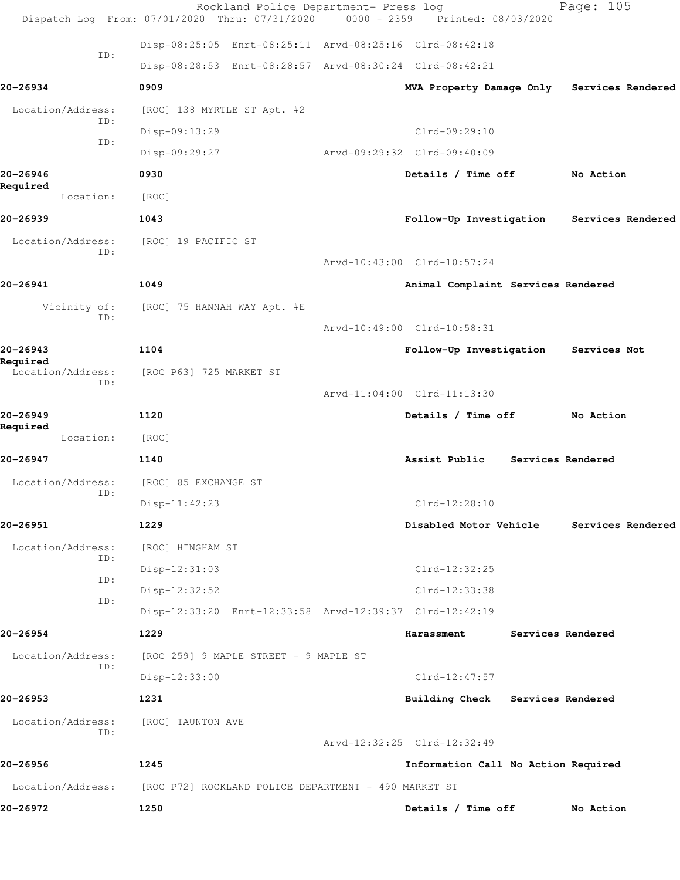Disp-08:25:05 Enrt-08:25:11 Arvd-08:25:16 Clrd-08:42:18

ID:

Disp-08:28:53 Enrt-08:28:57 Arvd-08:30:24 Clrd-08:42:21

**20-26934** **0909** **MVA Property Damage Only** **Services Rendered**

Location/Address: [ROC] 138 MYRTLE ST Apt. #2

ID:

Disp-09:13:29 Clrd-09:29:10

ID:

Disp-09:29:27 Arvd-09:29:32 Clrd-09:40:09

**20-26946** **0930** **Details / Time off** **No Action Required**

Location: [ROC]

**20-26939** **1043** **Follow-Up Investigation** **Services Rendered**

Location/Address: [ROC] 19 PACIFIC ST

ID:

Arvd-10:43:00 Clrd-10:57:24

**20-26941** **1049** **Animal Complaint** **Services Rendered**

Vicinity of: [ROC] 75 HANNAH WAY Apt. #E

ID:

Arvd-10:49:00 Clrd-10:58:31

**20-26943** **1104** **Follow-Up Investigation** **Services Not Required**

Location/Address: [ROC P63] 725 MARKET ST

ID:

Arvd-11:04:00 Clrd-11:13:30

**20-26949** **1120** **Details / Time off** **No Action Required**

Location: [ROC]

**20-26947** **1140** **Assist Public** **Services Rendered**

Location/Address: [ROC] 85 EXCHANGE ST

ID:

Disp-11:42:23 Clrd-12:28:10

**20-26951** **1229** **Disabled Motor Vehicle** **Services Rendered**

Location/Address: [ROC] HINGHAM ST

ID:

Disp-12:31:03 Clrd-12:32:25

ID:

Disp-12:32:52 Clrd-12:33:38

ID:

Disp-12:33:20 Enrt-12:33:58 Arvd-12:39:37 Clrd-12:42:19

**20-26954** **1229** **Harassment** **Services Rendered**

Location/Address: [ROC 259] 9 MAPLE STREET - 9 MAPLE ST

ID:

Disp-12:33:00 Clrd-12:47:57

**20-26953** **1231** **Building Check** **Services Rendered**

Location/Address: [ROC] TAUNTON AVE

ID:

Arvd-12:32:25 Clrd-12:32:49

**20-26956** **1245** **Information Call** **No Action Required**

Location/Address: [ROC P72] ROCKLAND POLICE DEPARTMENT - 490 MARKET ST

**20-26972** **1250** **Details / Time off** **No Action**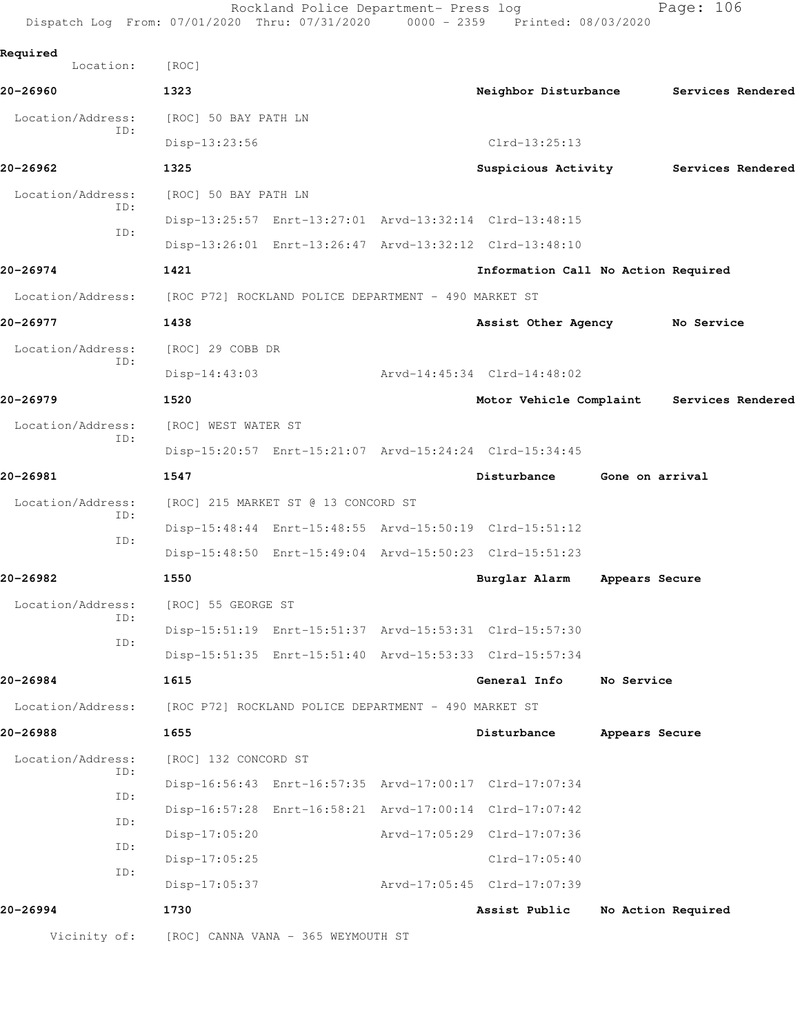Required
Location: [ROC]

**20-26960** 1323 Neighbor Disturbance Services Rendered

Location/Address: [ROC] 50 BAY PATH LN
ID:
Disp-13:23:56 Clrd-13:25:13

**20-26962** 1325 Suspicious Activity Services Rendered

Location/Address: [ROC] 50 BAY PATH LN
ID:
Disp-13:25:57 Enrt-13:27:01 Arvd-13:32:14 Clrd-13:48:15
ID:
Disp-13:26:01 Enrt-13:26:47 Arvd-13:32:12 Clrd-13:48:10

**20-26974** 1421 Information Call No Action Required

Location/Address: [ROC P72] ROCKLAND POLICE DEPARTMENT - 490 MARKET ST

**20-26977** 1438 Assist Other Agency No Service

Location/Address: [ROC] 29 COBB DR
ID:
Disp-14:43:03 Arvd-14:45:34 Clrd-14:48:02

**20-26979** 1520 Motor Vehicle Complaint Services Rendered

Location/Address: [ROC] WEST WATER ST
ID:
Disp-15:20:57 Enrt-15:21:07 Arvd-15:24:24 Clrd-15:34:45

**20-26981** 1547 Disturbance Gone on arrival

Location/Address: [ROC] 215 MARKET ST @ 13 CONCORD ST
ID:
Disp-15:48:44 Enrt-15:48:55 Arvd-15:50:19 Clrd-15:51:12
ID:
Disp-15:48:50 Enrt-15:49:04 Arvd-15:50:23 Clrd-15:51:23

**20-26982** 1550 Burglar Alarm Appears Secure

Location/Address: [ROC] 55 GEORGE ST
ID:
Disp-15:51:19 Enrt-15:51:37 Arvd-15:53:31 Clrd-15:57:30
ID:
Disp-15:51:35 Enrt-15:51:40 Arvd-15:53:33 Clrd-15:57:34

**20-26984** 1615 General Info No Service

Location/Address: [ROC P72] ROCKLAND POLICE DEPARTMENT - 490 MARKET ST

**20-26988** 1655 Disturbance Appears Secure

Location/Address: [ROC] 132 CONCORD ST
ID:
Disp-16:56:43 Enrt-16:57:35 Arvd-17:00:17 Clrd-17:07:34
ID:
Disp-16:57:28 Enrt-16:58:21 Arvd-17:00:14 Clrd-17:07:42
ID:
Disp-17:05:20 Arvd-17:05:29 Clrd-17:07:36
ID:
Disp-17:05:25 Clrd-17:05:40
ID:
Disp-17:05:37 Arvd-17:05:45 Clrd-17:07:39

**20-26994** 1730 Assist Public No Action Required

Vicinity of: [ROC] CANNA VANA - 365 WEYMOUTH ST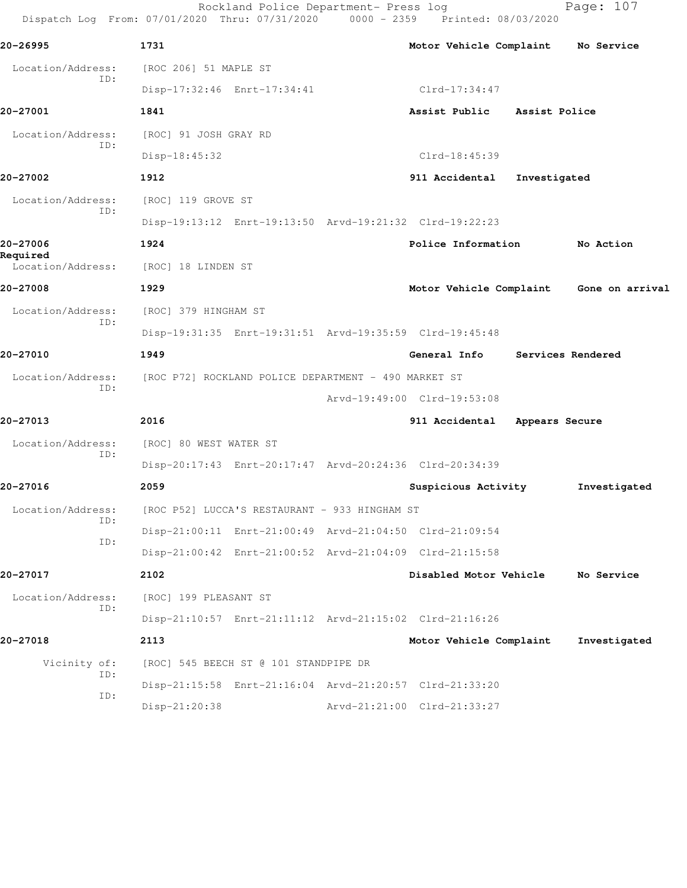**20-26995** 1731 Motor Vehicle Complaint No Service

Location/Address: [ROC 206] 51 MAPLE ST
ID:
Disp-17:32:46 Enrt-17:34:41 Clrd-17:34:47

**20-27001** 1841 Assist Public Assist Police

Location/Address: [ROC] 91 JOSH GRAY RD
ID:
Disp-18:45:32 Clrd-18:45:39

**20-27002** 1912 911 Accidental Investigated

Location/Address: [ROC] 119 GROVE ST
ID:
Disp-19:13:12 Enrt-19:13:50 Arvd-19:21:32 Clrd-19:22:23

**20-27006** 1924 Police Information No Action Required

Location/Address: [ROC] 18 LINDEN ST

**20-27008** 1929 Motor Vehicle Complaint Gone on arrival

Location/Address: [ROC] 379 HINGHAM ST
ID:
Disp-19:31:35 Enrt-19:31:51 Arvd-19:35:59 Clrd-19:45:48

**20-27010** 1949 General Info Services Rendered

Location/Address: [ROC P72] ROCKLAND POLICE DEPARTMENT - 490 MARKET ST
ID:
Arvd-19:49:00 Clrd-19:53:08

**20-27013** 2016 911 Accidental Appears Secure

Location/Address: [ROC] 80 WEST WATER ST
ID:
Disp-20:17:43 Enrt-20:17:47 Arvd-20:24:36 Clrd-20:34:39

**20-27016** 2059 Suspicious Activity Investigated

Location/Address: [ROC P52] LUCCA'S RESTAURANT - 933 HINGHAM ST
ID:
Disp-21:00:11 Enrt-21:00:49 Arvd-21:04:50 Clrd-21:09:54
ID:
Disp-21:00:42 Enrt-21:00:52 Arvd-21:04:09 Clrd-21:15:58

**20-27017** 2102 Disabled Motor Vehicle No Service

Location/Address: [ROC] 199 PLEASANT ST
ID:
Disp-21:10:57 Enrt-21:11:12 Arvd-21:15:02 Clrd-21:16:26

**20-27018** 2113 Motor Vehicle Complaint Investigated

Vicinity of: [ROC] 545 BEECH ST @ 101 STANDPIPE DR
ID:
Disp-21:15:58 Enrt-21:16:04 Arvd-21:20:57 Clrd-21:33:20
ID:
Disp-21:20:38 Arvd-21:21:00 Clrd-21:33:27